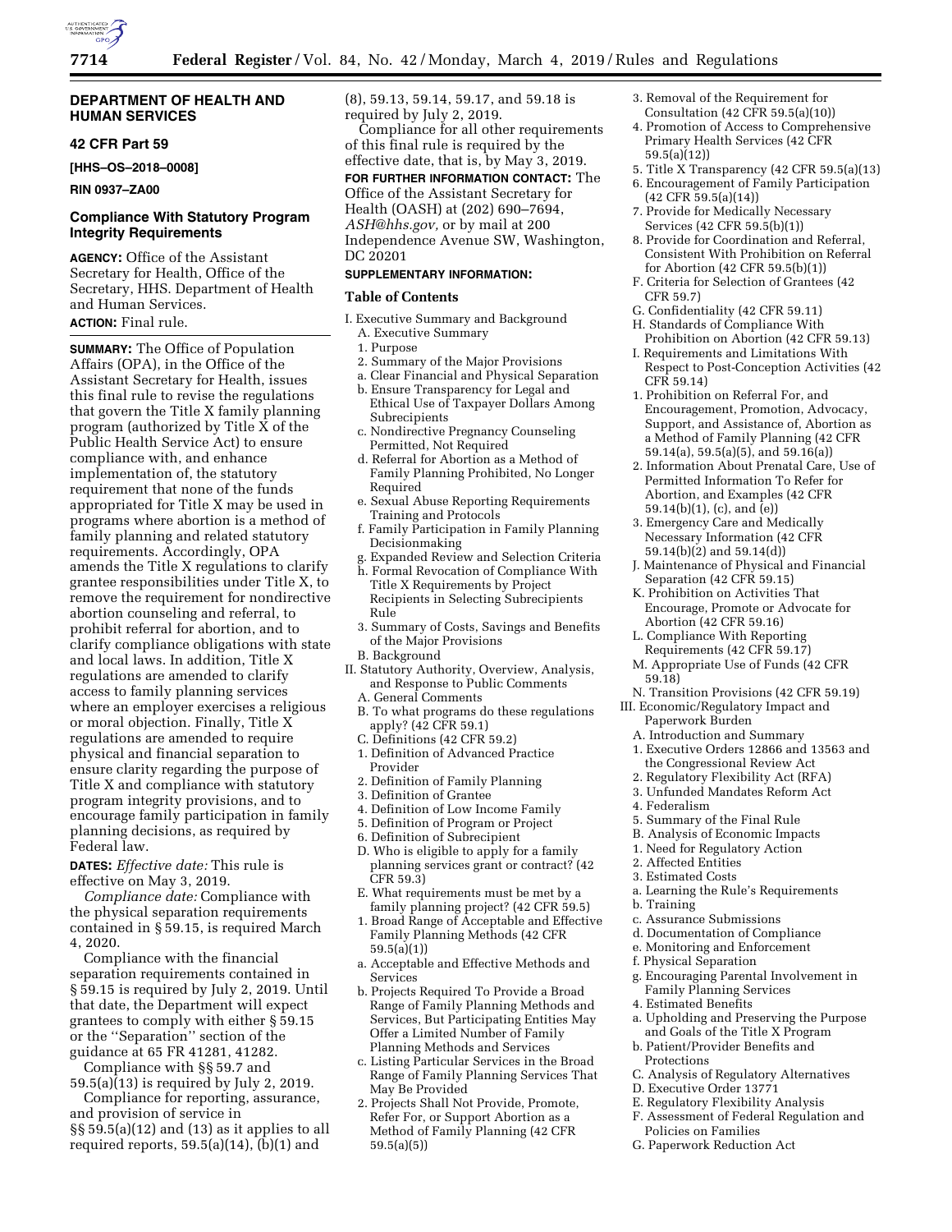**DEPARTMENT OF HEALTH AND HUMAN SERVICES**

**42 CFR Part 59**

**[HHS–OS–2018–0008]**

**RIN 0937–ZA00**

## Compliance With Statutory Program Integrity Requirements

**AGENCY:** Office of the Assistant Secretary for Health, Office of the Secretary, HHS. Department of Health and Human Services.

**ACTION:** Final rule.

**SUMMARY:** The Office of Population Affairs (OPA), in the Office of the Assistant Secretary for Health, issues this final rule to revise the regulations that govern the Title X family planning program (authorized by Title X of the Public Health Service Act) to ensure compliance with, and enhance implementation of, the statutory requirement that none of the funds appropriated for Title X may be used in programs where abortion is a method of family planning and related statutory requirements. Accordingly, OPA amends the Title X regulations to clarify grantee responsibilities under Title X, to remove the requirement for nondirective abortion counseling and referral, to prohibit referral for abortion, and to clarify compliance obligations with state and local laws. In addition, Title X regulations are amended to clarify access to family planning services where an employer exercises a religious or moral objection. Finally, Title X regulations are amended to require physical and financial separation to ensure clarity regarding the purpose of Title X and compliance with statutory program integrity provisions, and to encourage family participation in family planning decisions, as required by Federal law.

**DATES:** *Effective date:* This rule is effective on May 3, 2019.

*Compliance date:* Compliance with the physical separation requirements contained in § 59.15, is required March 4, 2020.

Compliance with the financial separation requirements contained in § 59.15 is required by July 2, 2019. Until that date, the Department will expect grantees to comply with either § 59.15 or the ''Separation'' section of the guidance at 65 FR 41281, 41282.

Compliance with §§ 59.7 and 59.5(a)(13) is required by July 2, 2019.

Compliance for reporting, assurance, and provision of service in §§ 59.5(a)(12) and (13) as it applies to all required reports, 59.5(a)(14), (b)(1) and (8), 59.13, 59.14, 59.17, and 59.18 is required by July 2, 2019.

Compliance for all other requirements of this final rule is required by the effective date, that is, by May 3, 2019.

**FOR FURTHER INFORMATION CONTACT:** The Office of the Assistant Secretary for Health (OASH) at (202) 690–7694, *ASH@hhs.gov,* or by mail at 200 Independence Avenue SW, Washington, DC 20201

**SUPPLEMENTARY INFORMATION:**

### Table of Contents

I. Executive Summary and Background
- A. Executive Summary
- 1. Purpose
- 2. Summary of the Major Provisions
- a. Clear Financial and Physical Separation
- b. Ensure Transparency for Legal and Ethical Use of Taxpayer Dollars Among Subrecipients
- c. Nondirective Pregnancy Counseling Permitted, Not Required
- d. Referral for Abortion as a Method of Family Planning Prohibited, No Longer Required
- e. Sexual Abuse Reporting Requirements Training and Protocols
- f. Family Participation in Family Planning Decisionmaking
- g. Expanded Review and Selection Criteria
- h. Formal Revocation of Compliance With Title X Requirements by Project Recipients in Selecting Subrecipients Rule
- 3. Summary of Costs, Savings and Benefits of the Major Provisions
- B. Background

II. Statutory Authority, Overview, Analysis, and Response to Public Comments
- A. General Comments
- B. To what programs do these regulations apply? (42 CFR 59.1)
- C. Definitions (42 CFR 59.2)
- 1. Definition of Advanced Practice Provider
- 2. Definition of Family Planning
- 3. Definition of Grantee
- 4. Definition of Low Income Family
- 5. Definition of Program or Project
- 6. Definition of Subrecipient
- D. Who is eligible to apply for a family planning services grant or contract? (42 CFR 59.3)
- E. What requirements must be met by a family planning project? (42 CFR 59.5)
- 1. Broad Range of Acceptable and Effective Family Planning Methods (42 CFR 59.5(a)(1))
- a. Acceptable and Effective Methods and Services
- b. Projects Required To Provide a Broad Range of Family Planning Methods and Services, But Participating Entities May Offer a Limited Number of Family Planning Methods and Services
- c. Listing Particular Services in the Broad Range of Family Planning Services That May Be Provided
- 2. Projects Shall Not Provide, Promote, Refer For, or Support Abortion as a Method of Family Planning (42 CFR 59.5(a)(5))
- 3. Removal of the Requirement for Consultation (42 CFR 59.5(a)(10))
- 4. Promotion of Access to Comprehensive Primary Health Services (42 CFR 59.5(a)(12))
- 5. Title X Transparency (42 CFR 59.5(a)(13)
- 6. Encouragement of Family Participation (42 CFR 59.5(a)(14))
- 7. Provide for Medically Necessary Services (42 CFR 59.5(b)(1))
- 8. Provide for Coordination and Referral, Consistent With Prohibition on Referral for Abortion (42 CFR 59.5(b)(1))
- F. Criteria for Selection of Grantees (42 CFR 59.7)
- G. Confidentiality (42 CFR 59.11)
- H. Standards of Compliance With Prohibition on Abortion (42 CFR 59.13)
- I. Requirements and Limitations With Respect to Post-Conception Activities (42 CFR 59.14)
- 1. Prohibition on Referral For, and Encouragement, Promotion, Advocacy, Support, and Assistance of, Abortion as a Method of Family Planning (42 CFR 59.14(a), 59.5(a)(5), and 59.16(a))
- 2. Information About Prenatal Care, Use of Permitted Information To Refer for Abortion, and Examples (42 CFR 59.14(b)(1), (c), and (e))
- 3. Emergency Care and Medically Necessary Information (42 CFR 59.14(b)(2) and 59.14(d))
- J. Maintenance of Physical and Financial Separation (42 CFR 59.15)
- K. Prohibition on Activities That Encourage, Promote or Advocate for Abortion (42 CFR 59.16)
- L. Compliance With Reporting Requirements (42 CFR 59.17)
- M. Appropriate Use of Funds (42 CFR 59.18)
- N. Transition Provisions (42 CFR 59.19)

III. Economic/Regulatory Impact and Paperwork Burden
- A. Introduction and Summary
- 1. Executive Orders 12866 and 13563 and the Congressional Review Act
- 2. Regulatory Flexibility Act (RFA)
- 3. Unfunded Mandates Reform Act
- 4. Federalism
- 5. Summary of the Final Rule
- B. Analysis of Economic Impacts
- 1. Need for Regulatory Action
- 2. Affected Entities
- 3. Estimated Costs
- a. Learning the Rule's Requirements
- b. Training
- c. Assurance Submissions
- d. Documentation of Compliance
- e. Monitoring and Enforcement
- f. Physical Separation
- g. Encouraging Parental Involvement in Family Planning Services
- 4. Estimated Benefits
- a. Upholding and Preserving the Purpose and Goals of the Title X Program
- b. Patient/Provider Benefits and Protections
- C. Analysis of Regulatory Alternatives
- D. Executive Order 13771
- E. Regulatory Flexibility Analysis
- F. Assessment of Federal Regulation and Policies on Families
- G. Paperwork Reduction Act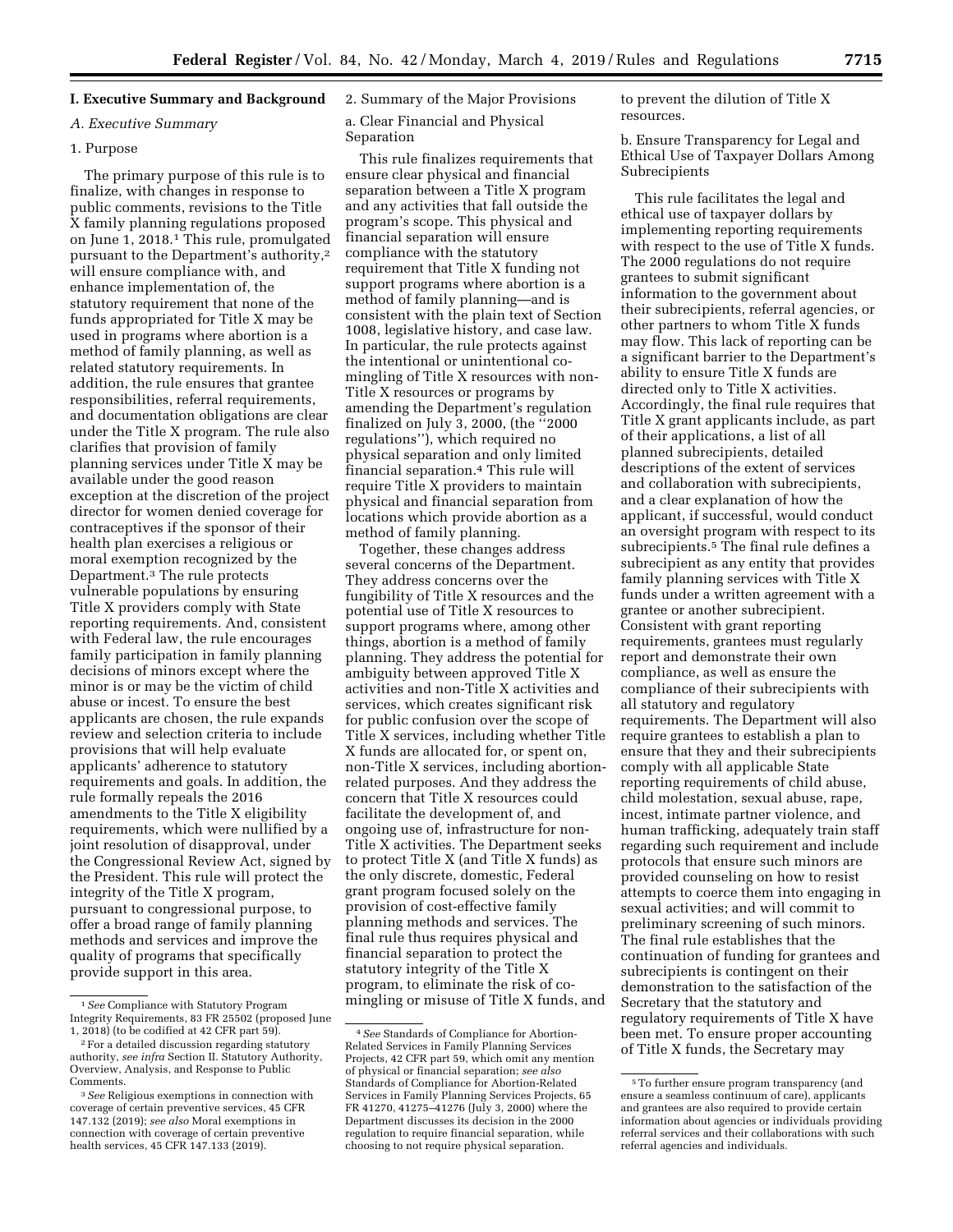## I. Executive Summary and Background

### A. Executive Summary

#### 1. Purpose

The primary purpose of this rule is to finalize, with changes in response to public comments, revisions to the Title X family planning regulations proposed on June 1, 2018.[1] This rule, promulgated pursuant to the Department's authority,[2] will ensure compliance with, and enhance implementation of, the statutory requirement that none of the funds appropriated for Title X may be used in programs where abortion is a method of family planning, as well as related statutory requirements. In addition, the rule ensures that grantee responsibilities, referral requirements, and documentation obligations are clear under the Title X program. The rule also clarifies that provision of family planning services under Title X may be available under the good reason exception at the discretion of the project director for women denied coverage for contraceptives if the sponsor of their health plan exercises a religious or moral exemption recognized by the Department.[3] The rule protects vulnerable populations by ensuring Title X providers comply with State reporting requirements. And, consistent with Federal law, the rule encourages family participation in family planning decisions of minors except where the minor is or may be the victim of child abuse or incest. To ensure the best applicants are chosen, the rule expands review and selection criteria to include provisions that will help evaluate applicants' adherence to statutory requirements and goals. In addition, the rule formally repeals the 2016 amendments to the Title X eligibility requirements, which were nullified by a joint resolution of disapproval, under the Congressional Review Act, signed by the President. This rule will protect the integrity of the Title X program, pursuant to congressional purpose, to offer a broad range of family planning methods and services and improve the quality of programs that specifically provide support in this area.

#### 2. Summary of the Major Provisions

##### a. Clear Financial and Physical Separation

This rule finalizes requirements that ensure clear physical and financial separation between a Title X program and any activities that fall outside the program's scope. This physical and financial separation will ensure compliance with the statutory requirement that Title X funding not support programs where abortion is a method of family planning—and is consistent with the plain text of Section 1008, legislative history, and case law. In particular, the rule protects against the intentional or unintentional co-mingling of Title X resources with non-Title X resources or programs by amending the Department's regulation finalized on July 3, 2000, (the "2000 regulations"), which required no physical separation and only limited financial separation.[4] This rule will require Title X providers to maintain physical and financial separation from locations which provide abortion as a method of family planning.

Together, these changes address several concerns of the Department. They address concerns over the fungibility of Title X resources and the potential use of Title X resources to support programs where, among other things, abortion is a method of family planning. They address the potential for ambiguity between approved Title X activities and non-Title X activities and services, which creates significant risk for public confusion over the scope of Title X services, including whether Title X funds are allocated for, or spent on, non-Title X services, including abortion-related purposes. And they address the concern that Title X resources could facilitate the development of, and ongoing use of, infrastructure for non-Title X activities. The Department seeks to protect Title X (and Title X funds) as the only discrete, domestic, Federal grant program focused solely on the provision of cost-effective family planning methods and services. The final rule thus requires physical and financial separation to protect the statutory integrity of the Title X program, to eliminate the risk of co-mingling or misuse of Title X funds, and to prevent the dilution of Title X resources.

##### b. Ensure Transparency for Legal and Ethical Use of Taxpayer Dollars Among Subrecipients

This rule facilitates the legal and ethical use of taxpayer dollars by implementing reporting requirements with respect to the use of Title X funds. The 2000 regulations do not require grantees to submit significant information to the government about their subrecipients, referral agencies, or other partners to whom Title X funds may flow. This lack of reporting can be a significant barrier to the Department's ability to ensure Title X funds are directed only to Title X activities. Accordingly, the final rule requires that Title X grant applicants include, as part of their applications, a list of all planned subrecipients, detailed descriptions of the extent of services and collaboration with subrecipients, and a clear explanation of how the applicant, if successful, would conduct an oversight program with respect to its subrecipients.[5] The final rule defines a subrecipient as any entity that provides family planning services with Title X funds under a written agreement with a grantee or another subrecipient. Consistent with grant reporting requirements, grantees must regularly report and demonstrate their own compliance, as well as ensure the compliance of their subrecipients with all statutory and regulatory requirements. The Department will also require grantees to establish a plan to ensure that they and their subrecipients comply with all applicable State reporting requirements of child abuse, child molestation, sexual abuse, rape, incest, intimate partner violence, and human trafficking, adequately train staff regarding such requirement and include protocols that ensure such minors are provided counseling on how to resist attempts to coerce them into engaging in sexual activities; and will commit to preliminary screening of such minors. The final rule establishes that the continuation of funding for grantees and subrecipients is contingent on their demonstration to the satisfaction of the Secretary that the statutory and regulatory requirements of Title X have been met. To ensure proper accounting of Title X funds, the Secretary may

---

[1] *See* Compliance with Statutory Program Integrity Requirements, 83 FR 25502 (proposed June 1, 2018) (to be codified at 42 CFR part 59).

[2] For a detailed discussion regarding statutory authority, *see infra* Section II. Statutory Authority, Overview, Analysis, and Response to Public Comments.

[3] *See* Religious exemptions in connection with coverage of certain preventive services, 45 CFR 147.132 (2019); *see also* Moral exemptions in connection with coverage of certain preventive health services, 45 CFR 147.133 (2019).

[4] *See* Standards of Compliance for Abortion-Related Services in Family Planning Services Projects, 42 CFR part 59, which omit any mention of physical or financial separation; *see also* Standards of Compliance for Abortion-Related Services in Family Planning Services Projects, 65 FR 41270, 41275–41276 (July 3, 2000) where the Department discusses its decision in the 2000 regulation to require financial separation, while choosing to not require physical separation.

[5] To further ensure program transparency (and ensure a seamless continuum of care), applicants and grantees are also required to provide certain information about agencies or individuals providing referral services and their collaborations with such referral agencies and individuals.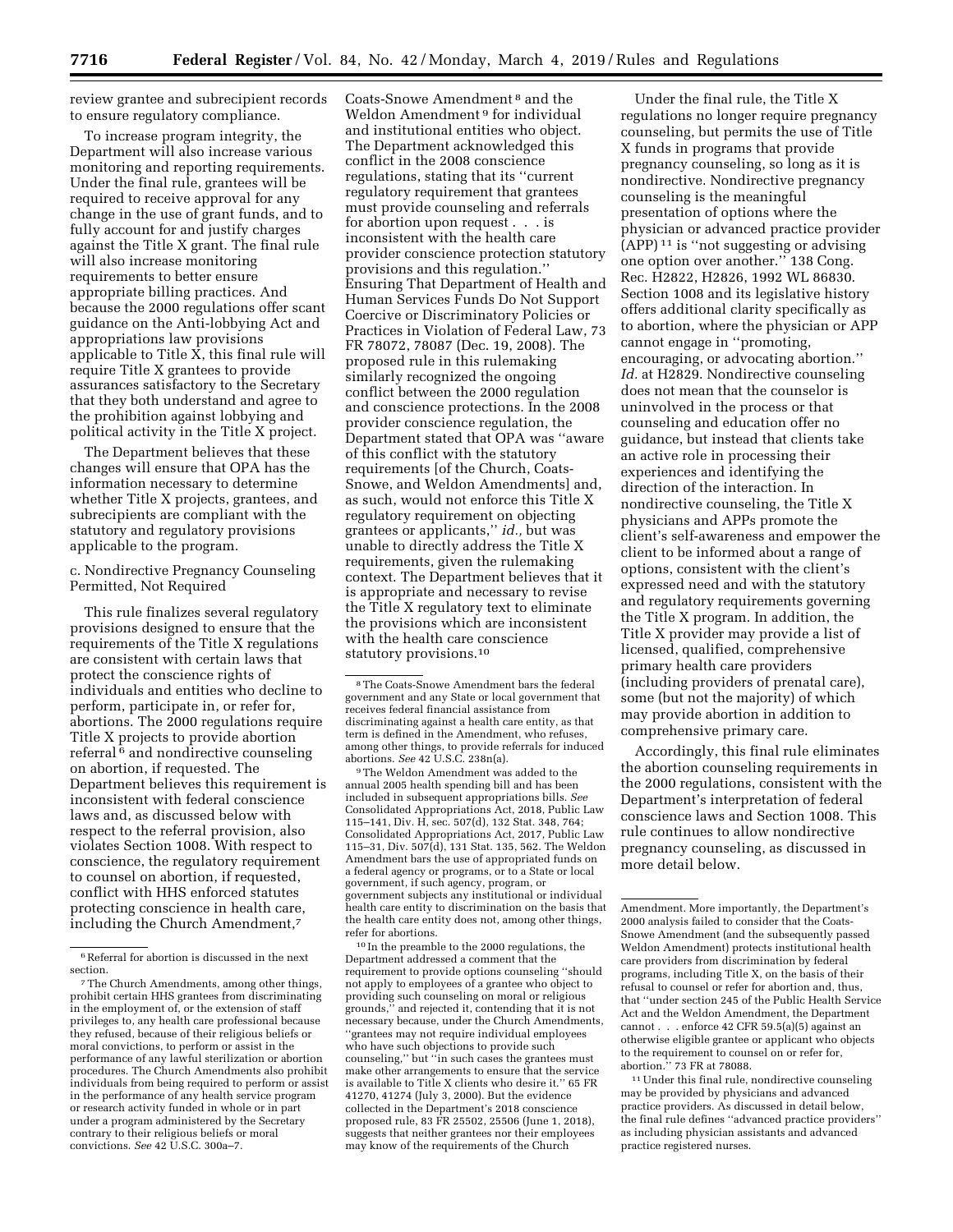review grantee and subrecipient records to ensure regulatory compliance.

To increase program integrity, the Department will also increase various monitoring and reporting requirements. Under the final rule, grantees will be required to receive approval for any change in the use of grant funds, and to fully account for and justify charges against the Title X grant. The final rule will also increase monitoring requirements to better ensure appropriate billing practices. And because the 2000 regulations offer scant guidance on the Anti-lobbying Act and appropriations law provisions applicable to Title X, this final rule will require Title X grantees to provide assurances satisfactory to the Secretary that they both understand and agree to the prohibition against lobbying and political activity in the Title X project.

The Department believes that these changes will ensure that OPA has the information necessary to determine whether Title X projects, grantees, and subrecipients are compliant with the statutory and regulatory provisions applicable to the program.

c. Nondirective Pregnancy Counseling Permitted, Not Required

This rule finalizes several regulatory provisions designed to ensure that the requirements of the Title X regulations are consistent with certain laws that protect the conscience rights of individuals and entities who decline to perform, participate in, or refer for, abortions. The 2000 regulations require Title X projects to provide abortion referral [6] and nondirective counseling on abortion, if requested. The Department believes this requirement is inconsistent with federal conscience laws and, as discussed below with respect to the referral provision, also violates Section 1008. With respect to conscience, the regulatory requirement to counsel on abortion, if requested, conflict with HHS enforced statutes protecting conscience in health care, including the Church Amendment,[7] Coats-Snowe Amendment [8] and the Weldon Amendment [9] for individual and institutional entities who object. The Department acknowledged this conflict in the 2008 conscience regulations, stating that its ''current regulatory requirement that grantees must provide counseling and referrals for abortion upon request . . . is inconsistent with the health care provider conscience protection statutory provisions and this regulation.'' Ensuring That Department of Health and Human Services Funds Do Not Support Coercive or Discriminatory Policies or Practices in Violation of Federal Law, 73 FR 78072, 78087 (Dec. 19, 2008). The proposed rule in this rulemaking similarly recognized the ongoing conflict between the 2000 regulation and conscience protections. In the 2008 provider conscience regulation, the Department stated that OPA was ''aware of this conflict with the statutory requirements [of the Church, Coats-Snowe, and Weldon Amendments] and, as such, would not enforce this Title X regulatory requirement on objecting grantees or applicants,'' *id.,* but was unable to directly address the Title X requirements, given the rulemaking context. The Department believes that it is appropriate and necessary to revise the Title X regulatory text to eliminate the provisions which are inconsistent with the health care conscience statutory provisions.[10]

Under the final rule, the Title X regulations no longer require pregnancy counseling, but permits the use of Title X funds in programs that provide pregnancy counseling, so long as it is nondirective. Nondirective pregnancy counseling is the meaningful presentation of options where the physician or advanced practice provider (APP) [11] is ''not suggesting or advising one option over another.'' 138 Cong. Rec. H2822, H2826, 1992 WL 86830. Section 1008 and its legislative history offers additional clarity specifically as to abortion, where the physician or APP cannot engage in ''promoting, encouraging, or advocating abortion.'' *Id.* at H2829. Nondirective counseling does not mean that the counselor is uninvolved in the process or that counseling and education offer no guidance, but instead that clients take an active role in processing their experiences and identifying the direction of the interaction. In nondirective counseling, the Title X physicians and APPs promote the client's self-awareness and empower the client to be informed about a range of options, consistent with the client's expressed need and with the statutory and regulatory requirements governing the Title X program. In addition, the Title X provider may provide a list of licensed, qualified, comprehensive primary health care providers (including providers of prenatal care), some (but not the majority) of which may provide abortion in addition to comprehensive primary care.

Accordingly, this final rule eliminates the abortion counseling requirements in the 2000 regulations, consistent with the Department's interpretation of federal conscience laws and Section 1008. This rule continues to allow nondirective pregnancy counseling, as discussed in more detail below.

---

[6] Referral for abortion is discussed in the next section.

[7] The Church Amendments, among other things, prohibit certain HHS grantees from discriminating in the employment of, or the extension of staff privileges to, any health care professional because they refused, because of their religious beliefs or moral convictions, to perform or assist in the performance of any lawful sterilization or abortion procedures. The Church Amendments also prohibit individuals from being required to perform or assist in the performance of any health service program or research activity funded in whole or in part under a program administered by the Secretary contrary to their religious beliefs or moral convictions. *See* 42 U.S.C. 300a–7.

[8] The Coats-Snowe Amendment bars the federal government and any State or local government that receives federal financial assistance from discriminating against a health care entity, as that term is defined in the Amendment, who refuses, among other things, to provide referrals for induced abortions. *See* 42 U.S.C. 238n(a).

[9] The Weldon Amendment was added to the annual 2005 health spending bill and has been included in subsequent appropriations bills. *See* Consolidated Appropriations Act, 2018, Public Law 115–141, Div. H, sec. 507(d), 132 Stat. 348, 764; Consolidated Appropriations Act, 2017, Public Law 115–31, Div. 507(d), 131 Stat. 135, 562. The Weldon Amendment bars the use of appropriated funds on a federal agency or programs, or to a State or local government, if such agency, program, or government subjects any institutional or individual health care entity to discrimination on the basis that the health care entity does not, among other things, refer for abortions.

[10] In the preamble to the 2000 regulations, the Department addressed a comment that the requirement to provide options counseling ''should not apply to employees of a grantee who object to providing such counseling on moral or religious grounds,'' and rejected it, contending that it is not necessary because, under the Church Amendments, ''grantees may not require individual employees who have such objections to provide such counseling,'' but ''in such cases the grantees must make other arrangements to ensure that the service is available to Title X clients who desire it.'' 65 FR 41270, 41274 (July 3, 2000). But the evidence collected in the Department's 2018 conscience proposed rule, 83 FR 25502, 25506 (June 1, 2018), suggests that neither grantees nor their employees may know of the requirements of the Church Amendment. More importantly, the Department's 2000 analysis failed to consider that the Coats-Snowe Amendment (and the subsequently passed Weldon Amendment) protects institutional health care providers from discrimination by federal programs, including Title X, on the basis of their refusal to counsel or refer for abortion and, thus, that ''under section 245 of the Public Health Service Act and the Weldon Amendment, the Department cannot . . . enforce 42 CFR 59.5(a)(5) against an otherwise eligible grantee or applicant who objects to the requirement to counsel on or refer for, abortion.'' 73 FR at 78088.

[11] Under this final rule, nondirective counseling may be provided by physicians and advanced practice providers. As discussed in detail below, the final rule defines ''advanced practice providers'' as including physician assistants and advanced practice registered nurses.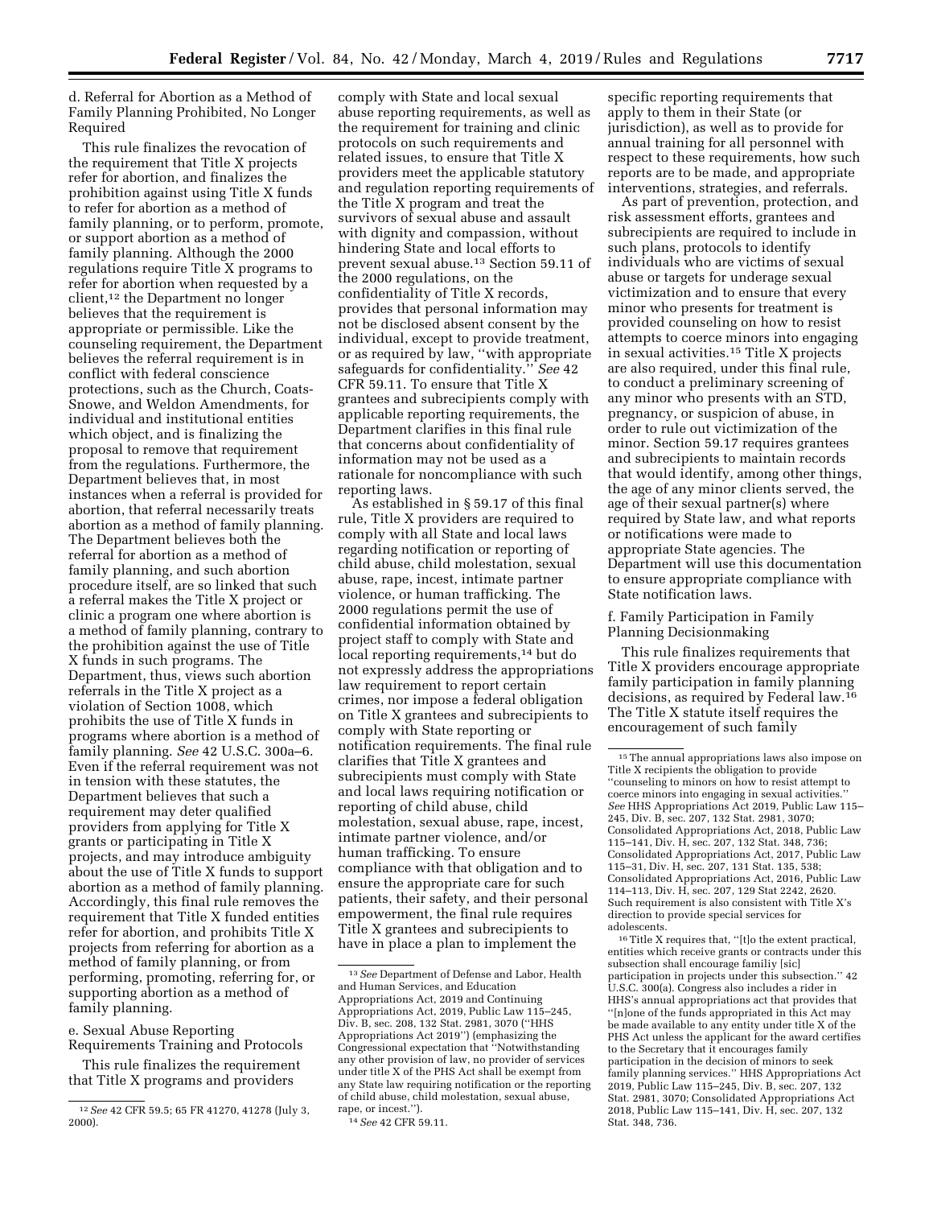d. Referral for Abortion as a Method of Family Planning Prohibited, No Longer Required

This rule finalizes the revocation of the requirement that Title X projects refer for abortion, and finalizes the prohibition against using Title X funds to refer for abortion as a method of family planning, or to perform, promote, or support abortion as a method of family planning. Although the 2000 regulations require Title X programs to refer for abortion when requested by a client,[12] the Department no longer believes that the requirement is appropriate or permissible. Like the counseling requirement, the Department believes the referral requirement is in conflict with federal conscience protections, such as the Church, Coats-Snowe, and Weldon Amendments, for individual and institutional entities which object, and is finalizing the proposal to remove that requirement from the regulations. Furthermore, the Department believes that, in most instances when a referral is provided for abortion, that referral necessarily treats abortion as a method of family planning. The Department believes both the referral for abortion as a method of family planning, and such abortion procedure itself, are so linked that such a referral makes the Title X project or clinic a program one where abortion is a method of family planning, contrary to the prohibition against the use of Title X funds in such programs. The Department, thus, views such abortion referrals in the Title X project as a violation of Section 1008, which prohibits the use of Title X funds in programs where abortion is a method of family planning. *See* 42 U.S.C. 300a–6. Even if the referral requirement was not in tension with these statutes, the Department believes that such a requirement may deter qualified providers from applying for Title X grants or participating in Title X projects, and may introduce ambiguity about the use of Title X funds to support abortion as a method of family planning. Accordingly, this final rule removes the requirement that Title X funded entities refer for abortion, and prohibits Title X projects from referring for abortion as a method of family planning, or from performing, promoting, referring for, or supporting abortion as a method of family planning.

e. Sexual Abuse Reporting Requirements Training and Protocols

This rule finalizes the requirement that Title X programs and providers comply with State and local sexual abuse reporting requirements, as well as the requirement for training and clinic protocols on such requirements and related issues, to ensure that Title X providers meet the applicable statutory and regulation reporting requirements of the Title X program and treat the survivors of sexual abuse and assault with dignity and compassion, without hindering State and local efforts to prevent sexual abuse.[13] Section 59.11 of the 2000 regulations, on the confidentiality of Title X records, provides that personal information may not be disclosed absent consent by the individual, except to provide treatment, or as required by law, ''with appropriate safeguards for confidentiality.'' *See* 42 CFR 59.11. To ensure that Title X grantees and subrecipients comply with applicable reporting requirements, the Department clarifies in this final rule that concerns about confidentiality of information may not be used as a rationale for noncompliance with such reporting laws.

As established in § 59.17 of this final rule, Title X providers are required to comply with all State and local laws regarding notification or reporting of child abuse, child molestation, sexual abuse, rape, incest, intimate partner violence, or human trafficking. The 2000 regulations permit the use of confidential information obtained by project staff to comply with State and local reporting requirements,[14] but do not expressly address the appropriations law requirement to report certain crimes, nor impose a federal obligation on Title X grantees and subrecipients to comply with State reporting or notification requirements. The final rule clarifies that Title X grantees and subrecipients must comply with State and local laws requiring notification or reporting of child abuse, child molestation, sexual abuse, rape, incest, intimate partner violence, and/or human trafficking. To ensure compliance with that obligation and to ensure the appropriate care for such patients, their safety, and their personal empowerment, the final rule requires Title X grantees and subrecipients to have in place a plan to implement the specific reporting requirements that apply to them in their State (or jurisdiction), as well as to provide for annual training for all personnel with respect to these requirements, how such reports are to be made, and appropriate interventions, strategies, and referrals.

As part of prevention, protection, and risk assessment efforts, grantees and subrecipients are required to include in such plans, protocols to identify individuals who are victims of sexual abuse or targets for underage sexual victimization and to ensure that every minor who presents for treatment is provided counseling on how to resist attempts to coerce minors into engaging in sexual activities.[15] Title X projects are also required, under this final rule, to conduct a preliminary screening of any minor who presents with an STD, pregnancy, or suspicion of abuse, in order to rule out victimization of the minor. Section 59.17 requires grantees and subrecipients to maintain records that would identify, among other things, the age of any minor clients served, the age of their sexual partner(s) where required by State law, and what reports or notifications were made to appropriate State agencies. The Department will use this documentation to ensure appropriate compliance with State notification laws.

f. Family Participation in Family Planning Decisionmaking

This rule finalizes requirements that Title X providers encourage appropriate family participation in family planning decisions, as required by Federal law.[16] The Title X statute itself requires the encouragement of such family

---

[12] *See* 42 CFR 59.5; 65 FR 41270, 41278 (July 3, 2000).

[13] *See* Department of Defense and Labor, Health and Human Services, and Education Appropriations Act, 2019 and Continuing Appropriations Act, 2019, Public Law 115–245, Div. B, sec. 208, 132 Stat. 2981, 3070 (''HHS Appropriations Act 2019'') (emphasizing the Congressional expectation that ''Notwithstanding any other provision of law, no provider of services under title X of the PHS Act shall be exempt from any State law requiring notification or the reporting of child abuse, child molestation, sexual abuse, rape, or incest.'').

[14] *See* 42 CFR 59.11.

[15] The annual appropriations laws also impose on Title X recipients the obligation to provide ''counseling to minors on how to resist attempt to coerce minors into engaging in sexual activities.'' *See* HHS Appropriations Act 2019, Public Law 115–245, Div. B, sec. 207, 132 Stat. 2981, 3070; Consolidated Appropriations Act, 2018, Public Law 115–141, Div. H, sec. 207, 132 Stat. 348, 736; Consolidated Appropriations Act, 2017, Public Law 115–31, Div. H, sec. 207, 131 Stat. 135, 538; Consolidated Appropriations Act, 2016, Public Law 114–113, Div. H, sec. 207, 129 Stat 2242, 2620. Such requirement is also consistent with Title X's direction to provide special services for adolescents.

[16] Title X requires that, ''[t]o the extent practical, entities which receive grants or contracts under this subsection shall encourage familiy [sic] participation in projects under this subsection.'' 42 U.S.C. 300(a). Congress also includes a rider in HHS's annual appropriations act that provides that ''[n]one of the funds appropriated in this Act may be made available to any entity under title X of the PHS Act unless the applicant for the award certifies to the Secretary that it encourages family participation in the decision of minors to seek family planning services.'' HHS Appropriations Act 2019, Public Law 115–245, Div. B, sec. 207, 132 Stat. 2981, 3070; Consolidated Appropriations Act 2018, Public Law 115–141, Div. H, sec. 207, 132 Stat. 348, 736.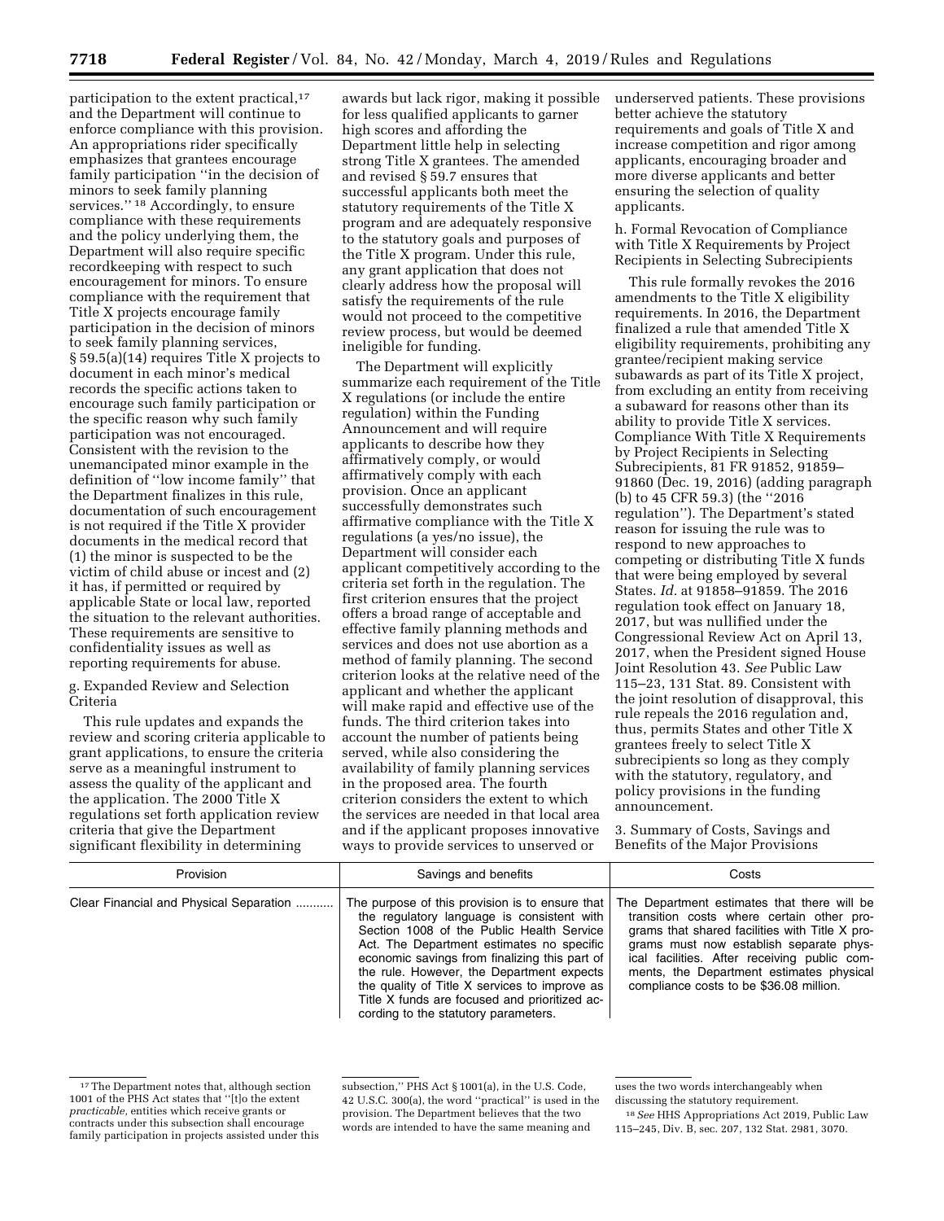participation to the extent practical,[17] and the Department will continue to enforce compliance with this provision. An appropriations rider specifically emphasizes that grantees encourage family participation ''in the decision of minors to seek family planning services.'' [18] Accordingly, to ensure compliance with these requirements and the policy underlying them, the Department will also require specific recordkeeping with respect to such encouragement for minors. To ensure compliance with the requirement that Title X projects encourage family participation in the decision of minors to seek family planning services, § 59.5(a)(14) requires Title X projects to document in each minor's medical records the specific actions taken to encourage such family participation or the specific reason why such family participation was not encouraged. Consistent with the revision to the unemancipated minor example in the definition of ''low income family'' that the Department finalizes in this rule, documentation of such encouragement is not required if the Title X provider documents in the medical record that (1) the minor is suspected to be the victim of child abuse or incest and (2) it has, if permitted or required by applicable State or local law, reported the situation to the relevant authorities. These requirements are sensitive to confidentiality issues as well as reporting requirements for abuse.

g. Expanded Review and Selection Criteria

This rule updates and expands the review and scoring criteria applicable to grant applications, to ensure the criteria serve as a meaningful instrument to assess the quality of the applicant and the application. The 2000 Title X regulations set forth application review criteria that give the Department significant flexibility in determining awards but lack rigor, making it possible for less qualified applicants to garner high scores and affording the Department little help in selecting strong Title X grantees. The amended and revised § 59.7 ensures that successful applicants both meet the statutory requirements of the Title X program and are adequately responsive to the statutory goals and purposes of the Title X program. Under this rule, any grant application that does not clearly address how the proposal will satisfy the requirements of the rule would not proceed to the competitive review process, but would be deemed ineligible for funding.

The Department will explicitly summarize each requirement of the Title X regulations (or include the entire regulation) within the Funding Announcement and will require applicants to describe how they affirmatively comply, or would affirmatively comply with each provision. Once an applicant successfully demonstrates such affirmative compliance with the Title X regulations (a yes/no issue), the Department will consider each applicant competitively according to the criteria set forth in the regulation. The first criterion ensures that the project offers a broad range of acceptable and effective family planning methods and services and does not use abortion as a method of family planning. The second criterion looks at the relative need of the applicant and whether the applicant will make rapid and effective use of the funds. The third criterion takes into account the number of patients being served, while also considering the availability of family planning services in the proposed area. The fourth criterion considers the extent to which the services are needed in that local area and if the applicant proposes innovative ways to provide services to unserved or underserved patients. These provisions better achieve the statutory requirements and goals of Title X and increase competition and rigor among applicants, encouraging broader and more diverse applicants and better ensuring the selection of quality applicants.

h. Formal Revocation of Compliance with Title X Requirements by Project Recipients in Selecting Subrecipients

This rule formally revokes the 2016 amendments to the Title X eligibility requirements. In 2016, the Department finalized a rule that amended Title X eligibility requirements, prohibiting any grantee/recipient making service subawards as part of its Title X project, from excluding an entity from receiving a subaward for reasons other than its ability to provide Title X services. Compliance With Title X Requirements by Project Recipients in Selecting Subrecipients, 81 FR 91852, 91859–91860 (Dec. 19, 2016) (adding paragraph (b) to 45 CFR 59.3) (the ''2016 regulation''). The Department's stated reason for issuing the rule was to respond to new approaches to competing or distributing Title X funds that were being employed by several States. *Id.* at 91858–91859. The 2016 regulation took effect on January 18, 2017, but was nullified under the Congressional Review Act on April 13, 2017, when the President signed House Joint Resolution 43. *See* Public Law 115–23, 131 Stat. 89. Consistent with the joint resolution of disapproval, this rule repeals the 2016 regulation and, thus, permits States and other Title X grantees freely to select Title X subrecipients so long as they comply with the statutory, regulatory, and policy provisions in the funding announcement.

3. Summary of Costs, Savings and Benefits of the Major Provisions

| Provision | Savings and benefits | Costs |
|---|---|---|
| Clear Financial and Physical Separation | The purpose of this provision is to ensure that the regulatory language is consistent with Section 1008 of the Public Health Service Act. The Department estimates no specific economic savings from finalizing this part of the rule. However, the Department expects the quality of Title X services to improve as Title X funds are focused and prioritized according to the statutory parameters. | The Department estimates that there will be transition costs where certain other programs that shared facilities with Title X programs must now establish separate physical facilities. After receiving public comments, the Department estimates physical compliance costs to be $36.08 million. |

[17] The Department notes that, although section 1001 of the PHS Act states that ''[t]o the extent *practicable,* entities which receive grants or contracts under this subsection shall encourage family participation in projects assisted under this subsection,'' PHS Act § 1001(a), in the U.S. Code, 42 U.S.C. 300(a), the word ''practical'' is used in the provision. The Department believes that the two words are intended to have the same meaning and uses the two words interchangeably when discussing the statutory requirement.

[18] *See* HHS Appropriations Act 2019, Public Law 115–245, Div. B, sec. 207, 132 Stat. 2981, 3070.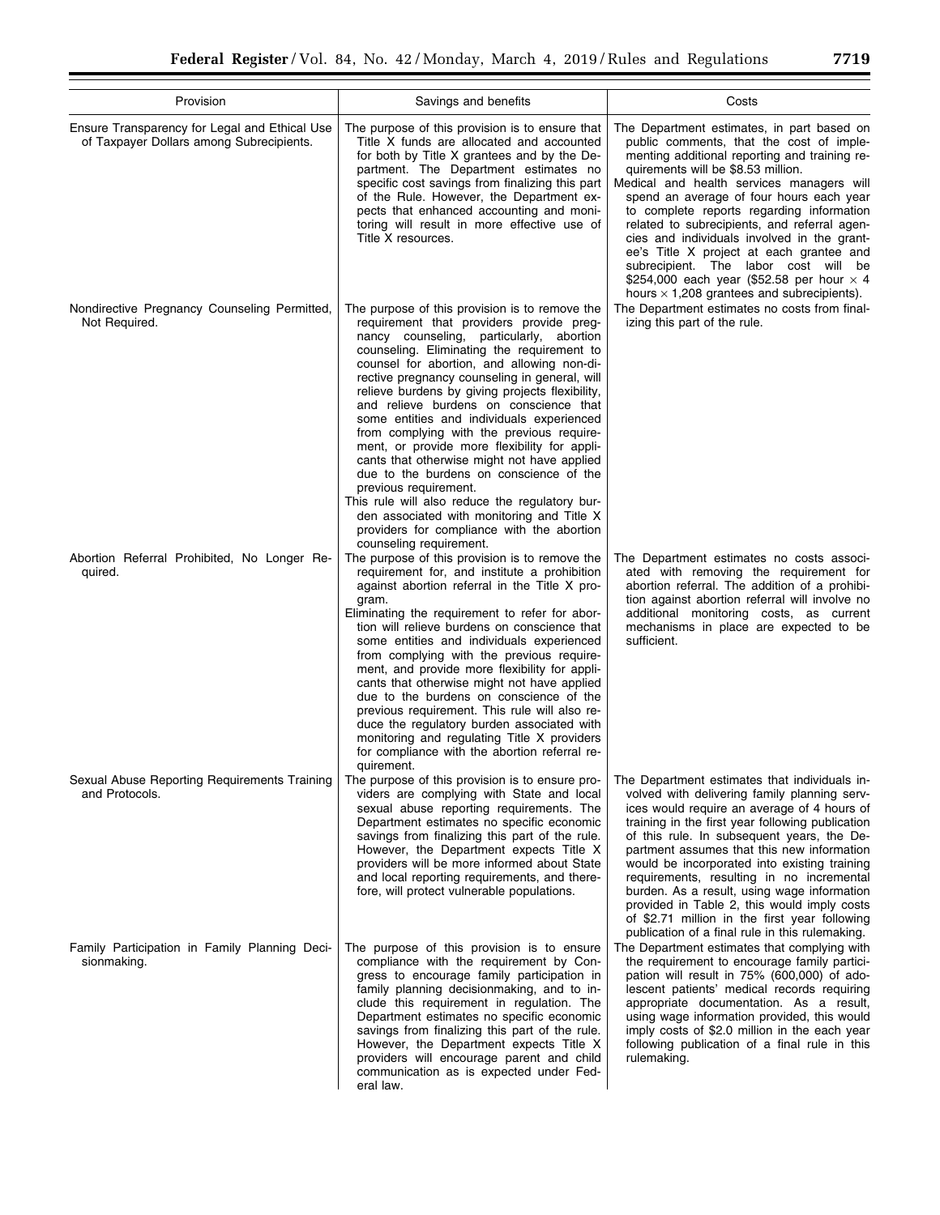| Provision | Savings and benefits | Costs |
|---|---|---|
| Ensure Transparency for Legal and Ethical Use of Taxpayer Dollars among Subrecipients. | The purpose of this provision is to ensure that Title X funds are allocated and accounted for both by Title X grantees and by the Department. The Department estimates no specific cost savings from finalizing this part of the Rule. However, the Department expects that enhanced accounting and monitoring will result in more effective use of Title X resources. | The Department estimates, in part based on public comments, that the cost of implementing additional reporting and training requirements will be \$8.53 million. Medical and health services managers will spend an average of four hours each year to complete reports regarding information related to subrecipients, and referral agencies and individuals involved in the grantee's Title X project at each grantee and subrecipient. The labor cost will be \$254,000 each year (\$52.58 per hour × 4 hours × 1,208 grantees and subrecipients). |
| Nondirective Pregnancy Counseling Permitted, Not Required. | The purpose of this provision is to remove the requirement that providers provide pregnancy counseling, particularly, abortion counseling. Eliminating the requirement to counsel for abortion, and allowing non-directive pregnancy counseling in general, will relieve burdens by giving projects flexibility, and relieve burdens on conscience that some entities and individuals experienced from complying with the previous requirement, or provide more flexibility for applicants that otherwise might not have applied due to the burdens on conscience of the previous requirement. This rule will also reduce the regulatory burden associated with monitoring and Title X providers for compliance with the abortion counseling requirement. | The Department estimates no costs from finalizing this part of the rule. |
| Abortion Referral Prohibited, No Longer Required. | The purpose of this provision is to remove the requirement for, and institute a prohibition against abortion referral in the Title X program. Eliminating the requirement to refer for abortion will relieve burdens on conscience that some entities and individuals experienced from complying with the previous requirement, and provide more flexibility for applicants that otherwise might not have applied due to the burdens on conscience of the previous requirement. This rule will also reduce the regulatory burden associated with monitoring and regulating Title X providers for compliance with the abortion referral requirement. | The Department estimates no costs associated with removing the requirement for abortion referral. The addition of a prohibition against abortion referral will involve no additional monitoring costs, as current mechanisms in place are expected to be sufficient. |
| Sexual Abuse Reporting Requirements Training and Protocols. | The purpose of this provision is to ensure providers are complying with State and local sexual abuse reporting requirements. The Department estimates no specific economic savings from finalizing this part of the rule. However, the Department expects Title X providers will be more informed about State and local reporting requirements, and therefore, will protect vulnerable populations. | The Department estimates that individuals involved with delivering family planning services would require an average of 4 hours of training in the first year following publication of this rule. In subsequent years, the Department assumes that this new information would be incorporated into existing training requirements, resulting in no incremental burden. As a result, using wage information provided in Table 2, this would imply costs of \$2.71 million in the first year following publication of a final rule in this rulemaking. |
| Family Participation in Family Planning Decisionmaking. | The purpose of this provision is to ensure compliance with the requirement by Congress to encourage family participation in family planning decisionmaking, and to include this requirement in regulation. The Department estimates no specific economic savings from finalizing this part of the rule. However, the Department expects Title X providers will encourage parent and child communication as is expected under Federal law. | The Department estimates that complying with the requirement to encourage family participation will result in 75% (600,000) of adolescent patients' medical records requiring appropriate documentation. As a result, using wage information provided, this would imply costs of \$2.0 million in the each year following publication of a final rule in this rulemaking. |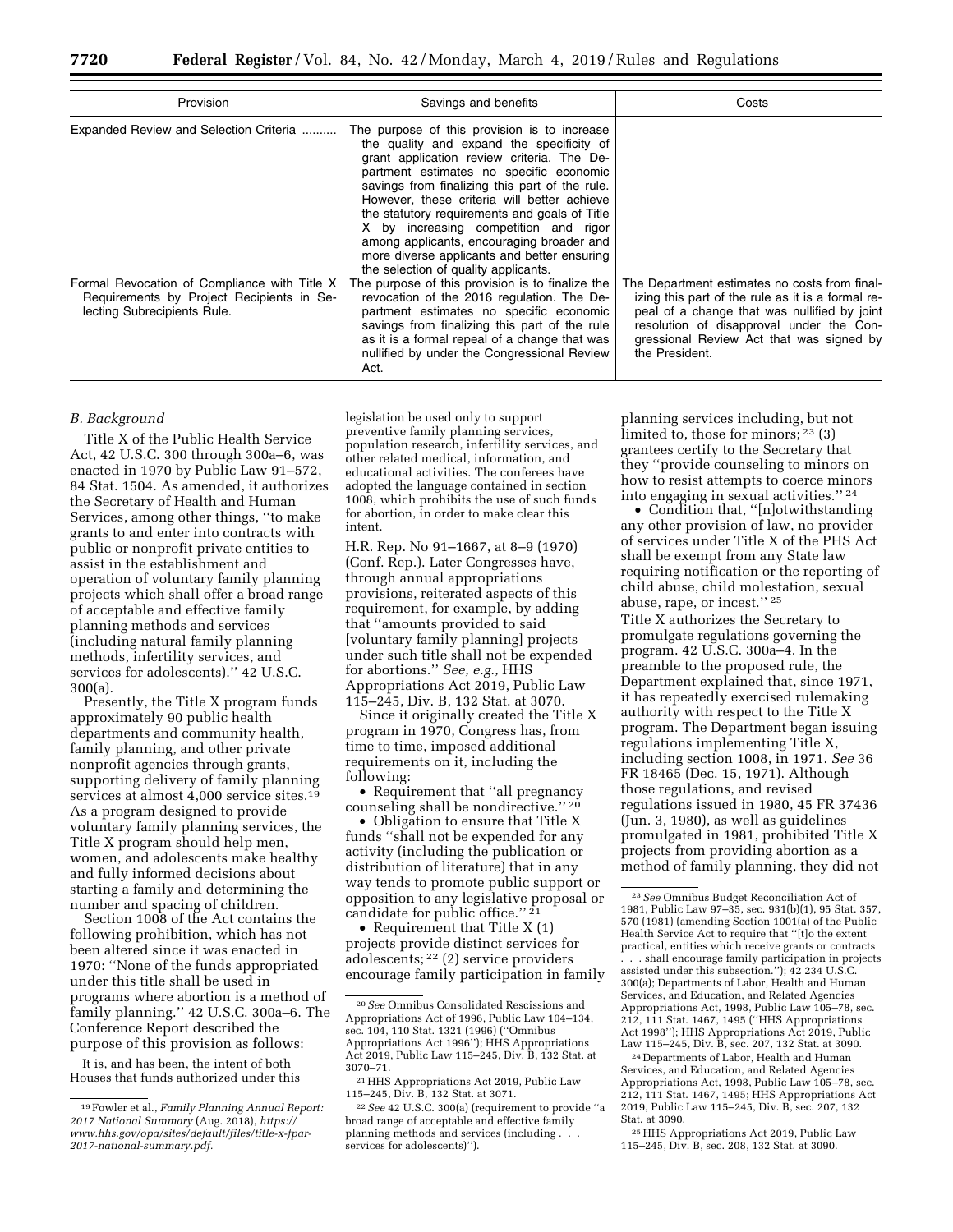| Provision | Savings and benefits | Costs |
|---|---|---|
| Expanded Review and Selection Criteria .......... | The purpose of this provision is to increase the quality and expand the specificity of grant application review criteria. The Department estimates no specific economic savings from finalizing this part of the rule. However, these criteria will better achieve the statutory requirements and goals of Title X by increasing competition and rigor among applicants, encouraging broader and more diverse applicants and better ensuring the selection of quality applicants. | |
| Formal Revocation of Compliance with Title X Requirements by Project Recipients in Selecting Subrecipients Rule. | The purpose of this provision is to finalize the revocation of the 2016 regulation. The Department estimates no specific economic savings from finalizing this part of the rule as it is a formal repeal of a change that was nullified by under the Congressional Review Act. | The Department estimates no costs from finalizing this part of the rule as it is a formal repeal of a change that was nullified by joint resolution of disapproval under the Congressional Review Act that was signed by the President. |

### B. Background

Title X of the Public Health Service Act, 42 U.S.C. 300 through 300a–6, was enacted in 1970 by Public Law 91–572, 84 Stat. 1504. As amended, it authorizes the Secretary of Health and Human Services, among other things, ''to make grants to and enter into contracts with public or nonprofit private entities to assist in the establishment and operation of voluntary family planning projects which shall offer a broad range of acceptable and effective family planning methods and services (including natural family planning methods, infertility services, and services for adolescents).'' 42 U.S.C. 300(a).

Presently, the Title X program funds approximately 90 public health departments and community health, family planning, and other private nonprofit agencies through grants, supporting delivery of family planning services at almost 4,000 service sites.[19] As a program designed to provide voluntary family planning services, the Title X program should help men, women, and adolescents make healthy and fully informed decisions about starting a family and determining the number and spacing of children.

Section 1008 of the Act contains the following prohibition, which has not been altered since it was enacted in 1970: ''None of the funds appropriated under this title shall be used in programs where abortion is a method of family planning.'' 42 U.S.C. 300a–6. The Conference Report described the purpose of this provision as follows:

> It is, and has been, the intent of both Houses that funds authorized under this legislation be used only to support preventive family planning services, population research, infertility services, and other related medical, information, and educational activities. The conferees have adopted the language contained in section 1008, which prohibits the use of such funds for abortion, in order to make clear this intent.

H.R. Rep. No 91–1667, at 8–9 (1970) (Conf. Rep.). Later Congresses have, through annual appropriations provisions, reiterated aspects of this requirement, for example, by adding that ''amounts provided to said [voluntary family planning] projects under such title shall not be expended for abortions.'' *See, e.g.,* HHS Appropriations Act 2019, Public Law 115–245, Div. B, 132 Stat. at 3070.

Since it originally created the Title X program in 1970, Congress has, from time to time, imposed additional requirements on it, including the following:

- Requirement that ''all pregnancy counseling shall be nondirective.''[20]
- Obligation to ensure that Title X funds ''shall not be expended for any activity (including the publication or distribution of literature) that in any way tends to promote public support or opposition to any legislative proposal or candidate for public office.''[21]
- Requirement that Title X (1) projects provide distinct services for adolescents;[22] (2) service providers encourage family participation in family planning services including, but not limited to, those for minors;[23] (3) grantees certify to the Secretary that they ''provide counseling to minors on how to resist attempts to coerce minors into engaging in sexual activities.''[24]
- Condition that, ''[n]otwithstanding any other provision of law, no provider of services under Title X of the PHS Act shall be exempt from any State law requiring notification or the reporting of child abuse, child molestation, sexual abuse, rape, or incest.''[25]

Title X authorizes the Secretary to promulgate regulations governing the program. 42 U.S.C. 300a–4. In the preamble to the proposed rule, the Department explained that, since 1971, it has repeatedly exercised rulemaking authority with respect to the Title X program. The Department began issuing regulations implementing Title X, including section 1008, in 1971. *See* 36 FR 18465 (Dec. 15, 1971). Although those regulations, and revised regulations issued in 1980, 45 FR 37436 (Jun. 3, 1980), as well as guidelines promulgated in 1981, prohibited Title X projects from providing abortion as a method of family planning, they did not

---

[19] Fowler et al., *Family Planning Annual Report: 2017 National Summary* (Aug. 2018), *https://www.hhs.gov/opa/sites/default/files/title-x-fpar-2017-national-summary.pdf.*

[20] *See* Omnibus Consolidated Rescissions and Appropriations Act of 1996, Public Law 104–134, sec. 104, 110 Stat. 1321 (1996) (''Omnibus Appropriations Act 1996''); HHS Appropriations Act 2019, Public Law 115–245, Div. B, 132 Stat. at 3070–71.

[21] HHS Appropriations Act 2019, Public Law 115–245, Div. B, 132 Stat. at 3071.

[22] *See* 42 U.S.C. 300(a) (requirement to provide ''a broad range of acceptable and effective family planning methods and services (including . . . services for adolescents)'').

[23] *See* Omnibus Budget Reconciliation Act of 1981, Public Law 97–35, sec. 931(b)(1), 95 Stat. 357, 570 (1981) (amending Section 1001(a) of the Public Health Service Act to require that ''[t]o the extent practical, entities which receive grants or contracts . . . shall encourage family participation in projects assisted under this subsection.''); 42 234 U.S.C. 300(a); Departments of Labor, Health and Human Services, and Education, and Related Agencies Appropriations Act, 1998, Public Law 105–78, sec. 212, 111 Stat. 1467, 1495 (''HHS Appropriations Act 1998''); HHS Appropriations Act 2019, Public Law 115–245, Div. B, sec. 207, 132 Stat. at 3090.

[24] Departments of Labor, Health and Human Services, and Education, and Related Agencies Appropriations Act, 1998, Public Law 105–78, sec. 212, 111 Stat. 1467, 1495; HHS Appropriations Act 2019, Public Law 115–245, Div. B, sec. 207, 132 Stat. at 3090.

[25] HHS Appropriations Act 2019, Public Law 115–245, Div. B, sec. 208, 132 Stat. at 3090.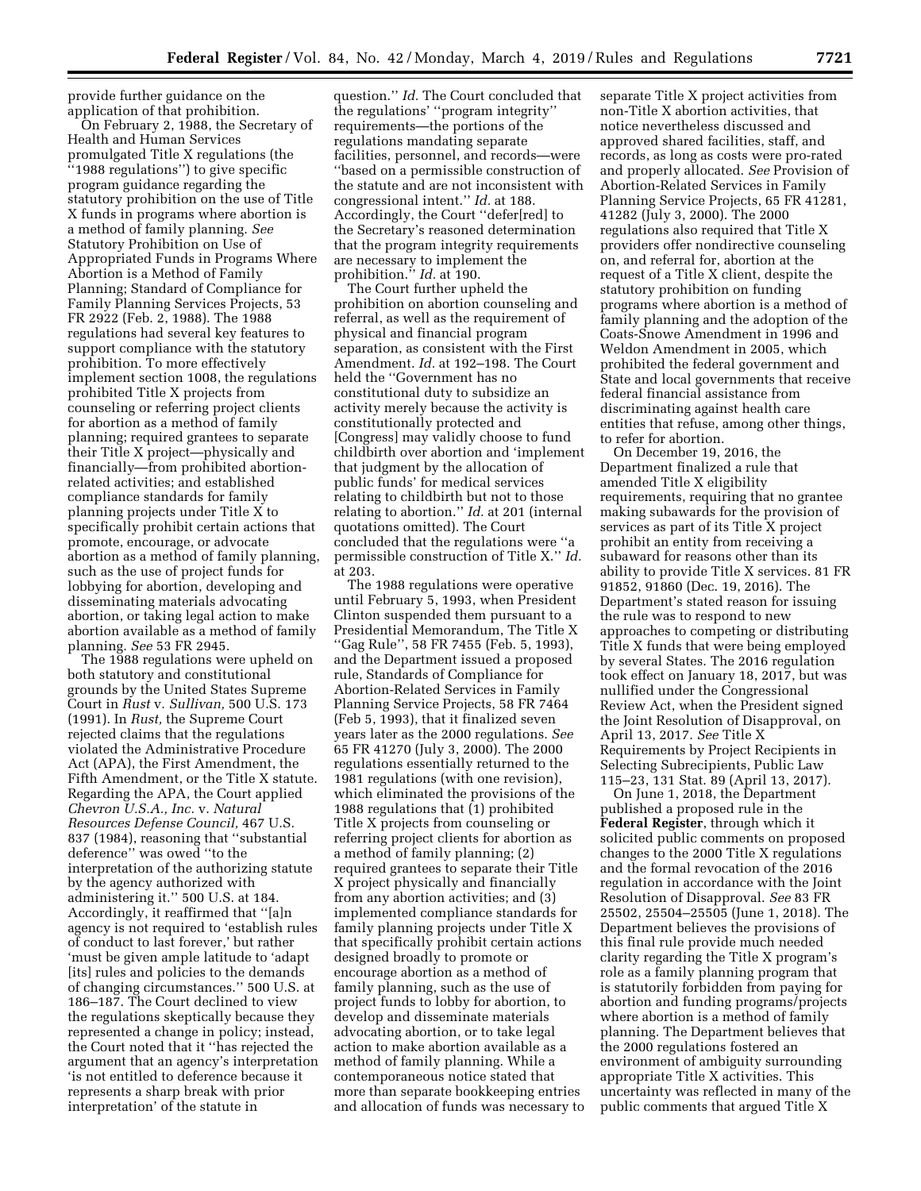provide further guidance on the application of that prohibition.

On February 2, 1988, the Secretary of Health and Human Services promulgated Title X regulations (the ''1988 regulations'') to give specific program guidance regarding the statutory prohibition on the use of Title X funds in programs where abortion is a method of family planning. *See* Statutory Prohibition on Use of Appropriated Funds in Programs Where Abortion is a Method of Family Planning; Standard of Compliance for Family Planning Services Projects, 53 FR 2922 (Feb. 2, 1988). The 1988 regulations had several key features to support compliance with the statutory prohibition. To more effectively implement section 1008, the regulations prohibited Title X projects from counseling or referring project clients for abortion as a method of family planning; required grantees to separate their Title X project—physically and financially—from prohibited abortion-related activities; and established compliance standards for family planning projects under Title X to specifically prohibit certain actions that promote, encourage, or advocate abortion as a method of family planning, such as the use of project funds for lobbying for abortion, developing and disseminating materials advocating abortion, or taking legal action to make abortion available as a method of family planning. *See* 53 FR 2945.

The 1988 regulations were upheld on both statutory and constitutional grounds by the United States Supreme Court in *Rust* v. *Sullivan,* 500 U.S. 173 (1991). In *Rust,* the Supreme Court rejected claims that the regulations violated the Administrative Procedure Act (APA), the First Amendment, the Fifth Amendment, or the Title X statute. Regarding the APA, the Court applied *Chevron U.S.A., Inc.* v. *Natural Resources Defense Council,* 467 U.S. 837 (1984), reasoning that ''substantial deference'' was owed ''to the interpretation of the authorizing statute by the agency authorized with administering it.'' 500 U.S. at 184. Accordingly, it reaffirmed that ''[a]n agency is not required to 'establish rules of conduct to last forever,' but rather 'must be given ample latitude to 'adapt [its] rules and policies to the demands of changing circumstances.'' 500 U.S. at 186–187. The Court declined to view the regulations skeptically because they represented a change in policy; instead, the Court noted that it ''has rejected the argument that an agency's interpretation 'is not entitled to deference because it represents a sharp break with prior interpretation' of the statute in question.'' *Id.* The Court concluded that the regulations' ''program integrity'' requirements—the portions of the regulations mandating separate facilities, personnel, and records—were ''based on a permissible construction of the statute and are not inconsistent with congressional intent.'' *Id.* at 188. Accordingly, the Court ''defer[red] to the Secretary's reasoned determination that the program integrity requirements are necessary to implement the prohibition.'' *Id.* at 190.

The Court further upheld the prohibition on abortion counseling and referral, as well as the requirement of physical and financial program separation, as consistent with the First Amendment. *Id.* at 192–198. The Court held the ''Government has no constitutional duty to subsidize an activity merely because the activity is constitutionally protected and [Congress] may validly choose to fund childbirth over abortion and 'implement that judgment by the allocation of public funds' for medical services relating to childbirth but not to those relating to abortion.'' *Id.* at 201 (internal quotations omitted). The Court concluded that the regulations were ''a permissible construction of Title X.'' *Id.* at 203.

The 1988 regulations were operative until February 5, 1993, when President Clinton suspended them pursuant to a Presidential Memorandum, The Title X ''Gag Rule'', 58 FR 7455 (Feb. 5, 1993), and the Department issued a proposed rule, Standards of Compliance for Abortion-Related Services in Family Planning Service Projects, 58 FR 7464 (Feb 5, 1993), that it finalized seven years later as the 2000 regulations. *See* 65 FR 41270 (July 3, 2000). The 2000 regulations essentially returned to the 1981 regulations (with one revision), which eliminated the provisions of the 1988 regulations that (1) prohibited Title X projects from counseling or referring project clients for abortion as a method of family planning; (2) required grantees to separate their Title X project physically and financially from any abortion activities; and (3) implemented compliance standards for family planning projects under Title X that specifically prohibit certain actions designed broadly to promote or encourage abortion as a method of family planning, such as the use of project funds to lobby for abortion, to develop and disseminate materials advocating abortion, or to take legal action to make abortion available as a method of family planning. While a contemporaneous notice stated that more than separate bookkeeping entries and allocation of funds was necessary to separate Title X project activities from non-Title X abortion activities, that notice nevertheless discussed and approved shared facilities, staff, and records, as long as costs were pro-rated and properly allocated. *See* Provision of Abortion-Related Services in Family Planning Service Projects, 65 FR 41281, 41282 (July 3, 2000). The 2000 regulations also required that Title X providers offer nondirective counseling on, and referral for, abortion at the request of a Title X client, despite the statutory prohibition on funding programs where abortion is a method of family planning and the adoption of the Coats-Snowe Amendment in 1996 and Weldon Amendment in 2005, which prohibited the federal government and State and local governments that receive federal financial assistance from discriminating against health care entities that refuse, among other things, to refer for abortion.

On December 19, 2016, the Department finalized a rule that amended Title X eligibility requirements, requiring that no grantee making subawards for the provision of services as part of its Title X project prohibit an entity from receiving a subaward for reasons other than its ability to provide Title X services. 81 FR 91852, 91860 (Dec. 19, 2016). The Department's stated reason for issuing the rule was to respond to new approaches to competing or distributing Title X funds that were being employed by several States. The 2016 regulation took effect on January 18, 2017, but was nullified under the Congressional Review Act, when the President signed the Joint Resolution of Disapproval, on April 13, 2017. *See* Title X Requirements by Project Recipients in Selecting Subrecipients, Public Law 115–23, 131 Stat. 89 (April 13, 2017).

On June 1, 2018, the Department published a proposed rule in the **Federal Register**, through which it solicited public comments on proposed changes to the 2000 Title X regulations and the formal revocation of the 2016 regulation in accordance with the Joint Resolution of Disapproval. *See* 83 FR 25502, 25504–25505 (June 1, 2018). The Department believes the provisions of this final rule provide much needed clarity regarding the Title X program's role as a family planning program that is statutorily forbidden from paying for abortion and funding programs/projects where abortion is a method of family planning. The Department believes that the 2000 regulations fostered an environment of ambiguity surrounding appropriate Title X activities. This uncertainty was reflected in many of the public comments that argued Title X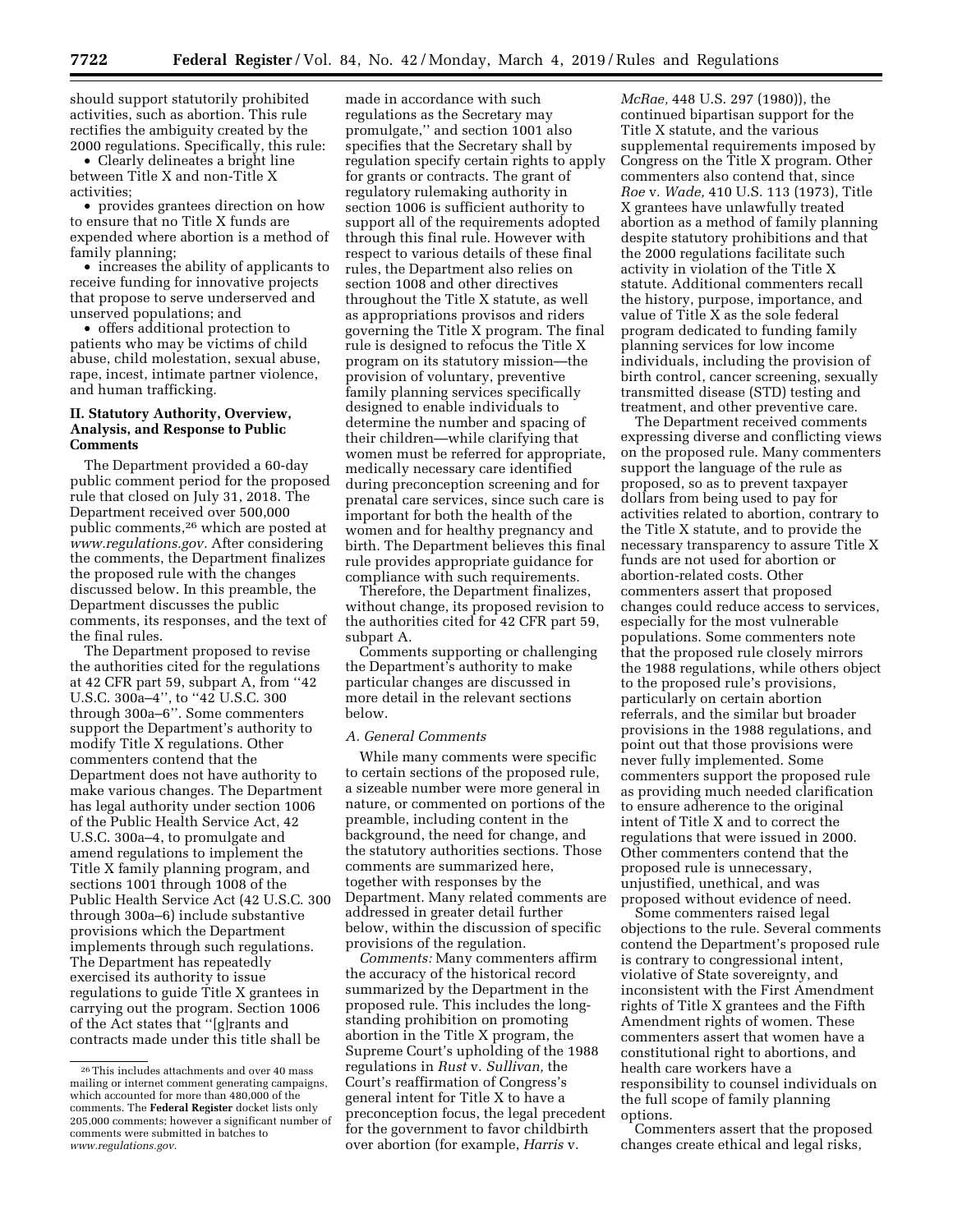should support statutorily prohibited activities, such as abortion. This rule rectifies the ambiguity created by the 2000 regulations. Specifically, this rule:

- Clearly delineates a bright line between Title X and non-Title X activities;
- provides grantees direction on how to ensure that no Title X funds are expended where abortion is a method of family planning;
- increases the ability of applicants to receive funding for innovative projects that propose to serve underserved and unserved populations; and
- offers additional protection to patients who may be victims of child abuse, child molestation, sexual abuse, rape, incest, intimate partner violence, and human trafficking.

## II. Statutory Authority, Overview, Analysis, and Response to Public Comments

The Department provided a 60-day public comment period for the proposed rule that closed on July 31, 2018. The Department received over 500,000 public comments,[26] which are posted at *www.regulations.gov.* After considering the comments, the Department finalizes the proposed rule with the changes discussed below. In this preamble, the Department discusses the public comments, its responses, and the text of the final rules.

The Department proposed to revise the authorities cited for the regulations at 42 CFR part 59, subpart A, from ''42 U.S.C. 300a–4'', to ''42 U.S.C. 300 through 300a–6''. Some commenters support the Department's authority to modify Title X regulations. Other commenters contend that the Department does not have authority to make various changes. The Department has legal authority under section 1006 of the Public Health Service Act, 42 U.S.C. 300a–4, to promulgate and amend regulations to implement the Title X family planning program, and sections 1001 through 1008 of the Public Health Service Act (42 U.S.C. 300 through 300a–6) include substantive provisions which the Department implements through such regulations. The Department has repeatedly exercised its authority to issue regulations to guide Title X grantees in carrying out the program. Section 1006 of the Act states that ''[g]rants and contracts made under this title shall be made in accordance with such regulations as the Secretary may promulgate,'' and section 1001 also specifies that the Secretary shall by regulation specify certain rights to apply for grants or contracts. The grant of regulatory rulemaking authority in section 1006 is sufficient authority to support all of the requirements adopted through this final rule. However with respect to various details of these final rules, the Department also relies on section 1008 and other directives throughout the Title X statute, as well as appropriations provisos and riders governing the Title X program. The final rule is designed to refocus the Title X program on its statutory mission—the provision of voluntary, preventive family planning services specifically designed to enable individuals to determine the number and spacing of their children—while clarifying that women must be referred for appropriate, medically necessary care identified during preconception screening and for prenatal care services, since such care is important for both the health of the women and for healthy pregnancy and birth. The Department believes this final rule provides appropriate guidance for compliance with such requirements.

Therefore, the Department finalizes, without change, its proposed revision to the authorities cited for 42 CFR part 59, subpart A.

Comments supporting or challenging the Department's authority to make particular changes are discussed in more detail in the relevant sections below.

### *A. General Comments*

While many comments were specific to certain sections of the proposed rule, a sizeable number were more general in nature, or commented on portions of the preamble, including content in the background, the need for change, and the statutory authorities sections. Those comments are summarized here, together with responses by the Department. Many related comments are addressed in greater detail further below, within the discussion of specific provisions of the regulation.

*Comments:* Many commenters affirm the accuracy of the historical record summarized by the Department in the proposed rule. This includes the long-standing prohibition on promoting abortion in the Title X program, the Supreme Court's upholding of the 1988 regulations in *Rust* v. *Sullivan,* the Court's reaffirmation of Congress's general intent for Title X to have a preconception focus, the legal precedent for the government to favor childbirth over abortion (for example, *Harris* v. *McRae,* 448 U.S. 297 (1980)), the continued bipartisan support for the Title X statute, and the various supplemental requirements imposed by Congress on the Title X program. Other commenters also contend that, since *Roe* v. *Wade,* 410 U.S. 113 (1973), Title X grantees have unlawfully treated abortion as a method of family planning despite statutory prohibitions and that the 2000 regulations facilitate such activity in violation of the Title X statute. Additional commenters recall the history, purpose, importance, and value of Title X as the sole federal program dedicated to funding family planning services for low income individuals, including the provision of birth control, cancer screening, sexually transmitted disease (STD) testing and treatment, and other preventive care.

The Department received comments expressing diverse and conflicting views on the proposed rule. Many commenters support the language of the rule as proposed, so as to prevent taxpayer dollars from being used to pay for activities related to abortion, contrary to the Title X statute, and to provide the necessary transparency to assure Title X funds are not used for abortion or abortion-related costs. Other commenters assert that proposed changes could reduce access to services, especially for the most vulnerable populations. Some commenters note that the proposed rule closely mirrors the 1988 regulations, while others object to the proposed rule's provisions, particularly on certain abortion referrals, and the similar but broader provisions in the 1988 regulations, and point out that those provisions were never fully implemented. Some commenters support the proposed rule as providing much needed clarification to ensure adherence to the original intent of Title X and to correct the regulations that were issued in 2000. Other commenters contend that the proposed rule is unnecessary, unjustified, unethical, and was proposed without evidence of need.

Some commenters raised legal objections to the rule. Several comments contend the Department's proposed rule is contrary to congressional intent, violative of State sovereignty, and inconsistent with the First Amendment rights of Title X grantees and the Fifth Amendment rights of women. These commenters assert that women have a constitutional right to abortions, and health care workers have a responsibility to counsel individuals on the full scope of family planning options.

Commenters assert that the proposed changes create ethical and legal risks,

---

[26] This includes attachments and over 40 mass mailing or internet comment generating campaigns, which accounted for more than 480,000 of the comments. The **Federal Register** docket lists only 205,000 comments; however a significant number of comments were submitted in batches to *www.regulations.gov.*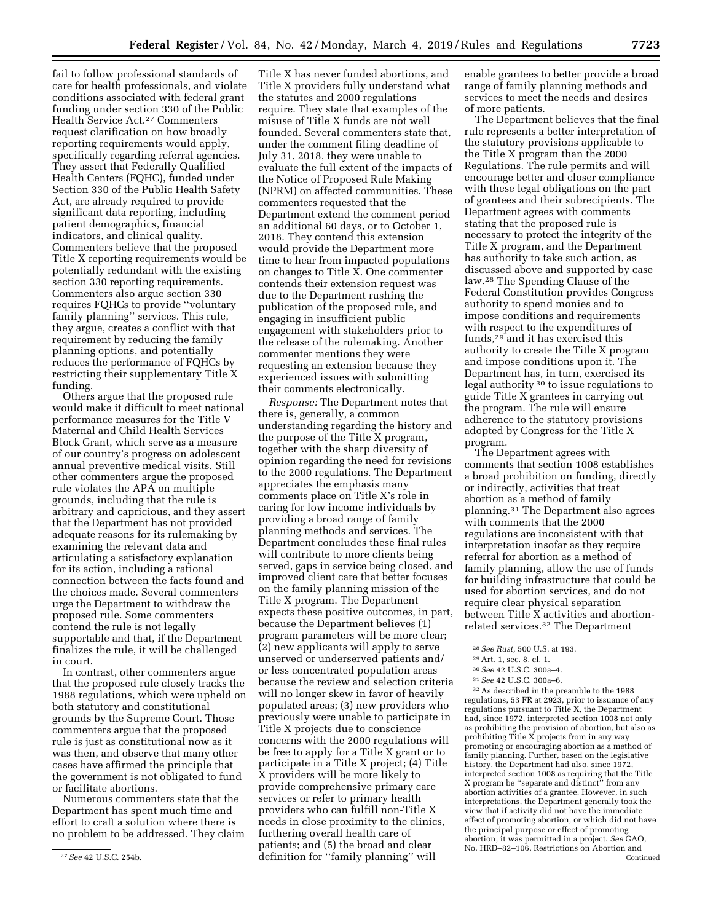fail to follow professional standards of care for health professionals, and violate conditions associated with federal grant funding under section 330 of the Public Health Service Act.[27] Commenters request clarification on how broadly reporting requirements would apply, specifically regarding referral agencies. They assert that Federally Qualified Health Centers (FQHC), funded under Section 330 of the Public Health Safety Act, are already required to provide significant data reporting, including patient demographics, financial indicators, and clinical quality. Commenters believe that the proposed Title X reporting requirements would be potentially redundant with the existing section 330 reporting requirements. Commenters also argue section 330 requires FQHCs to provide ''voluntary family planning'' services. This rule, they argue, creates a conflict with that requirement by reducing the family planning options, and potentially reduces the performance of FQHCs by restricting their supplementary Title X funding.

Others argue that the proposed rule would make it difficult to meet national performance measures for the Title V Maternal and Child Health Services Block Grant, which serve as a measure of our country's progress on adolescent annual preventive medical visits. Still other commenters argue the proposed rule violates the APA on multiple grounds, including that the rule is arbitrary and capricious, and they assert that the Department has not provided adequate reasons for its rulemaking by examining the relevant data and articulating a satisfactory explanation for its action, including a rational connection between the facts found and the choices made. Several commenters urge the Department to withdraw the proposed rule. Some commenters contend the rule is not legally supportable and that, if the Department finalizes the rule, it will be challenged in court.

In contrast, other commenters argue that the proposed rule closely tracks the 1988 regulations, which were upheld on both statutory and constitutional grounds by the Supreme Court. Those commenters argue that the proposed rule is just as constitutional now as it was then, and observe that many other cases have affirmed the principle that the government is not obligated to fund or facilitate abortions.

Numerous commenters state that the Department has spent much time and effort to craft a solution where there is no problem to be addressed. They claim Title X has never funded abortions, and Title X providers fully understand what the statutes and 2000 regulations require. They state that examples of the misuse of Title X funds are not well founded. Several commenters state that, under the comment filing deadline of July 31, 2018, they were unable to evaluate the full extent of the impacts of the Notice of Proposed Rule Making (NPRM) on affected communities. These commenters requested that the Department extend the comment period an additional 60 days, or to October 1, 2018. They contend this extension would provide the Department more time to hear from impacted populations on changes to Title X. One commenter contends their extension request was due to the Department rushing the publication of the proposed rule, and engaging in insufficient public engagement with stakeholders prior to the release of the rulemaking. Another commenter mentions they were requesting an extension because they experienced issues with submitting their comments electronically.

*Response:* The Department notes that there is, generally, a common understanding regarding the history and the purpose of the Title X program, together with the sharp diversity of opinion regarding the need for revisions to the 2000 regulations. The Department appreciates the emphasis many comments place on Title X's role in caring for low income individuals by providing a broad range of family planning methods and services. The Department concludes these final rules will contribute to more clients being served, gaps in service being closed, and improved client care that better focuses on the family planning mission of the Title X program. The Department expects these positive outcomes, in part, because the Department believes (1) program parameters will be more clear; (2) new applicants will apply to serve unserved or underserved patients and/or less concentrated population areas because the review and selection criteria will no longer skew in favor of heavily populated areas; (3) new providers who previously were unable to participate in Title X projects due to conscience concerns with the 2000 regulations will be free to apply for a Title X grant or to participate in a Title X project; (4) Title X providers will be more likely to provide comprehensive primary care services or refer to primary health providers who can fulfill non-Title X needs in close proximity to the clinics, furthering overall health care of patients; and (5) the broad and clear definition for ''family planning'' will enable grantees to better provide a broad range of family planning methods and services to meet the needs and desires of more patients.

The Department believes that the final rule represents a better interpretation of the statutory provisions applicable to the Title X program than the 2000 Regulations. The rule permits and will encourage better and closer compliance with these legal obligations on the part of grantees and their subrecipients. The Department agrees with comments stating that the proposed rule is necessary to protect the integrity of the Title X program, and the Department has authority to take such action, as discussed above and supported by case law.[28] The Spending Clause of the Federal Constitution provides Congress authority to spend monies and to impose conditions and requirements with respect to the expenditures of funds,[29] and it has exercised this authority to create the Title X program and impose conditions upon it. The Department has, in turn, exercised its legal authority[30] to issue regulations to guide Title X grantees in carrying out the program. The rule will ensure adherence to the statutory provisions adopted by Congress for the Title X program.

The Department agrees with comments that section 1008 establishes a broad prohibition on funding, directly or indirectly, activities that treat abortion as a method of family planning.[31] The Department also agrees with comments that the 2000 regulations are inconsistent with that interpretation insofar as they require referral for abortion as a method of family planning, allow the use of funds for building infrastructure that could be used for abortion services, and do not require clear physical separation between Title X activities and abortion-related services.[32] The Department

[27] *See* 42 U.S.C. 254b.

[28] *See Rust,* 500 U.S. at 193.

[29] Art. 1, sec. 8, cl. 1.

[30] *See* 42 U.S.C. 300a–4.

[31] *See* 42 U.S.C. 300a–6.

[32] As described in the preamble to the 1988 regulations, 53 FR at 2923, prior to issuance of any regulations pursuant to Title X, the Department had, since 1972, interpreted section 1008 not only as prohibiting the provision of abortion, but also as prohibiting Title X projects from in any way promoting or encouraging abortion as a method of family planning. Further, based on the legislative history, the Department had also, since 1972, interpreted section 1008 as requiring that the Title X program be ''separate and distinct'' from any abortion activities of a grantee. However, in such interpretations, the Department generally took the view that if activity did not have the immediate effect of promoting abortion, or which did not have the principal purpose or effect of promoting abortion, it was permitted in a project. *See* GAO, No. HRD–82–106, Restrictions on Abortion and Continued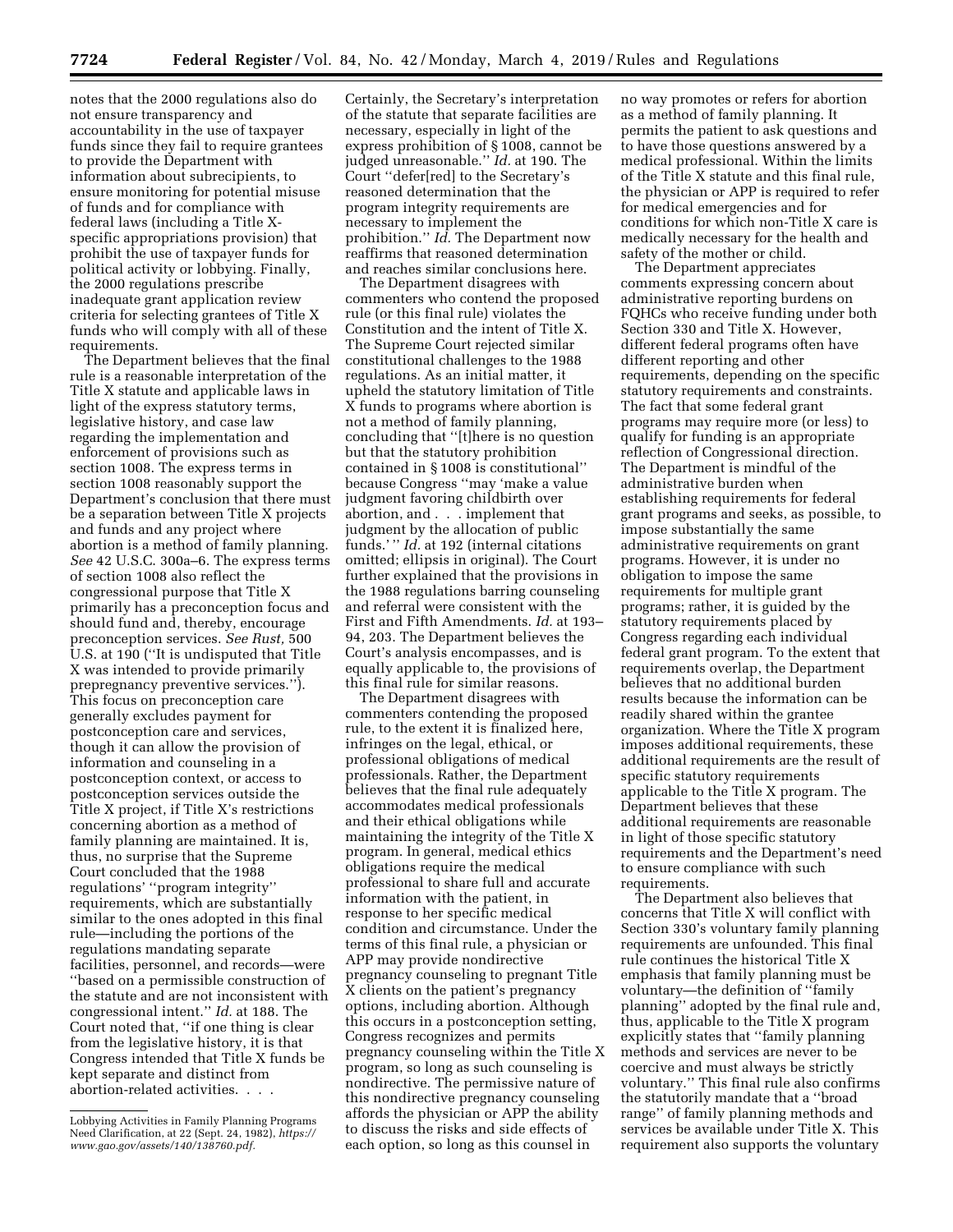notes that the 2000 regulations also do not ensure transparency and accountability in the use of taxpayer funds since they fail to require grantees to provide the Department with information about subrecipients, to ensure monitoring for potential misuse of funds and for compliance with federal laws (including a Title X-specific appropriations provision) that prohibit the use of taxpayer funds for political activity or lobbying. Finally, the 2000 regulations prescribe inadequate grant application review criteria for selecting grantees of Title X funds who will comply with all of these requirements.

The Department believes that the final rule is a reasonable interpretation of the Title X statute and applicable laws in light of the express statutory terms, legislative history, and case law regarding the implementation and enforcement of provisions such as section 1008. The express terms in section 1008 reasonably support the Department's conclusion that there must be a separation between Title X projects and funds and any project where abortion is a method of family planning. *See* 42 U.S.C. 300a–6. The express terms of section 1008 also reflect the congressional purpose that Title X primarily has a preconception focus and should fund and, thereby, encourage preconception services. *See Rust,* 500 U.S. at 190 (''It is undisputed that Title X was intended to provide primarily prepregnancy preventive services.''). This focus on preconception care generally excludes payment for postconception care and services, though it can allow the provision of information and counseling in a postconception context, or access to postconception services outside the Title X project, if Title X's restrictions concerning abortion as a method of family planning are maintained. It is, thus, no surprise that the Supreme Court concluded that the 1988 regulations' ''program integrity'' requirements, which are substantially similar to the ones adopted in this final rule—including the portions of the regulations mandating separate facilities, personnel, and records—were ''based on a permissible construction of the statute and are not inconsistent with congressional intent.'' *Id.* at 188. The Court noted that, ''if one thing is clear from the legislative history, it is that Congress intended that Title X funds be kept separate and distinct from abortion-related activities. . . . Certainly, the Secretary's interpretation of the statute that separate facilities are necessary, especially in light of the express prohibition of § 1008, cannot be judged unreasonable.'' *Id.* at 190. The Court ''defer[red] to the Secretary's reasoned determination that the program integrity requirements are necessary to implement the prohibition.'' *Id.* The Department now reaffirms that reasoned determination and reaches similar conclusions here.

The Department disagrees with commenters who contend the proposed rule (or this final rule) violates the Constitution and the intent of Title X. The Supreme Court rejected similar constitutional challenges to the 1988 regulations. As an initial matter, it upheld the statutory limitation of Title X funds to programs where abortion is not a method of family planning, concluding that ''[t]here is no question but that the statutory prohibition contained in § 1008 is constitutional'' because Congress ''may 'make a value judgment favoring childbirth over abortion, and . . . implement that judgment by the allocation of public funds.' '' *Id.* at 192 (internal citations omitted; ellipsis in original). The Court further explained that the provisions in the 1988 regulations barring counseling and referral were consistent with the First and Fifth Amendments. *Id.* at 193–94, 203. The Department believes the Court's analysis encompasses, and is equally applicable to, the provisions of this final rule for similar reasons.

The Department disagrees with commenters contending the proposed rule, to the extent it is finalized here, infringes on the legal, ethical, or professional obligations of medical professionals. Rather, the Department believes that the final rule adequately accommodates medical professionals and their ethical obligations while maintaining the integrity of the Title X program. In general, medical ethics obligations require the medical professional to share full and accurate information with the patient, in response to her specific medical condition and circumstance. Under the terms of this final rule, a physician or APP may provide nondirective pregnancy counseling to pregnant Title X clients on the patient's pregnancy options, including abortion. Although this occurs in a postconception setting, Congress recognizes and permits pregnancy counseling within the Title X program, so long as such counseling is nondirective. The permissive nature of this nondirective pregnancy counseling affords the physician or APP the ability to discuss the risks and side effects of each option, so long as this counsel in no way promotes or refers for abortion as a method of family planning. It permits the patient to ask questions and to have those questions answered by a medical professional. Within the limits of the Title X statute and this final rule, the physician or APP is required to refer for medical emergencies and for conditions for which non-Title X care is medically necessary for the health and safety of the mother or child.

The Department appreciates comments expressing concern about administrative reporting burdens on FQHCs who receive funding under both Section 330 and Title X. However, different federal programs often have different reporting and other requirements, depending on the specific statutory requirements and constraints. The fact that some federal grant programs may require more (or less) to qualify for funding is an appropriate reflection of Congressional direction. The Department is mindful of the administrative burden when establishing requirements for federal grant programs and seeks, as possible, to impose substantially the same administrative requirements on grant programs. However, it is under no obligation to impose the same requirements for multiple grant programs; rather, it is guided by the statutory requirements placed by Congress regarding each individual federal grant program. To the extent that requirements overlap, the Department believes that no additional burden results because the information can be readily shared within the grantee organization. Where the Title X program imposes additional requirements, these additional requirements are the result of specific statutory requirements applicable to the Title X program. The Department believes that these additional requirements are reasonable in light of those specific statutory requirements and the Department's need to ensure compliance with such requirements.

The Department also believes that concerns that Title X will conflict with Section 330's voluntary family planning requirements are unfounded. This final rule continues the historical Title X emphasis that family planning must be voluntary—the definition of ''family planning'' adopted by the final rule and, thus, applicable to the Title X program explicitly states that ''family planning methods and services are never to be coercive and must always be strictly voluntary.'' This final rule also confirms the statutorily mandate that a ''broad range'' of family planning methods and services be available under Title X. This requirement also supports the voluntary

---

Lobbying Activities in Family Planning Programs Need Clarification, at 22 (Sept. 24, 1982), *https://www.gao.gov/assets/140/138760.pdf.*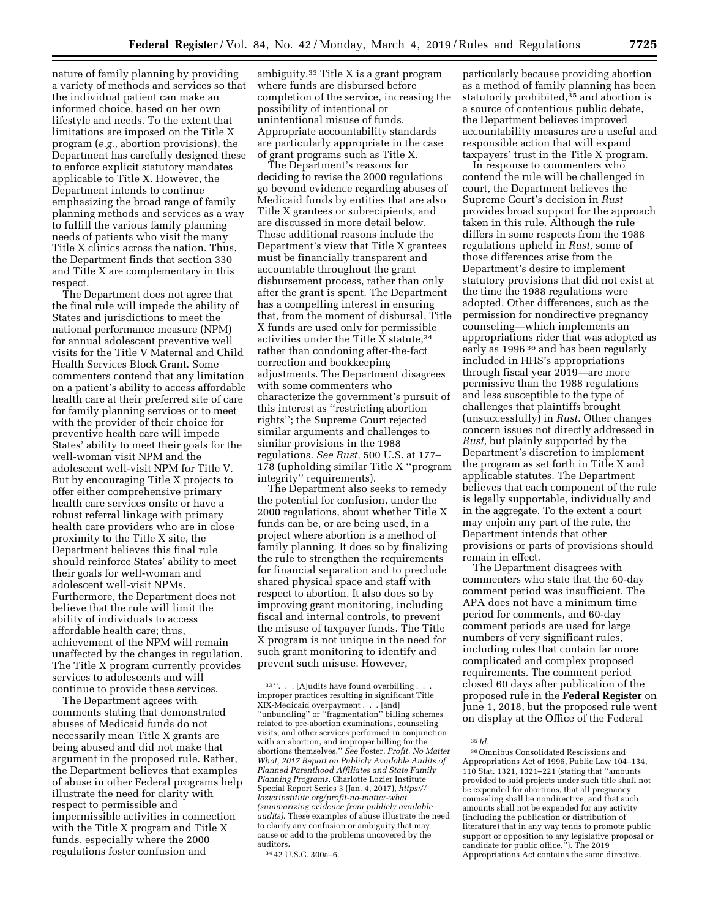nature of family planning by providing a variety of methods and services so that the individual patient can make an informed choice, based on her own lifestyle and needs. To the extent that limitations are imposed on the Title X program (*e.g.,* abortion provisions), the Department has carefully designed these to enforce explicit statutory mandates applicable to Title X. However, the Department intends to continue emphasizing the broad range of family planning methods and services as a way to fulfill the various family planning needs of patients who visit the many Title X clinics across the nation. Thus, the Department finds that section 330 and Title X are complementary in this respect.

The Department does not agree that the final rule will impede the ability of States and jurisdictions to meet the national performance measure (NPM) for annual adolescent preventive well visits for the Title V Maternal and Child Health Services Block Grant. Some commenters contend that any limitation on a patient's ability to access affordable health care at their preferred site of care for family planning services or to meet with the provider of their choice for preventive health care will impede States' ability to meet their goals for the well-woman visit NPM and the adolescent well-visit NPM for Title V. But by encouraging Title X projects to offer either comprehensive primary health care services onsite or have a robust referral linkage with primary health care providers who are in close proximity to the Title X site, the Department believes this final rule should reinforce States' ability to meet their goals for well-woman and adolescent well-visit NPMs. Furthermore, the Department does not believe that the rule will limit the ability of individuals to access affordable health care; thus, achievement of the NPM will remain unaffected by the changes in regulation. The Title X program currently provides services to adolescents and will continue to provide these services.

The Department agrees with comments stating that demonstrated abuses of Medicaid funds do not necessarily mean Title X grants are being abused and did not make that argument in the proposed rule. Rather, the Department believes that examples of abuse in other Federal programs help illustrate the need for clarity with respect to permissible and impermissible activities in connection with the Title X program and Title X funds, especially where the 2000 regulations foster confusion and ambiguity.[33] Title X is a grant program where funds are disbursed before completion of the service, increasing the possibility of intentional or unintentional misuse of funds. Appropriate accountability standards are particularly appropriate in the case of grant programs such as Title X.

The Department's reasons for deciding to revise the 2000 regulations go beyond evidence regarding abuses of Medicaid funds by entities that are also Title X grantees or subrecipients, and are discussed in more detail below. These additional reasons include the Department's view that Title X grantees must be financially transparent and accountable throughout the grant disbursement process, rather than only after the grant is spent. The Department has a compelling interest in ensuring that, from the moment of disbursal, Title X funds are used only for permissible activities under the Title X statute,[34] rather than condoning after-the-fact correction and bookkeeping adjustments. The Department disagrees with some commenters who characterize the government's pursuit of this interest as "restricting abortion rights"; the Supreme Court rejected similar arguments and challenges to similar provisions in the 1988 regulations. *See Rust,* 500 U.S. at 177–178 (upholding similar Title X "program integrity" requirements).

The Department also seeks to remedy the potential for confusion, under the 2000 regulations, about whether Title X funds can be, or are being used, in a project where abortion is a method of family planning. It does so by finalizing the rule to strengthen the requirements for financial separation and to preclude shared physical space and staff with respect to abortion. It also does so by improving grant monitoring, including fiscal and internal controls, to prevent the misuse of taxpayer funds. The Title X program is not unique in the need for such grant monitoring to identify and prevent such misuse. However, particularly because providing abortion as a method of family planning has been statutorily prohibited,[35] and abortion is a source of contentious public debate, the Department believes improved accountability measures are a useful and responsible action that will expand taxpayers' trust in the Title X program.

In response to commenters who contend the rule will be challenged in court, the Department believes the Supreme Court's decision in *Rust* provides broad support for the approach taken in this rule. Although the rule differs in some respects from the 1988 regulations upheld in *Rust,* some of those differences arise from the Department's desire to implement statutory provisions that did not exist at the time the 1988 regulations were adopted. Other differences, such as the permission for nondirective pregnancy counseling—which implements an appropriations rider that was adopted as early as 1996[36] and has been regularly included in HHS's appropriations through fiscal year 2019—are more permissive than the 1988 regulations and less susceptible to the type of challenges that plaintiffs brought (unsuccessfully) in *Rust.* Other changes concern issues not directly addressed in *Rust,* but plainly supported by the Department's discretion to implement the program as set forth in Title X and applicable statutes. The Department believes that each component of the rule is legally supportable, individually and in the aggregate. To the extent a court may enjoin any part of the rule, the Department intends that other provisions or parts of provisions should remain in effect.

The Department disagrees with commenters who state that the 60-day comment period was insufficient. The APA does not have a minimum time period for comments, and 60-day comment periods are used for large numbers of very significant rules, including rules that contain far more complicated and complex proposed requirements. The comment period closed 60 days after publication of the proposed rule in the **Federal Register** on June 1, 2018, but the proposed rule went on display at the Office of the Federal

---

[33] ". . . [A]udits have found overbilling . . . improper practices resulting in significant Title XIX-Medicaid overpayment . . . [and] "unbundling" or "fragmentation" billing schemes related to pre-abortion examinations, counseling visits, and other services performed in conjunction with an abortion, and improper billing for the abortions themselves." *See* Foster, *Profit. No Matter What, 2017 Report on Publicly Available Audits of Planned Parenthood Affiliates and State Family Planning Programs,* Charlotte Lozier Institute Special Report Series 3 (Jan. 4, 2017), *https://lozierinstitute.org/profit-no-matter-what (summarizing evidence from publicly available audits).* These examples of abuse illustrate the need to clarify any confusion or ambiguity that may cause or add to the problems uncovered by the auditors.

[34] 42 U.S.C. 300a–6.

[35] *Id.*

[36] Omnibus Consolidated Rescissions and Appropriations Act of 1996, Public Law 104–134, 110 Stat. 1321, 1321–221 (stating that "amounts provided to said projects under such title shall not be expended for abortions, that all pregnancy counseling shall be nondirective, and that such amounts shall not be expended for any activity (including the publication or distribution of literature) that in any way tends to promote public support or opposition to any legislative proposal or candidate for public office."). The 2019 Appropriations Act contains the same directive.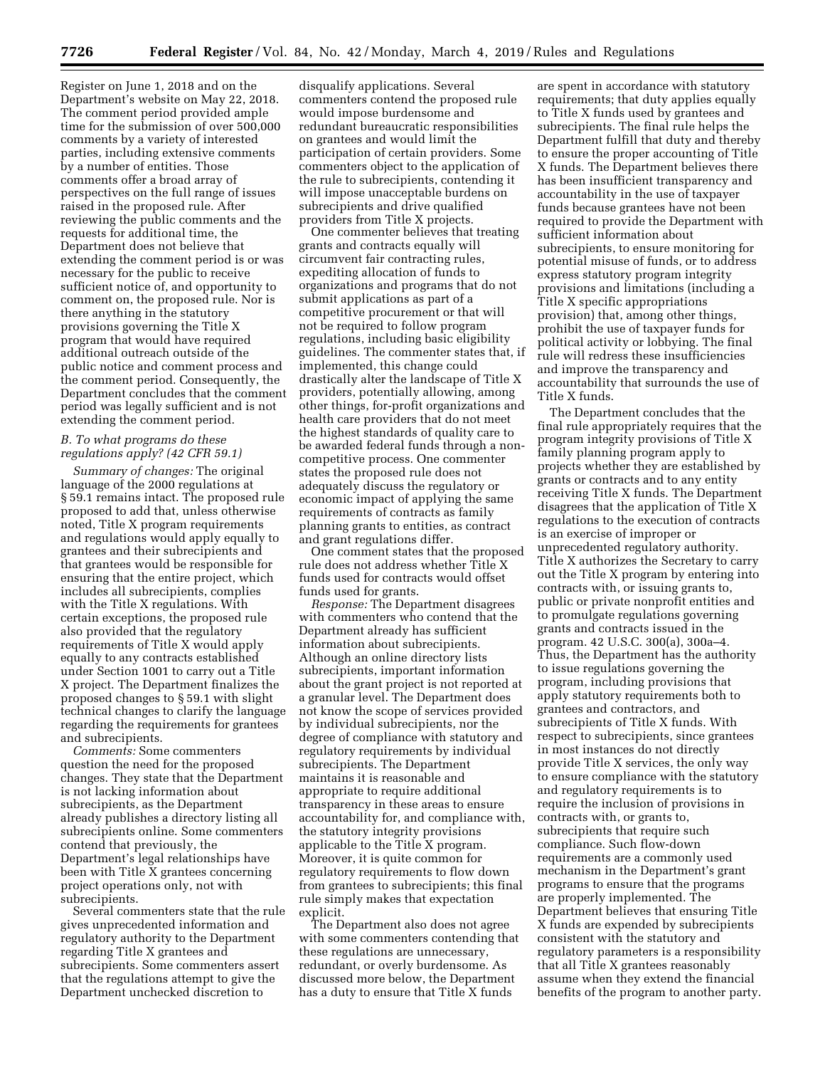Register on June 1, 2018 and on the Department's website on May 22, 2018. The comment period provided ample time for the submission of over 500,000 comments by a variety of interested parties, including extensive comments by a number of entities. Those comments offer a broad array of perspectives on the full range of issues raised in the proposed rule. After reviewing the public comments and the requests for additional time, the Department does not believe that extending the comment period is or was necessary for the public to receive sufficient notice of, and opportunity to comment on, the proposed rule. Nor is there anything in the statutory provisions governing the Title X program that would have required additional outreach outside of the public notice and comment process and the comment period. Consequently, the Department concludes that the comment period was legally sufficient and is not extending the comment period.

### *B. To what programs do these regulations apply? (42 CFR 59.1)*

*Summary of changes:* The original language of the 2000 regulations at § 59.1 remains intact. The proposed rule proposed to add that, unless otherwise noted, Title X program requirements and regulations would apply equally to grantees and their subrecipients and that grantees would be responsible for ensuring that the entire project, which includes all subrecipients, complies with the Title X regulations. With certain exceptions, the proposed rule also provided that the regulatory requirements of Title X would apply equally to any contracts established under Section 1001 to carry out a Title X project. The Department finalizes the proposed changes to § 59.1 with slight technical changes to clarify the language regarding the requirements for grantees and subrecipients.

*Comments:* Some commenters question the need for the proposed changes. They state that the Department is not lacking information about subrecipients, as the Department already publishes a directory listing all subrecipients online. Some commenters contend that previously, the Department's legal relationships have been with Title X grantees concerning project operations only, not with subrecipients.

Several commenters state that the rule gives unprecedented information and regulatory authority to the Department regarding Title X grantees and subrecipients. Some commenters assert that the regulations attempt to give the Department unchecked discretion to disqualify applications. Several commenters contend the proposed rule would impose burdensome and redundant bureaucratic responsibilities on grantees and would limit the participation of certain providers. Some commenters object to the application of the rule to subrecipients, contending it will impose unacceptable burdens on subrecipients and drive qualified providers from Title X projects.

One commenter believes that treating grants and contracts equally will circumvent fair contracting rules, expediting allocation of funds to organizations and programs that do not submit applications as part of a competitive procurement or that will not be required to follow program regulations, including basic eligibility guidelines. The commenter states that, if implemented, this change could drastically alter the landscape of Title X providers, potentially allowing, among other things, for-profit organizations and health care providers that do not meet the highest standards of quality care to be awarded federal funds through a non-competitive process. One commenter states the proposed rule does not adequately discuss the regulatory or economic impact of applying the same requirements of contracts as family planning grants to entities, as contract and grant regulations differ.

One comment states that the proposed rule does not address whether Title X funds used for contracts would offset funds used for grants.

*Response:* The Department disagrees with commenters who contend that the Department already has sufficient information about subrecipients. Although an online directory lists subrecipients, important information about the grant project is not reported at a granular level. The Department does not know the scope of services provided by individual subrecipients, nor the degree of compliance with statutory and regulatory requirements by individual subrecipients. The Department maintains it is reasonable and appropriate to require additional transparency in these areas to ensure accountability for, and compliance with, the statutory integrity provisions applicable to the Title X program. Moreover, it is quite common for regulatory requirements to flow down from grantees to subrecipients; this final rule simply makes that expectation explicit.

The Department also does not agree with some commenters contending that these regulations are unnecessary, redundant, or overly burdensome. As discussed more below, the Department has a duty to ensure that Title X funds are spent in accordance with statutory requirements; that duty applies equally to Title X funds used by grantees and subrecipients. The final rule helps the Department fulfill that duty and thereby to ensure the proper accounting of Title X funds. The Department believes there has been insufficient transparency and accountability in the use of taxpayer funds because grantees have not been required to provide the Department with sufficient information about subrecipients, to ensure monitoring for potential misuse of funds, or to address express statutory program integrity provisions and limitations (including a Title X specific appropriations provision) that, among other things, prohibit the use of taxpayer funds for political activity or lobbying. The final rule will redress these insufficiencies and improve the transparency and accountability that surrounds the use of Title X funds.

The Department concludes that the final rule appropriately requires that the program integrity provisions of Title X family planning program apply to projects whether they are established by grants or contracts and to any entity receiving Title X funds. The Department disagrees that the application of Title X regulations to the execution of contracts is an exercise of improper or unprecedented regulatory authority. Title X authorizes the Secretary to carry out the Title X program by entering into contracts with, or issuing grants to, public or private nonprofit entities and to promulgate regulations governing grants and contracts issued in the program. 42 U.S.C. 300(a), 300a–4. Thus, the Department has the authority to issue regulations governing the program, including provisions that apply statutory requirements both to grantees and contractors, and subrecipients of Title X funds. With respect to subrecipients, since grantees in most instances do not directly provide Title X services, the only way to ensure compliance with the statutory and regulatory requirements is to require the inclusion of provisions in contracts with, or grants to, subrecipients that require such compliance. Such flow-down requirements are a commonly used mechanism in the Department's grant programs to ensure that the programs are properly implemented. The Department believes that ensuring Title X funds are expended by subrecipients consistent with the statutory and regulatory parameters is a responsibility that all Title X grantees reasonably assume when they extend the financial benefits of the program to another party.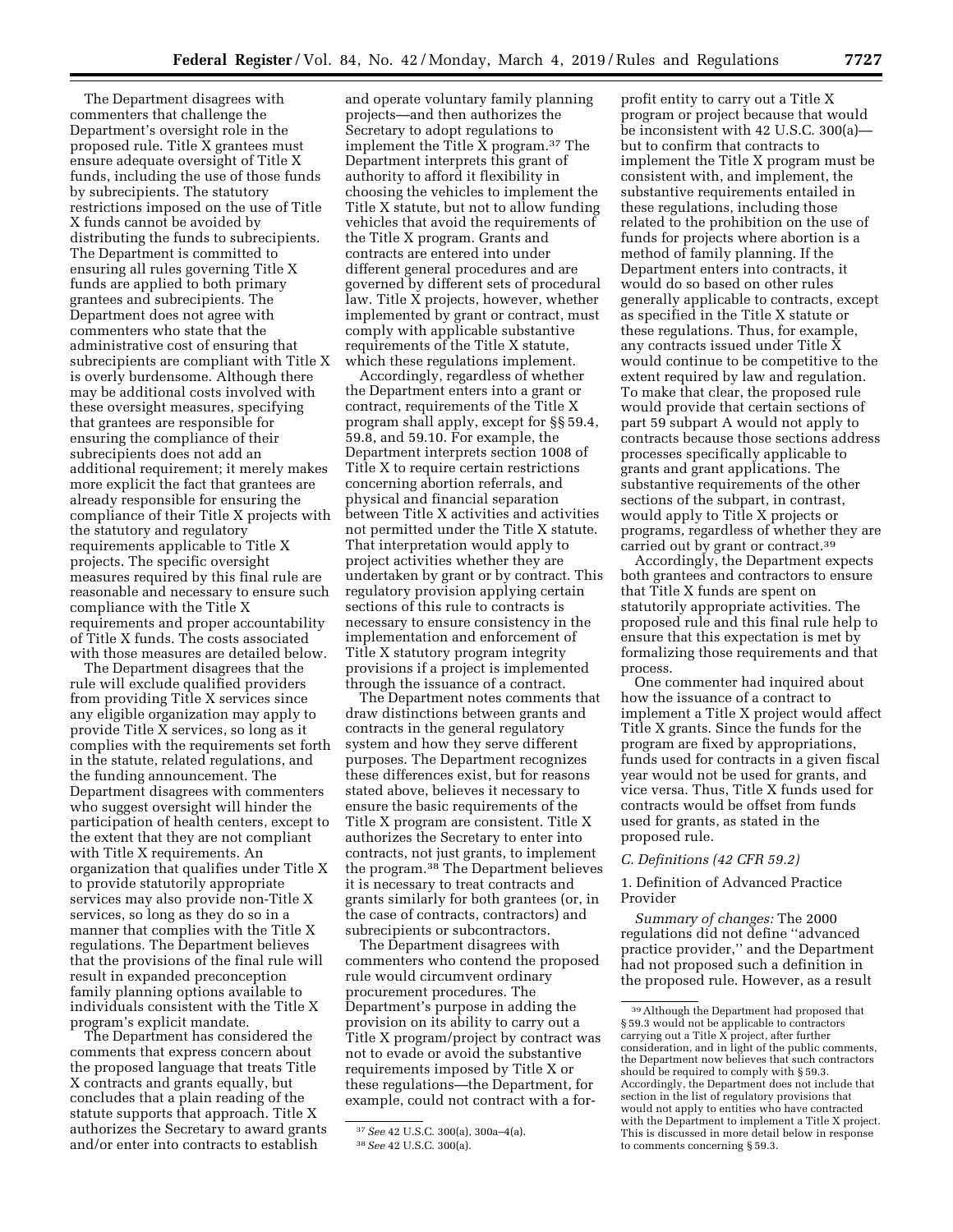The Department disagrees with commenters that challenge the Department's oversight role in the proposed rule. Title X grantees must ensure adequate oversight of Title X funds, including the use of those funds by subrecipients. The statutory restrictions imposed on the use of Title X funds cannot be avoided by distributing the funds to subrecipients. The Department is committed to ensuring all rules governing Title X funds are applied to both primary grantees and subrecipients. The Department does not agree with commenters who state that the administrative cost of ensuring that subrecipients are compliant with Title X is overly burdensome. Although there may be additional costs involved with these oversight measures, specifying that grantees are responsible for ensuring the compliance of their subrecipients does not add an additional requirement; it merely makes more explicit the fact that grantees are already responsible for ensuring the compliance of their Title X projects with the statutory and regulatory requirements applicable to Title X projects. The specific oversight measures required by this final rule are reasonable and necessary to ensure such compliance with the Title X requirements and proper accountability of Title X funds. The costs associated with those measures are detailed below.

The Department disagrees that the rule will exclude qualified providers from providing Title X services since any eligible organization may apply to provide Title X services, so long as it complies with the requirements set forth in the statute, related regulations, and the funding announcement. The Department disagrees with commenters who suggest oversight will hinder the participation of health centers, except to the extent that they are not compliant with Title X requirements. An organization that qualifies under Title X to provide statutorily appropriate services may also provide non-Title X services, so long as they do so in a manner that complies with the Title X regulations. The Department believes that the provisions of the final rule will result in expanded preconception family planning options available to individuals consistent with the Title X program's explicit mandate.

The Department has considered the comments that express concern about the proposed language that treats Title X contracts and grants equally, but concludes that a plain reading of the statute supports that approach. Title X authorizes the Secretary to award grants and/or enter into contracts to establish and operate voluntary family planning projects—and then authorizes the Secretary to adopt regulations to implement the Title X program.[37] The Department interprets this grant of authority to afford it flexibility in choosing the vehicles to implement the Title X statute, but not to allow funding vehicles that avoid the requirements of the Title X program. Grants and contracts are entered into under different general procedures and are governed by different sets of procedural law. Title X projects, however, whether implemented by grant or contract, must comply with applicable substantive requirements of the Title X statute, which these regulations implement.

Accordingly, regardless of whether the Department enters into a grant or contract, requirements of the Title X program shall apply, except for §§ 59.4, 59.8, and 59.10. For example, the Department interprets section 1008 of Title X to require certain restrictions concerning abortion referrals, and physical and financial separation between Title X activities and activities not permitted under the Title X statute. That interpretation would apply to project activities whether they are undertaken by grant or by contract. This regulatory provision applying certain sections of this rule to contracts is necessary to ensure consistency in the implementation and enforcement of Title X statutory program integrity provisions if a project is implemented through the issuance of a contract.

The Department notes comments that draw distinctions between grants and contracts in the general regulatory system and how they serve different purposes. The Department recognizes these differences exist, but for reasons stated above, believes it necessary to ensure the basic requirements of the Title X program are consistent. Title X authorizes the Secretary to enter into contracts, not just grants, to implement the program.[38] The Department believes it is necessary to treat contracts and grants similarly for both grantees (or, in the case of contracts, contractors) and subrecipients or subcontractors.

The Department disagrees with commenters who contend the proposed rule would circumvent ordinary procurement procedures. The Department's purpose in adding the provision on its ability to carry out a Title X program/project by contract was not to evade or avoid the substantive requirements imposed by Title X or these regulations—the Department, for example, could not contract with a for-profit entity to carry out a Title X program or project because that would be inconsistent with 42 U.S.C. 300(a)—but to confirm that contracts to implement the Title X program must be consistent with, and implement, the substantive requirements entailed in these regulations, including those related to the prohibition on the use of funds for projects where abortion is a method of family planning. If the Department enters into contracts, it would do so based on other rules generally applicable to contracts, except as specified in the Title X statute or these regulations. Thus, for example, any contracts issued under Title X would continue to be competitive to the extent required by law and regulation. To make that clear, the proposed rule would provide that certain sections of part 59 subpart A would not apply to contracts because those sections address processes specifically applicable to grants and grant applications. The substantive requirements of the other sections of the subpart, in contrast, would apply to Title X projects or programs, regardless of whether they are carried out by grant or contract.[39]

Accordingly, the Department expects both grantees and contractors to ensure that Title X funds are spent on statutorily appropriate activities. The proposed rule and this final rule help to ensure that this expectation is met by formalizing those requirements and that process.

One commenter had inquired about how the issuance of a contract to implement a Title X project would affect Title X grants. Since the funds for the program are fixed by appropriations, funds used for contracts in a given fiscal year would not be used for grants, and vice versa. Thus, Title X funds used for contracts would be offset from funds used for grants, as stated in the proposed rule.

### C. Definitions (42 CFR 59.2)

#### 1. Definition of Advanced Practice Provider

*Summary of changes:* The 2000 regulations did not define ''advanced practice provider,'' and the Department had not proposed such a definition in the proposed rule. However, as a result

---

[37] *See* 42 U.S.C. 300(a), 300a–4(a).

[38] *See* 42 U.S.C. 300(a).

[39] Although the Department had proposed that § 59.3 would not be applicable to contractors carrying out a Title X project, after further consideration, and in light of the public comments, the Department now believes that such contractors should be required to comply with § 59.3. Accordingly, the Department does not include that section in the list of regulatory provisions that would not apply to entities who have contracted with the Department to implement a Title X project. This is discussed in more detail below in response to comments concerning § 59.3.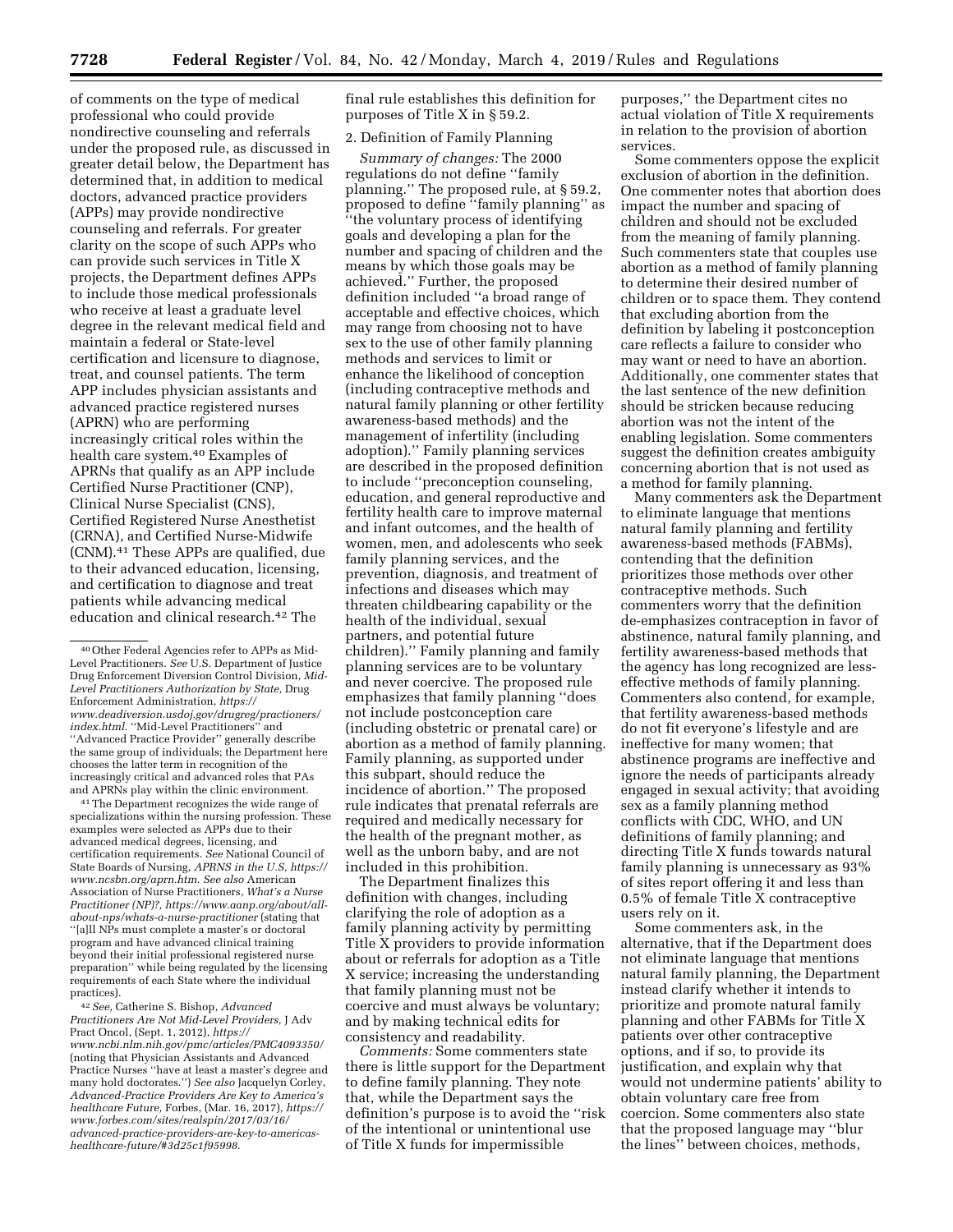of comments on the type of medical professional who could provide nondirective counseling and referrals under the proposed rule, as discussed in greater detail below, the Department has determined that, in addition to medical doctors, advanced practice providers (APPs) may provide nondirective counseling and referrals. For greater clarity on the scope of such APPs who can provide such services in Title X projects, the Department defines APPs to include those medical professionals who receive at least a graduate level degree in the relevant medical field and maintain a federal or State-level certification and licensure to diagnose, treat, and counsel patients. The term APP includes physician assistants and advanced practice registered nurses (APRN) who are performing increasingly critical roles within the health care system.[40] Examples of APRNs that qualify as an APP include Certified Nurse Practitioner (CNP), Clinical Nurse Specialist (CNS), Certified Registered Nurse Anesthetist (CRNA), and Certified Nurse-Midwife (CNM).[41] These APPs are qualified, due to their advanced education, licensing, and certification to diagnose and treat patients while advancing medical education and clinical research.[42] The final rule establishes this definition for purposes of Title X in § 59.2.

2. Definition of Family Planning

*Summary of changes:* The 2000 regulations do not define ''family planning.'' The proposed rule, at § 59.2, proposed to define ''family planning'' as ''the voluntary process of identifying goals and developing a plan for the number and spacing of children and the means by which those goals may be achieved.'' Further, the proposed definition included ''a broad range of acceptable and effective choices, which may range from choosing not to have sex to the use of other family planning methods and services to limit or enhance the likelihood of conception (including contraceptive methods and natural family planning or other fertility awareness-based methods) and the management of infertility (including adoption).'' Family planning services are described in the proposed definition to include ''preconception counseling, education, and general reproductive and fertility health care to improve maternal and infant outcomes, and the health of women, men, and adolescents who seek family planning services, and the prevention, diagnosis, and treatment of infections and diseases which may threaten childbearing capability or the health of the individual, sexual partners, and potential future children).'' Family planning and family planning services are to be voluntary and never coercive. The proposed rule emphasizes that family planning ''does not include postconception care (including obstetric or prenatal care) or abortion as a method of family planning. Family planning, as supported under this subpart, should reduce the incidence of abortion.'' The proposed rule indicates that prenatal referrals are required and medically necessary for the health of the pregnant mother, as well as the unborn baby, and are not included in this prohibition.

The Department finalizes this definition with changes, including clarifying the role of adoption as a family planning activity by permitting Title X providers to provide information about or referrals for adoption as a Title X service; increasing the understanding that family planning must not be coercive and must always be voluntary; and by making technical edits for consistency and readability.

*Comments:* Some commenters state there is little support for the Department to define family planning. They note that, while the Department says the definition's purpose is to avoid the ''risk of the intentional or unintentional use of Title X funds for impermissible purposes,'' the Department cites no actual violation of Title X requirements in relation to the provision of abortion services.

Some commenters oppose the explicit exclusion of abortion in the definition. One commenter notes that abortion does impact the number and spacing of children and should not be excluded from the meaning of family planning. Such commenters state that couples use abortion as a method of family planning to determine their desired number of children or to space them. They contend that excluding abortion from the definition by labeling it postconception care reflects a failure to consider who may want or need to have an abortion. Additionally, one commenter states that the last sentence of the new definition should be stricken because reducing abortion was not the intent of the enabling legislation. Some commenters suggest the definition creates ambiguity concerning abortion that is not used as a method for family planning.

Many commenters ask the Department to eliminate language that mentions natural family planning and fertility awareness-based methods (FABMs), contending that the definition prioritizes those methods over other contraceptive methods. Such commenters worry that the definition de-emphasizes contraception in favor of abstinence, natural family planning, and fertility awareness-based methods that the agency has long recognized are less-effective methods of family planning. Commenters also contend, for example, that fertility awareness-based methods do not fit everyone's lifestyle and are ineffective for many women; that abstinence programs are ineffective and ignore the needs of participants already engaged in sexual activity; that avoiding sex as a family planning method conflicts with CDC, WHO, and UN definitions of family planning; and directing Title X funds towards natural family planning is unnecessary as 93% of sites report offering it and less than 0.5% of female Title X contraceptive users rely on it.

Some commenters ask, in the alternative, that if the Department does not eliminate language that mentions natural family planning, the Department instead clarify whether it intends to prioritize and promote natural family planning and other FABMs for Title X patients over other contraceptive options, and if so, to provide its justification, and explain why that would not undermine patients' ability to obtain voluntary care free from coercion. Some commenters also state that the proposed language may ''blur the lines'' between choices, methods,

---

[40] Other Federal Agencies refer to APPs as Mid-Level Practitioners. *See* U.S. Department of Justice Drug Enforcement Diversion Control Division, *Mid-Level Practitioners Authorization by State,* Drug Enforcement Administration, *https://www.deadiversion.usdoj.gov/drugreg/practioners/index.html.* ''Mid-Level Practitioners'' and ''Advanced Practice Provider'' generally describe the same group of individuals; the Department here chooses the latter term in recognition of the increasingly critical and advanced roles that PAs and APRNs play within the clinic environment.

[41] The Department recognizes the wide range of specializations within the nursing profession. These examples were selected as APPs due to their advanced medical degrees, licensing, and certification requirements. *See* National Council of State Boards of Nursing, *APRNS in the U.S, https://www.ncsbn.org/aprn.htm. See also* American Association of Nurse Practitioners, *What's a Nurse Practitioner (NP)?, https://www.aanp.org/about/all-about-nps/whats-a-nurse-practitioner* (stating that ''[a]ll NPs must complete a master's or doctoral program and have advanced clinical training beyond their initial professional registered nurse preparation'' while being regulated by the licensing requirements of each State where the individual practices).

[42] *See,* Catherine S. Bishop, *Advanced Practitioners Are Not Mid-Level Providers,* J Adv Pract Oncol, (Sept. 1, 2012), *https://www.ncbi.nlm.nih.gov/pmc/articles/PMC4093350/* (noting that Physician Assistants and Advanced Practice Nurses ''have at least a master's degree and many hold doctorates.'') *See also* Jacquelyn Corley, *Advanced-Practice Providers Are Key to America's healthcare Future,* Forbes, (Mar. 16, 2017), *https://www.forbes.com/sites/realspin/2017/03/16/advanced-practice-providers-are-key-to-americas-healthcare-future/#3d25c1f95998.*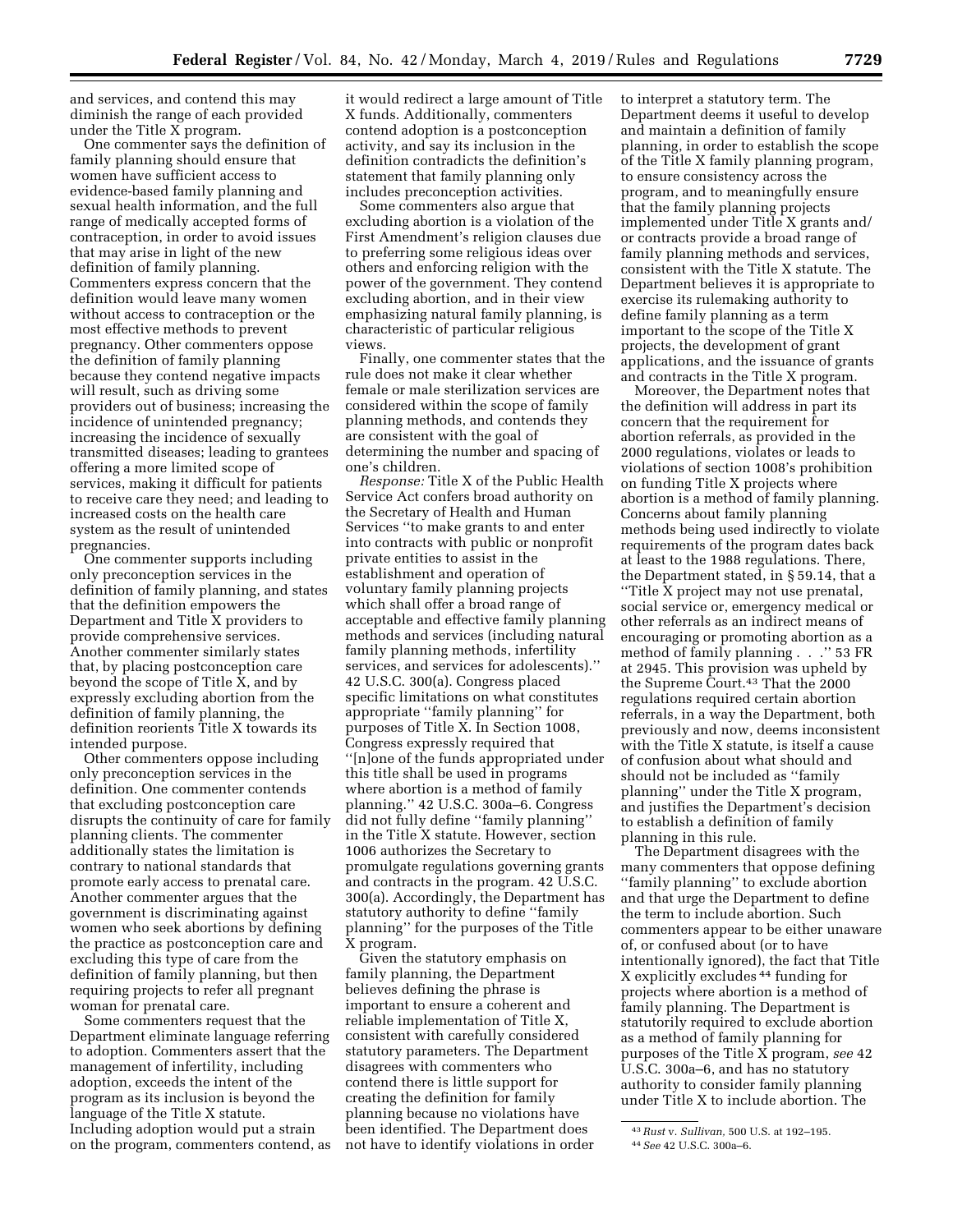and services, and contend this may diminish the range of each provided under the Title X program.

One commenter says the definition of family planning should ensure that women have sufficient access to evidence-based family planning and sexual health information, and the full range of medically accepted forms of contraception, in order to avoid issues that may arise in light of the new definition of family planning. Commenters express concern that the definition would leave many women without access to contraception or the most effective methods to prevent pregnancy. Other commenters oppose the definition of family planning because they contend negative impacts will result, such as driving some providers out of business; increasing the incidence of unintended pregnancy; increasing the incidence of sexually transmitted diseases; leading to grantees offering a more limited scope of services, making it difficult for patients to receive care they need; and leading to increased costs on the health care system as the result of unintended pregnancies.

One commenter supports including only preconception services in the definition of family planning, and states that the definition empowers the Department and Title X providers to provide comprehensive services. Another commenter similarly states that, by placing postconception care beyond the scope of Title X, and by expressly excluding abortion from the definition of family planning, the definition reorients Title X towards its intended purpose.

Other commenters oppose including only preconception services in the definition. One commenter contends that excluding postconception care disrupts the continuity of care for family planning clients. The commenter additionally states the limitation is contrary to national standards that promote early access to prenatal care. Another commenter argues that the government is discriminating against women who seek abortions by defining the practice as postconception care and excluding this type of care from the definition of family planning, but then requiring projects to refer all pregnant woman for prenatal care.

Some commenters request that the Department eliminate language referring to adoption. Commenters assert that the management of infertility, including adoption, exceeds the intent of the program as its inclusion is beyond the language of the Title X statute. Including adoption would put a strain on the program, commenters contend, as it would redirect a large amount of Title X funds. Additionally, commenters contend adoption is a postconception activity, and say its inclusion in the definition contradicts the definition's statement that family planning only includes preconception activities.

Some commenters also argue that excluding abortion is a violation of the First Amendment's religion clauses due to preferring some religious ideas over others and enforcing religion with the power of the government. They contend excluding abortion, and in their view emphasizing natural family planning, is characteristic of particular religious views.

Finally, one commenter states that the rule does not make it clear whether female or male sterilization services are considered within the scope of family planning methods, and contends they are consistent with the goal of determining the number and spacing of one's children.

*Response:* Title X of the Public Health Service Act confers broad authority on the Secretary of Health and Human Services "to make grants to and enter into contracts with public or nonprofit private entities to assist in the establishment and operation of voluntary family planning projects which shall offer a broad range of acceptable and effective family planning methods and services (including natural family planning methods, infertility services, and services for adolescents)." 42 U.S.C. 300(a). Congress placed specific limitations on what constitutes appropriate "family planning" for purposes of Title X. In Section 1008, Congress expressly required that "[n]one of the funds appropriated under this title shall be used in programs where abortion is a method of family planning." 42 U.S.C. 300a–6. Congress did not fully define "family planning" in the Title X statute. However, section 1006 authorizes the Secretary to promulgate regulations governing grants and contracts in the program. 42 U.S.C. 300(a). Accordingly, the Department has statutory authority to define "family planning" for the purposes of the Title X program.

Given the statutory emphasis on family planning, the Department believes defining the phrase is important to ensure a coherent and reliable implementation of Title X, consistent with carefully considered statutory parameters. The Department disagrees with commenters who contend there is little support for creating the definition for family planning because no violations have been identified. The Department does not have to identify violations in order to interpret a statutory term. The Department deems it useful to develop and maintain a definition of family planning, in order to establish the scope of the Title X family planning program, to ensure consistency across the program, and to meaningfully ensure that the family planning projects implemented under Title X grants and/or contracts provide a broad range of family planning methods and services, consistent with the Title X statute. The Department believes it is appropriate to exercise its rulemaking authority to define family planning as a term important to the scope of the Title X projects, the development of grant applications, and the issuance of grants and contracts in the Title X program.

Moreover, the Department notes that the definition will address in part its concern that the requirement for abortion referrals, as provided in the 2000 regulations, violates or leads to violations of section 1008's prohibition on funding Title X projects where abortion is a method of family planning. Concerns about family planning methods being used indirectly to violate requirements of the program dates back at least to the 1988 regulations. There, the Department stated, in § 59.14, that a "Title X project may not use prenatal, social service or, emergency medical or other referrals as an indirect means of encouraging or promoting abortion as a method of family planning . . ." 53 FR at 2945. This provision was upheld by the Supreme Court.[43] That the 2000 regulations required certain abortion referrals, in a way the Department, both previously and now, deems inconsistent with the Title X statute, is itself a cause of confusion about what should and should not be included as "family planning" under the Title X program, and justifies the Department's decision to establish a definition of family planning in this rule.

The Department disagrees with the many commenters that oppose defining "family planning" to exclude abortion and that urge the Department to define the term to include abortion. Such commenters appear to be either unaware of, or confused about (or to have intentionally ignored), the fact that Title X explicitly excludes[44] funding for projects where abortion is a method of family planning. The Department is statutorily required to exclude abortion as a method of family planning for purposes of the Title X program, *see* 42 U.S.C. 300a–6, and has no statutory authority to consider family planning under Title X to include abortion. The

[43] *Rust* v. *Sullivan,* 500 U.S. at 192–195.

[44] *See* 42 U.S.C. 300a–6.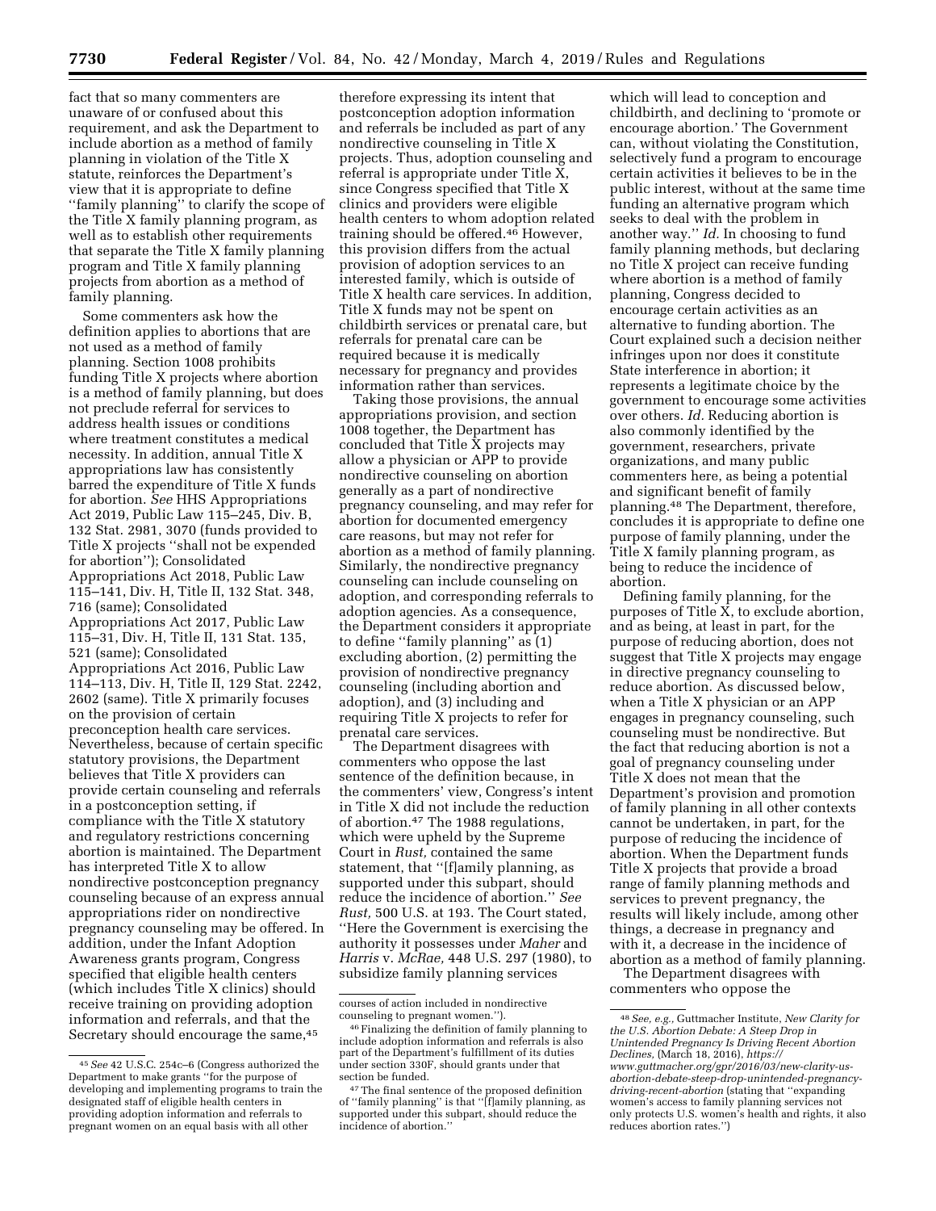fact that so many commenters are unaware of or confused about this requirement, and ask the Department to include abortion as a method of family planning in violation of the Title X statute, reinforces the Department's view that it is appropriate to define "family planning" to clarify the scope of the Title X family planning program, as well as to establish other requirements that separate the Title X family planning program and Title X family planning projects from abortion as a method of family planning.

Some commenters ask how the definition applies to abortions that are not used as a method of family planning. Section 1008 prohibits funding Title X projects where abortion is a method of family planning, but does not preclude referral for services to address health issues or conditions where treatment constitutes a medical necessity. In addition, annual Title X appropriations law has consistently barred the expenditure of Title X funds for abortion. *See* HHS Appropriations Act 2019, Public Law 115–245, Div. B, 132 Stat. 2981, 3070 (funds provided to Title X projects "shall not be expended for abortion"); Consolidated Appropriations Act 2018, Public Law 115–141, Div. H, Title II, 132 Stat. 348, 716 (same); Consolidated Appropriations Act 2017, Public Law 115–31, Div. H, Title II, 131 Stat. 135, 521 (same); Consolidated Appropriations Act 2016, Public Law 114–113, Div. H, Title II, 129 Stat. 2242, 2602 (same). Title X primarily focuses on the provision of certain preconception health care services. Nevertheless, because of certain specific statutory provisions, the Department believes that Title X providers can provide certain counseling and referrals in a postconception setting, if compliance with the Title X statutory and regulatory restrictions concerning abortion is maintained. The Department has interpreted Title X to allow nondirective postconception pregnancy counseling because of an express annual appropriations rider on nondirective pregnancy counseling may be offered. In addition, under the Infant Adoption Awareness grants program, Congress specified that eligible health centers (which includes Title X clinics) should receive training on providing adoption information and referrals, and that the Secretary should encourage the same,[45] therefore expressing its intent that postconception adoption information and referrals be included as part of any nondirective counseling in Title X projects. Thus, adoption counseling and referral is appropriate under Title X, since Congress specified that Title X clinics and providers were eligible health centers to whom adoption related training should be offered.[46] However, this provision differs from the actual provision of adoption services to an interested family, which is outside of Title X health care services. In addition, Title X funds may not be spent on childbirth services or prenatal care, but referrals for prenatal care can be required because it is medically necessary for pregnancy and provides information rather than services.

Taking those provisions, the annual appropriations provision, and section 1008 together, the Department has concluded that Title X projects may allow a physician or APP to provide nondirective counseling on abortion generally as a part of nondirective pregnancy counseling, and may refer for abortion for documented emergency care reasons, but may not refer for abortion as a method of family planning. Similarly, the nondirective pregnancy counseling can include counseling on adoption, and corresponding referrals to adoption agencies. As a consequence, the Department considers it appropriate to define "family planning" as (1) excluding abortion, (2) permitting the provision of nondirective pregnancy counseling (including abortion and adoption), and (3) including and requiring Title X projects to refer for prenatal care services.

The Department disagrees with commenters who oppose the last sentence of the definition because, in the commenters' view, Congress's intent in Title X did not include the reduction of abortion.[47] The 1988 regulations, which were upheld by the Supreme Court in *Rust,* contained the same statement, that "[f]amily planning, as supported under this subpart, should reduce the incidence of abortion." *See Rust,* 500 U.S. at 193. The Court stated, "Here the Government is exercising the authority it possesses under *Maher* and *Harris* v. *McRae,* 448 U.S. 297 (1980), to subsidize family planning services which will lead to conception and childbirth, and declining to 'promote or encourage abortion.' The Government can, without violating the Constitution, selectively fund a program to encourage certain activities it believes to be in the public interest, without at the same time funding an alternative program which seeks to deal with the problem in another way." *Id.* In choosing to fund family planning methods, but declaring no Title X project can receive funding where abortion is a method of family planning, Congress decided to encourage certain activities as an alternative to funding abortion. The Court explained such a decision neither infringes upon nor does it constitute State interference in abortion; it represents a legitimate choice by the government to encourage some activities over others. *Id.* Reducing abortion is also commonly identified by the government, researchers, private organizations, and many public commenters here, as being a potential and significant benefit of family planning.[48] The Department, therefore, concludes it is appropriate to define one purpose of family planning, under the Title X family planning program, as being to reduce the incidence of abortion.

Defining family planning, for the purposes of Title X, to exclude abortion, and as being, at least in part, for the purpose of reducing abortion, does not suggest that Title X projects may engage in directive pregnancy counseling to reduce abortion. As discussed below, when a Title X physician or an APP engages in pregnancy counseling, such counseling must be nondirective. But the fact that reducing abortion is not a goal of pregnancy counseling under Title X does not mean that the Department's provision and promotion of family planning in all other contexts cannot be undertaken, in part, for the purpose of reducing the incidence of abortion. When the Department funds Title X projects that provide a broad range of family planning methods and services to prevent pregnancy, the results will likely include, among other things, a decrease in pregnancy and with it, a decrease in the incidence of abortion as a method of family planning.

The Department disagrees with commenters who oppose the

---

[45] *See* 42 U.S.C. 254c–6 (Congress authorized the Department to make grants "for the purpose of developing and implementing programs to train the designated staff of eligible health centers in providing adoption information and referrals to pregnant women on an equal basis with all other courses of action included in nondirective counseling to pregnant women.").

[46] Finalizing the definition of family planning to include adoption information and referrals is also part of the Department's fulfillment of its duties under section 330F, should grants under that section be funded.

[47] The final sentence of the proposed definition of "family planning" is that "[f]amily planning, as supported under this subpart, should reduce the incidence of abortion."

[48] *See, e.g.,* Guttmacher Institute, *New Clarity for the U.S. Abortion Debate: A Steep Drop in Unintended Pregnancy Is Driving Recent Abortion Declines,* (March 18, 2016), *https://www.guttmacher.org/gpr/2016/03/new-clarity-us-abortion-debate-steep-drop-unintended-pregnancy-driving-recent-abortion* (stating that "expanding women's access to family planning services not only protects U.S. women's health and rights, it also reduces abortion rates.")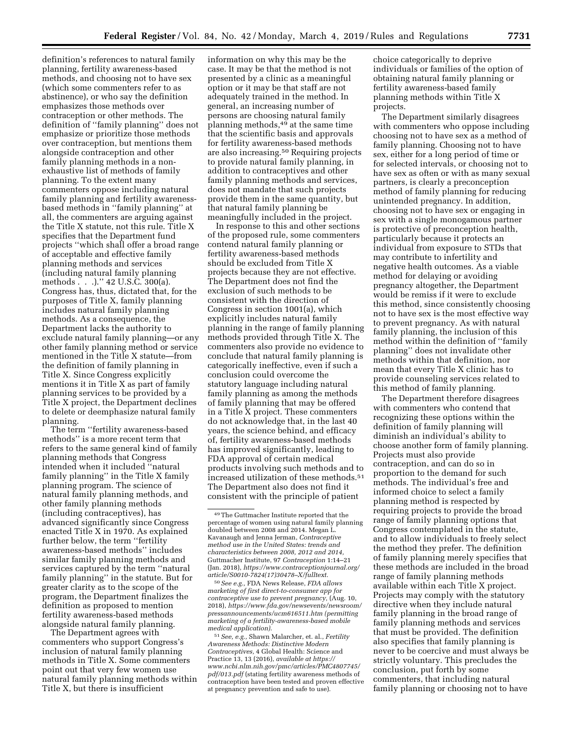definition's references to natural family planning, fertility awareness-based methods, and choosing not to have sex (which some commenters refer to as abstinence), or who say the definition emphasizes those methods over contraception or other methods. The definition of ''family planning'' does not emphasize or prioritize those methods over contraception, but mentions them alongside contraception and other family planning methods in a non-exhaustive list of methods of family planning. To the extent many commenters oppose including natural family planning and fertility awareness-based methods in ''family planning'' at all, the commenters are arguing against the Title X statute, not this rule. Title X specifies that the Department fund projects ''which shall offer a broad range of acceptable and effective family planning methods and services (including natural family planning methods . . .).'' 42 U.S.C. 300(a). Congress has, thus, dictated that, for the purposes of Title X, family planning includes natural family planning methods. As a consequence, the Department lacks the authority to exclude natural family planning—or any other family planning method or service mentioned in the Title X statute—from the definition of family planning in Title X. Since Congress explicitly mentions it in Title X as part of family planning services to be provided by a Title X project, the Department declines to delete or deemphasize natural family planning.

The term ''fertility awareness-based methods'' is a more recent term that refers to the same general kind of family planning methods that Congress intended when it included ''natural family planning'' in the Title X family planning program. The science of natural family planning methods, and other family planning methods (including contraceptives), has advanced significantly since Congress enacted Title X in 1970. As explained further below, the term ''fertility awareness-based methods'' includes similar family planning methods and services captured by the term ''natural family planning'' in the statute. But for greater clarity as to the scope of the program, the Department finalizes the definition as proposed to mention fertility awareness-based methods alongside natural family planning.

The Department agrees with commenters who support Congress's inclusion of natural family planning methods in Title X. Some commenters point out that very few women use natural family planning methods within Title X, but there is insufficient information on why this may be the case. It may be that the method is not presented by a clinic as a meaningful option or it may be that staff are not adequately trained in the method. In general, an increasing number of persons are choosing natural family planning methods,[49] at the same time that the scientific basis and approvals for fertility awareness-based methods are also increasing.[50] Requiring projects to provide natural family planning, in addition to contraceptives and other family planning methods and services, does not mandate that such projects provide them in the same quantity, but that natural family planning be meaningfully included in the project.

In response to this and other sections of the proposed rule, some commenters contend natural family planning or fertility awareness-based methods should be excluded from Title X projects because they are not effective. The Department does not find the exclusion of such methods to be consistent with the direction of Congress in section 1001(a), which explicitly includes natural family planning in the range of family planning methods provided through Title X. The commenters also provide no evidence to conclude that natural family planning is categorically ineffective, even if such a conclusion could overcome the statutory language including natural family planning as among the methods of family planning that may be offered in a Title X project. These commenters do not acknowledge that, in the last 40 years, the science behind, and efficacy of, fertility awareness-based methods has improved significantly, leading to FDA approval of certain medical products involving such methods and to increased utilization of these methods.[51] The Department also does not find it consistent with the principle of patient choice categorically to deprive individuals or families of the option of obtaining natural family planning or fertility awareness-based family planning methods within Title X projects.

The Department similarly disagrees with commenters who oppose including choosing not to have sex as a method of family planning. Choosing not to have sex, either for a long period of time or for selected intervals, or choosing not to have sex as often or with as many sexual partners, is clearly a preconception method of family planning for reducing unintended pregnancy. In addition, choosing not to have sex or engaging in sex with a single monogamous partner is protective of preconception health, particularly because it protects an individual from exposure to STDs that may contribute to infertility and negative health outcomes. As a viable method for delaying or avoiding pregnancy altogether, the Department would be remiss if it were to exclude this method, since consistently choosing not to have sex is the most effective way to prevent pregnancy. As with natural family planning, the inclusion of this method within the definition of ''family planning'' does not invalidate other methods within that definition, nor mean that every Title X clinic has to provide counseling services related to this method of family planning.

The Department therefore disagrees with commenters who contend that recognizing these options within the definition of family planning will diminish an individual's ability to choose another form of family planning. Projects must also provide contraception, and can do so in proportion to the demand for such methods. The individual's free and informed choice to select a family planning method is respected by requiring projects to provide the broad range of family planning options that Congress contemplated in the statute, and to allow individuals to freely select the method they prefer. The definition of family planning merely specifies that these methods are included in the broad range of family planning methods available within each Title X project. Projects may comply with the statutory directive when they include natural family planning in the broad range of family planning methods and services that must be provided. The definition also specifies that family planning is never to be coercive and must always be strictly voluntary. This precludes the conclusion, put forth by some commenters, that including natural family planning or choosing not to have

---

[49] The Guttmacher Institute reported that the percentage of women using natural family planning doubled between 2008 and 2014. Megan L. Kavanaugh and Jenna Jerman, *Contraceptive method use in the United States: trends and characteristics between 2008, 2012 and 2014,* Guttmacher Institute, 97 *Contraception* 1:14–21 (Jan. 2018), *https://www.contraceptionjournal.org/article/S0010-7824(17)30478–X/fulltext.*

[50] *See e.g.,* FDA News Release, *FDA allows marketing of first direct-to-consumer app for contraceptive use to prevent pregnancy,* (Aug. 10, 2018), *https://www.fda.gov/newsevents/newsroom/pressannouncements/ucm616511.htm (permitting marketing of a fertility-awareness-based mobile medical application).*

[51] *See, e.g.,* Shawn Malarcher, et. al., *Fertility Awareness Methods: Distinctive Modern Contraceptives,* 4 Global Health: Science and Practice 13, 13 (2016), *available at https://www.ncbi.nlm.nih.gov/pmc/articles/PMC4807745/pdf/013.pdf* (stating fertility awareness methods of contraception have been tested and proven effective at pregnancy prevention and safe to use).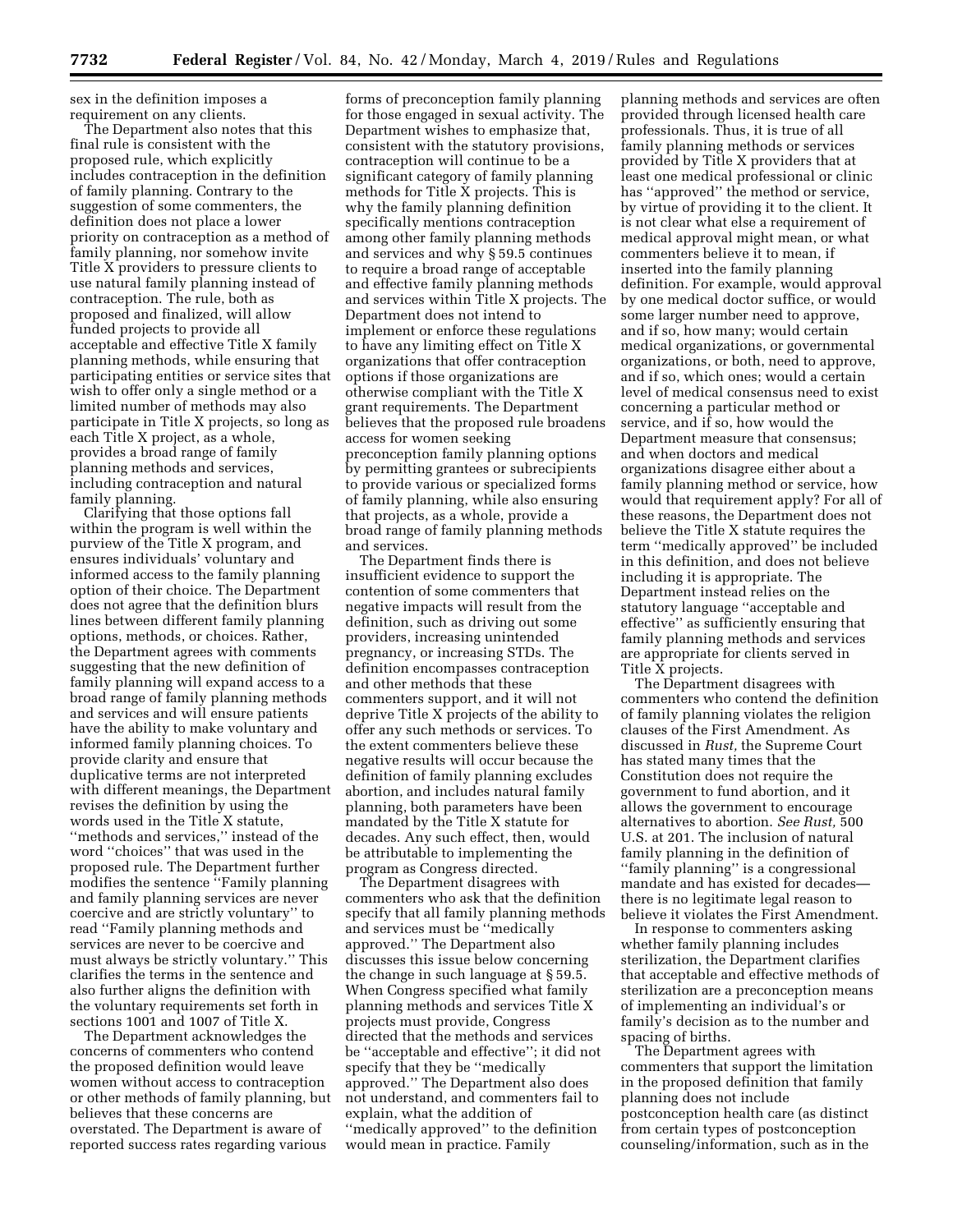sex in the definition imposes a requirement on any clients.

The Department also notes that this final rule is consistent with the proposed rule, which explicitly includes contraception in the definition of family planning. Contrary to the suggestion of some commenters, the definition does not place a lower priority on contraception as a method of family planning, nor somehow invite Title X providers to pressure clients to use natural family planning instead of contraception. The rule, both as proposed and finalized, will allow funded projects to provide all acceptable and effective Title X family planning methods, while ensuring that participating entities or service sites that wish to offer only a single method or a limited number of methods may also participate in Title X projects, so long as each Title X project, as a whole, provides a broad range of family planning methods and services, including contraception and natural family planning.

Clarifying that those options fall within the program is well within the purview of the Title X program, and ensures individuals' voluntary and informed access to the family planning option of their choice. The Department does not agree that the definition blurs lines between different family planning options, methods, or choices. Rather, the Department agrees with comments suggesting that the new definition of family planning will expand access to a broad range of family planning methods and services and will ensure patients have the ability to make voluntary and informed family planning choices. To provide clarity and ensure that duplicative terms are not interpreted with different meanings, the Department revises the definition by using the words used in the Title X statute, ''methods and services,'' instead of the word ''choices'' that was used in the proposed rule. The Department further modifies the sentence ''Family planning and family planning services are never coercive and are strictly voluntary'' to read ''Family planning methods and services are never to be coercive and must always be strictly voluntary.'' This clarifies the terms in the sentence and also further aligns the definition with the voluntary requirements set forth in sections 1001 and 1007 of Title X.

The Department acknowledges the concerns of commenters who contend the proposed definition would leave women without access to contraception or other methods of family planning, but believes that these concerns are overstated. The Department is aware of reported success rates regarding various forms of preconception family planning for those engaged in sexual activity. The Department wishes to emphasize that, consistent with the statutory provisions, contraception will continue to be a significant category of family planning methods for Title X projects. This is why the family planning definition specifically mentions contraception among other family planning methods and services and why § 59.5 continues to require a broad range of acceptable and effective family planning methods and services within Title X projects. The Department does not intend to implement or enforce these regulations to have any limiting effect on Title X organizations that offer contraception options if those organizations are otherwise compliant with the Title X grant requirements. The Department believes that the proposed rule broadens access for women seeking preconception family planning options by permitting grantees or subrecipients to provide various or specialized forms of family planning, while also ensuring that projects, as a whole, provide a broad range of family planning methods and services.

The Department finds there is insufficient evidence to support the contention of some commenters that negative impacts will result from the definition, such as driving out some providers, increasing unintended pregnancy, or increasing STDs. The definition encompasses contraception and other methods that these commenters support, and it will not deprive Title X projects of the ability to offer any such methods or services. To the extent commenters believe these negative results will occur because the definition of family planning excludes abortion, and includes natural family planning, both parameters have been mandated by the Title X statute for decades. Any such effect, then, would be attributable to implementing the program as Congress directed.

The Department disagrees with commenters who ask that the definition specify that all family planning methods and services must be ''medically approved.'' The Department also discusses this issue below concerning the change in such language at § 59.5. When Congress specified what family planning methods and services Title X projects must provide, Congress directed that the methods and services be ''acceptable and effective''; it did not specify that they be ''medically approved.'' The Department also does not understand, and commenters fail to explain, what the addition of ''medically approved'' to the definition would mean in practice. Family planning methods and services are often provided through licensed health care professionals. Thus, it is true of all family planning methods or services provided by Title X providers that at least one medical professional or clinic has ''approved'' the method or service, by virtue of providing it to the client. It is not clear what else a requirement of medical approval might mean, or what commenters believe it to mean, if inserted into the family planning definition. For example, would approval by one medical doctor suffice, or would some larger number need to approve, and if so, how many; would certain medical organizations, or governmental organizations, or both, need to approve, and if so, which ones; would a certain level of medical consensus need to exist concerning a particular method or service, and if so, how would the Department measure that consensus; and when doctors and medical organizations disagree either about a family planning method or service, how would that requirement apply? For all of these reasons, the Department does not believe the Title X statute requires the term ''medically approved'' be included in this definition, and does not believe including it is appropriate. The Department instead relies on the statutory language ''acceptable and effective'' as sufficiently ensuring that family planning methods and services are appropriate for clients served in Title X projects.

The Department disagrees with commenters who contend the definition of family planning violates the religion clauses of the First Amendment. As discussed in *Rust,* the Supreme Court has stated many times that the Constitution does not require the government to fund abortion, and it allows the government to encourage alternatives to abortion. *See Rust,* 500 U.S. at 201. The inclusion of natural family planning in the definition of ''family planning'' is a congressional mandate and has existed for decades— there is no legitimate legal reason to believe it violates the First Amendment.

In response to commenters asking whether family planning includes sterilization, the Department clarifies that acceptable and effective methods of sterilization are a preconception means of implementing an individual's or family's decision as to the number and spacing of births.

The Department agrees with commenters that support the limitation in the proposed definition that family planning does not include postconception health care (as distinct from certain types of postconception counseling/information, such as in the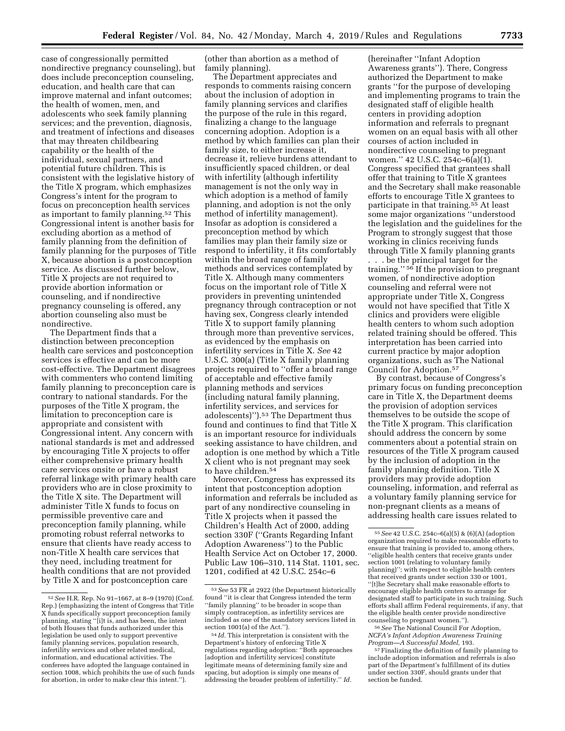case of congressionally permitted nondirective pregnancy counseling), but does include preconception counseling, education, and health care that can improve maternal and infant outcomes; the health of women, men, and adolescents who seek family planning services; and the prevention, diagnosis, and treatment of infections and diseases that may threaten childbearing capability or the health of the individual, sexual partners, and potential future children. This is consistent with the legislative history of the Title X program, which emphasizes Congress's intent for the program to focus on preconception health services as important to family planning.[52] This Congressional intent is another basis for excluding abortion as a method of family planning from the definition of family planning for the purposes of Title X, because abortion is a postconception service. As discussed further below, Title X projects are not required to provide abortion information or counseling, and if nondirective pregnancy counseling is offered, any abortion counseling also must be nondirective.

The Department finds that a distinction between preconception health care services and postconception services is effective and can be more cost-effective. The Department disagrees with commenters who contend limiting family planning to preconception care is contrary to national standards. For the purposes of the Title X program, the limitation to preconception care is appropriate and consistent with Congressional intent. Any concern with national standards is met and addressed by encouraging Title X projects to offer either comprehensive primary health care services onsite or have a robust referral linkage with primary health care providers who are in close proximity to the Title X site. The Department will administer Title X funds to focus on permissible preventive care and preconception family planning, while promoting robust referral networks to ensure that clients have ready access to non-Title X health care services that they need, including treatment for health conditions that are not provided by Title X and for postconception care (other than abortion as a method of family planning).

The Department appreciates and responds to comments raising concern about the inclusion of adoption in family planning services and clarifies the purpose of the rule in this regard, finalizing a change to the language concerning adoption. Adoption is a method by which families can plan their family size, to either increase it, decrease it, relieve burdens attendant to insufficiently spaced children, or deal with infertility (although infertility management is not the only way in which adoption is a method of family planning, and adoption is not the only method of infertility management). Insofar as adoption is considered a preconception method by which families may plan their family size or respond to infertility, it fits comfortably within the broad range of family methods and services contemplated by Title X. Although many commenters focus on the important role of Title X providers in preventing unintended pregnancy through contraception or not having sex, Congress clearly intended Title X to support family planning through more than preventive services, as evidenced by the emphasis on infertility services in Title X. *See* 42 U.S.C. 300(a) (Title X family planning projects required to "offer a broad range of acceptable and effective family planning methods and services (including natural family planning, infertility services, and services for adolescents)").[53] The Department thus found and continues to find that Title X is an important resource for individuals seeking assistance to have children, and adoption is one method by which a Title X client who is not pregnant may seek to have children.[54]

Moreover, Congress has expressed its intent that postconception adoption information and referrals be included as part of any nondirective counseling in Title X projects when it passed the Children's Health Act of 2000, adding section 330F ("Grants Regarding Infant Adoption Awareness") to the Public Health Service Act on October 17, 2000. Public Law 106–310, 114 Stat. 1101, sec. 1201, codified at 42 U.S.C. 254c–6 (hereinafter "Infant Adoption Awareness grants"). There, Congress authorized the Department to make grants "for the purpose of developing and implementing programs to train the designated staff of eligible health centers in providing adoption information and referrals to pregnant women on an equal basis with all other courses of action included in nondirective counseling to pregnant women." 42 U.S.C. 254c–6(a)(1). Congress specified that grantees shall offer that training to Title X grantees and the Secretary shall make reasonable efforts to encourage Title X grantees to participate in that training.[55] At least some major organizations "understood the legislation and the guidelines for the Program to strongly suggest that those working in clinics receiving funds through Title X family planning grants . . . be the principal target for the training."[56] If the provision to pregnant women, of nondirective adoption counseling and referral were not appropriate under Title X, Congress would not have specified that Title X clinics and providers were eligible health centers to whom such adoption related training should be offered. This interpretation has been carried into current practice by major adoption organizations, such as The National Council for Adoption.[57]

By contrast, because of Congress's primary focus on funding preconception care in Title X, the Department deems the provision of adoption services themselves to be outside the scope of the Title X program. This clarification should address the concern by some commenters about a potential strain on resources of the Title X program caused by the inclusion of adoption in the family planning definition. Title X providers may provide adoption counseling, information, and referral as a voluntary family planning service for non-pregnant clients as a means of addressing health care issues related to

---

[52] *See* H.R. Rep. No 91–1667, at 8–9 (1970) (Conf. Rep.) (emphasizing the intent of Congress that Title X funds specifically support preconception family planning, stating "[i]t is, and has been, the intent of both Houses that funds authorized under this legislation be used only to support preventive family planning services, population research, infertility services and other related medical, information, and educational activities. The conferees have adopted the language contained in section 1008, which prohibits the use of such funds for abortion, in order to make clear this intent.").

[53] *See* 53 FR at 2922 (the Department historically found "it is clear that Congress intended the term "family planning" to be broader in scope than simply contraception, as infertility services are included as one of the mandatory services listed in section 1001(a) of the Act.").

[54] *Id.* This interpretation is consistent with the Department's history of enforcing Title X regulations regarding adoption: "Both approaches [adoption and infertility services] constitute legitimate means of determining family size and spacing, but adoption is simply one means of addressing the broader problem of infertility." *Id.*

[55] *See* 42 U.S.C. 254c–6(a)(5) & (6)(A) (adoption organization required to make reasonable efforts to ensure that training is provided to, among others, "eligible health centers that receive grants under section 1001 (relating to voluntary family planning)"; with respect to eligible health centers that received grants under section 330 or 1001, "[t]he Secretary shall make reasonable efforts to encourage eligible health centers to arrange for designated staff to participate in such training. Such efforts shall affirm Federal requirements, if any, that the eligible health center provide nondirective counseling to pregnant women.").

[56] *See* The National Council For Adoption, *NCFA's Infant Adoption Awareness Training Program—A Successful Model,* 193.

[57] Finalizing the definition of family planning to include adoption information and referrals is also part of the Department's fulfillment of its duties under section 330F, should grants under that section be funded.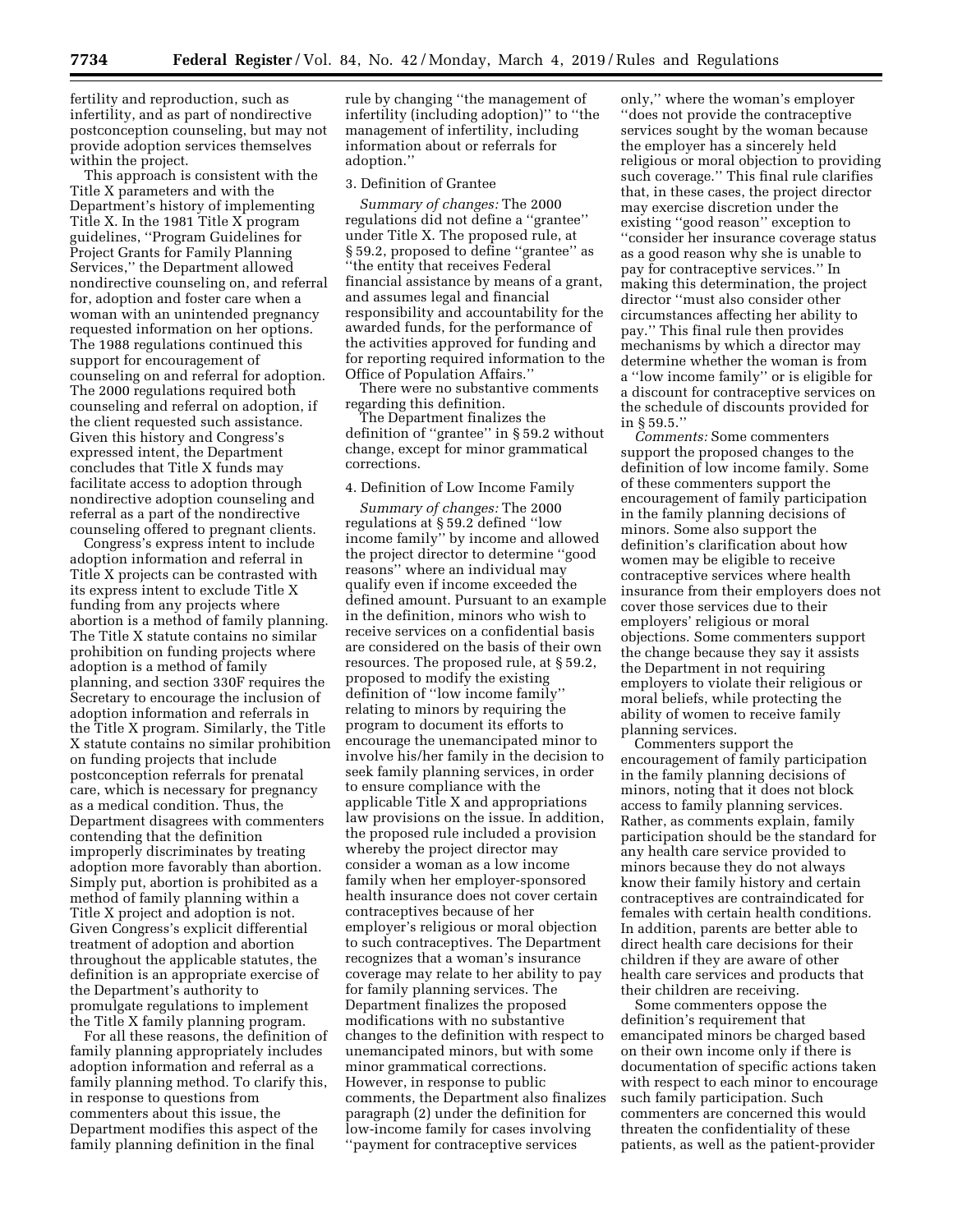fertility and reproduction, such as infertility, and as part of nondirective postconception counseling, but may not provide adoption services themselves within the project.

This approach is consistent with the Title X parameters and with the Department's history of implementing Title X. In the 1981 Title X program guidelines, ''Program Guidelines for Project Grants for Family Planning Services,'' the Department allowed nondirective counseling on, and referral for, adoption and foster care when a woman with an unintended pregnancy requested information on her options. The 1988 regulations continued this support for encouragement of counseling on and referral for adoption. The 2000 regulations required both counseling and referral on adoption, if the client requested such assistance. Given this history and Congress's expressed intent, the Department concludes that Title X funds may facilitate access to adoption through nondirective adoption counseling and referral as a part of the nondirective counseling offered to pregnant clients.

Congress's express intent to include adoption information and referral in Title X projects can be contrasted with its express intent to exclude Title X funding from any projects where abortion is a method of family planning. The Title X statute contains no similar prohibition on funding projects where adoption is a method of family planning, and section 330F requires the Secretary to encourage the inclusion of adoption information and referrals in the Title X program. Similarly, the Title X statute contains no similar prohibition on funding projects that include postconception referrals for prenatal care, which is necessary for pregnancy as a medical condition. Thus, the Department disagrees with commenters contending that the definition improperly discriminates by treating adoption more favorably than abortion. Simply put, abortion is prohibited as a method of family planning within a Title X project and adoption is not. Given Congress's explicit differential treatment of adoption and abortion throughout the applicable statutes, the definition is an appropriate exercise of the Department's authority to promulgate regulations to implement the Title X family planning program.

For all these reasons, the definition of family planning appropriately includes adoption information and referral as a family planning method. To clarify this, in response to questions from commenters about this issue, the Department modifies this aspect of the family planning definition in the final rule by changing ''the management of infertility (including adoption)'' to ''the management of infertility, including information about or referrals for adoption.''

3. Definition of Grantee

*Summary of changes:* The 2000 regulations did not define a ''grantee'' under Title X. The proposed rule, at § 59.2, proposed to define ''grantee'' as ''the entity that receives Federal financial assistance by means of a grant, and assumes legal and financial responsibility and accountability for the awarded funds, for the performance of the activities approved for funding and for reporting required information to the Office of Population Affairs.''

There were no substantive comments regarding this definition.

The Department finalizes the definition of ''grantee'' in § 59.2 without change, except for minor grammatical corrections.

4. Definition of Low Income Family

*Summary of changes:* The 2000 regulations at § 59.2 defined ''low income family'' by income and allowed the project director to determine ''good reasons'' where an individual may qualify even if income exceeded the defined amount. Pursuant to an example in the definition, minors who wish to receive services on a confidential basis are considered on the basis of their own resources. The proposed rule, at § 59.2, proposed to modify the existing definition of ''low income family'' relating to minors by requiring the program to document its efforts to encourage the unemancipated minor to involve his/her family in the decision to seek family planning services, in order to ensure compliance with the applicable Title X and appropriations law provisions on the issue. In addition, the proposed rule included a provision whereby the project director may consider a woman as a low income family when her employer-sponsored health insurance does not cover certain contraceptives because of her employer's religious or moral objection to such contraceptives. The Department recognizes that a woman's insurance coverage may relate to her ability to pay for family planning services. The Department finalizes the proposed modifications with no substantive changes to the definition with respect to unemancipated minors, but with some minor grammatical corrections. However, in response to public comments, the Department also finalizes paragraph (2) under the definition for low-income family for cases involving ''payment for contraceptive services only,'' where the woman's employer ''does not provide the contraceptive services sought by the woman because the employer has a sincerely held religious or moral objection to providing such coverage.'' This final rule clarifies that, in these cases, the project director may exercise discretion under the existing ''good reason'' exception to ''consider her insurance coverage status as a good reason why she is unable to pay for contraceptive services.'' In making this determination, the project director ''must also consider other circumstances affecting her ability to pay.'' This final rule then provides mechanisms by which a director may determine whether the woman is from a ''low income family'' or is eligible for a discount for contraceptive services on the schedule of discounts provided for in § 59.5.''

*Comments:* Some commenters support the proposed changes to the definition of low income family. Some of these commenters support the encouragement of family participation in the family planning decisions of minors. Some also support the definition's clarification about how women may be eligible to receive contraceptive services where health insurance from their employers does not cover those services due to their employers' religious or moral objections. Some commenters support the change because they say it assists the Department in not requiring employers to violate their religious or moral beliefs, while protecting the ability of women to receive family planning services.

Commenters support the encouragement of family participation in the family planning decisions of minors, noting that it does not block access to family planning services. Rather, as comments explain, family participation should be the standard for any health care service provided to minors because they do not always know their family history and certain contraceptives are contraindicated for females with certain health conditions. In addition, parents are better able to direct health care decisions for their children if they are aware of other health care services and products that their children are receiving.

Some commenters oppose the definition's requirement that emancipated minors be charged based on their own income only if there is documentation of specific actions taken with respect to each minor to encourage such family participation. Such commenters are concerned this would threaten the confidentiality of these patients, as well as the patient-provider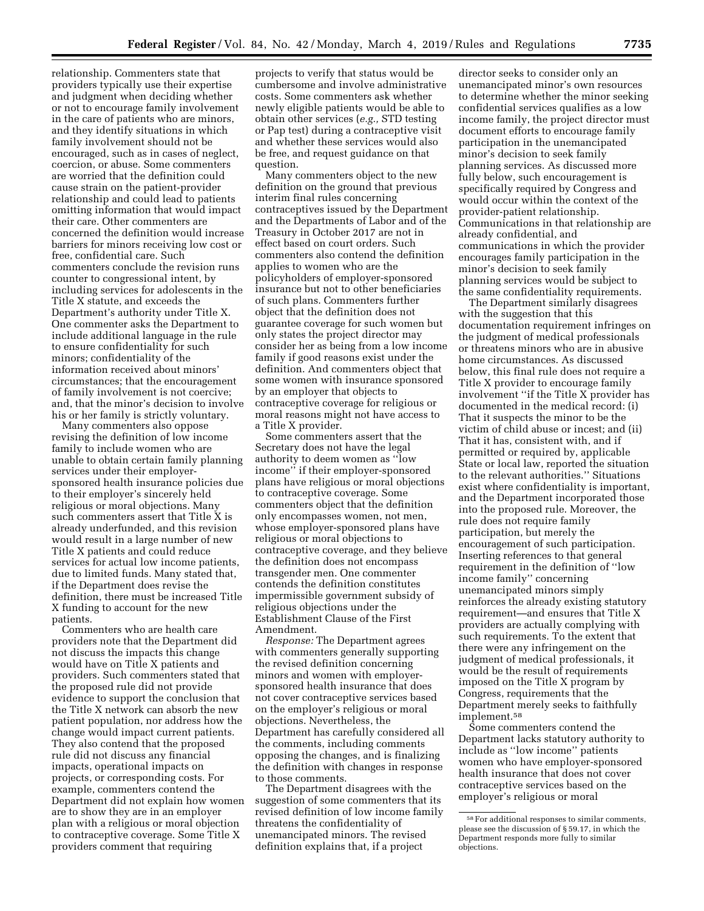relationship. Commenters state that providers typically use their expertise and judgment when deciding whether or not to encourage family involvement in the care of patients who are minors, and they identify situations in which family involvement should not be encouraged, such as in cases of neglect, coercion, or abuse. Some commenters are worried that the definition could cause strain on the patient-provider relationship and could lead to patients omitting information that would impact their care. Other commenters are concerned the definition would increase barriers for minors receiving low cost or free, confidential care. Such commenters conclude the revision runs counter to congressional intent, by including services for adolescents in the Title X statute, and exceeds the Department's authority under Title X. One commenter asks the Department to include additional language in the rule to ensure confidentiality for such minors; confidentiality of the information received about minors' circumstances; that the encouragement of family involvement is not coercive; and, that the minor's decision to involve his or her family is strictly voluntary.

Many commenters also oppose revising the definition of low income family to include women who are unable to obtain certain family planning services under their employer-sponsored health insurance policies due to their employer's sincerely held religious or moral objections. Many such commenters assert that Title X is already underfunded, and this revision would result in a large number of new Title X patients and could reduce services for actual low income patients, due to limited funds. Many stated that, if the Department does revise the definition, there must be increased Title X funding to account for the new patients.

Commenters who are health care providers note that the Department did not discuss the impacts this change would have on Title X patients and providers. Such commenters stated that the proposed rule did not provide evidence to support the conclusion that the Title X network can absorb the new patient population, nor address how the change would impact current patients. They also contend that the proposed rule did not discuss any financial impacts, operational impacts on projects, or corresponding costs. For example, commenters contend the Department did not explain how women are to show they are in an employer plan with a religious or moral objection to contraceptive coverage. Some Title X providers comment that requiring projects to verify that status would be cumbersome and involve administrative costs. Some commenters ask whether newly eligible patients would be able to obtain other services (*e.g.,* STD testing or Pap test) during a contraceptive visit and whether these services would also be free, and request guidance on that question.

Many commenters object to the new definition on the ground that previous interim final rules concerning contraceptives issued by the Department and the Departments of Labor and of the Treasury in October 2017 are not in effect based on court orders. Such commenters also contend the definition applies to women who are the policyholders of employer-sponsored insurance but not to other beneficiaries of such plans. Commenters further object that the definition does not guarantee coverage for such women but only states the project director may consider her as being from a low income family if good reasons exist under the definition. And commenters object that some women with insurance sponsored by an employer that objects to contraceptive coverage for religious or moral reasons might not have access to a Title X provider.

Some commenters assert that the Secretary does not have the legal authority to deem women as ''low income'' if their employer-sponsored plans have religious or moral objections to contraceptive coverage. Some commenters object that the definition only encompasses women, not men, whose employer-sponsored plans have religious or moral objections to contraceptive coverage, and they believe the definition does not encompass transgender men. One commenter contends the definition constitutes impermissible government subsidy of religious objections under the Establishment Clause of the First Amendment.

*Response:* The Department agrees with commenters generally supporting the revised definition concerning minors and women with employer-sponsored health insurance that does not cover contraceptive services based on the employer's religious or moral objections. Nevertheless, the Department has carefully considered all the comments, including comments opposing the changes, and is finalizing the definition with changes in response to those comments.

The Department disagrees with the suggestion of some commenters that its revised definition of low income family threatens the confidentiality of unemancipated minors. The revised definition explains that, if a project director seeks to consider only an unemancipated minor's own resources to determine whether the minor seeking confidential services qualifies as a low income family, the project director must document efforts to encourage family participation in the unemancipated minor's decision to seek family planning services. As discussed more fully below, such encouragement is specifically required by Congress and would occur within the context of the provider-patient relationship. Communications in that relationship are already confidential, and communications in which the provider encourages family participation in the minor's decision to seek family planning services would be subject to the same confidentiality requirements.

The Department similarly disagrees with the suggestion that this documentation requirement infringes on the judgment of medical professionals or threatens minors who are in abusive home circumstances. As discussed below, this final rule does not require a Title X provider to encourage family involvement ''if the Title X provider has documented in the medical record: (i) That it suspects the minor to be the victim of child abuse or incest; and (ii) That it has, consistent with, and if permitted or required by, applicable State or local law, reported the situation to the relevant authorities.'' Situations exist where confidentiality is important, and the Department incorporated those into the proposed rule. Moreover, the rule does not require family participation, but merely the encouragement of such participation. Inserting references to that general requirement in the definition of ''low income family'' concerning unemancipated minors simply reinforces the already existing statutory requirement—and ensures that Title X providers are actually complying with such requirements. To the extent that there were any infringement on the judgment of medical professionals, it would be the result of requirements imposed on the Title X program by Congress, requirements that the Department merely seeks to faithfully implement.[58]

Some commenters contend the Department lacks statutory authority to include as ''low income'' patients women who have employer-sponsored health insurance that does not cover contraceptive services based on the employer's religious or moral

[58] For additional responses to similar comments, please see the discussion of § 59.17, in which the Department responds more fully to similar objections.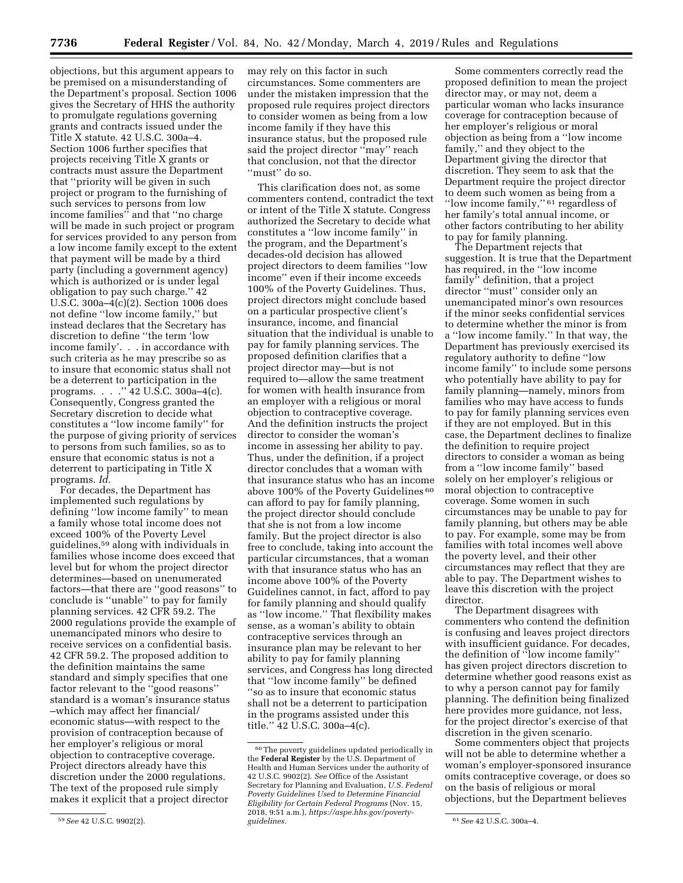objections, but this argument appears to be premised on a misunderstanding of the Department's proposal. Section 1006 gives the Secretary of HHS the authority to promulgate regulations governing grants and contracts issued under the Title X statute. 42 U.S.C. 300a–4. Section 1006 further specifies that projects receiving Title X grants or contracts must assure the Department that ''priority will be given in such project or program to the furnishing of such services to persons from low income families'' and that ''no charge will be made in such project or program for services provided to any person from a low income family except to the extent that payment will be made by a third party (including a government agency) which is authorized or is under legal obligation to pay such charge.'' 42 U.S.C. 300a–4(c)(2). Section 1006 does not define ''low income family,'' but instead declares that the Secretary has discretion to define ''the term 'low income family'. . . in accordance with such criteria as he may prescribe so as to insure that economic status shall not be a deterrent to participation in the programs. . . .'' 42 U.S.C. 300a–4(c). Consequently, Congress granted the Secretary discretion to decide what constitutes a ''low income family'' for the purpose of giving priority of services to persons from such families, so as to ensure that economic status is not a deterrent to participating in Title X programs. *Id.*

For decades, the Department has implemented such regulations by defining ''low income family'' to mean a family whose total income does not exceed 100% of the Poverty Level guidelines,[59] along with individuals in families whose income does exceed that level but for whom the project director determines—based on unenumerated factors—that there are ''good reasons'' to conclude is ''unable'' to pay for family planning services. 42 CFR 59.2. The 2000 regulations provide the example of unemancipated minors who desire to receive services on a confidential basis. 42 CFR 59.2. The proposed addition to the definition maintains the same standard and simply specifies that one factor relevant to the ''good reasons'' standard is a woman's insurance status –which may affect her financial/economic status—with respect to the provision of contraception because of her employer's religious or moral objection to contraceptive coverage. Project directors already have this discretion under the 2000 regulations. The text of the proposed rule simply makes it explicit that a project director may rely on this factor in such circumstances. Some commenters are under the mistaken impression that the proposed rule requires project directors to consider women as being from a low income family if they have this insurance status, but the proposed rule said the project director ''may'' reach that conclusion, not that the director ''must'' do so.

This clarification does not, as some commenters contend, contradict the text or intent of the Title X statute. Congress authorized the Secretary to decide what constitutes a ''low income family'' in the program, and the Department's decades-old decision has allowed project directors to deem families ''low income'' even if their income exceeds 100% of the Poverty Guidelines. Thus, project directors might conclude based on a particular prospective client's insurance, income, and financial situation that the individual is unable to pay for family planning services. The proposed definition clarifies that a project director may—but is not required to—allow the same treatment for women with health insurance from an employer with a religious or moral objection to contraceptive coverage. And the definition instructs the project director to consider the woman's income in assessing her ability to pay. Thus, under the definition, if a project director concludes that a woman with that insurance status who has an income above 100% of the Poverty Guidelines[60] can afford to pay for family planning, the project director should conclude that she is not from a low income family. But the project director is also free to conclude, taking into account the particular circumstances, that a woman with that insurance status who has an income above 100% of the Poverty Guidelines cannot, in fact, afford to pay for family planning and should qualify as ''low income.'' That flexibility makes sense, as a woman's ability to obtain contraceptive services through an insurance plan may be relevant to her ability to pay for family planning services, and Congress has long directed that ''low income family'' be defined ''so as to insure that economic status shall not be a deterrent to participation in the programs assisted under this title.'' 42 U.S.C. 300a–4(c).

Some commenters correctly read the proposed definition to mean the project director may, or may not, deem a particular woman who lacks insurance coverage for contraception because of her employer's religious or moral objection as being from a ''low income family,'' and they object to the Department giving the director that discretion. They seem to ask that the Department require the project director to deem such women as being from a ''low income family,''[61] regardless of her family's total annual income, or other factors contributing to her ability to pay for family planning.

The Department rejects that suggestion. It is true that the Department has required, in the ''low income family'' definition, that a project director ''must'' consider only an unemancipated minor's own resources if the minor seeks confidential services to determine whether the minor is from a ''low income family.'' In that way, the Department has previously exercised its regulatory authority to define ''low income family'' to include some persons who potentially have ability to pay for family planning—namely, minors from families who may have access to funds to pay for family planning services even if they are not employed. But in this case, the Department declines to finalize the definition to require project directors to consider a woman as being from a ''low income family'' based solely on her employer's religious or moral objection to contraceptive coverage. Some women in such circumstances may be unable to pay for family planning, but others may be able to pay. For example, some may be from families with total incomes well above the poverty level, and their other circumstances may reflect that they are able to pay. The Department wishes to leave this discretion with the project director.

The Department disagrees with commenters who contend the definition is confusing and leaves project directors with insufficient guidance. For decades, the definition of ''low income family'' has given project directors discretion to determine whether good reasons exist as to why a person cannot pay for family planning. The definition being finalized here provides more guidance, not less, for the project director's exercise of that discretion in the given scenario.

Some commenters object that projects will not be able to determine whether a woman's employer-sponsored insurance omits contraceptive coverage, or does so on the basis of religious or moral objections, but the Department believes

---

[59] *See* 42 U.S.C. 9902(2).

[60] The poverty guidelines updated periodically in the **Federal Register** by the U.S. Department of Health and Human Services under the authority of 42 U.S.C. 9902(2). *See* Office of the Assistant Secretary for Planning and Evaluation, *U.S. Federal Poverty Guidelines Used to Determine Financial Eligibility for Certain Federal Programs* (Nov. 15, 2018, 9:51 a.m.), *https://aspe.hhs.gov/poverty-guidelines.*

[61] *See* 42 U.S.C. 300a–4.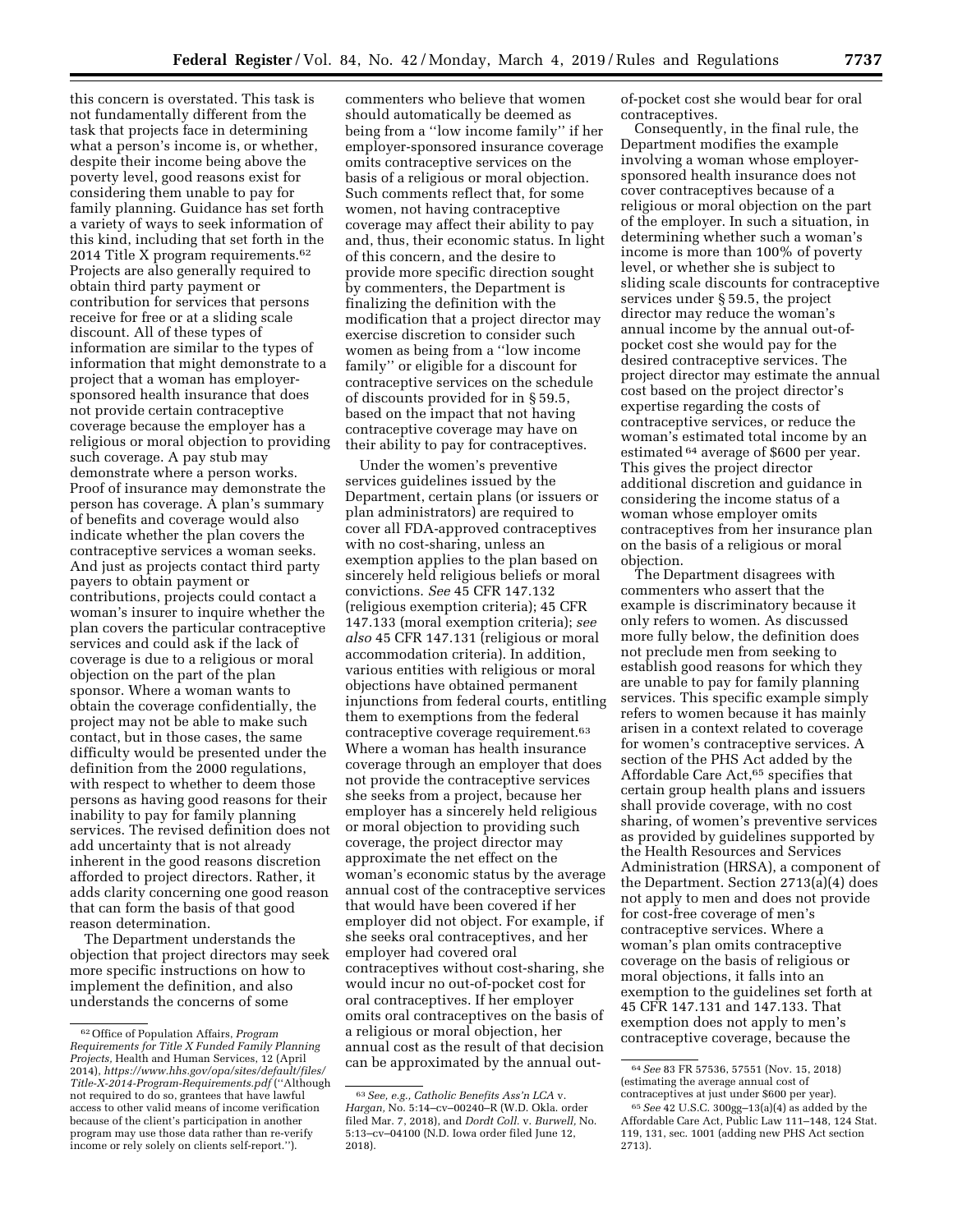this concern is overstated. This task is not fundamentally different from the task that projects face in determining what a person's income is, or whether, despite their income being above the poverty level, good reasons exist for considering them unable to pay for family planning. Guidance has set forth a variety of ways to seek information of this kind, including that set forth in the 2014 Title X program requirements.[62] Projects are also generally required to obtain third party payment or contribution for services that persons receive for free or at a sliding scale discount. All of these types of information are similar to the types of information that might demonstrate to a project that a woman has employer-sponsored health insurance that does not provide certain contraceptive coverage because the employer has a religious or moral objection to providing such coverage. A pay stub may demonstrate where a person works. Proof of insurance may demonstrate the person has coverage. A plan's summary of benefits and coverage would also indicate whether the plan covers the contraceptive services a woman seeks. And just as projects contact third party payers to obtain payment or contributions, projects could contact a woman's insurer to inquire whether the plan covers the particular contraceptive services and could ask if the lack of coverage is due to a religious or moral objection on the part of the plan sponsor. Where a woman wants to obtain the coverage confidentially, the project may not be able to make such contact, but in those cases, the same difficulty would be presented under the definition from the 2000 regulations, with respect to whether to deem those persons as having good reasons for their inability to pay for family planning services. The revised definition does not add uncertainty that is not already inherent in the good reasons discretion afforded to project directors. Rather, it adds clarity concerning one good reason that can form the basis of that good reason determination.

The Department understands the objection that project directors may seek more specific instructions on how to implement the definition, and also understands the concerns of some commenters who believe that women should automatically be deemed as being from a ''low income family'' if her employer-sponsored insurance coverage omits contraceptive services on the basis of a religious or moral objection. Such comments reflect that, for some women, not having contraceptive coverage may affect their ability to pay and, thus, their economic status. In light of this concern, and the desire to provide more specific direction sought by commenters, the Department is finalizing the definition with the modification that a project director may exercise discretion to consider such women as being from a ''low income family'' or eligible for a discount for contraceptive services on the schedule of discounts provided for in § 59.5, based on the impact that not having contraceptive coverage may have on their ability to pay for contraceptives.

Under the women's preventive services guidelines issued by the Department, certain plans (or issuers or plan administrators) are required to cover all FDA-approved contraceptives with no cost-sharing, unless an exemption applies to the plan based on sincerely held religious beliefs or moral convictions. *See* 45 CFR 147.132 (religious exemption criteria); 45 CFR 147.133 (moral exemption criteria); *see also* 45 CFR 147.131 (religious or moral accommodation criteria). In addition, various entities with religious or moral objections have obtained permanent injunctions from federal courts, entitling them to exemptions from the federal contraceptive coverage requirement.[63] Where a woman has health insurance coverage through an employer that does not provide the contraceptive services she seeks from a project, because her employer has a sincerely held religious or moral objection to providing such coverage, the project director may approximate the net effect on the woman's economic status by the average annual cost of the contraceptive services that would have been covered if her employer did not object. For example, if she seeks oral contraceptives, and her employer had covered oral contraceptives without cost-sharing, she would incur no out-of-pocket cost for oral contraceptives. If her employer omits oral contraceptives on the basis of a religious or moral objection, her annual cost as the result of that decision can be approximated by the annual out-of-pocket cost she would bear for oral contraceptives.

Consequently, in the final rule, the Department modifies the example involving a woman whose employer-sponsored health insurance does not cover contraceptives because of a religious or moral objection on the part of the employer. In such a situation, in determining whether such a woman's income is more than 100% of poverty level, or whether she is subject to sliding scale discounts for contraceptive services under § 59.5, the project director may reduce the woman's annual income by the annual out-of-pocket cost she would pay for the desired contraceptive services. The project director may estimate the annual cost based on the project director's expertise regarding the costs of contraceptive services, or reduce the woman's estimated total income by an estimated[64] average of $600 per year. This gives the project director additional discretion and guidance in considering the income status of a woman whose employer omits contraceptives from her insurance plan on the basis of a religious or moral objection.

The Department disagrees with commenters who assert that the example is discriminatory because it only refers to women. As discussed more fully below, the definition does not preclude men from seeking to establish good reasons for which they are unable to pay for family planning services. This specific example simply refers to women because it has mainly arisen in a context related to coverage for women's contraceptive services. A section of the PHS Act added by the Affordable Care Act,[65] specifies that certain group health plans and issuers shall provide coverage, with no cost sharing, of women's preventive services as provided by guidelines supported by the Health Resources and Services Administration (HRSA), a component of the Department. Section 2713(a)(4) does not apply to men and does not provide for cost-free coverage of men's contraceptive services. Where a woman's plan omits contraceptive coverage on the basis of religious or moral objections, it falls into an exemption to the guidelines set forth at 45 CFR 147.131 and 147.133. That exemption does not apply to men's contraceptive coverage, because the

---

[62] Office of Population Affairs, *Program Requirements for Title X Funded Family Planning Projects,* Health and Human Services, 12 (April 2014), *https://www.hhs.gov/opa/sites/default/files/Title-X-2014-Program-Requirements.pdf* (''Although not required to do so, grantees that have lawful access to other valid means of income verification because of the client's participation in another program may use those data rather than re-verify income or rely solely on clients self-report.'').

[63] *See, e.g., Catholic Benefits Ass'n LCA* v. *Hargan,* No. 5:14–cv–00240–R (W.D. Okla. order filed Mar. 7, 2018), and *Dordt Coll.* v. *Burwell,* No. 5:13–cv–04100 (N.D. Iowa order filed June 12, 2018).

[64] *See* 83 FR 57536, 57551 (Nov. 15, 2018) (estimating the average annual cost of contraceptives at just under $600 per year).

[65] *See* 42 U.S.C. 300gg–13(a)(4) as added by the Affordable Care Act, Public Law 111–148, 124 Stat. 119, 131, sec. 1001 (adding new PHS Act section 2713).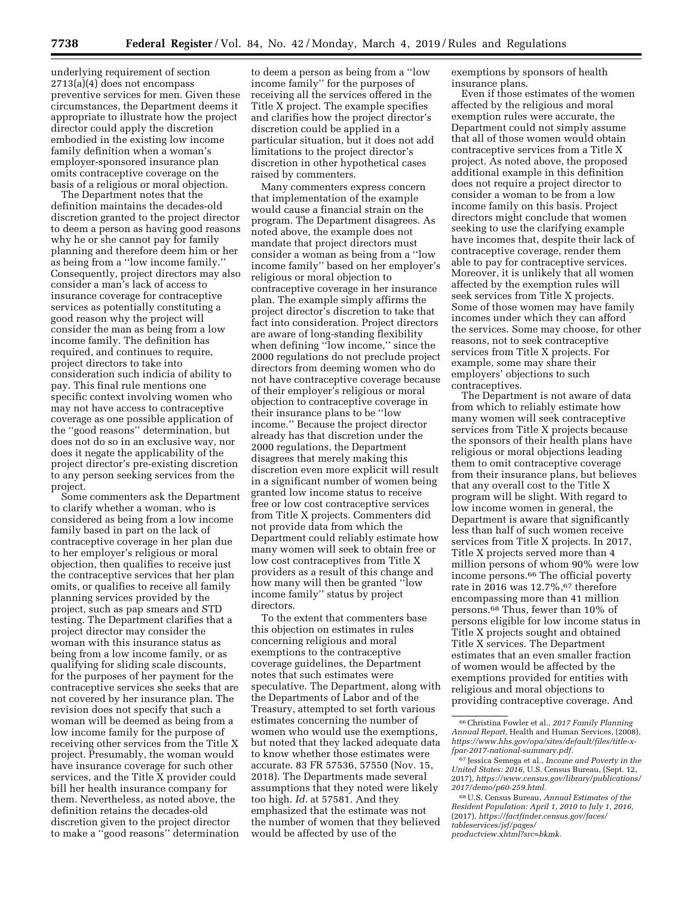underlying requirement of section 2713(a)(4) does not encompass preventive services for men. Given these circumstances, the Department deems it appropriate to illustrate how the project director could apply the discretion embodied in the existing low income family definition when a woman's employer-sponsored insurance plan omits contraceptive coverage on the basis of a religious or moral objection.

The Department notes that the definition maintains the decades-old discretion granted to the project director to deem a person as having good reasons why he or she cannot pay for family planning and therefore deem him or her as being from a ''low income family.'' Consequently, project directors may also consider a man's lack of access to insurance coverage for contraceptive services as potentially constituting a good reason why the project will consider the man as being from a low income family. The definition has required, and continues to require, project directors to take into consideration such indicia of ability to pay. This final rule mentions one specific context involving women who may not have access to contraceptive coverage as one possible application of the ''good reasons'' determination, but does not do so in an exclusive way, nor does it negate the applicability of the project director's pre-existing discretion to any person seeking services from the project.

Some commenters ask the Department to clarify whether a woman, who is considered as being from a low income family based in part on the lack of contraceptive coverage in her plan due to her employer's religious or moral objection, then qualifies to receive just the contraceptive services that her plan omits, or qualifies to receive all family planning services provided by the project, such as pap smears and STD testing. The Department clarifies that a project director may consider the woman with this insurance status as being from a low income family, or as qualifying for sliding scale discounts, for the purposes of her payment for the contraceptive services she seeks that are not covered by her insurance plan. The revision does not specify that such a woman will be deemed as being from a low income family for the purpose of receiving other services from the Title X project. Presumably, the woman would have insurance coverage for such other services, and the Title X provider could bill her health insurance company for them. Nevertheless, as noted above, the definition retains the decades-old discretion given to the project director to make a ''good reasons'' determination to deem a person as being from a ''low income family'' for the purposes of receiving all the services offered in the Title X project. The example specifies and clarifies how the project director's discretion could be applied in a particular situation, but it does not add limitations to the project director's discretion in other hypothetical cases raised by commenters.

Many commenters express concern that implementation of the example would cause a financial strain on the program. The Department disagrees. As noted above, the example does not mandate that project directors must consider a woman as being from a ''low income family'' based on her employer's religious or moral objection to contraceptive coverage in her insurance plan. The example simply affirms the project director's discretion to take that fact into consideration. Project directors are aware of long-standing flexibility when defining ''low income,'' since the 2000 regulations do not preclude project directors from deeming women who do not have contraceptive coverage because of their employer's religious or moral objection to contraceptive coverage in their insurance plans to be ''low income.'' Because the project director already has that discretion under the 2000 regulations, the Department disagrees that merely making this discretion even more explicit will result in a significant number of women being granted low income status to receive free or low cost contraceptive services from Title X projects. Commenters did not provide data from which the Department could reliably estimate how many women will seek to obtain free or low cost contraceptives from Title X providers as a result of this change and how many will then be granted ''low income family'' status by project directors.

To the extent that commenters base this objection on estimates in rules concerning religious and moral exemptions to the contraceptive coverage guidelines, the Department notes that such estimates were speculative. The Department, along with the Departments of Labor and of the Treasury, attempted to set forth various estimates concerning the number of women who would use the exemptions, but noted that they lacked adequate data to know whether those estimates were accurate. 83 FR 57536, 57550 (Nov. 15, 2018). The Departments made several assumptions that they noted were likely too high. *Id.* at 57581. And they emphasized that the estimate was not the number of women that they believed would be affected by use of the exemptions by sponsors of health insurance plans.

Even if those estimates of the women affected by the religious and moral exemption rules were accurate, the Department could not simply assume that all of those women would obtain contraceptive services from a Title X project. As noted above, the proposed additional example in this definition does not require a project director to consider a woman to be from a low income family on this basis. Project directors might conclude that women seeking to use the clarifying example have incomes that, despite their lack of contraceptive coverage, render them able to pay for contraceptive services. Moreover, it is unlikely that all women affected by the exemption rules will seek services from Title X projects. Some of those women may have family incomes under which they can afford the services. Some may choose, for other reasons, not to seek contraceptive services from Title X projects. For example, some may share their employers' objections to such contraceptives.

The Department is not aware of data from which to reliably estimate how many women will seek contraceptive services from Title X projects because the sponsors of their health plans have religious or moral objections leading them to omit contraceptive coverage from their insurance plans, but believes that any overall cost to the Title X program will be slight. With regard to low income women in general, the Department is aware that significantly less than half of such women receive services from Title X projects. In 2017, Title X projects served more than 4 million persons of whom 90% were low income persons.[66] The official poverty rate in 2016 was 12.7%,[67] therefore encompassing more than 41 million persons.[68] Thus, fewer than 10% of persons eligible for low income status in Title X projects sought and obtained Title X services. The Department estimates that an even smaller fraction of women would be affected by the exemptions provided for entities with religious and moral objections to providing contraceptive coverage. And

[66] Christina Fowler et al., *2017 Family Planning Annual Report,* Health and Human Services, (2008), *https://www.hhs.gov/opa/sites/default/files/title-x-fpar-2017-national-summary.pdf.*

[67] Jessica Semega et al., *Income and Poverty in the United States: 2016,* U.S. Census Bureau, (Sept. 12, 2017), *https://www.census.gov/library/publications/2017/demo/p60-259.html.*

[68] U.S. Census Bureau, *Annual Estimates of the Resident Population: April 1, 2010 to July 1, 2016,* (2017), *https://factfinder.census.gov/faces/tableservices/jsf/pages/productview.xhtml?src=bkmk.*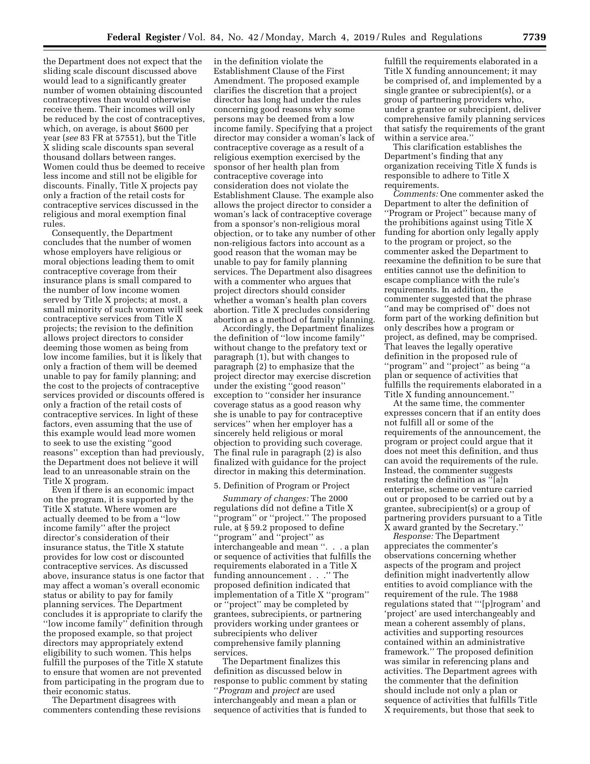the Department does not expect that the sliding scale discount discussed above would lead to a significantly greater number of women obtaining discounted contraceptives than would otherwise receive them. Their incomes will only be reduced by the cost of contraceptives, which, on average, is about $600 per year (*see* 83 FR at 57551), but the Title X sliding scale discounts span several thousand dollars between ranges. Women could thus be deemed to receive less income and still not be eligible for discounts. Finally, Title X projects pay only a fraction of the retail costs for contraceptive services discussed in the religious and moral exemption final rules.

Consequently, the Department concludes that the number of women whose employers have religious or moral objections leading them to omit contraceptive coverage from their insurance plans is small compared to the number of low income women served by Title X projects; at most, a small minority of such women will seek contraceptive services from Title X projects; the revision to the definition allows project directors to consider deeming those women as being from low income families, but it is likely that only a fraction of them will be deemed unable to pay for family planning; and the cost to the projects of contraceptive services provided or discounts offered is only a fraction of the retail costs of contraceptive services. In light of these factors, even assuming that the use of this example would lead more women to seek to use the existing ''good reasons'' exception than had previously, the Department does not believe it will lead to an unreasonable strain on the Title X program.

Even if there is an economic impact on the program, it is supported by the Title X statute. Where women are actually deemed to be from a ''low income family'' after the project director's consideration of their insurance status, the Title X statute provides for low cost or discounted contraceptive services. As discussed above, insurance status is one factor that may affect a woman's overall economic status or ability to pay for family planning services. The Department concludes it is appropriate to clarify the ''low income family'' definition through the proposed example, so that project directors may appropriately extend eligibility to such women. This helps fulfill the purposes of the Title X statute to ensure that women are not prevented from participating in the program due to their economic status.

The Department disagrees with commenters contending these revisions in the definition violate the Establishment Clause of the First Amendment. The proposed example clarifies the discretion that a project director has long had under the rules concerning good reasons why some persons may be deemed from a low income family. Specifying that a project director may consider a woman's lack of contraceptive coverage as a result of a religious exemption exercised by the sponsor of her health plan from contraceptive coverage into consideration does not violate the Establishment Clause. The example also allows the project director to consider a woman's lack of contraceptive coverage from a sponsor's non-religious moral objection, or to take any number of other non-religious factors into account as a good reason that the woman may be unable to pay for family planning services. The Department also disagrees with a commenter who argues that project directors should consider whether a woman's health plan covers abortion. Title X precludes considering abortion as a method of family planning.

Accordingly, the Department finalizes the definition of ''low income family'' without change to the prefatory text or paragraph (1), but with changes to paragraph (2) to emphasize that the project director may exercise discretion under the existing ''good reason'' exception to ''consider her insurance coverage status as a good reason why she is unable to pay for contraceptive services'' when her employer has a sincerely held religious or moral objection to providing such coverage. The final rule in paragraph (2) is also finalized with guidance for the project director in making this determination.

5. Definition of Program or Project

*Summary of changes:* The 2000 regulations did not define a Title X ''program'' or ''project.'' The proposed rule, at § 59.2 proposed to define ''program'' and ''project'' as interchangeable and mean ''. . . a plan or sequence of activities that fulfills the requirements elaborated in a Title X funding announcement . . .'' The proposed definition indicated that implementation of a Title X ''program'' or ''project'' may be completed by grantees, subrecipients, or partnering providers working under grantees or subrecipients who deliver comprehensive family planning services.

The Department finalizes this definition as discussed below in response to public comment by stating ''*Program* and *project* are used interchangeably and mean a plan or sequence of activities that is funded to fulfill the requirements elaborated in a Title X funding announcement; it may be comprised of, and implemented by a single grantee or subrecipient(s), or a group of partnering providers who, under a grantee or subrecipient, deliver comprehensive family planning services that satisfy the requirements of the grant within a service area.''

This clarification establishes the Department's finding that any organization receiving Title X funds is responsible to adhere to Title X requirements.

*Comments:* One commenter asked the Department to alter the definition of ''Program or Project'' because many of the prohibitions against using Title X funding for abortion only legally apply to the program or project, so the commenter asked the Department to reexamine the definition to be sure that entities cannot use the definition to escape compliance with the rule's requirements. In addition, the commenter suggested that the phrase ''and may be comprised of'' does not form part of the working definition but only describes how a program or project, as defined, may be comprised. That leaves the legally operative definition in the proposed rule of ''program'' and ''project'' as being ''a plan or sequence of activities that fulfills the requirements elaborated in a Title X funding announcement.''

At the same time, the commenter expresses concern that if an entity does not fulfill all or some of the requirements of the announcement, the program or project could argue that it does not meet this definition, and thus can avoid the requirements of the rule. Instead, the commenter suggests restating the definition as ''[a]n enterprise, scheme or venture carried out or proposed to be carried out by a grantee, subrecipient(s) or a group of partnering providers pursuant to a Title X award granted by the Secretary.''

*Response:* The Department appreciates the commenter's observations concerning whether aspects of the program and project definition might inadvertently allow entities to avoid compliance with the requirement of the rule. The 1988 regulations stated that '''[p]rogram' and 'project' are used interchangeably and mean a coherent assembly of plans, activities and supporting resources contained within an administrative framework.'' The proposed definition was similar in referencing plans and activities. The Department agrees with the commenter that the definition should include not only a plan or sequence of activities that fulfills Title X requirements, but those that seek to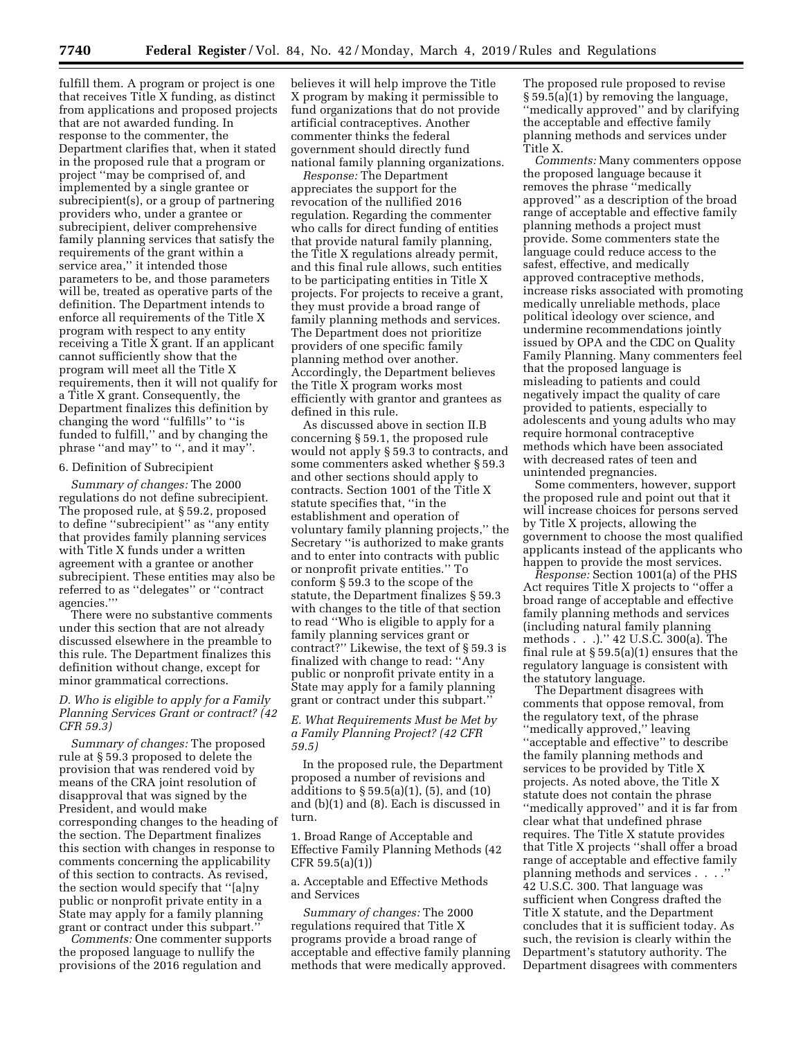fulfill them. A program or project is one that receives Title X funding, as distinct from applications and proposed projects that are not awarded funding. In response to the commenter, the Department clarifies that, when it stated in the proposed rule that a program or project "may be comprised of, and implemented by a single grantee or subrecipient(s), or a group of partnering providers who, under a grantee or subrecipient, deliver comprehensive family planning services that satisfy the requirements of the grant within a service area," it intended those parameters to be, and those parameters will be, treated as operative parts of the definition. The Department intends to enforce all requirements of the Title X program with respect to any entity receiving a Title X grant. If an applicant cannot sufficiently show that the program will meet all the Title X requirements, then it will not qualify for a Title X grant. Consequently, the Department finalizes this definition by changing the word "fulfills" to "is funded to fulfill," and by changing the phrase "and may" to ", and it may".

6. Definition of Subrecipient

*Summary of changes:* The 2000 regulations do not define subrecipient. The proposed rule, at § 59.2, proposed to define "subrecipient" as "any entity that provides family planning services with Title X funds under a written agreement with a grantee or another subrecipient. These entities may also be referred to as "delegates" or "contract agencies.'"

There were no substantive comments under this section that are not already discussed elsewhere in the preamble to this rule. The Department finalizes this definition without change, except for minor grammatical corrections.

### D. Who is eligible to apply for a Family Planning Services Grant or contract? (42 CFR 59.3)

*Summary of changes:* The proposed rule at § 59.3 proposed to delete the provision that was rendered void by means of the CRA joint resolution of disapproval that was signed by the President, and would make corresponding changes to the heading of the section. The Department finalizes this section with changes in response to comments concerning the applicability of this section to contracts. As revised, the section would specify that "[a]ny public or nonprofit private entity in a State may apply for a family planning grant or contract under this subpart."

*Comments:* One commenter supports the proposed language to nullify the provisions of the 2016 regulation and believes it will help improve the Title X program by making it permissible to fund organizations that do not provide artificial contraceptives. Another commenter thinks the federal government should directly fund national family planning organizations.

*Response:* The Department appreciates the support for the revocation of the nullified 2016 regulation. Regarding the commenter who calls for direct funding of entities that provide natural family planning, the Title X regulations already permit, and this final rule allows, such entities to be participating entities in Title X projects. For projects to receive a grant, they must provide a broad range of family planning methods and services. The Department does not prioritize providers of one specific family planning method over another. Accordingly, the Department believes the Title X program works most efficiently with grantor and grantees as defined in this rule.

As discussed above in section II.B concerning § 59.1, the proposed rule would not apply § 59.3 to contracts, and some commenters asked whether § 59.3 and other sections should apply to contracts. Section 1001 of the Title X statute specifies that, "in the establishment and operation of voluntary family planning projects," the Secretary "is authorized to make grants and to enter into contracts with public or nonprofit private entities." To conform § 59.3 to the scope of the statute, the Department finalizes § 59.3 with changes to the title of that section to read "Who is eligible to apply for a family planning services grant or contract?" Likewise, the text of § 59.3 is finalized with change to read: "Any public or nonprofit private entity in a State may apply for a family planning grant or contract under this subpart."

### E. What Requirements Must be Met by a Family Planning Project? (42 CFR 59.5)

In the proposed rule, the Department proposed a number of revisions and additions to § 59.5(a)(1), (5), and (10) and (b)(1) and (8). Each is discussed in turn.

1. Broad Range of Acceptable and Effective Family Planning Methods (42 CFR 59.5(a)(1))

a. Acceptable and Effective Methods and Services

*Summary of changes:* The 2000 regulations required that Title X programs provide a broad range of acceptable and effective family planning methods that were medically approved. The proposed rule proposed to revise § 59.5(a)(1) by removing the language, "medically approved" and by clarifying the acceptable and effective family planning methods and services under Title X.

*Comments:* Many commenters oppose the proposed language because it removes the phrase "medically approved" as a description of the broad range of acceptable and effective family planning methods a project must provide. Some commenters state the language could reduce access to the safest, effective, and medically approved contraceptive methods, increase risks associated with promoting medically unreliable methods, place political ideology over science, and undermine recommendations jointly issued by OPA and the CDC on Quality Family Planning. Many commenters feel that the proposed language is misleading to patients and could negatively impact the quality of care provided to patients, especially to adolescents and young adults who may require hormonal contraceptive methods which have been associated with decreased rates of teen and unintended pregnancies.

Some commenters, however, support the proposed rule and point out that it will increase choices for persons served by Title X projects, allowing the government to choose the most qualified applicants instead of the applicants who happen to provide the most services.

*Response:* Section 1001(a) of the PHS Act requires Title X projects to "offer a broad range of acceptable and effective family planning methods and services (including natural family planning methods . . .)." 42 U.S.C. 300(a). The final rule at § 59.5(a)(1) ensures that the regulatory language is consistent with the statutory language.

The Department disagrees with comments that oppose removal, from the regulatory text, of the phrase "medically approved," leaving "acceptable and effective" to describe the family planning methods and services to be provided by Title X projects. As noted above, the Title X statute does not contain the phrase "medically approved" and it is far from clear what that undefined phrase requires. The Title X statute provides that Title X projects "shall offer a broad range of acceptable and effective family planning methods and services . . . ." 42 U.S.C. 300. That language was sufficient when Congress drafted the Title X statute, and the Department concludes that it is sufficient today. As such, the revision is clearly within the Department's statutory authority. The Department disagrees with commenters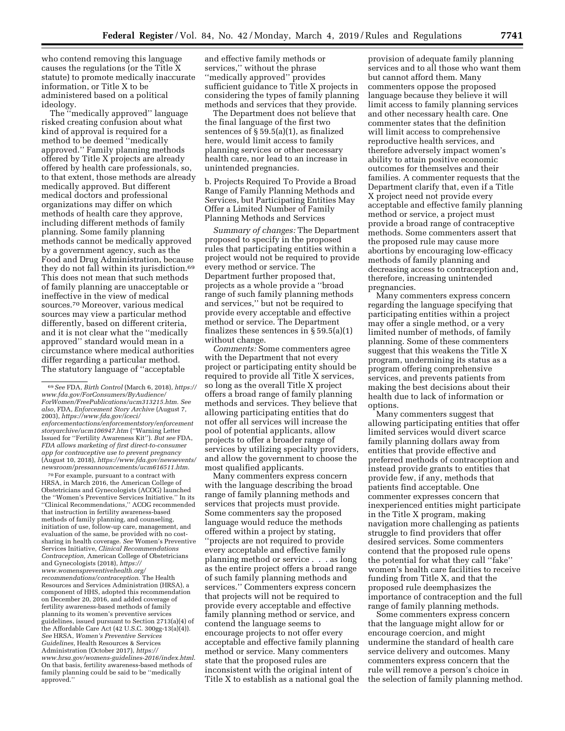who contend removing this language causes the regulations (or the Title X statute) to promote medically inaccurate information, or Title X to be administered based on a political ideology.

The ''medically approved'' language risked creating confusion about what kind of approval is required for a method to be deemed ''medically approved.'' Family planning methods offered by Title X projects are already offered by health care professionals, so, to that extent, those methods are already medically approved. But different medical doctors and professional organizations may differ on which methods of health care they approve, including different methods of family planning. Some family planning methods cannot be medically approved by a government agency, such as the Food and Drug Administration, because they do not fall within its jurisdiction.[69] This does not mean that such methods of family planning are unacceptable or ineffective in the view of medical sources.[70] Moreover, various medical sources may view a particular method differently, based on different criteria, and it is not clear what the ''medically approved'' standard would mean in a circumstance where medical authorities differ regarding a particular method. The statutory language of ''acceptable and effective family methods or services,'' without the phrase ''medically approved'' provides sufficient guidance to Title X projects in considering the types of family planning methods and services that they provide.

The Department does not believe that the final language of the first two sentences of § 59.5(a)(1), as finalized here, would limit access to family planning services or other necessary health care, nor lead to an increase in unintended pregnancies.

b. Projects Required To Provide a Broad Range of Family Planning Methods and Services, but Participating Entities May Offer a Limited Number of Family Planning Methods and Services

*Summary of changes:* The Department proposed to specify in the proposed rules that participating entities within a project would not be required to provide every method or service. The Department further proposed that, projects as a whole provide a ''broad range of such family planning methods and services,'' but not be required to provide every acceptable and effective method or service. The Department finalizes these sentences in § 59.5(a)(1) without change.

*Comments:* Some commenters agree with the Department that not every project or participating entity should be required to provide all Title X services, so long as the overall Title X project offers a broad range of family planning methods and services. They believe that allowing participating entities that do not offer all services will increase the pool of potential applicants, allow projects to offer a broader range of services by utilizing specialty providers, and allow the government to choose the most qualified applicants.

Many commenters express concern with the language describing the broad range of family planning methods and services that projects must provide. Some commenters say the proposed language would reduce the methods offered within a project by stating, ''projects are not required to provide every acceptable and effective family planning method or service . . . as long as the entire project offers a broad range of such family planning methods and services.'' Commenters express concern that projects will not be required to provide every acceptable and effective family planning method or service, and contend the language seems to encourage projects to not offer every acceptable and effective family planning method or service. Many commenters state that the proposed rules are inconsistent with the original intent of Title X to establish as a national goal the provision of adequate family planning services and to all those who want them but cannot afford them. Many commenters oppose the proposed language because they believe it will limit access to family planning services and other necessary health care. One commenter states that the definition will limit access to comprehensive reproductive health services, and therefore adversely impact women's ability to attain positive economic outcomes for themselves and their families. A commenter requests that the Department clarify that, even if a Title X project need not provide every acceptable and effective family planning method or service, a project must provide a broad range of contraceptive methods. Some commenters assert that the proposed rule may cause more abortions by encouraging low-efficacy methods of family planning and decreasing access to contraception and, therefore, increasing unintended pregnancies.

Many commenters express concern regarding the language specifying that participating entities within a project may offer a single method, or a very limited number of methods, of family planning. Some of these commenters suggest that this weakens the Title X program, undermining its status as a program offering comprehensive services, and prevents patients from making the best decisions about their health due to lack of information or options.

Many commenters suggest that allowing participating entities that offer limited services would divert scarce family planning dollars away from entities that provide effective and preferred methods of contraception and instead provide grants to entities that provide few, if any, methods that patients find acceptable. One commenter expresses concern that inexperienced entities might participate in the Title X program, making navigation more challenging as patients struggle to find providers that offer desired services. Some commenters contend that the proposed rule opens the potential for what they call ''fake'' women's health care facilities to receive funding from Title X, and that the proposed rule deemphasizes the importance of contraception and the full range of family planning methods.

Some commenters express concern that the language might allow for or encourage coercion, and might undermine the standard of health care service delivery and outcomes. Many commenters express concern that the rule will remove a person's choice in the selection of family planning method.

---

[69] *See* FDA, *Birth Control* (March 6, 2018), *https://www.fda.gov/ForConsumers/ByAudience/ForWomen/FreePublications/ucm313215.htm. See also,* FDA, *Enforcement Story Archive* (August 7, 2003), *https://www.fda.gov/iceci/enforcementactions/enforcementstory/enforcementstoryarchive/ucm106947.htm* (''Warning Letter Issued for ''Fertility Awareness Kit''). *But see* FDA, *FDA allows marketing of first direct-to-consumer app for contraceptive use to prevent pregnancy* (August 10, 2018), *https://www.fda.gov/newsevents/newsroom/pressannouncements/ucm616511.htm.*

[70] For example, pursuant to a contract with HRSA, in March 2016, the American College of Obstetricians and Gynecologists (ACOG) launched the ''Women's Preventive Services Initiative.'' In its ''Clinical Recommendations,'' ACOG recommended that instruction in fertility awareness-based methods of family planning, and counseling, initiation of use, follow-up care, management, and evaluation of the same, be provided with no cost-sharing in health coverage. *See* Women's Preventive Services Initiative, *Clinical Recommendations Contraception,* American College of Obstetricians and Gynecologists (2018), *https://www.womenspreventivehealth.org/recommendations/contraception.* The Health Resources and Services Administration (HRSA), a component of HHS, adopted this recommendation on December 20, 2016, and added coverage of fertility awareness-based methods of family planning to its women's preventive services guidelines, issued pursuant to Section 2713(a)(4) of the Affordable Care Act (42 U.S.C. 300gg-13(a)(4)). *See* HRSA, *Women's Preventive Services Guidelines,* Health Resources & Services Administration (October 2017), *https://www.hrsa.gov/womens-guidelines-2016/index.html.* On that basis, fertility awareness-based methods of family planning could be said to be ''medically approved.''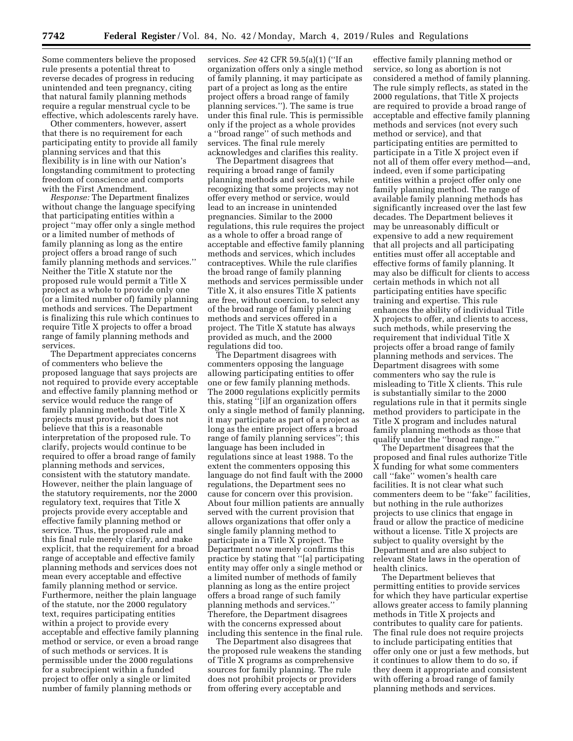Some commenters believe the proposed rule presents a potential threat to reverse decades of progress in reducing unintended and teen pregnancy, citing that natural family planning methods require a regular menstrual cycle to be effective, which adolescents rarely have.

Other commenters, however, assert that there is no requirement for each participating entity to provide all family planning services and that this flexibility is in line with our Nation's longstanding commitment to protecting freedom of conscience and comports with the First Amendment.

*Response:* The Department finalizes without change the language specifying that participating entities within a project "may offer only a single method or a limited number of methods of family planning as long as the entire project offers a broad range of such family planning methods and services." Neither the Title X statute nor the proposed rule would permit a Title X project as a whole to provide only one (or a limited number of) family planning methods and services. The Department is finalizing this rule which continues to require Title X projects to offer a broad range of family planning methods and services.

The Department appreciates concerns of commenters who believe the proposed language that says projects are not required to provide every acceptable and effective family planning method or service would reduce the range of family planning methods that Title X projects must provide, but does not believe that this is a reasonable interpretation of the proposed rule. To clarify, projects would continue to be required to offer a broad range of family planning methods and services, consistent with the statutory mandate. However, neither the plain language of the statutory requirements, nor the 2000 regulatory text, requires that Title X projects provide every acceptable and effective family planning method or service. Thus, the proposed rule and this final rule merely clarify, and make explicit, that the requirement for a broad range of acceptable and effective family planning methods and services does not mean every acceptable and effective family planning method or service. Furthermore, neither the plain language of the statute, nor the 2000 regulatory text, requires participating entities within a project to provide every acceptable and effective family planning method or service, or even a broad range of such methods or services. It is permissible under the 2000 regulations for a subrecipient within a funded project to offer only a single or limited number of family planning methods or services. *See* 42 CFR 59.5(a)(1) ("If an organization offers only a single method of family planning, it may participate as part of a project as long as the entire project offers a broad range of family planning services."). The same is true under this final rule. This is permissible only if the project as a whole provides a "broad range" of such methods and services. The final rule merely acknowledges and clarifies this reality.

The Department disagrees that requiring a broad range of family planning methods and services, while recognizing that some projects may not offer every method or service, would lead to an increase in unintended pregnancies. Similar to the 2000 regulations, this rule requires the project as a whole to offer a broad range of acceptable and effective family planning methods and services, which includes contraceptives. While the rule clarifies the broad range of family planning methods and services permissible under Title X, it also ensures Title X patients are free, without coercion, to select any of the broad range of family planning methods and services offered in a project. The Title X statute has always provided as much, and the 2000 regulations did too.

The Department disagrees with commenters opposing the language allowing participating entities to offer one or few family planning methods. The 2000 regulations explicitly permits this, stating "[i]f an organization offers only a single method of family planning, it may participate as part of a project as long as the entire project offers a broad range of family planning services"; this language has been included in regulations since at least 1988. To the extent the commenters opposing this language do not find fault with the 2000 regulations, the Department sees no cause for concern over this provision. About four million patients are annually served with the current provision that allows organizations that offer only a single family planning method to participate in a Title X project. The Department now merely confirms this practice by stating that "[a] participating entity may offer only a single method or a limited number of methods of family planning as long as the entire project offers a broad range of such family planning methods and services." Therefore, the Department disagrees with the concerns expressed about including this sentence in the final rule.

The Department also disagrees that the proposed rule weakens the standing of Title X programs as comprehensive sources for family planning. The rule does not prohibit projects or providers from offering every acceptable and effective family planning method or service, so long as abortion is not considered a method of family planning. The rule simply reflects, as stated in the 2000 regulations, that Title X projects are required to provide a broad range of acceptable and effective family planning methods and services (not every such method or service), and that participating entities are permitted to participate in a Title X project even if not all of them offer every method—and, indeed, even if some participating entities within a project offer only one family planning method. The range of available family planning methods has significantly increased over the last few decades. The Department believes it may be unreasonably difficult or expensive to add a new requirement that all projects and all participating entities must offer all acceptable and effective forms of family planning. It may also be difficult for clients to access certain methods in which not all participating entities have specific training and expertise. This rule enhances the ability of individual Title X projects to offer, and clients to access, such methods, while preserving the requirement that individual Title X projects offer a broad range of family planning methods and services. The Department disagrees with some commenters who say the rule is misleading to Title X clients. This rule is substantially similar to the 2000 regulations rule in that it permits single method providers to participate in the Title X program and includes natural family planning methods as those that qualify under the "broad range."

The Department disagrees that the proposed and final rules authorize Title X funding for what some commenters call "fake" women's health care facilities. It is not clear what such commenters deem to be "fake" facilities, but nothing in the rule authorizes projects to use clinics that engage in fraud or allow the practice of medicine without a license. Title X projects are subject to quality oversight by the Department and are also subject to relevant State laws in the operation of health clinics.

The Department believes that permitting entities to provide services for which they have particular expertise allows greater access to family planning methods in Title X projects and contributes to quality care for patients. The final rule does not require projects to include participating entities that offer only one or just a few methods, but it continues to allow them to do so, if they deem it appropriate and consistent with offering a broad range of family planning methods and services.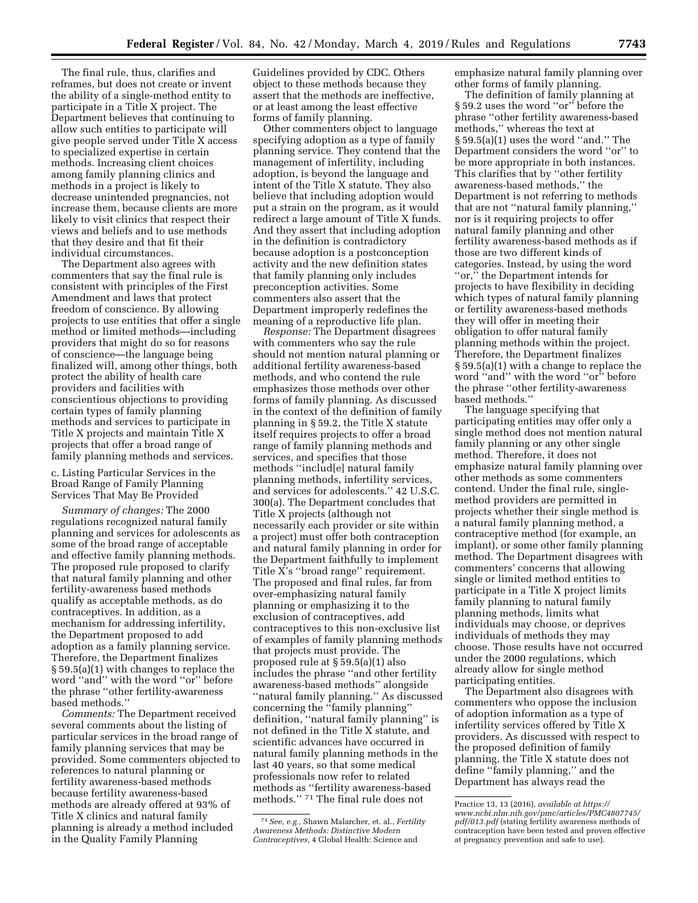The final rule, thus, clarifies and reframes, but does not create or invent the ability of a single-method entity to participate in a Title X project. The Department believes that continuing to allow such entities to participate will give people served under Title X access to specialized expertise in certain methods. Increasing client choices among family planning clinics and methods in a project is likely to decrease unintended pregnancies, not increase them, because clients are more likely to visit clinics that respect their views and beliefs and to use methods that they desire and that fit their individual circumstances.

The Department also agrees with commenters that say the final rule is consistent with principles of the First Amendment and laws that protect freedom of conscience. By allowing projects to use entities that offer a single method or limited methods—including providers that might do so for reasons of conscience—the language being finalized will, among other things, both protect the ability of health care providers and facilities with conscientious objections to providing certain types of family planning methods and services to participate in Title X projects and maintain Title X projects that offer a broad range of family planning methods and services.

c. Listing Particular Services in the Broad Range of Family Planning Services That May Be Provided

*Summary of changes:* The 2000 regulations recognized natural family planning and services for adolescents as some of the broad range of acceptable and effective family planning methods. The proposed rule proposed to clarify that natural family planning and other fertility-awareness based methods qualify as acceptable methods, as do contraceptives. In addition, as a mechanism for addressing infertility, the Department proposed to add adoption as a family planning service. Therefore, the Department finalizes § 59.5(a)(1) with changes to replace the word ''and'' with the word ''or'' before the phrase ''other fertility-awareness based methods.''

*Comments:* The Department received several comments about the listing of particular services in the broad range of family planning services that may be provided. Some commenters objected to references to natural planning or fertility awareness-based methods because fertility awareness-based methods are already offered at 93% of Title X clinics and natural family planning is already a method included in the Quality Family Planning Guidelines provided by CDC. Others object to these methods because they assert that the methods are ineffective, or at least among the least effective forms of family planning.

Other commenters object to language specifying adoption as a type of family planning service. They contend that the management of infertility, including adoption, is beyond the language and intent of the Title X statute. They also believe that including adoption would put a strain on the program, as it would redirect a large amount of Title X funds. And they assert that including adoption in the definition is contradictory because adoption is a postconception activity and the new definition states that family planning only includes preconception activities. Some commenters also assert that the Department improperly redefines the meaning of a reproductive life plan.

*Response:* The Department disagrees with commenters who say the rule should not mention natural planning or additional fertility awareness-based methods, and who contend the rule emphasizes those methods over other forms of family planning. As discussed in the context of the definition of family planning in § 59.2, the Title X statute itself requires projects to offer a broad range of family planning methods and services, and specifies that those methods ''includ[e] natural family planning methods, infertility services, and services for adolescents.'' 42 U.S.C. 300(a). The Department concludes that Title X projects (although not necessarily each provider or site within a project) must offer both contraception and natural family planning in order for the Department faithfully to implement Title X's ''broad range'' requirement. The proposed and final rules, far from over-emphasizing natural family planning or emphasizing it to the exclusion of contraceptives, add contraceptives to this non-exclusive list of examples of family planning methods that projects must provide. The proposed rule at § 59.5(a)(1) also includes the phrase ''and other fertility awareness-based methods'' alongside ''natural family planning.'' As discussed concerning the ''family planning'' definition, ''natural family planning'' is not defined in the Title X statute, and scientific advances have occurred in natural family planning methods in the last 40 years, so that some medical professionals now refer to related methods as ''fertility awareness-based methods.'' [71] The final rule does not emphasize natural family planning over other forms of family planning.

The definition of family planning at § 59.2 uses the word ''or'' before the phrase ''other fertility awareness-based methods,'' whereas the text at § 59.5(a)(1) uses the word ''and.'' The Department considers the word ''or'' to be more appropriate in both instances. This clarifies that by ''other fertility awareness-based methods,'' the Department is not referring to methods that are not ''natural family planning,'' nor is it requiring projects to offer natural family planning and other fertility awareness-based methods as if those are two different kinds of categories. Instead, by using the word ''or,'' the Department intends for projects to have flexibility in deciding which types of natural family planning or fertility awareness-based methods they will offer in meeting their obligation to offer natural family planning methods within the project. Therefore, the Department finalizes § 59.5(a)(1) with a change to replace the word ''and'' with the word ''or'' before the phrase ''other fertility-awareness based methods.''

The language specifying that participating entities may offer only a single method does not mention natural family planning or any other single method. Therefore, it does not emphasize natural family planning over other methods as some commenters contend. Under the final rule, single-method providers are permitted in projects whether their single method is a natural family planning method, a contraceptive method (for example, an implant), or some other family planning method. The Department disagrees with commenters' concerns that allowing single or limited method entities to participate in a Title X project limits family planning to natural family planning methods, limits what individuals may choose, or deprives individuals of methods they may choose. Those results have not occurred under the 2000 regulations, which already allow for single method participating entities.

The Department also disagrees with commenters who oppose the inclusion of adoption information as a type of infertility services offered by Title X providers. As discussed with respect to the proposed definition of family planning, the Title X statute does not define ''family planning,'' and the Department has always read the

---

[71] *See, e.g.,* Shawn Malarcher, et. al., *Fertility Awareness Methods: Distinctive Modern Contraceptives,* 4 Global Health: Science and Practice 13, 13 (2016), *available at https://www.ncbi.nlm.nih.gov/pmc/articles/PMC4807745/pdf/013.pdf* (stating fertility awareness methods of contraception have been tested and proven effective at pregnancy prevention and safe to use).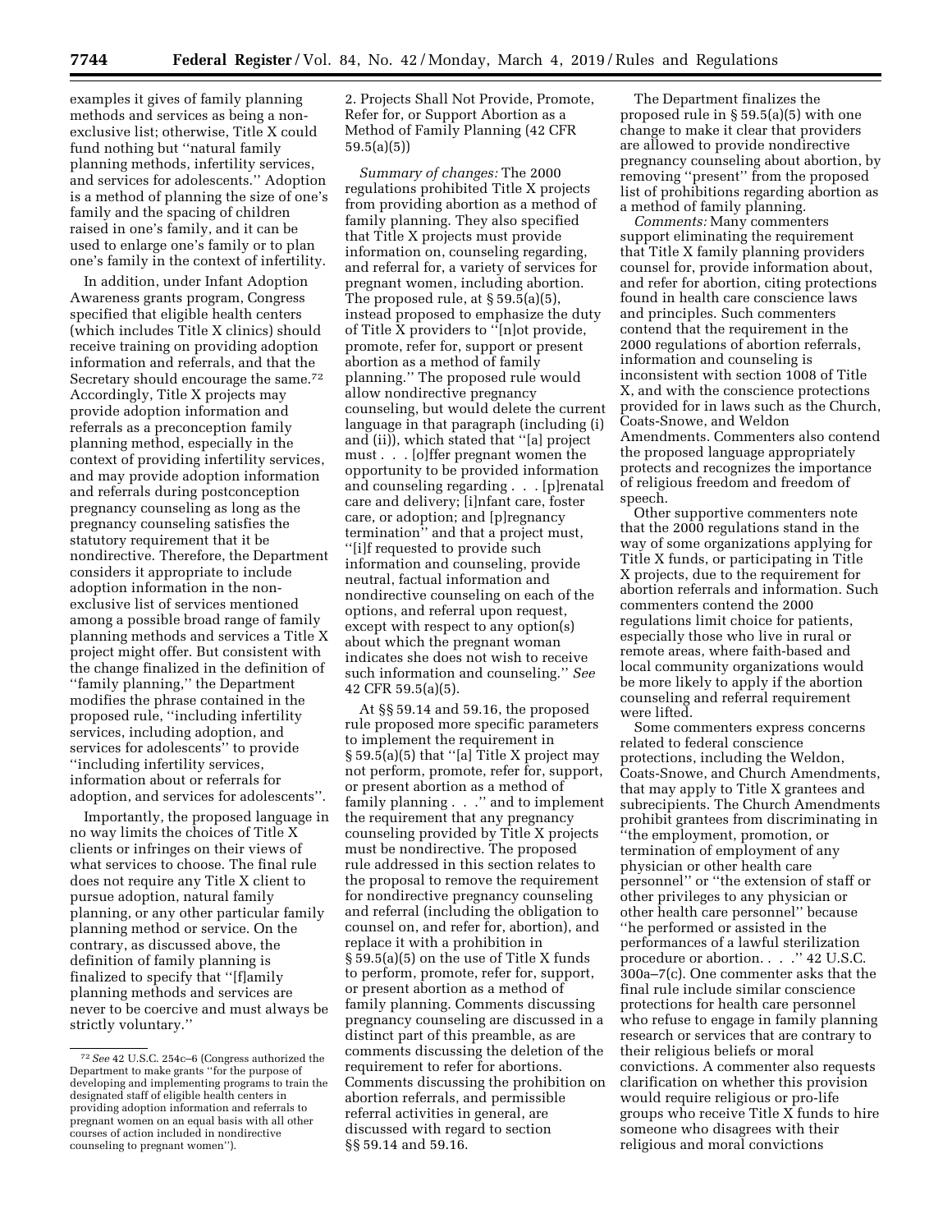examples it gives of family planning methods and services as being a non-exclusive list; otherwise, Title X could fund nothing but ''natural family planning methods, infertility services, and services for adolescents.'' Adoption is a method of planning the size of one's family and the spacing of children raised in one's family, and it can be used to enlarge one's family or to plan one's family in the context of infertility.

In addition, under Infant Adoption Awareness grants program, Congress specified that eligible health centers (which includes Title X clinics) should receive training on providing adoption information and referrals, and that the Secretary should encourage the same.[72] Accordingly, Title X projects may provide adoption information and referrals as a preconception family planning method, especially in the context of providing infertility services, and may provide adoption information and referrals during postconception pregnancy counseling as long as the pregnancy counseling satisfies the statutory requirement that it be nondirective. Therefore, the Department considers it appropriate to include adoption information in the non-exclusive list of services mentioned among a possible broad range of family planning methods and services a Title X project might offer. But consistent with the change finalized in the definition of ''family planning,'' the Department modifies the phrase contained in the proposed rule, ''including infertility services, including adoption, and services for adolescents'' to provide ''including infertility services, information about or referrals for adoption, and services for adolescents''.

Importantly, the proposed language in no way limits the choices of Title X clients or infringes on their views of what services to choose. The final rule does not require any Title X client to pursue adoption, natural family planning, or any other particular family planning method or service. On the contrary, as discussed above, the definition of family planning is finalized to specify that ''[f]amily planning methods and services are never to be coercive and must always be strictly voluntary.''

## 2. Projects Shall Not Provide, Promote, Refer for, or Support Abortion as a Method of Family Planning (42 CFR 59.5(a)(5))

*Summary of changes:* The 2000 regulations prohibited Title X projects from providing abortion as a method of family planning. They also specified that Title X projects must provide information on, counseling regarding, and referral for, a variety of services for pregnant women, including abortion. The proposed rule, at § 59.5(a)(5), instead proposed to emphasize the duty of Title X providers to ''[n]ot provide, promote, refer for, support or present abortion as a method of family planning.'' The proposed rule would allow nondirective pregnancy counseling, but would delete the current language in that paragraph (including (i) and (ii)), which stated that ''[a] project must . . . [o]ffer pregnant women the opportunity to be provided information and counseling regarding . . . [p]renatal care and delivery; [i]nfant care, foster care, or adoption; and [p]regnancy termination'' and that a project must, ''[i]f requested to provide such information and counseling, provide neutral, factual information and nondirective counseling on each of the options, and referral upon request, except with respect to any option(s) about which the pregnant woman indicates she does not wish to receive such information and counseling.'' *See* 42 CFR 59.5(a)(5).

At §§ 59.14 and 59.16, the proposed rule proposed more specific parameters to implement the requirement in § 59.5(a)(5) that ''[a] Title X project may not perform, promote, refer for, support, or present abortion as a method of family planning . . .'' and to implement the requirement that any pregnancy counseling provided by Title X projects must be nondirective. The proposed rule addressed in this section relates to the proposal to remove the requirement for nondirective pregnancy counseling and referral (including the obligation to counsel on, and refer for, abortion), and replace it with a prohibition in § 59.5(a)(5) on the use of Title X funds to perform, promote, refer for, support, or present abortion as a method of family planning. Comments discussing pregnancy counseling are discussed in a distinct part of this preamble, as are comments discussing the deletion of the requirement to refer for abortions. Comments discussing the prohibition on abortion referrals, and permissible referral activities in general, are discussed with regard to section §§ 59.14 and 59.16.

The Department finalizes the proposed rule in § 59.5(a)(5) with one change to make it clear that providers are allowed to provide nondirective pregnancy counseling about abortion, by removing ''present'' from the proposed list of prohibitions regarding abortion as a method of family planning.

*Comments:* Many commenters support eliminating the requirement that Title X family planning providers counsel for, provide information about, and refer for abortion, citing protections found in health care conscience laws and principles. Such commenters contend that the requirement in the 2000 regulations of abortion referrals, information and counseling is inconsistent with section 1008 of Title X, and with the conscience protections provided for in laws such as the Church, Coats-Snowe, and Weldon Amendments. Commenters also contend the proposed language appropriately protects and recognizes the importance of religious freedom and freedom of speech.

Other supportive commenters note that the 2000 regulations stand in the way of some organizations applying for Title X funds, or participating in Title X projects, due to the requirement for abortion referrals and information. Such commenters contend the 2000 regulations limit choice for patients, especially those who live in rural or remote areas, where faith-based and local community organizations would be more likely to apply if the abortion counseling and referral requirement were lifted.

Some commenters express concerns related to federal conscience protections, including the Weldon, Coats-Snowe, and Church Amendments, that may apply to Title X grantees and subrecipients. The Church Amendments prohibit grantees from discriminating in ''the employment, promotion, or termination of employment of any physician or other health care personnel'' or ''the extension of staff or other privileges to any physician or other health care personnel'' because ''he performed or assisted in the performances of a lawful sterilization procedure or abortion. . . .'' 42 U.S.C. 300a–7(c). One commenter asks that the final rule include similar conscience protections for health care personnel who refuse to engage in family planning research or services that are contrary to their religious beliefs or moral convictions. A commenter also requests clarification on whether this provision would require religious or pro-life groups who receive Title X funds to hire someone who disagrees with their religious and moral convictions

---

[72] *See* 42 U.S.C. 254c–6 (Congress authorized the Department to make grants ''for the purpose of developing and implementing programs to train the designated staff of eligible health centers in providing adoption information and referrals to pregnant women on an equal basis with all other courses of action included in nondirective counseling to pregnant women'').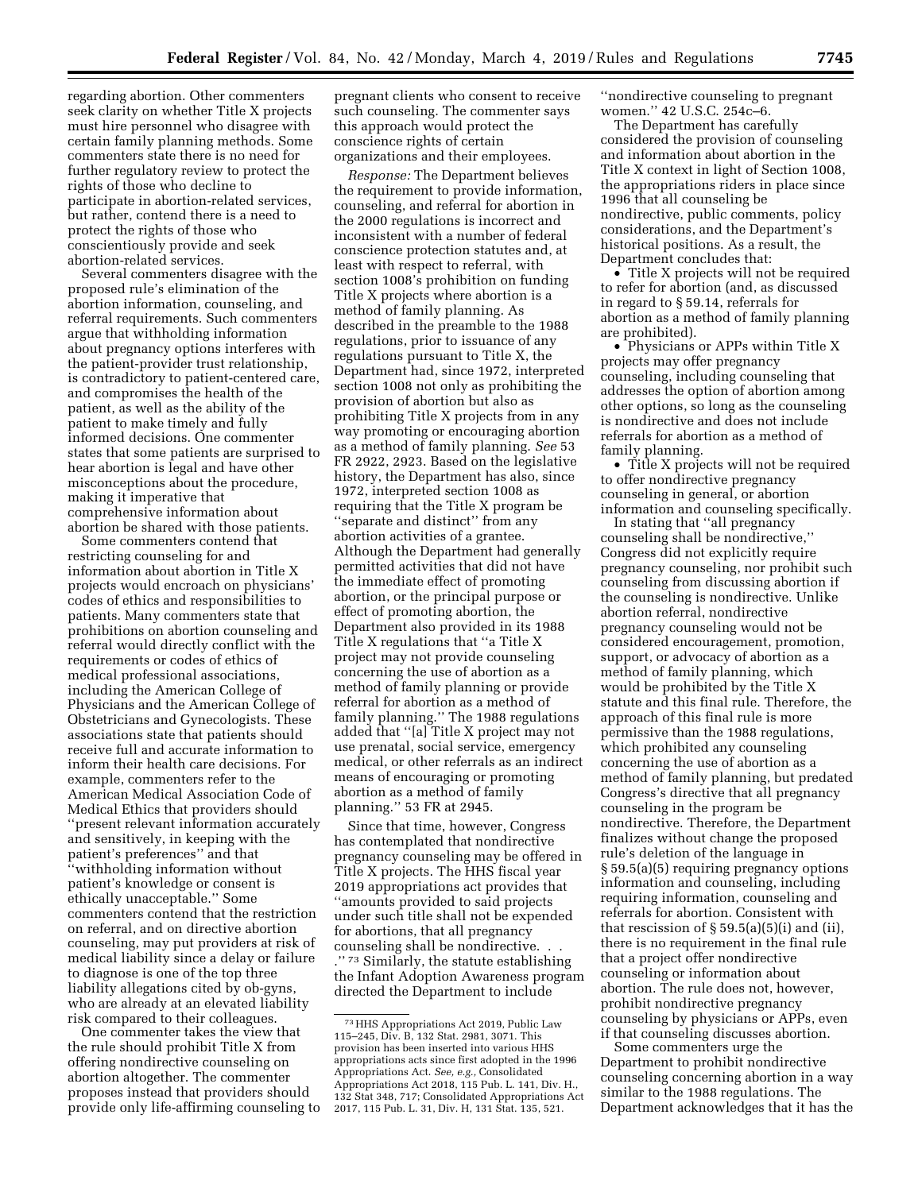regarding abortion. Other commenters seek clarity on whether Title X projects must hire personnel who disagree with certain family planning methods. Some commenters state there is no need for further regulatory review to protect the rights of those who decline to participate in abortion-related services, but rather, contend there is a need to protect the rights of those who conscientiously provide and seek abortion-related services.

Several commenters disagree with the proposed rule's elimination of the abortion information, counseling, and referral requirements. Such commenters argue that withholding information about pregnancy options interferes with the patient-provider trust relationship, is contradictory to patient-centered care, and compromises the health of the patient, as well as the ability of the patient to make timely and fully informed decisions. One commenter states that some patients are surprised to hear abortion is legal and have other misconceptions about the procedure, making it imperative that comprehensive information about abortion be shared with those patients.

Some commenters contend that restricting counseling for and information about abortion in Title X projects would encroach on physicians' codes of ethics and responsibilities to patients. Many commenters state that prohibitions on abortion counseling and referral would directly conflict with the requirements or codes of ethics of medical professional associations, including the American College of Physicians and the American College of Obstetricians and Gynecologists. These associations state that patients should receive full and accurate information to inform their health care decisions. For example, commenters refer to the American Medical Association Code of Medical Ethics that providers should ''present relevant information accurately and sensitively, in keeping with the patient's preferences'' and that ''withholding information without patient's knowledge or consent is ethically unacceptable.'' Some commenters contend that the restriction on referral, and on directive abortion counseling, may put providers at risk of medical liability since a delay or failure to diagnose is one of the top three liability allegations cited by ob-gyns, who are already at an elevated liability risk compared to their colleagues.

One commenter takes the view that the rule should prohibit Title X from offering nondirective counseling on abortion altogether. The commenter proposes instead that providers should provide only life-affirming counseling to pregnant clients who consent to receive such counseling. The commenter says this approach would protect the conscience rights of certain organizations and their employees.

*Response:* The Department believes the requirement to provide information, counseling, and referral for abortion in the 2000 regulations is incorrect and inconsistent with a number of federal conscience protection statutes and, at least with respect to referral, with section 1008's prohibition on funding Title X projects where abortion is a method of family planning. As described in the preamble to the 1988 regulations, prior to issuance of any regulations pursuant to Title X, the Department had, since 1972, interpreted section 1008 not only as prohibiting the provision of abortion but also as prohibiting Title X projects from in any way promoting or encouraging abortion as a method of family planning. *See* 53 FR 2922, 2923. Based on the legislative history, the Department has also, since 1972, interpreted section 1008 as requiring that the Title X program be ''separate and distinct'' from any abortion activities of a grantee. Although the Department had generally permitted activities that did not have the immediate effect of promoting abortion, or the principal purpose or effect of promoting abortion, the Department also provided in its 1988 Title X regulations that ''a Title X project may not provide counseling concerning the use of abortion as a method of family planning or provide referral for abortion as a method of family planning.'' The 1988 regulations added that ''[a] Title X project may not use prenatal, social service, emergency medical, or other referrals as an indirect means of encouraging or promoting abortion as a method of family planning.'' 53 FR at 2945.

Since that time, however, Congress has contemplated that nondirective pregnancy counseling may be offered in Title X projects. The HHS fiscal year 2019 appropriations act provides that ''amounts provided to said projects under such title shall not be expended for abortions, that all pregnancy counseling shall be nondirective. . . .''[73] Similarly, the statute establishing the Infant Adoption Awareness program directed the Department to include ''nondirective counseling to pregnant women.'' 42 U.S.C. 254c–6.

The Department has carefully considered the provision of counseling and information about abortion in the Title X context in light of Section 1008, the appropriations riders in place since 1996 that all counseling be nondirective, public comments, policy considerations, and the Department's historical positions. As a result, the Department concludes that:

- Title X projects will not be required to refer for abortion (and, as discussed in regard to § 59.14, referrals for abortion as a method of family planning are prohibited).
- Physicians or APPs within Title X projects may offer pregnancy counseling, including counseling that addresses the option of abortion among other options, so long as the counseling is nondirective and does not include referrals for abortion as a method of family planning.
- Title X projects will not be required to offer nondirective pregnancy counseling in general, or abortion information and counseling specifically.

In stating that ''all pregnancy counseling shall be nondirective,'' Congress did not explicitly require pregnancy counseling, nor prohibit such counseling from discussing abortion if the counseling is nondirective. Unlike abortion referral, nondirective pregnancy counseling would not be considered encouragement, promotion, support, or advocacy of abortion as a method of family planning, which would be prohibited by the Title X statute and this final rule. Therefore, the approach of this final rule is more permissive than the 1988 regulations, which prohibited any counseling concerning the use of abortion as a method of family planning, but predated Congress's directive that all pregnancy counseling in the program be nondirective. Therefore, the Department finalizes without change the proposed rule's deletion of the language in § 59.5(a)(5) requiring pregnancy options information and counseling, including requiring information, counseling and referrals for abortion. Consistent with that rescission of § 59.5(a)(5)(i) and (ii), there is no requirement in the final rule that a project offer nondirective counseling or information about abortion. The rule does not, however, prohibit nondirective pregnancy counseling by physicians or APPs, even if that counseling discusses abortion.

Some commenters urge the Department to prohibit nondirective counseling concerning abortion in a way similar to the 1988 regulations. The Department acknowledges that it has the

---

[73] HHS Appropriations Act 2019, Public Law 115–245, Div. B, 132 Stat. 2981, 3071. This provision has been inserted into various HHS appropriations acts since first adopted in the 1996 Appropriations Act. *See, e.g.,* Consolidated Appropriations Act 2018, 115 Pub. L. 141, Div. H., 132 Stat 348, 717; Consolidated Appropriations Act 2017, 115 Pub. L. 31, Div. H, 131 Stat. 135, 521.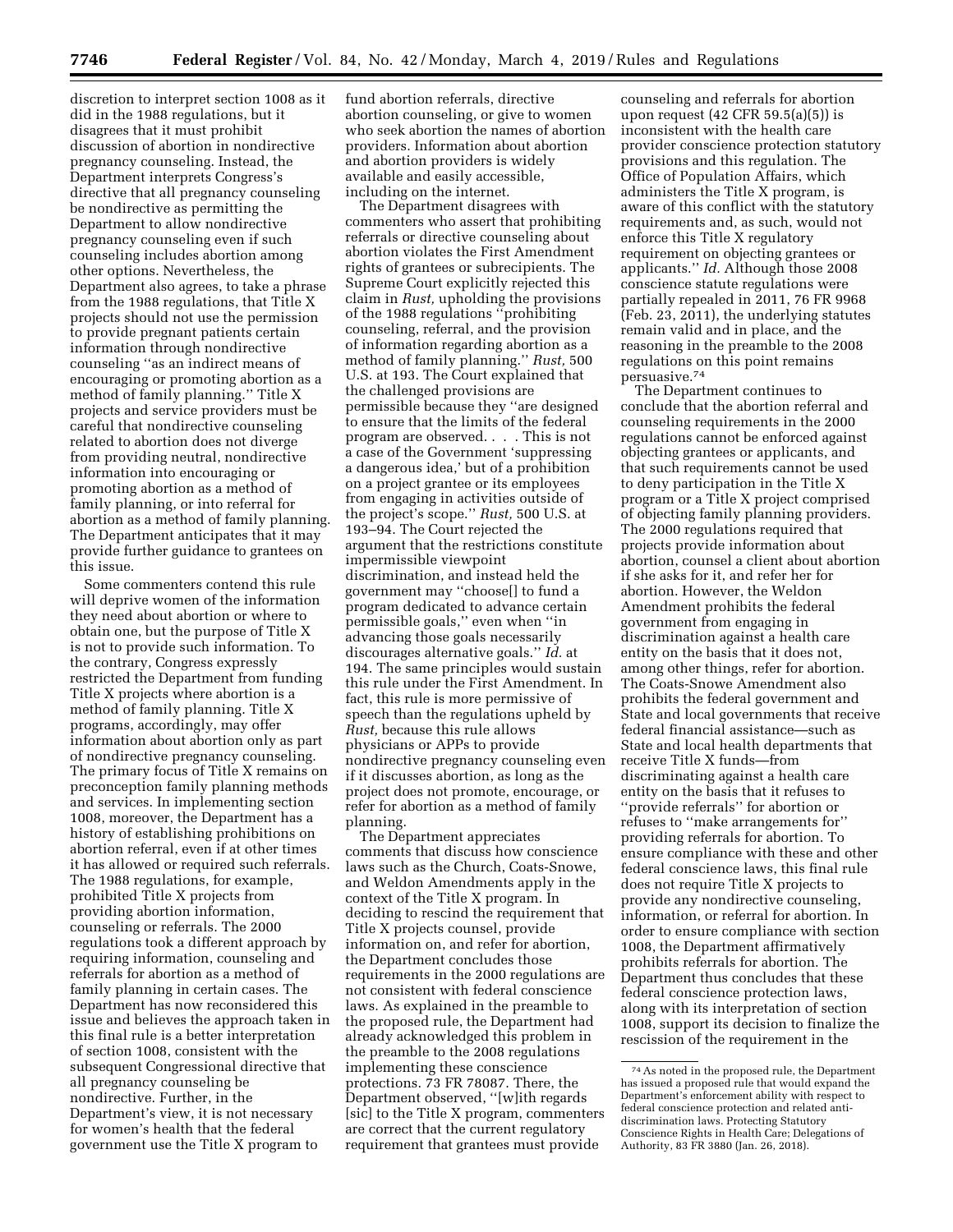discretion to interpret section 1008 as it did in the 1988 regulations, but it disagrees that it must prohibit discussion of abortion in nondirective pregnancy counseling. Instead, the Department interprets Congress's directive that all pregnancy counseling be nondirective as permitting the Department to allow nondirective pregnancy counseling even if such counseling includes abortion among other options. Nevertheless, the Department also agrees, to take a phrase from the 1988 regulations, that Title X projects should not use the permission to provide pregnant patients certain information through nondirective counseling ''as an indirect means of encouraging or promoting abortion as a method of family planning.'' Title X projects and service providers must be careful that nondirective counseling related to abortion does not diverge from providing neutral, nondirective information into encouraging or promoting abortion as a method of family planning, or into referral for abortion as a method of family planning. The Department anticipates that it may provide further guidance to grantees on this issue.

Some commenters contend this rule will deprive women of the information they need about abortion or where to obtain one, but the purpose of Title X is not to provide such information. To the contrary, Congress expressly restricted the Department from funding Title X projects where abortion is a method of family planning. Title X programs, accordingly, may offer information about abortion only as part of nondirective pregnancy counseling. The primary focus of Title X remains on preconception family planning methods and services. In implementing section 1008, moreover, the Department has a history of establishing prohibitions on abortion referral, even if at other times it has allowed or required such referrals. The 1988 regulations, for example, prohibited Title X projects from providing abortion information, counseling or referrals. The 2000 regulations took a different approach by requiring information, counseling and referrals for abortion as a method of family planning in certain cases. The Department has now reconsidered this issue and believes the approach taken in this final rule is a better interpretation of section 1008, consistent with the subsequent Congressional directive that all pregnancy counseling be nondirective. Further, in the Department's view, it is not necessary for women's health that the federal government use the Title X program to fund abortion referrals, directive abortion counseling, or give to women who seek abortion the names of abortion providers. Information about abortion and abortion providers is widely available and easily accessible, including on the internet.

The Department disagrees with commenters who assert that prohibiting referrals or directive counseling about abortion violates the First Amendment rights of grantees or subrecipients. The Supreme Court explicitly rejected this claim in *Rust,* upholding the provisions of the 1988 regulations ''prohibiting counseling, referral, and the provision of information regarding abortion as a method of family planning.'' *Rust,* 500 U.S. at 193. The Court explained that the challenged provisions are permissible because they ''are designed to ensure that the limits of the federal program are observed. . . . This is not a case of the Government 'suppressing a dangerous idea,' but of a prohibition on a project grantee or its employees from engaging in activities outside of the project's scope.'' *Rust,* 500 U.S. at 193–94. The Court rejected the argument that the restrictions constitute impermissible viewpoint discrimination, and instead held the government may ''choose[] to fund a program dedicated to advance certain permissible goals,'' even when ''in advancing those goals necessarily discourages alternative goals.'' *Id.* at 194. The same principles would sustain this rule under the First Amendment. In fact, this rule is more permissive of speech than the regulations upheld by *Rust,* because this rule allows physicians or APPs to provide nondirective pregnancy counseling even if it discusses abortion, as long as the project does not promote, encourage, or refer for abortion as a method of family planning.

The Department appreciates comments that discuss how conscience laws such as the Church, Coats-Snowe, and Weldon Amendments apply in the context of the Title X program. In deciding to rescind the requirement that Title X projects counsel, provide information on, and refer for abortion, the Department concludes those requirements in the 2000 regulations are not consistent with federal conscience laws. As explained in the preamble to the proposed rule, the Department had already acknowledged this problem in the preamble to the 2008 regulations implementing these conscience protections. 73 FR 78087. There, the Department observed, ''[w]ith regards [sic] to the Title X program, commenters are correct that the current regulatory requirement that grantees must provide counseling and referrals for abortion upon request (42 CFR 59.5(a)(5)) is inconsistent with the health care provider conscience protection statutory provisions and this regulation. The Office of Population Affairs, which administers the Title X program, is aware of this conflict with the statutory requirements and, as such, would not enforce this Title X regulatory requirement on objecting grantees or applicants.'' *Id.* Although those 2008 conscience statute regulations were partially repealed in 2011, 76 FR 9968 (Feb. 23, 2011), the underlying statutes remain valid and in place, and the reasoning in the preamble to the 2008 regulations on this point remains persuasive.[74]

The Department continues to conclude that the abortion referral and counseling requirements in the 2000 regulations cannot be enforced against objecting grantees or applicants, and that such requirements cannot be used to deny participation in the Title X program or a Title X project comprised of objecting family planning providers. The 2000 regulations required that projects provide information about abortion, counsel a client about abortion if she asks for it, and refer her for abortion. However, the Weldon Amendment prohibits the federal government from engaging in discrimination against a health care entity on the basis that it does not, among other things, refer for abortion. The Coats-Snowe Amendment also prohibits the federal government and State and local governments that receive federal financial assistance—such as State and local health departments that receive Title X funds—from discriminating against a health care entity on the basis that it refuses to ''provide referrals'' for abortion or refuses to ''make arrangements for'' providing referrals for abortion. To ensure compliance with these and other federal conscience laws, this final rule does not require Title X projects to provide any nondirective counseling, information, or referral for abortion. In order to ensure compliance with section 1008, the Department affirmatively prohibits referrals for abortion. The Department thus concludes that these federal conscience protection laws, along with its interpretation of section 1008, support its decision to finalize the rescission of the requirement in the

[74] As noted in the proposed rule, the Department has issued a proposed rule that would expand the Department's enforcement ability with respect to federal conscience protection and related anti-discrimination laws. Protecting Statutory Conscience Rights in Health Care; Delegations of Authority, 83 FR 3880 (Jan. 26, 2018).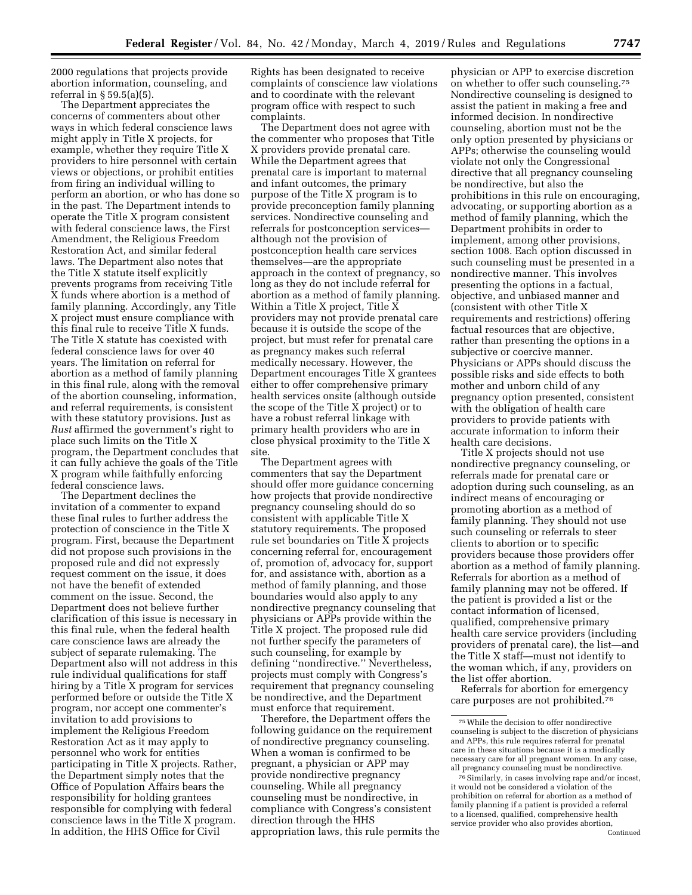2000 regulations that projects provide abortion information, counseling, and referral in § 59.5(a)(5).

The Department appreciates the concerns of commenters about other ways in which federal conscience laws might apply in Title X projects, for example, whether they require Title X providers to hire personnel with certain views or objections, or prohibit entities from firing an individual willing to perform an abortion, or who has done so in the past. The Department intends to operate the Title X program consistent with federal conscience laws, the First Amendment, the Religious Freedom Restoration Act, and similar federal laws. The Department also notes that the Title X statute itself explicitly prevents programs from receiving Title X funds where abortion is a method of family planning. Accordingly, any Title X project must ensure compliance with this final rule to receive Title X funds. The Title X statute has coexisted with federal conscience laws for over 40 years. The limitation on referral for abortion as a method of family planning in this final rule, along with the removal of the abortion counseling, information, and referral requirements, is consistent with these statutory provisions. Just as *Rust* affirmed the government's right to place such limits on the Title X program, the Department concludes that it can fully achieve the goals of the Title X program while faithfully enforcing federal conscience laws.

The Department declines the invitation of a commenter to expand these final rules to further address the protection of conscience in the Title X program. First, because the Department did not propose such provisions in the proposed rule and did not expressly request comment on the issue, it does not have the benefit of extended comment on the issue. Second, the Department does not believe further clarification of this issue is necessary in this final rule, when the federal health care conscience laws are already the subject of separate rulemaking. The Department also will not address in this rule individual qualifications for staff hiring by a Title X program for services performed before or outside the Title X program, nor accept one commenter's invitation to add provisions to implement the Religious Freedom Restoration Act as it may apply to personnel who work for entities participating in Title X projects. Rather, the Department simply notes that the Office of Population Affairs bears the responsibility for holding grantees responsible for complying with federal conscience laws in the Title X program. In addition, the HHS Office for Civil Rights has been designated to receive complaints of conscience law violations and to coordinate with the relevant program office with respect to such complaints.

The Department does not agree with the commenter who proposes that Title X providers provide prenatal care. While the Department agrees that prenatal care is important to maternal and infant outcomes, the primary purpose of the Title X program is to provide preconception family planning services. Nondirective counseling and referrals for postconception services—although not the provision of postconception health care services themselves—are the appropriate approach in the context of pregnancy, so long as they do not include referral for abortion as a method of family planning. Within a Title X project, Title X providers may not provide prenatal care because it is outside the scope of the project, but must refer for prenatal care as pregnancy makes such referral medically necessary. However, the Department encourages Title X grantees either to offer comprehensive primary health services onsite (although outside the scope of the Title X project) or to have a robust referral linkage with primary health providers who are in close physical proximity to the Title X site.

The Department agrees with commenters that say the Department should offer more guidance concerning how projects that provide nondirective pregnancy counseling should do so consistent with applicable Title X statutory requirements. The proposed rule set boundaries on Title X projects concerning referral for, encouragement of, promotion of, advocacy for, support for, and assistance with, abortion as a method of family planning, and those boundaries would also apply to any nondirective pregnancy counseling that physicians or APPs provide within the Title X project. The proposed rule did not further specify the parameters of such counseling, for example by defining ''nondirective.'' Nevertheless, projects must comply with Congress's requirement that pregnancy counseling be nondirective, and the Department must enforce that requirement.

Therefore, the Department offers the following guidance on the requirement of nondirective pregnancy counseling. When a woman is confirmed to be pregnant, a physician or APP may provide nondirective pregnancy counseling. While all pregnancy counseling must be nondirective, in compliance with Congress's consistent direction through the HHS appropriation laws, this rule permits the physician or APP to exercise discretion on whether to offer such counseling.[75] Nondirective counseling is designed to assist the patient in making a free and informed decision. In nondirective counseling, abortion must not be the only option presented by physicians or APPs; otherwise the counseling would violate not only the Congressional directive that all pregnancy counseling be nondirective, but also the prohibitions in this rule on encouraging, advocating, or supporting abortion as a method of family planning, which the Department prohibits in order to implement, among other provisions, section 1008. Each option discussed in such counseling must be presented in a nondirective manner. This involves presenting the options in a factual, objective, and unbiased manner and (consistent with other Title X requirements and restrictions) offering factual resources that are objective, rather than presenting the options in a subjective or coercive manner. Physicians or APPs should discuss the possible risks and side effects to both mother and unborn child of any pregnancy option presented, consistent with the obligation of health care providers to provide patients with accurate information to inform their health care decisions.

Title X projects should not use nondirective pregnancy counseling, or referrals made for prenatal care or adoption during such counseling, as an indirect means of encouraging or promoting abortion as a method of family planning. They should not use such counseling or referrals to steer clients to abortion or to specific providers because those providers offer abortion as a method of family planning. Referrals for abortion as a method of family planning may not be offered. If the patient is provided a list or the contact information of licensed, qualified, comprehensive primary health care service providers (including providers of prenatal care), the list—and the Title X staff—must not identify to the woman which, if any, providers on the list offer abortion.

Referrals for abortion for emergency care purposes are not prohibited.[76]

---

[75] While the decision to offer nondirective counseling is subject to the discretion of physicians and APPs, this rule requires referral for prenatal care in these situations because it is a medically necessary care for all pregnant women. In any case, all pregnancy counseling must be nondirective.

[76] Similarly, in cases involving rape and/or incest, it would not be considered a violation of the prohibition on referral for abortion as a method of family planning if a patient is provided a referral to a licensed, qualified, comprehensive health service provider who also provides abortion, Continued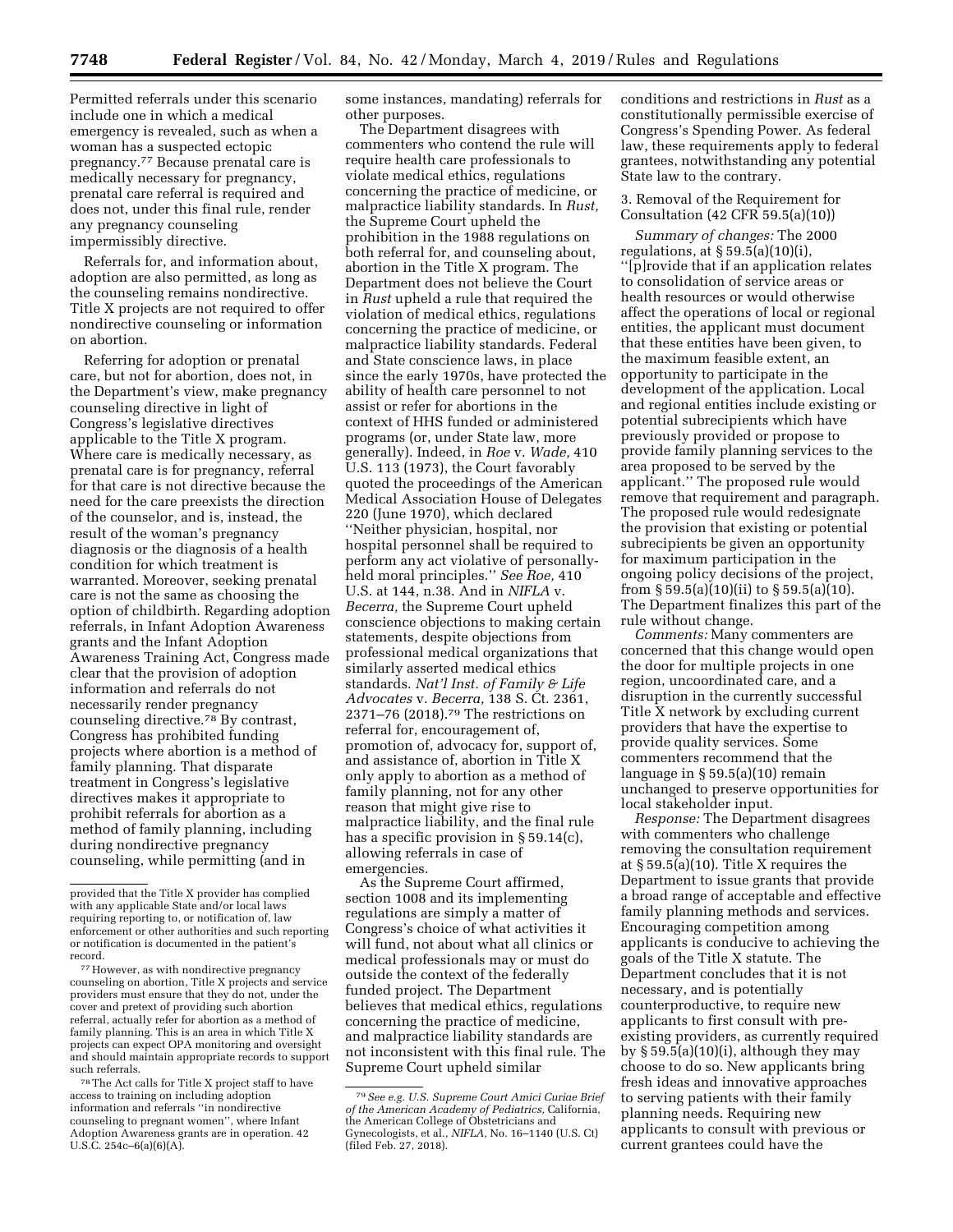Permitted referrals under this scenario include one in which a medical emergency is revealed, such as when a woman has a suspected ectopic pregnancy.[77] Because prenatal care is medically necessary for pregnancy, prenatal care referral is required and does not, under this final rule, render any pregnancy counseling impermissibly directive.

Referrals for, and information about, adoption are also permitted, as long as the counseling remains nondirective. Title X projects are not required to offer nondirective counseling or information on abortion.

Referring for adoption or prenatal care, but not for abortion, does not, in the Department's view, make pregnancy counseling directive in light of Congress's legislative directives applicable to the Title X program. Where care is medically necessary, as prenatal care is for pregnancy, referral for that care is not directive because the need for the care preexists the direction of the counselor, and is, instead, the result of the woman's pregnancy diagnosis or the diagnosis of a health condition for which treatment is warranted. Moreover, seeking prenatal care is not the same as choosing the option of childbirth. Regarding adoption referrals, in Infant Adoption Awareness grants and the Infant Adoption Awareness Training Act, Congress made clear that the provision of adoption information and referrals do not necessarily render pregnancy counseling directive.[78] By contrast, Congress has prohibited funding projects where abortion is a method of family planning. That disparate treatment in Congress's legislative directives makes it appropriate to prohibit referrals for abortion as a method of family planning, including during nondirective pregnancy counseling, while permitting (and in some instances, mandating) referrals for other purposes.

The Department disagrees with commenters who contend the rule will require health care professionals to violate medical ethics, regulations concerning the practice of medicine, or malpractice liability standards. In *Rust,* the Supreme Court upheld the prohibition in the 1988 regulations on both referral for, and counseling about, abortion in the Title X program. The Department does not believe the Court in *Rust* upheld a rule that required the violation of medical ethics, regulations concerning the practice of medicine, or malpractice liability standards. Federal and State conscience laws, in place since the early 1970s, have protected the ability of health care personnel to not assist or refer for abortions in the context of HHS funded or administered programs (or, under State law, more generally). Indeed, in *Roe* v. *Wade,* 410 U.S. 113 (1973), the Court favorably quoted the proceedings of the American Medical Association House of Delegates 220 (June 1970), which declared ''Neither physician, hospital, nor hospital personnel shall be required to perform any act violative of personally-held moral principles.'' *See Roe,* 410 U.S. at 144, n.38. And in *NIFLA* v. *Becerra,* the Supreme Court upheld conscience objections to making certain statements, despite objections from professional medical organizations that similarly asserted medical ethics standards. *Nat'l Inst. of Family & Life Advocates* v. *Becerra,* 138 S. Ct. 2361, 2371–76 (2018).[79] The restrictions on referral for, encouragement of, promotion of, advocacy for, support of, and assistance of, abortion in Title X only apply to abortion as a method of family planning, not for any other reason that might give rise to malpractice liability, and the final rule has a specific provision in § 59.14(c), allowing referrals in case of emergencies.

As the Supreme Court affirmed, section 1008 and its implementing regulations are simply a matter of Congress's choice of what activities it will fund, not about what all clinics or medical professionals may or must do outside the context of the federally funded project. The Department believes that medical ethics, regulations concerning the practice of medicine, and malpractice liability standards are not inconsistent with this final rule. The Supreme Court upheld similar conditions and restrictions in *Rust* as a constitutionally permissible exercise of Congress's Spending Power. As federal law, these requirements apply to federal grantees, notwithstanding any potential State law to the contrary.

3. Removal of the Requirement for Consultation (42 CFR 59.5(a)(10))

*Summary of changes:* The 2000 regulations, at § 59.5(a)(10)(i), ''[p]rovide that if an application relates to consolidation of service areas or health resources or would otherwise affect the operations of local or regional entities, the applicant must document that these entities have been given, to the maximum feasible extent, an opportunity to participate in the development of the application. Local and regional entities include existing or potential subrecipients which have previously provided or propose to provide family planning services to the area proposed to be served by the applicant.'' The proposed rule would remove that requirement and paragraph. The proposed rule would redesignate the provision that existing or potential subrecipients be given an opportunity for maximum participation in the ongoing policy decisions of the project, from § 59.5(a)(10)(ii) to § 59.5(a)(10). The Department finalizes this part of the rule without change.

*Comments:* Many commenters are concerned that this change would open the door for multiple projects in one region, uncoordinated care, and a disruption in the currently successful Title X network by excluding current providers that have the expertise to provide quality services. Some commenters recommend that the language in § 59.5(a)(10) remain unchanged to preserve opportunities for local stakeholder input.

*Response:* The Department disagrees with commenters who challenge removing the consultation requirement at § 59.5(a)(10). Title X requires the Department to issue grants that provide a broad range of acceptable and effective family planning methods and services. Encouraging competition among applicants is conducive to achieving the goals of the Title X statute. The Department concludes that it is not necessary, and is potentially counterproductive, to require new applicants to first consult with pre-existing providers, as currently required by § 59.5(a)(10)(i), although they may choose to do so. New applicants bring fresh ideas and innovative approaches to serving patients with their family planning needs. Requiring new applicants to consult with previous or current grantees could have the

---

provided that the Title X provider has complied with any applicable State and/or local laws requiring reporting to, or notification of, law enforcement or other authorities and such reporting or notification is documented in the patient's record.

[77] However, as with nondirective pregnancy counseling on abortion, Title X projects and service providers must ensure that they do not, under the cover and pretext of providing such abortion referral, actually refer for abortion as a method of family planning. This is an area in which Title X projects can expect OPA monitoring and oversight and should maintain appropriate records to support such referrals.

[78] The Act calls for Title X project staff to have access to training on including adoption information and referrals ''in nondirective counseling to pregnant women'', where Infant Adoption Awareness grants are in operation. 42 U.S.C. 254c–6(a)(6)(A).

[79] *See e.g. U.S. Supreme Court Amici Curiae Brief of the American Academy of Pediatrics,* California, the American College of Obstetricians and Gynecologists, et al., *NIFLA,* No. 16–1140 (U.S. Ct) (filed Feb. 27, 2018).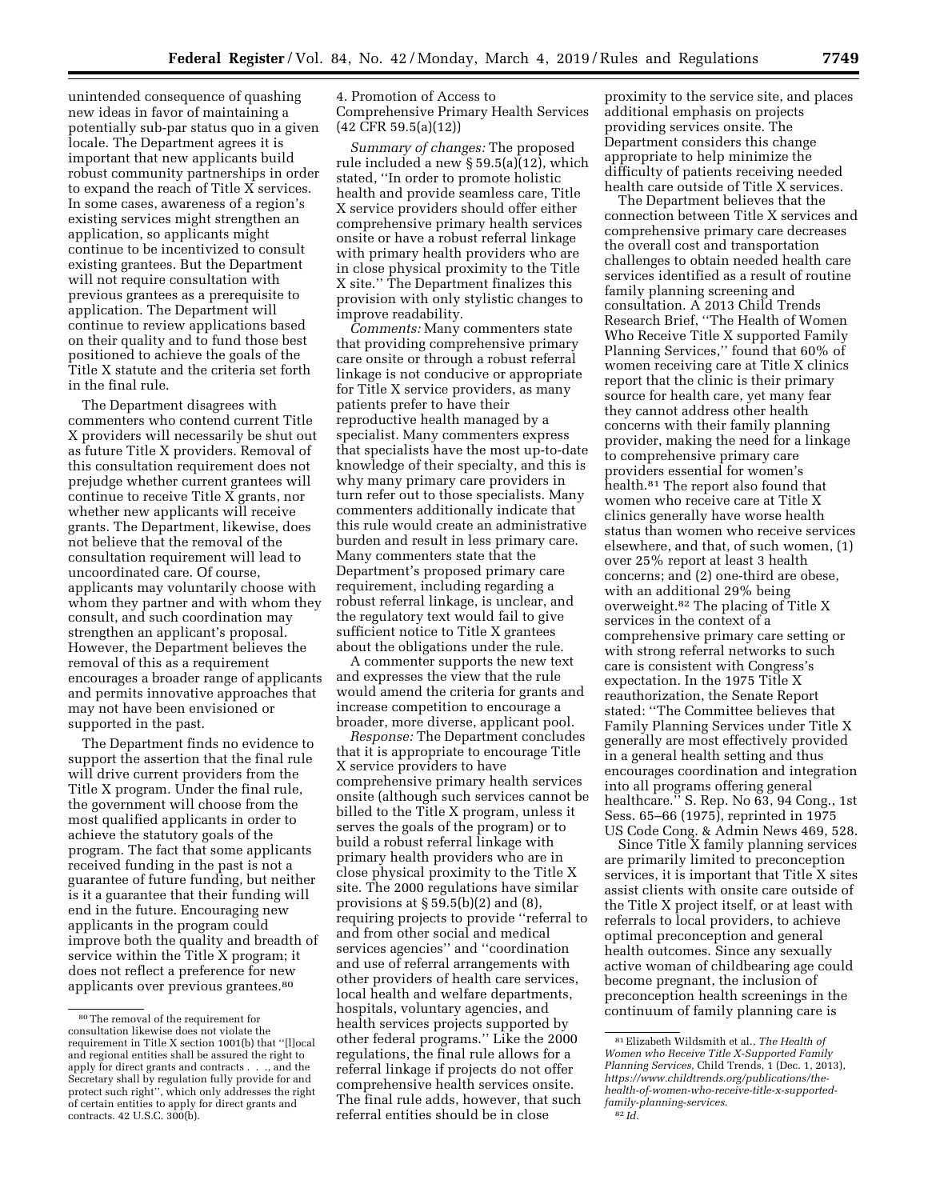unintended consequence of quashing new ideas in favor of maintaining a potentially sub-par status quo in a given locale. The Department agrees it is important that new applicants build robust community partnerships in order to expand the reach of Title X services. In some cases, awareness of a region's existing services might strengthen an application, so applicants might continue to be incentivized to consult existing grantees. But the Department will not require consultation with previous grantees as a prerequisite to application. The Department will continue to review applications based on their quality and to fund those best positioned to achieve the goals of the Title X statute and the criteria set forth in the final rule.

The Department disagrees with commenters who contend current Title X providers will necessarily be shut out as future Title X providers. Removal of this consultation requirement does not prejudge whether current grantees will continue to receive Title X grants, nor whether new applicants will receive grants. The Department, likewise, does not believe that the removal of the consultation requirement will lead to uncoordinated care. Of course, applicants may voluntarily choose with whom they partner and with whom they consult, and such coordination may strengthen an applicant's proposal. However, the Department believes the removal of this as a requirement encourages a broader range of applicants and permits innovative approaches that may not have been envisioned or supported in the past.

The Department finds no evidence to support the assertion that the final rule will drive current providers from the Title X program. Under the final rule, the government will choose from the most qualified applicants in order to achieve the statutory goals of the program. The fact that some applicants received funding in the past is not a guarantee of future funding, but neither is it a guarantee that their funding will end in the future. Encouraging new applicants in the program could improve both the quality and breadth of service within the Title X program; it does not reflect a preference for new applicants over previous grantees.[80]

4. Promotion of Access to Comprehensive Primary Health Services (42 CFR 59.5(a)(12))

*Summary of changes:* The proposed rule included a new § 59.5(a)(12), which stated, ''In order to promote holistic health and provide seamless care, Title X service providers should offer either comprehensive primary health services onsite or have a robust referral linkage with primary health providers who are in close physical proximity to the Title X site.'' The Department finalizes this provision with only stylistic changes to improve readability.

*Comments:* Many commenters state that providing comprehensive primary care onsite or through a robust referral linkage is not conducive or appropriate for Title X service providers, as many patients prefer to have their reproductive health managed by a specialist. Many commenters express that specialists have the most up-to-date knowledge of their specialty, and this is why many primary care providers in turn refer out to those specialists. Many commenters additionally indicate that this rule would create an administrative burden and result in less primary care. Many commenters state that the Department's proposed primary care requirement, including regarding a robust referral linkage, is unclear, and the regulatory text would fail to give sufficient notice to Title X grantees about the obligations under the rule.

A commenter supports the new text and expresses the view that the rule would amend the criteria for grants and increase competition to encourage a broader, more diverse, applicant pool.

*Response:* The Department concludes that it is appropriate to encourage Title X service providers to have comprehensive primary health services onsite (although such services cannot be billed to the Title X program, unless it serves the goals of the program) or to build a robust referral linkage with primary health providers who are in close physical proximity to the Title X site. The 2000 regulations have similar provisions at § 59.5(b)(2) and (8), requiring projects to provide ''referral to and from other social and medical services agencies'' and ''coordination and use of referral arrangements with other providers of health care services, local health and welfare departments, hospitals, voluntary agencies, and health services projects supported by other federal programs.'' Like the 2000 regulations, the final rule allows for a referral linkage if projects do not offer comprehensive health services onsite. The final rule adds, however, that such referral entities should be in close proximity to the service site, and places additional emphasis on projects providing services onsite. The Department considers this change appropriate to help minimize the difficulty of patients receiving needed health care outside of Title X services.

The Department believes that the connection between Title X services and comprehensive primary care decreases the overall cost and transportation challenges to obtain needed health care services identified as a result of routine family planning screening and consultation. A 2013 Child Trends Research Brief, ''The Health of Women Who Receive Title X supported Family Planning Services,'' found that 60% of women receiving care at Title X clinics report that the clinic is their primary source for health care, yet many fear they cannot address other health concerns with their family planning provider, making the need for a linkage to comprehensive primary care providers essential for women's health.[81] The report also found that women who receive care at Title X clinics generally have worse health status than women who receive services elsewhere, and that, of such women, (1) over 25% report at least 3 health concerns; and (2) one-third are obese, with an additional 29% being overweight.[82] The placing of Title X services in the context of a comprehensive primary care setting or with strong referral networks to such care is consistent with Congress's expectation. In the 1975 Title X reauthorization, the Senate Report stated: ''The Committee believes that Family Planning Services under Title X generally are most effectively provided in a general health setting and thus encourages coordination and integration into all programs offering general healthcare.'' S. Rep. No 63, 94 Cong., 1st Sess. 65–66 (1975), reprinted in 1975 US Code Cong. & Admin News 469, 528.

Since Title X family planning services are primarily limited to preconception services, it is important that Title X sites assist clients with onsite care outside of the Title X project itself, or at least with referrals to local providers, to achieve optimal preconception and general health outcomes. Since any sexually active woman of childbearing age could become pregnant, the inclusion of preconception health screenings in the continuum of family planning care is

---

[80] The removal of the requirement for consultation likewise does not violate the requirement in Title X section 1001(b) that ''[l]ocal and regional entities shall be assured the right to apply for direct grants and contracts . . ., and the Secretary shall by regulation fully provide for and protect such right'', which only addresses the right of certain entities to apply for direct grants and contracts. 42 U.S.C. 300(b).

[81] Elizabeth Wildsmith et al., *The Health of Women who Receive Title X-Supported Family Planning Services,* Child Trends, 1 (Dec. 1, 2013), *https://www.childtrends.org/publications/the-health-of-women-who-receive-title-x-supported-family-planning-services.*

[82] *Id.*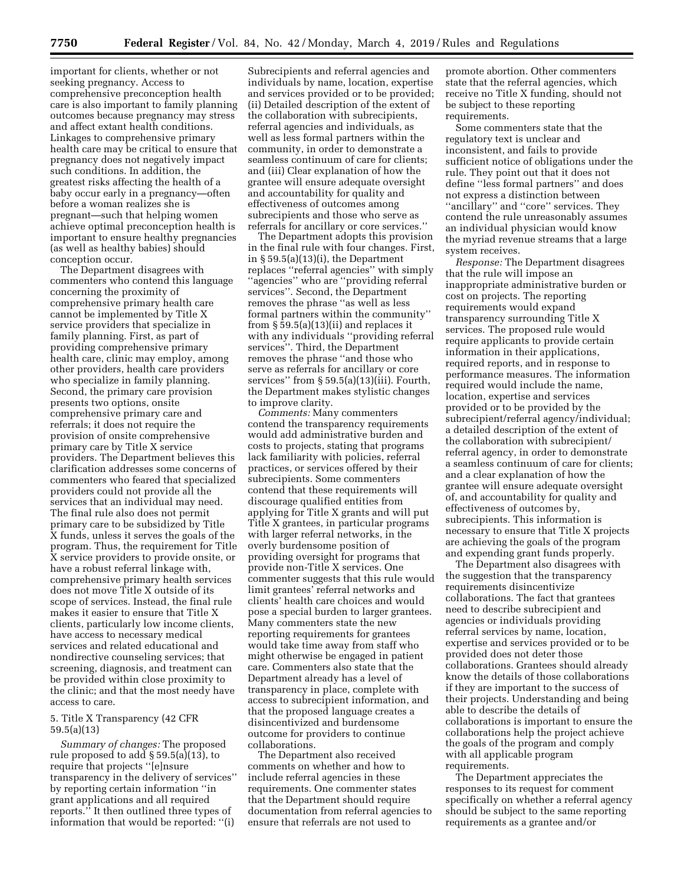important for clients, whether or not seeking pregnancy. Access to comprehensive preconception health care is also important to family planning outcomes because pregnancy may stress and affect extant health conditions. Linkages to comprehensive primary health care may be critical to ensure that pregnancy does not negatively impact such conditions. In addition, the greatest risks affecting the health of a baby occur early in a pregnancy—often before a woman realizes she is pregnant—such that helping women achieve optimal preconception health is important to ensure healthy pregnancies (as well as healthy babies) should conception occur.

The Department disagrees with commenters who contend this language concerning the proximity of comprehensive primary health care cannot be implemented by Title X service providers that specialize in family planning. First, as part of providing comprehensive primary health care, clinic may employ, among other providers, health care providers who specialize in family planning. Second, the primary care provision presents two options, onsite comprehensive primary care and referrals; it does not require the provision of onsite comprehensive primary care by Title X service providers. The Department believes this clarification addresses some concerns of commenters who feared that specialized providers could not provide all the services that an individual may need. The final rule also does not permit primary care to be subsidized by Title X funds, unless it serves the goals of the program. Thus, the requirement for Title X service providers to provide onsite, or have a robust referral linkage with, comprehensive primary health services does not move Title X outside of its scope of services. Instead, the final rule makes it easier to ensure that Title X clients, particularly low income clients, have access to necessary medical services and related educational and nondirective counseling services; that screening, diagnosis, and treatment can be provided within close proximity to the clinic; and that the most needy have access to care.

5. Title X Transparency (42 CFR 59.5(a)(13)

*Summary of changes:* The proposed rule proposed to add § 59.5(a)(13), to require that projects "[e]nsure transparency in the delivery of services" by reporting certain information "in grant applications and all required reports." It then outlined three types of information that would be reported: "(i) Subrecipients and referral agencies and individuals by name, location, expertise and services provided or to be provided; (ii) Detailed description of the extent of the collaboration with subrecipients, referral agencies and individuals, as well as less formal partners within the community, in order to demonstrate a seamless continuum of care for clients; and (iii) Clear explanation of how the grantee will ensure adequate oversight and accountability for quality and effectiveness of outcomes among subrecipients and those who serve as referrals for ancillary or core services."

The Department adopts this provision in the final rule with four changes. First, in § 59.5(a)(13)(i), the Department replaces "referral agencies" with simply "agencies" who are "providing referral services". Second, the Department removes the phrase "as well as less formal partners within the community" from § 59.5(a)(13)(ii) and replaces it with any individuals "providing referral services". Third, the Department removes the phrase "and those who serve as referrals for ancillary or core services" from § 59.5(a)(13)(iii). Fourth, the Department makes stylistic changes to improve clarity.

*Comments:* Many commenters contend the transparency requirements would add administrative burden and costs to projects, stating that programs lack familiarity with policies, referral practices, or services offered by their subrecipients. Some commenters contend that these requirements will discourage qualified entities from applying for Title X grants and will put Title X grantees, in particular programs with larger referral networks, in the overly burdensome position of providing oversight for programs that provide non-Title X services. One commenter suggests that this rule would limit grantees' referral networks and clients' health care choices and would pose a special burden to larger grantees. Many commenters state the new reporting requirements for grantees would take time away from staff who might otherwise be engaged in patient care. Commenters also state that the Department already has a level of transparency in place, complete with access to subrecipient information, and that the proposed language creates a disincentivized and burdensome outcome for providers to continue collaborations.

The Department also received comments on whether and how to include referral agencies in these requirements. One commenter states that the Department should require documentation from referral agencies to ensure that referrals are not used to promote abortion. Other commenters state that the referral agencies, which receive no Title X funding, should not be subject to these reporting requirements.

Some commenters state that the regulatory text is unclear and inconsistent, and fails to provide sufficient notice of obligations under the rule. They point out that it does not define "less formal partners" and does not express a distinction between "ancillary" and "core" services. They contend the rule unreasonably assumes an individual physician would know the myriad revenue streams that a large system receives.

*Response:* The Department disagrees that the rule will impose an inappropriate administrative burden or cost on projects. The reporting requirements would expand transparency surrounding Title X services. The proposed rule would require applicants to provide certain information in their applications, required reports, and in response to performance measures. The information required would include the name, location, expertise and services provided or to be provided by the subrecipient/referral agency/individual; a detailed description of the extent of the collaboration with subrecipient/referral agency, in order to demonstrate a seamless continuum of care for clients; and a clear explanation of how the grantee will ensure adequate oversight of, and accountability for quality and effectiveness of outcomes by, subrecipients. This information is necessary to ensure that Title X projects are achieving the goals of the program and expending grant funds properly.

The Department also disagrees with the suggestion that the transparency requirements disincentivize collaborations. The fact that grantees need to describe subrecipient and agencies or individuals providing referral services by name, location, expertise and services provided or to be provided does not deter those collaborations. Grantees should already know the details of those collaborations if they are important to the success of their projects. Understanding and being able to describe the details of collaborations is important to ensure the collaborations help the project achieve the goals of the program and comply with all applicable program requirements.

The Department appreciates the responses to its request for comment specifically on whether a referral agency should be subject to the same reporting requirements as a grantee and/or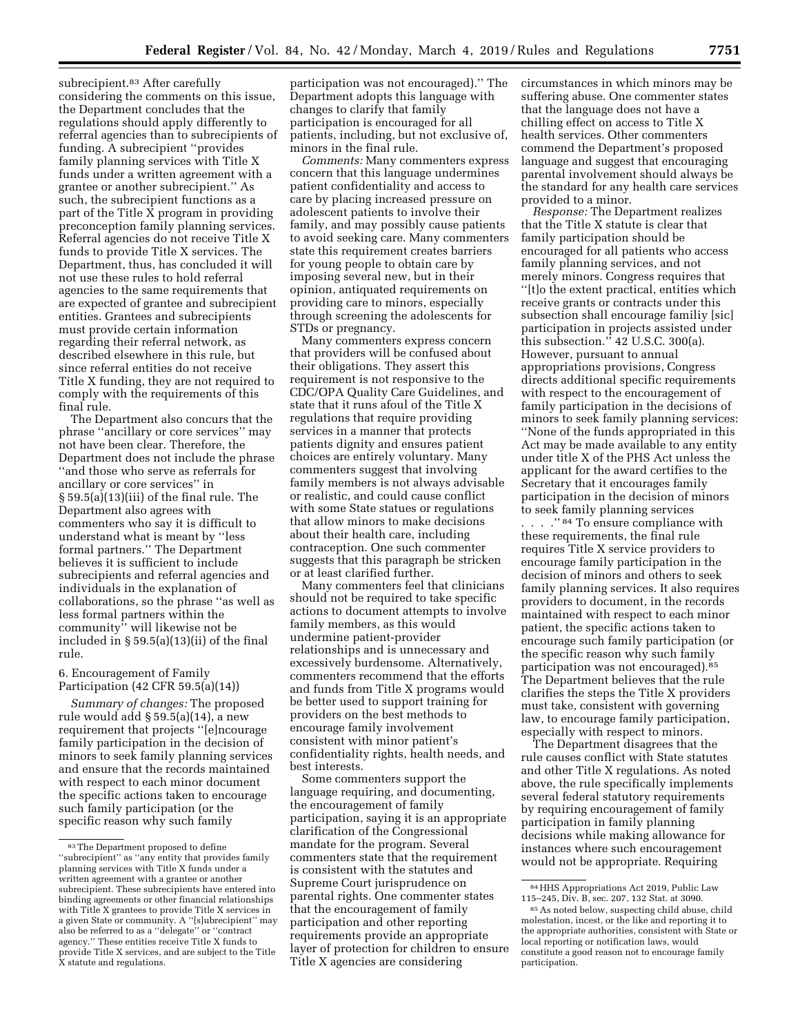subrecipient.[83] After carefully considering the comments on this issue, the Department concludes that the regulations should apply differently to referral agencies than to subrecipients of funding. A subrecipient ''provides family planning services with Title X funds under a written agreement with a grantee or another subrecipient.'' As such, the subrecipient functions as a part of the Title X program in providing preconception family planning services. Referral agencies do not receive Title X funds to provide Title X services. The Department, thus, has concluded it will not use these rules to hold referral agencies to the same requirements that are expected of grantee and subrecipient entities. Grantees and subrecipients must provide certain information regarding their referral network, as described elsewhere in this rule, but since referral entities do not receive Title X funding, they are not required to comply with the requirements of this final rule.

The Department also concurs that the phrase ''ancillary or core services'' may not have been clear. Therefore, the Department does not include the phrase ''and those who serve as referrals for ancillary or core services'' in § 59.5(a)(13)(iii) of the final rule. The Department also agrees with commenters who say it is difficult to understand what is meant by ''less formal partners.'' The Department believes it is sufficient to include subrecipients and referral agencies and individuals in the explanation of collaborations, so the phrase ''as well as less formal partners within the community'' will likewise not be included in § 59.5(a)(13)(ii) of the final rule.

6. Encouragement of Family Participation (42 CFR 59.5(a)(14))

*Summary of changes:* The proposed rule would add § 59.5(a)(14), a new requirement that projects ''[e]ncourage family participation in the decision of minors to seek family planning services and ensure that the records maintained with respect to each minor document the specific actions taken to encourage such family participation (or the specific reason why such family participation was not encouraged).'' The Department adopts this language with changes to clarify that family participation is encouraged for all patients, including, but not exclusive of, minors in the final rule.

*Comments:* Many commenters express concern that this language undermines patient confidentiality and access to care by placing increased pressure on adolescent patients to involve their family, and may possibly cause patients to avoid seeking care. Many commenters state this requirement creates barriers for young people to obtain care by imposing several new, but in their opinion, antiquated requirements on providing care to minors, especially through screening the adolescents for STDs or pregnancy.

Many commenters express concern that providers will be confused about their obligations. They assert this requirement is not responsive to the CDC/OPA Quality Care Guidelines, and state that it runs afoul of the Title X regulations that require providing services in a manner that protects patients dignity and ensures patient choices are entirely voluntary. Many commenters suggest that involving family members is not always advisable or realistic, and could cause conflict with some State statues or regulations that allow minors to make decisions about their health care, including contraception. One such commenter suggests that this paragraph be stricken or at least clarified further.

Many commenters feel that clinicians should not be required to take specific actions to document attempts to involve family members, as this would undermine patient-provider relationships and is unnecessary and excessively burdensome. Alternatively, commenters recommend that the efforts and funds from Title X programs would be better used to support training for providers on the best methods to encourage family involvement consistent with minor patient's confidentiality rights, health needs, and best interests.

Some commenters support the language requiring, and documenting, the encouragement of family participation, saying it is an appropriate clarification of the Congressional mandate for the program. Several commenters state that the requirement is consistent with the statutes and Supreme Court jurisprudence on parental rights. One commenter states that the encouragement of family participation and other reporting requirements provide an appropriate layer of protection for children to ensure Title X agencies are considering circumstances in which minors may be suffering abuse. One commenter states that the language does not have a chilling effect on access to Title X health services. Other commenters commend the Department's proposed language and suggest that encouraging parental involvement should always be the standard for any health care services provided to a minor.

*Response:* The Department realizes that the Title X statute is clear that family participation should be encouraged for all patients who access family planning services, and not merely minors. Congress requires that ''[t]o the extent practical, entities which receive grants or contracts under this subsection shall encourage familiy [sic] participation in projects assisted under this subsection.'' 42 U.S.C. 300(a). However, pursuant to annual appropriations provisions, Congress directs additional specific requirements with respect to the encouragement of family participation in the decisions of minors to seek family planning services: ''None of the funds appropriated in this Act may be made available to any entity under title X of the PHS Act unless the applicant for the award certifies to the Secretary that it encourages family participation in the decision of minors to seek family planning services . . . .''[84] To ensure compliance with these requirements, the final rule requires Title X service providers to encourage family participation in the decision of minors and others to seek family planning services. It also requires providers to document, in the records maintained with respect to each minor patient, the specific actions taken to encourage such family participation (or the specific reason why such family participation was not encouraged).[85] The Department believes that the rule clarifies the steps the Title X providers must take, consistent with governing law, to encourage family participation, especially with respect to minors.

The Department disagrees that the rule causes conflict with State statutes and other Title X regulations. As noted above, the rule specifically implements several federal statutory requirements by requiring encouragement of family participation in family planning decisions while making allowance for instances where such encouragement would not be appropriate. Requiring

---

[83] The Department proposed to define ''subrecipient'' as ''any entity that provides family planning services with Title X funds under a written agreement with a grantee or another subrecipient. These subrecipients have entered into binding agreements or other financial relationships with Title X grantees to provide Title X services in a given State or community. A ''[s]ubrecipient'' may also be referred to as a ''delegate'' or ''contract agency.'' These entities receive Title X funds to provide Title X services, and are subject to the Title X statute and regulations.

[84] HHS Appropriations Act 2019, Public Law 115–245, Div. B, sec. 207, 132 Stat. at 3090.

[85] As noted below, suspecting child abuse, child molestation, incest, or the like and reporting it to the appropriate authorities, consistent with State or local reporting or notification laws, would constitute a good reason not to encourage family participation.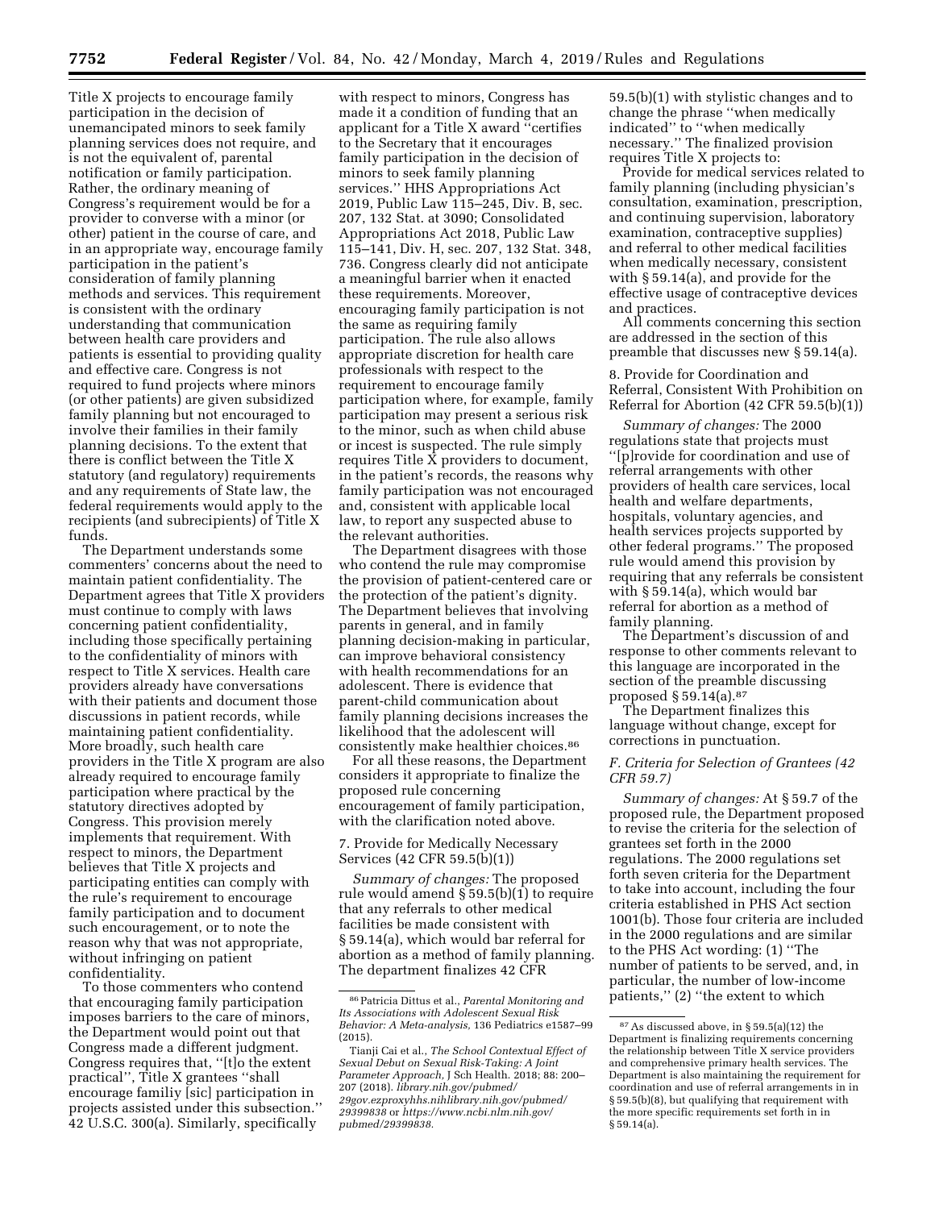Title X projects to encourage family participation in the decision of unemancipated minors to seek family planning services does not require, and is not the equivalent of, parental notification or family participation. Rather, the ordinary meaning of Congress's requirement would be for a provider to converse with a minor (or other) patient in the course of care, and in an appropriate way, encourage family participation in the patient's consideration of family planning methods and services. This requirement is consistent with the ordinary understanding that communication between health care providers and patients is essential to providing quality and effective care. Congress is not required to fund projects where minors (or other patients) are given subsidized family planning but not encouraged to involve their families in their family planning decisions. To the extent that there is conflict between the Title X statutory (and regulatory) requirements and any requirements of State law, the federal requirements would apply to the recipients (and subrecipients) of Title X funds.

The Department understands some commenters' concerns about the need to maintain patient confidentiality. The Department agrees that Title X providers must continue to comply with laws concerning patient confidentiality, including those specifically pertaining to the confidentiality of minors with respect to Title X services. Health care providers already have conversations with their patients and document those discussions in patient records, while maintaining patient confidentiality. More broadly, such health care providers in the Title X program are also already required to encourage family participation where practical by the statutory directives adopted by Congress. This provision merely implements that requirement. With respect to minors, the Department believes that Title X projects and participating entities can comply with the rule's requirement to encourage family participation and to document such encouragement, or to note the reason why that was not appropriate, without infringing on patient confidentiality.

To those commenters who contend that encouraging family participation imposes barriers to the care of minors, the Department would point out that Congress made a different judgment. Congress requires that, ''[t]o the extent practical'', Title X grantees ''shall encourage familiy [sic] participation in projects assisted under this subsection.'' 42 U.S.C. 300(a). Similarly, specifically with respect to minors, Congress has made it a condition of funding that an applicant for a Title X award ''certifies to the Secretary that it encourages family participation in the decision of minors to seek family planning services.'' HHS Appropriations Act 2019, Public Law 115–245, Div. B, sec. 207, 132 Stat. at 3090; Consolidated Appropriations Act 2018, Public Law 115–141, Div. H, sec. 207, 132 Stat. 348, 736. Congress clearly did not anticipate a meaningful barrier when it enacted these requirements. Moreover, encouraging family participation is not the same as requiring family participation. The rule also allows appropriate discretion for health care professionals with respect to the requirement to encourage family participation where, for example, family participation may present a serious risk to the minor, such as when child abuse or incest is suspected. The rule simply requires Title X providers to document, in the patient's records, the reasons why family participation was not encouraged and, consistent with applicable local law, to report any suspected abuse to the relevant authorities.

The Department disagrees with those who contend the rule may compromise the provision of patient-centered care or the protection of the patient's dignity. The Department believes that involving parents in general, and in family planning decision-making in particular, can improve behavioral consistency with health recommendations for an adolescent. There is evidence that parent-child communication about family planning decisions increases the likelihood that the adolescent will consistently make healthier choices.[86]

For all these reasons, the Department considers it appropriate to finalize the proposed rule concerning encouragement of family participation, with the clarification noted above.

7. Provide for Medically Necessary Services (42 CFR 59.5(b)(1))

*Summary of changes:* The proposed rule would amend § 59.5(b)(1) to require that any referrals to other medical facilities be made consistent with § 59.14(a), which would bar referral for abortion as a method of family planning. The department finalizes 42 CFR 59.5(b)(1) with stylistic changes and to change the phrase ''when medically indicated'' to ''when medically necessary.'' The finalized provision requires Title X projects to:

Provide for medical services related to family planning (including physician's consultation, examination, prescription, and continuing supervision, laboratory examination, contraceptive supplies) and referral to other medical facilities when medically necessary, consistent with § 59.14(a), and provide for the effective usage of contraceptive devices and practices.

All comments concerning this section are addressed in the section of this preamble that discusses new § 59.14(a).

8. Provide for Coordination and Referral, Consistent With Prohibition on Referral for Abortion (42 CFR 59.5(b)(1))

*Summary of changes:* The 2000 regulations state that projects must ''[p]rovide for coordination and use of referral arrangements with other providers of health care services, local health and welfare departments, hospitals, voluntary agencies, and health services projects supported by other federal programs.'' The proposed rule would amend this provision by requiring that any referrals be consistent with § 59.14(a), which would bar referral for abortion as a method of family planning.

The Department's discussion of and response to other comments relevant to this language are incorporated in the section of the preamble discussing proposed § 59.14(a).[87]

The Department finalizes this language without change, except for corrections in punctuation.

### *F. Criteria for Selection of Grantees (42 CFR 59.7)*

*Summary of changes:* At § 59.7 of the proposed rule, the Department proposed to revise the criteria for the selection of grantees set forth in the 2000 regulations. The 2000 regulations set forth seven criteria for the Department to take into account, including the four criteria established in PHS Act section 1001(b). Those four criteria are included in the 2000 regulations and are similar to the PHS Act wording: (1) ''The number of patients to be served, and, in particular, the number of low-income patients,'' (2) ''the extent to which

---

[86] Patricia Dittus et al., *Parental Monitoring and Its Associations with Adolescent Sexual Risk Behavior: A Meta-analysis,* 136 Pediatrics e1587–99 (2015).

Tianji Cai et al., *The School Contextual Effect of Sexual Debut on Sexual Risk-Taking: A Joint Parameter Approach,* J Sch Health. 2018; 88: 200–207 (2018). *library.nih.gov/pubmed/29gov.ezproxyhhs.nihlibrary.nih.gov/pubmed/29399838* or *https://www.ncbi.nlm.nih.gov/pubmed/29399838.*

[87] As discussed above, in § 59.5(a)(12) the Department is finalizing requirements concerning the relationship between Title X service providers and comprehensive primary health services. The Department is also maintaining the requirement for coordination and use of referral arrangements in in § 59.5(b)(8), but qualifying that requirement with the more specific requirements set forth in in § 59.14(a).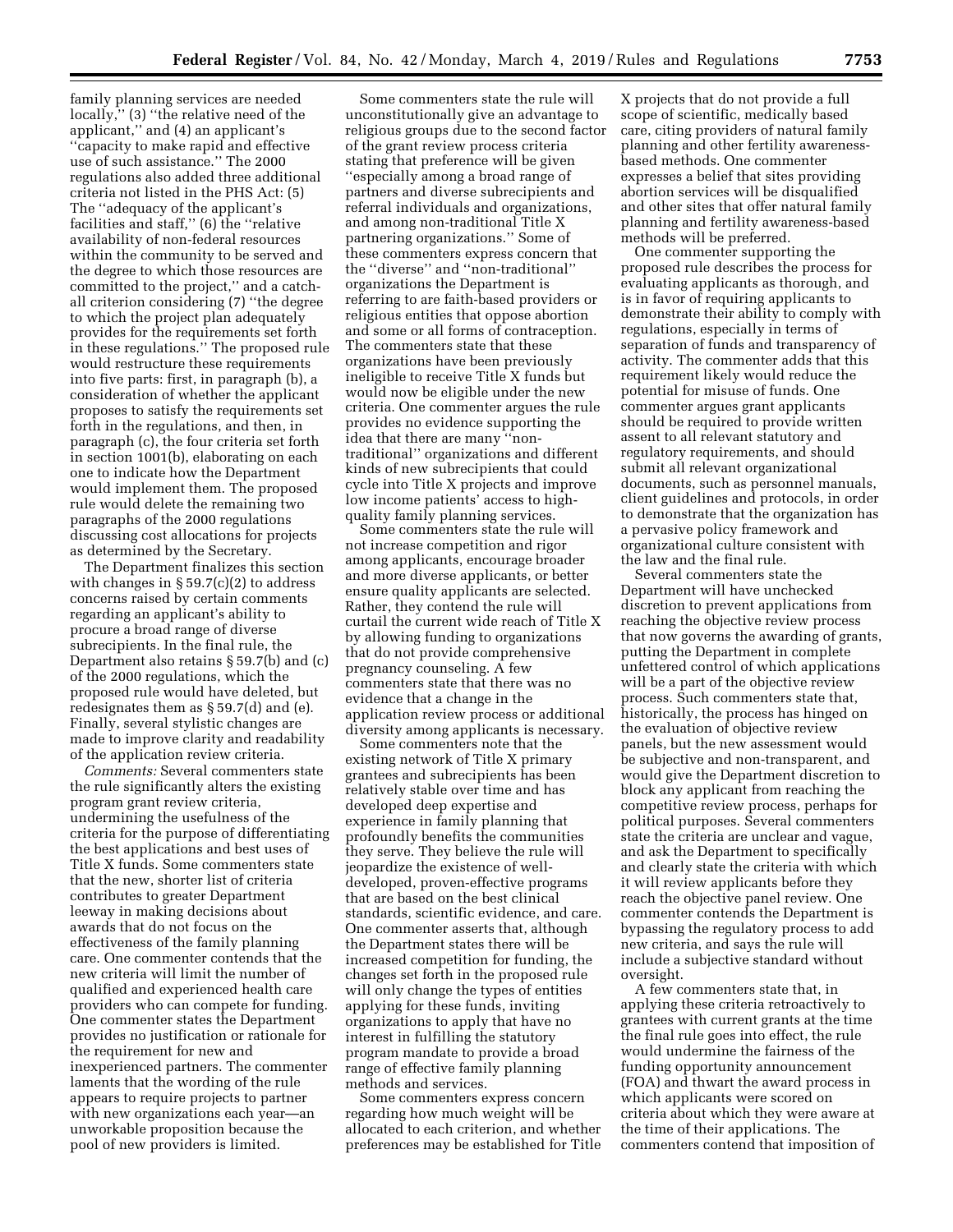family planning services are needed locally,'' (3) ''the relative need of the applicant,'' and (4) an applicant's ''capacity to make rapid and effective use of such assistance.'' The 2000 regulations also added three additional criteria not listed in the PHS Act: (5) The ''adequacy of the applicant's facilities and staff,'' (6) the ''relative availability of non-federal resources within the community to be served and the degree to which those resources are committed to the project,'' and a catch-all criterion considering (7) ''the degree to which the project plan adequately provides for the requirements set forth in these regulations.'' The proposed rule would restructure these requirements into five parts: first, in paragraph (b), a consideration of whether the applicant proposes to satisfy the requirements set forth in the regulations, and then, in paragraph (c), the four criteria set forth in section 1001(b), elaborating on each one to indicate how the Department would implement them. The proposed rule would delete the remaining two paragraphs of the 2000 regulations discussing cost allocations for projects as determined by the Secretary.

The Department finalizes this section with changes in § 59.7(c)(2) to address concerns raised by certain comments regarding an applicant's ability to procure a broad range of diverse subrecipients. In the final rule, the Department also retains § 59.7(b) and (c) of the 2000 regulations, which the proposed rule would have deleted, but redesignates them as § 59.7(d) and (e). Finally, several stylistic changes are made to improve clarity and readability of the application review criteria.

*Comments:* Several commenters state the rule significantly alters the existing program grant review criteria, undermining the usefulness of the criteria for the purpose of differentiating the best applications and best uses of Title X funds. Some commenters state that the new, shorter list of criteria contributes to greater Department leeway in making decisions about awards that do not focus on the effectiveness of the family planning care. One commenter contends that the new criteria will limit the number of qualified and experienced health care providers who can compete for funding. One commenter states the Department provides no justification or rationale for the requirement for new and inexperienced partners. The commenter laments that the wording of the rule appears to require projects to partner with new organizations each year—an unworkable proposition because the pool of new providers is limited.

Some commenters state the rule will unconstitutionally give an advantage to religious groups due to the second factor of the grant review process criteria stating that preference will be given ''especially among a broad range of partners and diverse subrecipients and referral individuals and organizations, and among non-traditional Title X partnering organizations.'' Some of these commenters express concern that the ''diverse'' and ''non-traditional'' organizations the Department is referring to are faith-based providers or religious entities that oppose abortion and some or all forms of contraception. The commenters state that these organizations have been previously ineligible to receive Title X funds but would now be eligible under the new criteria. One commenter argues the rule provides no evidence supporting the idea that there are many ''non-traditional'' organizations and different kinds of new subrecipients that could cycle into Title X projects and improve low income patients' access to high-quality family planning services.

Some commenters state the rule will not increase competition and rigor among applicants, encourage broader and more diverse applicants, or better ensure quality applicants are selected. Rather, they contend the rule will curtail the current wide reach of Title X by allowing funding to organizations that do not provide comprehensive pregnancy counseling. A few commenters state that there was no evidence that a change in the application review process or additional diversity among applicants is necessary.

Some commenters note that the existing network of Title X primary grantees and subrecipients has been relatively stable over time and has developed deep expertise and experience in family planning that profoundly benefits the communities they serve. They believe the rule will jeopardize the existence of well-developed, proven-effective programs that are based on the best clinical standards, scientific evidence, and care. One commenter asserts that, although the Department states there will be increased competition for funding, the changes set forth in the proposed rule will only change the types of entities applying for these funds, inviting organizations to apply that have no interest in fulfilling the statutory program mandate to provide a broad range of effective family planning methods and services.

Some commenters express concern regarding how much weight will be allocated to each criterion, and whether preferences may be established for Title X projects that do not provide a full scope of scientific, medically based care, citing providers of natural family planning and other fertility awareness-based methods. One commenter expresses a belief that sites providing abortion services will be disqualified and other sites that offer natural family planning and fertility awareness-based methods will be preferred.

One commenter supporting the proposed rule describes the process for evaluating applicants as thorough, and is in favor of requiring applicants to demonstrate their ability to comply with regulations, especially in terms of separation of funds and transparency of activity. The commenter adds that this requirement likely would reduce the potential for misuse of funds. One commenter argues grant applicants should be required to provide written assent to all relevant statutory and regulatory requirements, and should submit all relevant organizational documents, such as personnel manuals, client guidelines and protocols, in order to demonstrate that the organization has a pervasive policy framework and organizational culture consistent with the law and the final rule.

Several commenters state the Department will have unchecked discretion to prevent applications from reaching the objective review process that now governs the awarding of grants, putting the Department in complete unfettered control of which applications will be a part of the objective review process. Such commenters state that, historically, the process has hinged on the evaluation of objective review panels, but the new assessment would be subjective and non-transparent, and would give the Department discretion to block any applicant from reaching the competitive review process, perhaps for political purposes. Several commenters state the criteria are unclear and vague, and ask the Department to specifically and clearly state the criteria with which it will review applicants before they reach the objective panel review. One commenter contends the Department is bypassing the regulatory process to add new criteria, and says the rule will include a subjective standard without oversight.

A few commenters state that, in applying these criteria retroactively to grantees with current grants at the time the final rule goes into effect, the rule would undermine the fairness of the funding opportunity announcement (FOA) and thwart the award process in which applicants were scored on criteria about which they were aware at the time of their applications. The commenters contend that imposition of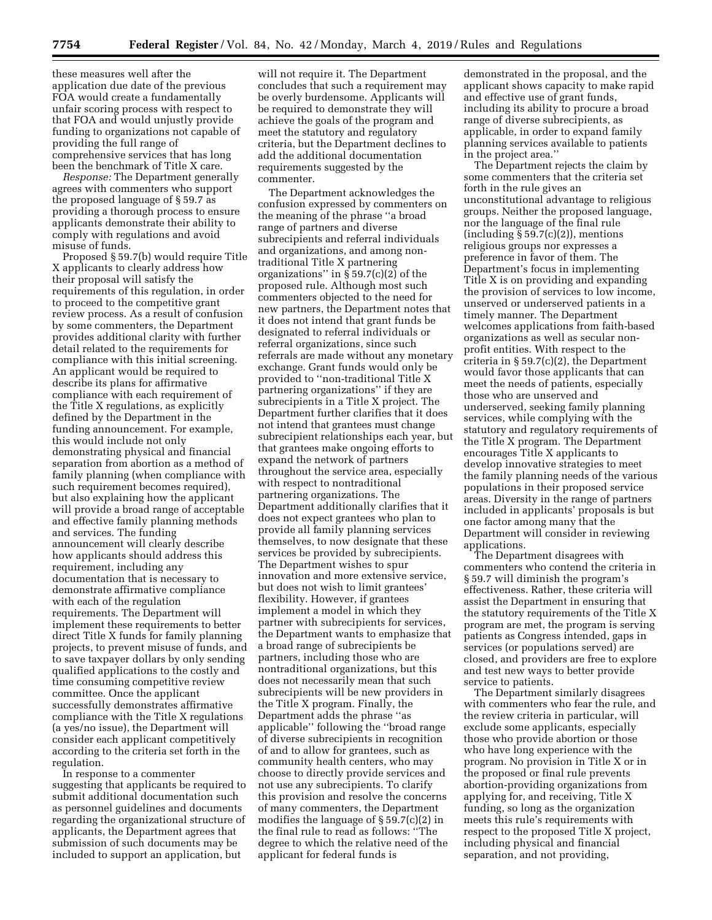these measures well after the application due date of the previous FOA would create a fundamentally unfair scoring process with respect to that FOA and would unjustly provide funding to organizations not capable of providing the full range of comprehensive services that has long been the benchmark of Title X care.

*Response:* The Department generally agrees with commenters who support the proposed language of § 59.7 as providing a thorough process to ensure applicants demonstrate their ability to comply with regulations and avoid misuse of funds.

Proposed § 59.7(b) would require Title X applicants to clearly address how their proposal will satisfy the requirements of this regulation, in order to proceed to the competitive grant review process. As a result of confusion by some commenters, the Department provides additional clarity with further detail related to the requirements for compliance with this initial screening. An applicant would be required to describe its plans for affirmative compliance with each requirement of the Title X regulations, as explicitly defined by the Department in the funding announcement. For example, this would include not only demonstrating physical and financial separation from abortion as a method of family planning (when compliance with such requirement becomes required), but also explaining how the applicant will provide a broad range of acceptable and effective family planning methods and services. The funding announcement will clearly describe how applicants should address this requirement, including any documentation that is necessary to demonstrate affirmative compliance with each of the regulation requirements. The Department will implement these requirements to better direct Title X funds for family planning projects, to prevent misuse of funds, and to save taxpayer dollars by only sending qualified applications to the costly and time consuming competitive review committee. Once the applicant successfully demonstrates affirmative compliance with the Title X regulations (a yes/no issue), the Department will consider each applicant competitively according to the criteria set forth in the regulation.

In response to a commenter suggesting that applicants be required to submit additional documentation such as personnel guidelines and documents regarding the organizational structure of applicants, the Department agrees that submission of such documents may be included to support an application, but will not require it. The Department concludes that such a requirement may be overly burdensome. Applicants will be required to demonstrate they will achieve the goals of the program and meet the statutory and regulatory criteria, but the Department declines to add the additional documentation requirements suggested by the commenter.

The Department acknowledges the confusion expressed by commenters on the meaning of the phrase ''a broad range of partners and diverse subrecipients and referral individuals and organizations, and among non-traditional Title X partnering organizations'' in § 59.7(c)(2) of the proposed rule. Although most such commenters objected to the need for new partners, the Department notes that it does not intend that grant funds be designated to referral individuals or referral organizations, since such referrals are made without any monetary exchange. Grant funds would only be provided to ''non-traditional Title X partnering organizations'' if they are subrecipients in a Title X project. The Department further clarifies that it does not intend that grantees must change subrecipient relationships each year, but that grantees make ongoing efforts to expand the network of partners throughout the service area, especially with respect to nontraditional partnering organizations. The Department additionally clarifies that it does not expect grantees who plan to provide all family planning services themselves, to now designate that these services be provided by subrecipients. The Department wishes to spur innovation and more extensive service, but does not wish to limit grantees' flexibility. However, if grantees implement a model in which they partner with subrecipients for services, the Department wants to emphasize that a broad range of subrecipients be partners, including those who are nontraditional organizations, but this does not necessarily mean that such subrecipients will be new providers in the Title X program. Finally, the Department adds the phrase ''as applicable'' following the ''broad range of diverse subrecipients in recognition of and to allow for grantees, such as community health centers, who may choose to directly provide services and not use any subrecipients. To clarify this provision and resolve the concerns of many commenters, the Department modifies the language of § 59.7(c)(2) in the final rule to read as follows: ''The degree to which the relative need of the applicant for federal funds is demonstrated in the proposal, and the applicant shows capacity to make rapid and effective use of grant funds, including its ability to procure a broad range of diverse subrecipients, as applicable, in order to expand family planning services available to patients in the project area.''

The Department rejects the claim by some commenters that the criteria set forth in the rule gives an unconstitutional advantage to religious groups. Neither the proposed language, nor the language of the final rule (including § 59.7(c)(2)), mentions religious groups nor expresses a preference in favor of them. The Department's focus in implementing Title X is on providing and expanding the provision of services to low income, unserved or underserved patients in a timely manner. The Department welcomes applications from faith-based organizations as well as secular non-profit entities. With respect to the criteria in § 59.7(c)(2), the Department would favor those applicants that can meet the needs of patients, especially those who are unserved and underserved, seeking family planning services, while complying with the statutory and regulatory requirements of the Title X program. The Department encourages Title X applicants to develop innovative strategies to meet the family planning needs of the various populations in their proposed service areas. Diversity in the range of partners included in applicants' proposals is but one factor among many that the Department will consider in reviewing applications.

The Department disagrees with commenters who contend the criteria in § 59.7 will diminish the program's effectiveness. Rather, these criteria will assist the Department in ensuring that the statutory requirements of the Title X program are met, the program is serving patients as Congress intended, gaps in services (or populations served) are closed, and providers are free to explore and test new ways to better provide service to patients.

The Department similarly disagrees with commenters who fear the rule, and the review criteria in particular, will exclude some applicants, especially those who provide abortion or those who have long experience with the program. No provision in Title X or in the proposed or final rule prevents abortion-providing organizations from applying for, and receiving, Title X funding, so long as the organization meets this rule's requirements with respect to the proposed Title X project, including physical and financial separation, and not providing,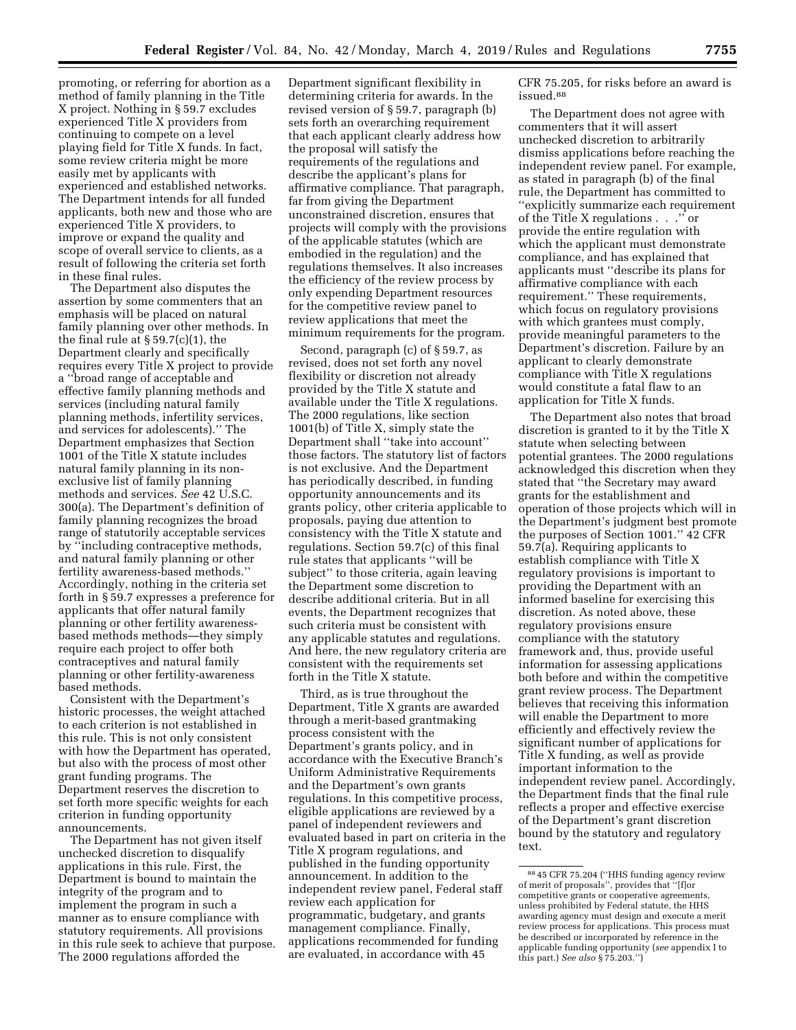promoting, or referring for abortion as a method of family planning in the Title X project. Nothing in § 59.7 excludes experienced Title X providers from continuing to compete on a level playing field for Title X funds. In fact, some review criteria might be more easily met by applicants with experienced and established networks. The Department intends for all funded applicants, both new and those who are experienced Title X providers, to improve or expand the quality and scope of overall service to clients, as a result of following the criteria set forth in these final rules.

The Department also disputes the assertion by some commenters that an emphasis will be placed on natural family planning over other methods. In the final rule at § 59.7(c)(1), the Department clearly and specifically requires every Title X project to provide a ''broad range of acceptable and effective family planning methods and services (including natural family planning methods, infertility services, and services for adolescents).'' The Department emphasizes that Section 1001 of the Title X statute includes natural family planning in its non-exclusive list of family planning methods and services. *See* 42 U.S.C. 300(a). The Department's definition of family planning recognizes the broad range of statutorily acceptable services by ''including contraceptive methods, and natural family planning or other fertility awareness-based methods.'' Accordingly, nothing in the criteria set forth in § 59.7 expresses a preference for applicants that offer natural family planning or other fertility awareness-based methods methods—they simply require each project to offer both contraceptives and natural family planning or other fertility-awareness based methods.

Consistent with the Department's historic processes, the weight attached to each criterion is not established in this rule. This is not only consistent with how the Department has operated, but also with the process of most other grant funding programs. The Department reserves the discretion to set forth more specific weights for each criterion in funding opportunity announcements.

The Department has not given itself unchecked discretion to disqualify applications in this rule. First, the Department is bound to maintain the integrity of the program and to implement the program in such a manner as to ensure compliance with statutory requirements. All provisions in this rule seek to achieve that purpose. The 2000 regulations afforded the Department significant flexibility in determining criteria for awards. In the revised version of § 59.7, paragraph (b) sets forth an overarching requirement that each applicant clearly address how the proposal will satisfy the requirements of the regulations and describe the applicant's plans for affirmative compliance. That paragraph, far from giving the Department unconstrained discretion, ensures that projects will comply with the provisions of the applicable statutes (which are embodied in the regulation) and the regulations themselves. It also increases the efficiency of the review process by only expending Department resources for the competitive review panel to review applications that meet the minimum requirements for the program.

Second, paragraph (c) of § 59.7, as revised, does not set forth any novel flexibility or discretion not already provided by the Title X statute and available under the Title X regulations. The 2000 regulations, like section 1001(b) of Title X, simply state the Department shall ''take into account'' those factors. The statutory list of factors is not exclusive. And the Department has periodically described, in funding opportunity announcements and its grants policy, other criteria applicable to proposals, paying due attention to consistency with the Title X statute and regulations. Section 59.7(c) of this final rule states that applicants ''will be subject'' to those criteria, again leaving the Department some discretion to describe additional criteria. But in all events, the Department recognizes that such criteria must be consistent with any applicable statutes and regulations. And here, the new regulatory criteria are consistent with the requirements set forth in the Title X statute.

Third, as is true throughout the Department, Title X grants are awarded through a merit-based grantmaking process consistent with the Department's grants policy, and in accordance with the Executive Branch's Uniform Administrative Requirements and the Department's own grants regulations. In this competitive process, eligible applications are reviewed by a panel of independent reviewers and evaluated based in part on criteria in the Title X program regulations, and published in the funding opportunity announcement. In addition to the independent review panel, Federal staff review each application for programmatic, budgetary, and grants management compliance. Finally, applications recommended for funding are evaluated, in accordance with 45 CFR 75.205, for risks before an award is issued.[88]

The Department does not agree with commenters that it will assert unchecked discretion to arbitrarily dismiss applications before reaching the independent review panel. For example, as stated in paragraph (b) of the final rule, the Department has committed to ''explicitly summarize each requirement of the Title X regulations . . .'' or provide the entire regulation with which the applicant must demonstrate compliance, and has explained that applicants must ''describe its plans for affirmative compliance with each requirement.'' These requirements, which focus on regulatory provisions with which grantees must comply, provide meaningful parameters to the Department's discretion. Failure by an applicant to clearly demonstrate compliance with Title X regulations would constitute a fatal flaw to an application for Title X funds.

The Department also notes that broad discretion is granted to it by the Title X statute when selecting between potential grantees. The 2000 regulations acknowledged this discretion when they stated that ''the Secretary may award grants for the establishment and operation of those projects which will in the Department's judgment best promote the purposes of Section 1001.'' 42 CFR 59.7(a). Requiring applicants to establish compliance with Title X regulatory provisions is important to providing the Department with an informed baseline for exercising this discretion. As noted above, these regulatory provisions ensure compliance with the statutory framework and, thus, provide useful information for assessing applications both before and within the competitive grant review process. The Department believes that receiving this information will enable the Department to more efficiently and effectively review the significant number of applications for Title X funding, as well as provide important information to the independent review panel. Accordingly, the Department finds that the final rule reflects a proper and effective exercise of the Department's grant discretion bound by the statutory and regulatory text.

---

[88] 45 CFR 75.204 (''HHS funding agency review of merit of proposals'', provides that ''[f]or competitive grants or cooperative agreements, unless prohibited by Federal statute, the HHS awarding agency must design and execute a merit review process for applications. This process must be described or incorporated by reference in the applicable funding opportunity (*see* appendix I to this part.) *See also* § 75.203.'')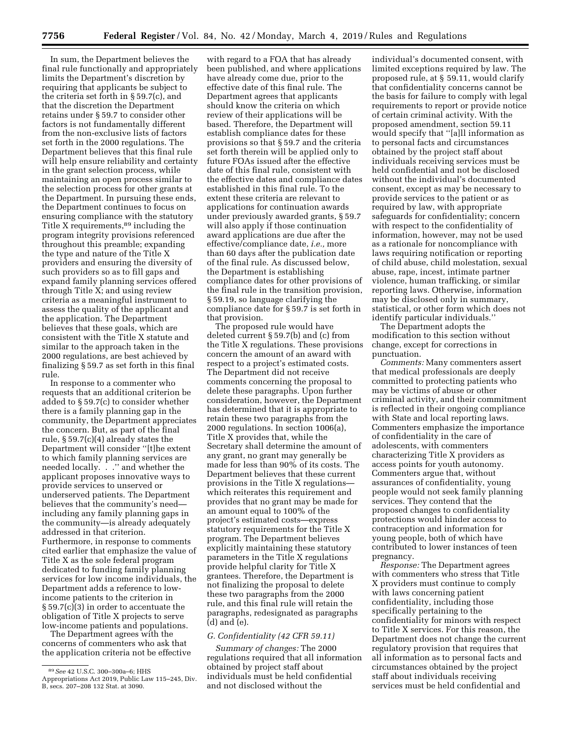In sum, the Department believes the final rule functionally and appropriately limits the Department's discretion by requiring that applicants be subject to the criteria set forth in § 59.7(c), and that the discretion the Department retains under § 59.7 to consider other factors is not fundamentally different from the non-exclusive lists of factors set forth in the 2000 regulations. The Department believes that this final rule will help ensure reliability and certainty in the grant selection process, while maintaining an open process similar to the selection process for other grants at the Department. In pursuing these ends, the Department continues to focus on ensuring compliance with the statutory Title X requirements,[89] including the program integrity provisions referenced throughout this preamble; expanding the type and nature of the Title X providers and ensuring the diversity of such providers so as to fill gaps and expand family planning services offered through Title X; and using review criteria as a meaningful instrument to assess the quality of the applicant and the application. The Department believes that these goals, which are consistent with the Title X statute and similar to the approach taken in the 2000 regulations, are best achieved by finalizing § 59.7 as set forth in this final rule.

In response to a commenter who requests that an additional criterion be added to § 59.7(c) to consider whether there is a family planning gap in the community, the Department appreciates the concern. But, as part of the final rule, § 59.7(c)(4) already states the Department will consider ''[t]he extent to which family planning services are needed locally. . .'' and whether the applicant proposes innovative ways to provide services to unserved or underserved patients. The Department believes that the community's need—including any family planning gaps in the community—is already adequately addressed in that criterion. Furthermore, in response to comments cited earlier that emphasize the value of Title X as the sole federal program dedicated to funding family planning services for low income individuals, the Department adds a reference to low-income patients to the criterion in § 59.7(c)(3) in order to accentuate the obligation of Title X projects to serve low-income patients and populations.

The Department agrees with the concerns of commenters who ask that the application criteria not be effective with regard to a FOA that has already been published, and where applications have already come due, prior to the effective date of this final rule. The Department agrees that applicants should know the criteria on which review of their applications will be based. Therefore, the Department will establish compliance dates for these provisions so that § 59.7 and the criteria set forth therein will be applied only to future FOAs issued after the effective date of this final rule, consistent with the effective dates and compliance dates established in this final rule. To the extent these criteria are relevant to applications for continuation awards under previously awarded grants, § 59.7 will also apply if those continuation award applications are due after the effective/compliance date, *i.e.,* more than 60 days after the publication date of the final rule. As discussed below, the Department is establishing compliance dates for other provisions of the final rule in the transition provision, § 59.19, so language clarifying the compliance date for § 59.7 is set forth in that provision.

The proposed rule would have deleted current § 59.7(b) and (c) from the Title X regulations. These provisions concern the amount of an award with respect to a project's estimated costs. The Department did not receive comments concerning the proposal to delete these paragraphs. Upon further consideration, however, the Department has determined that it is appropriate to retain these two paragraphs from the 2000 regulations. In section 1006(a), Title X provides that, while the Secretary shall determine the amount of any grant, no grant may generally be made for less than 90% of its costs. The Department believes that these current provisions in the Title X regulations—which reiterates this requirement and provides that no grant may be made for an amount equal to 100% of the project's estimated costs—express statutory requirements for the Title X program. The Department believes explicitly maintaining these statutory parameters in the Title X regulations provide helpful clarity for Title X grantees. Therefore, the Department is not finalizing the proposal to delete these two paragraphs from the 2000 rule, and this final rule will retain the paragraphs, redesignated as paragraphs (d) and (e).

### G. Confidentiality (42 CFR 59.11)

*Summary of changes:* The 2000 regulations required that all information obtained by project staff about individuals must be held confidential and not disclosed without the individual's documented consent, with limited exceptions required by law. The proposed rule, at § 59.11, would clarify that confidentiality concerns cannot be the basis for failure to comply with legal requirements to report or provide notice of certain criminal activity. With the proposed amendment, section 59.11 would specify that ''[a]ll information as to personal facts and circumstances obtained by the project staff about individuals receiving services must be held confidential and not be disclosed without the individual's documented consent, except as may be necessary to provide services to the patient or as required by law, with appropriate safeguards for confidentiality; concern with respect to the confidentiality of information, however, may not be used as a rationale for noncompliance with laws requiring notification or reporting of child abuse, child molestation, sexual abuse, rape, incest, intimate partner violence, human trafficking, or similar reporting laws. Otherwise, information may be disclosed only in summary, statistical, or other form which does not identify particular individuals.''

The Department adopts the modification to this section without change, except for corrections in punctuation.

*Comments:* Many commenters assert that medical professionals are deeply committed to protecting patients who may be victims of abuse or other criminal activity, and their commitment is reflected in their ongoing compliance with State and local reporting laws. Commenters emphasize the importance of confidentiality in the care of adolescents, with commenters characterizing Title X providers as access points for youth autonomy. Commenters argue that, without assurances of confidentiality, young people would not seek family planning services. They contend that the proposed changes to confidentiality protections would hinder access to contraception and information for young people, both of which have contributed to lower instances of teen pregnancy.

*Response:* The Department agrees with commenters who stress that Title X providers must continue to comply with laws concerning patient confidentiality, including those specifically pertaining to the confidentiality for minors with respect to Title X services. For this reason, the Department does not change the current regulatory provision that requires that all information as to personal facts and circumstances obtained by the project staff about individuals receiving services must be held confidential and

---

[89] *See* 42 U.S.C. 300–300a–6; HHS Appropriations Act 2019, Public Law 115–245, Div. B, secs. 207–208 132 Stat. at 3090.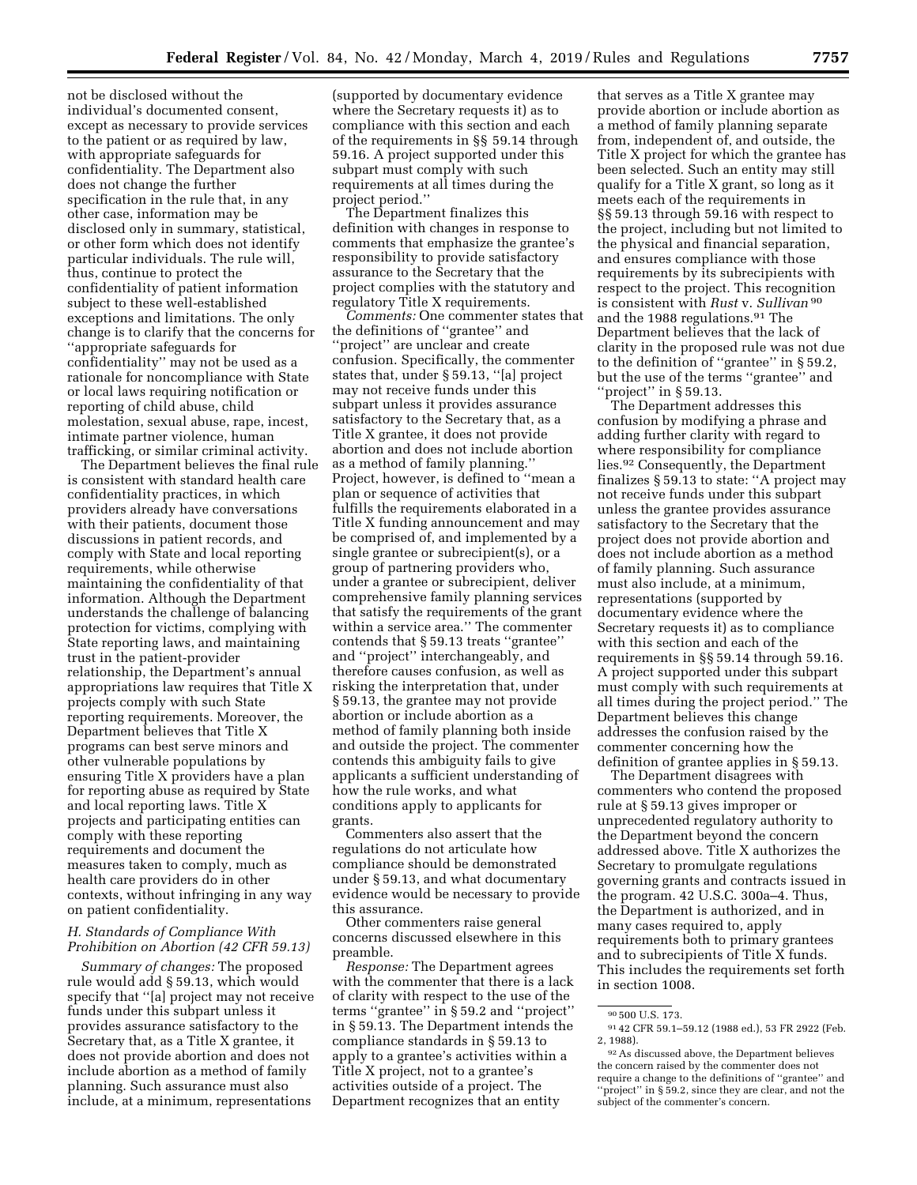not be disclosed without the individual's documented consent, except as necessary to provide services to the patient or as required by law, with appropriate safeguards for confidentiality. The Department also does not change the further specification in the rule that, in any other case, information may be disclosed only in summary, statistical, or other form which does not identify particular individuals. The rule will, thus, continue to protect the confidentiality of patient information subject to these well-established exceptions and limitations. The only change is to clarify that the concerns for ''appropriate safeguards for confidentiality'' may not be used as a rationale for noncompliance with State or local laws requiring notification or reporting of child abuse, child molestation, sexual abuse, rape, incest, intimate partner violence, human trafficking, or similar criminal activity.

The Department believes the final rule is consistent with standard health care confidentiality practices, in which providers already have conversations with their patients, document those discussions in patient records, and comply with State and local reporting requirements, while otherwise maintaining the confidentiality of that information. Although the Department understands the challenge of balancing protection for victims, complying with State reporting laws, and maintaining trust in the patient-provider relationship, the Department's annual appropriations law requires that Title X projects comply with such State reporting requirements. Moreover, the Department believes that Title X programs can best serve minors and other vulnerable populations by ensuring Title X providers have a plan for reporting abuse as required by State and local reporting laws. Title X projects and participating entities can comply with these reporting requirements and document the measures taken to comply, much as health care providers do in other contexts, without infringing in any way on patient confidentiality.

### H. Standards of Compliance With Prohibition on Abortion (42 CFR 59.13)

*Summary of changes:* The proposed rule would add § 59.13, which would specify that ''[a] project may not receive funds under this subpart unless it provides assurance satisfactory to the Secretary that, as a Title X grantee, it does not provide abortion and does not include abortion as a method of family planning. Such assurance must also include, at a minimum, representations (supported by documentary evidence where the Secretary requests it) as to compliance with this section and each of the requirements in §§ 59.14 through 59.16. A project supported under this subpart must comply with such requirements at all times during the project period.''

The Department finalizes this definition with changes in response to comments that emphasize the grantee's responsibility to provide satisfactory assurance to the Secretary that the project complies with the statutory and regulatory Title X requirements.

*Comments:* One commenter states that the definitions of ''grantee'' and ''project'' are unclear and create confusion. Specifically, the commenter states that, under § 59.13, ''[a] project may not receive funds under this subpart unless it provides assurance satisfactory to the Secretary that, as a Title X grantee, it does not provide abortion and does not include abortion as a method of family planning.'' Project, however, is defined to ''mean a plan or sequence of activities that fulfills the requirements elaborated in a Title X funding announcement and may be comprised of, and implemented by a single grantee or subrecipient(s), or a group of partnering providers who, under a grantee or subrecipient, deliver comprehensive family planning services that satisfy the requirements of the grant within a service area.'' The commenter contends that § 59.13 treats ''grantee'' and ''project'' interchangeably, and therefore causes confusion, as well as risking the interpretation that, under § 59.13, the grantee may not provide abortion or include abortion as a method of family planning both inside and outside the project. The commenter contends this ambiguity fails to give applicants a sufficient understanding of how the rule works, and what conditions apply to applicants for grants.

Commenters also assert that the regulations do not articulate how compliance should be demonstrated under § 59.13, and what documentary evidence would be necessary to provide this assurance.

Other commenters raise general concerns discussed elsewhere in this preamble.

*Response:* The Department agrees with the commenter that there is a lack of clarity with respect to the use of the terms ''grantee'' in § 59.2 and ''project'' in § 59.13. The Department intends the compliance standards in § 59.13 to apply to a grantee's activities within a Title X project, not to a grantee's activities outside of a project. The Department recognizes that an entity that serves as a Title X grantee may provide abortion or include abortion as a method of family planning separate from, independent of, and outside, the Title X project for which the grantee has been selected. Such an entity may still qualify for a Title X grant, so long as it meets each of the requirements in §§ 59.13 through 59.16 with respect to the project, including but not limited to the physical and financial separation, and ensures compliance with those requirements by its subrecipients with respect to the project. This recognition is consistent with *Rust* v. *Sullivan*[90] and the 1988 regulations.[91] The Department believes that the lack of clarity in the proposed rule was not due to the definition of ''grantee'' in § 59.2, but the use of the terms ''grantee'' and ''project'' in § 59.13.

The Department addresses this confusion by modifying a phrase and adding further clarity with regard to where responsibility for compliance lies.[92] Consequently, the Department finalizes § 59.13 to state: ''A project may not receive funds under this subpart unless the grantee provides assurance satisfactory to the Secretary that the project does not provide abortion and does not include abortion as a method of family planning. Such assurance must also include, at a minimum, representations (supported by documentary evidence where the Secretary requests it) as to compliance with this section and each of the requirements in §§ 59.14 through 59.16. A project supported under this subpart must comply with such requirements at all times during the project period.'' The Department believes this change addresses the confusion raised by the commenter concerning how the definition of grantee applies in § 59.13.

The Department disagrees with commenters who contend the proposed rule at § 59.13 gives improper or unprecedented regulatory authority to the Department beyond the concern addressed above. Title X authorizes the Secretary to promulgate regulations governing grants and contracts issued in the program. 42 U.S.C. 300a–4. Thus, the Department is authorized, and in many cases required to, apply requirements both to primary grantees and to subrecipients of Title X funds. This includes the requirements set forth in section 1008.

---

[90] 500 U.S. 173.

[91] 42 CFR 59.1–59.12 (1988 ed.), 53 FR 2922 (Feb. 2, 1988).

[92] As discussed above, the Department believes the concern raised by the commenter does not require a change to the definitions of ''grantee'' and ''project'' in § 59.2, since they are clear, and not the subject of the commenter's concern.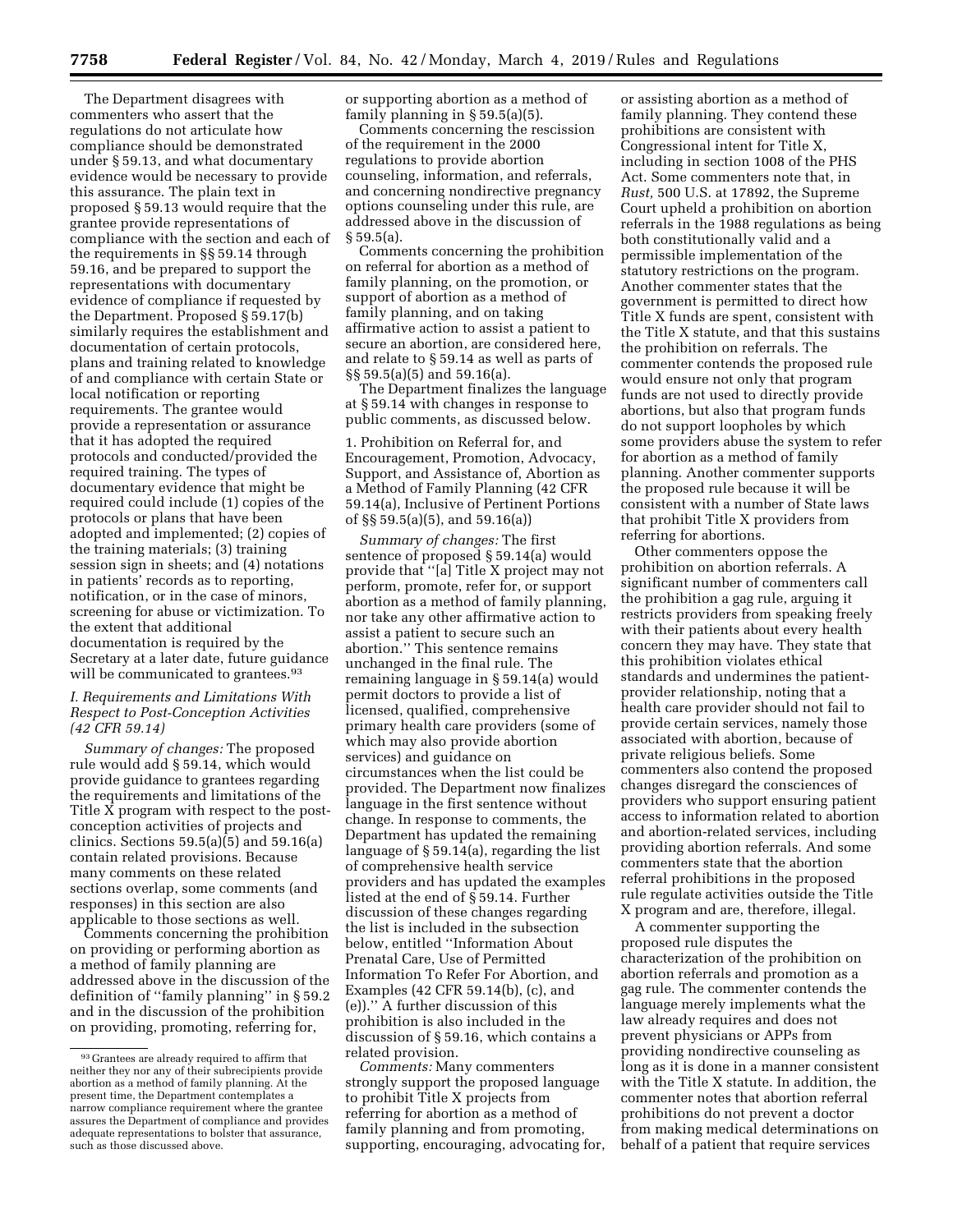The Department disagrees with commenters who assert that the regulations do not articulate how compliance should be demonstrated under § 59.13, and what documentary evidence would be necessary to provide this assurance. The plain text in proposed § 59.13 would require that the grantee provide representations of compliance with the section and each of the requirements in §§ 59.14 through 59.16, and be prepared to support the representations with documentary evidence of compliance if requested by the Department. Proposed § 59.17(b) similarly requires the establishment and documentation of certain protocols, plans and training related to knowledge of and compliance with certain State or local notification or reporting requirements. The grantee would provide a representation or assurance that it has adopted the required protocols and conducted/provided the required training. The types of documentary evidence that might be required could include (1) copies of the protocols or plans that have been adopted and implemented; (2) copies of the training materials; (3) training session sign in sheets; and (4) notations in patients' records as to reporting, notification, or in the case of minors, screening for abuse or victimization. To the extent that additional documentation is required by the Secretary at a later date, future guidance will be communicated to grantees.[93]

### I. Requirements and Limitations With Respect to Post-Conception Activities (42 CFR 59.14)

*Summary of changes:* The proposed rule would add § 59.14, which would provide guidance to grantees regarding the requirements and limitations of the Title X program with respect to the post-conception activities of projects and clinics. Sections 59.5(a)(5) and 59.16(a) contain related provisions. Because many comments on these related sections overlap, some comments (and responses) in this section are also applicable to those sections as well.

Comments concerning the prohibition on providing or performing abortion as a method of family planning are addressed above in the discussion of the definition of ''family planning'' in § 59.2 and in the discussion of the prohibition on providing, promoting, referring for, or supporting abortion as a method of family planning in § 59.5(a)(5).

Comments concerning the rescission of the requirement in the 2000 regulations to provide abortion counseling, information, and referrals, and concerning nondirective pregnancy options counseling under this rule, are addressed above in the discussion of § 59.5(a).

Comments concerning the prohibition on referral for abortion as a method of family planning, on the promotion, or support of abortion as a method of family planning, and on taking affirmative action to assist a patient to secure an abortion, are considered here, and relate to § 59.14 as well as parts of §§ 59.5(a)(5) and 59.16(a).

The Department finalizes the language at § 59.14 with changes in response to public comments, as discussed below.

#### 1. Prohibition on Referral for, and Encouragement, Promotion, Advocacy, Support, and Assistance of, Abortion as a Method of Family Planning (42 CFR 59.14(a), Inclusive of Pertinent Portions of §§ 59.5(a)(5), and 59.16(a))

*Summary of changes:* The first sentence of proposed § 59.14(a) would provide that ''[a] Title X project may not perform, promote, refer for, or support abortion as a method of family planning, nor take any other affirmative action to assist a patient to secure such an abortion.'' This sentence remains unchanged in the final rule. The remaining language in § 59.14(a) would permit doctors to provide a list of licensed, qualified, comprehensive primary health care providers (some of which may also provide abortion services) and guidance on circumstances when the list could be provided. The Department now finalizes language in the first sentence without change. In response to comments, the Department has updated the remaining language of § 59.14(a), regarding the list of comprehensive health service providers and has updated the examples listed at the end of § 59.14. Further discussion of these changes regarding the list is included in the subsection below, entitled ''Information About Prenatal Care, Use of Permitted Information To Refer For Abortion, and Examples (42 CFR 59.14(b), (c), and (e)).'' A further discussion of this prohibition is also included in the discussion of § 59.16, which contains a related provision.

*Comments:* Many commenters strongly support the proposed language to prohibit Title X projects from referring for abortion as a method of family planning and from promoting, supporting, encouraging, advocating for, or assisting abortion as a method of family planning. They contend these prohibitions are consistent with Congressional intent for Title X, including in section 1008 of the PHS Act. Some commenters note that, in *Rust,* 500 U.S. at 17892, the Supreme Court upheld a prohibition on abortion referrals in the 1988 regulations as being both constitutionally valid and a permissible implementation of the statutory restrictions on the program. Another commenter states that the government is permitted to direct how Title X funds are spent, consistent with the Title X statute, and that this sustains the prohibition on referrals. The commenter contends the proposed rule would ensure not only that program funds are not used to directly provide abortions, but also that program funds do not support loopholes by which some providers abuse the system to refer for abortion as a method of family planning. Another commenter supports the proposed rule because it will be consistent with a number of State laws that prohibit Title X providers from referring for abortions.

Other commenters oppose the prohibition on abortion referrals. A significant number of commenters call the prohibition a gag rule, arguing it restricts providers from speaking freely with their patients about every health concern they may have. They state that this prohibition violates ethical standards and undermines the patient-provider relationship, noting that a health care provider should not fail to provide certain services, namely those associated with abortion, because of private religious beliefs. Some commenters also contend the proposed changes disregard the consciences of providers who support ensuring patient access to information related to abortion and abortion-related services, including providing abortion referrals. And some commenters state that the abortion referral prohibitions in the proposed rule regulate activities outside the Title X program and are, therefore, illegal.

A commenter supporting the proposed rule disputes the characterization of the prohibition on abortion referrals and promotion as a gag rule. The commenter contends the language merely implements what the law already requires and does not prevent physicians or APPs from providing nondirective counseling as long as it is done in a manner consistent with the Title X statute. In addition, the commenter notes that abortion referral prohibitions do not prevent a doctor from making medical determinations on behalf of a patient that require services

[93] Grantees are already required to affirm that neither they nor any of their subrecipients provide abortion as a method of family planning. At the present time, the Department contemplates a narrow compliance requirement where the grantee assures the Department of compliance and provides adequate representations to bolster that assurance, such as those discussed above.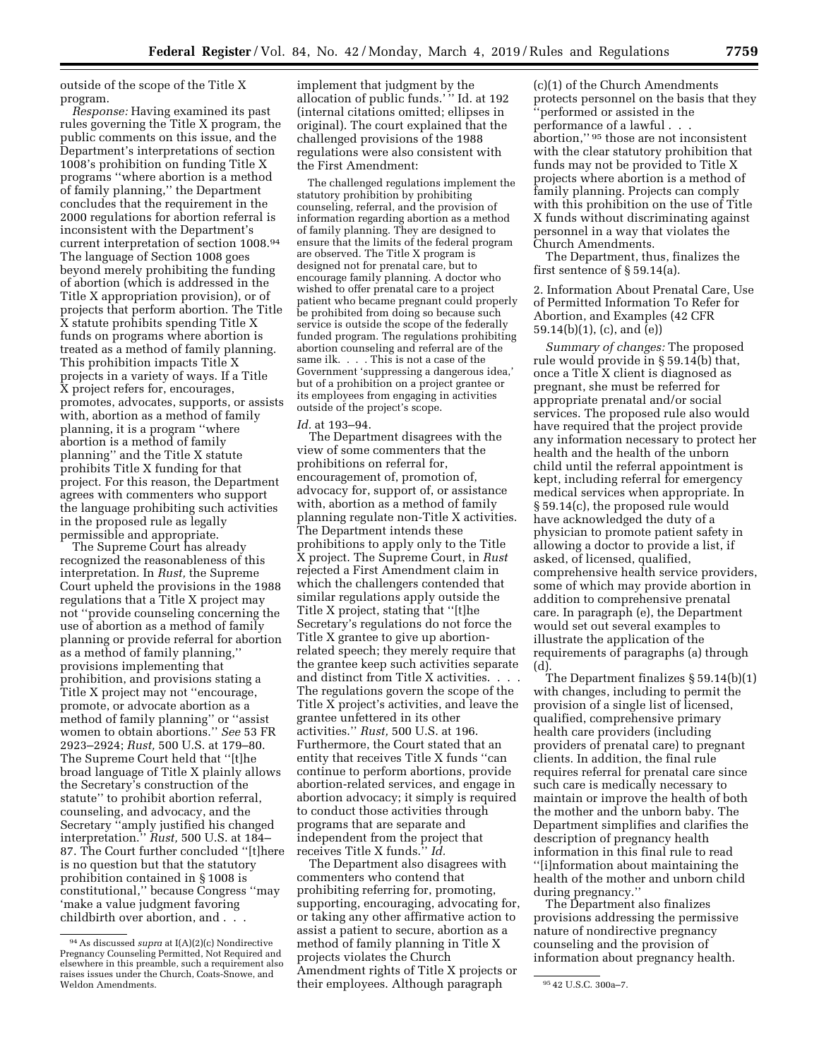outside of the scope of the Title X program.

*Response:* Having examined its past rules governing the Title X program, the public comments on this issue, and the Department's interpretations of section 1008's prohibition on funding Title X programs "where abortion is a method of family planning," the Department concludes that the requirement in the 2000 regulations for abortion referral is inconsistent with the Department's current interpretation of section 1008.[94] The language of Section 1008 goes beyond merely prohibiting the funding of abortion (which is addressed in the Title X appropriation provision), or of projects that perform abortion. The Title X statute prohibits spending Title X funds on programs where abortion is treated as a method of family planning. This prohibition impacts Title X projects in a variety of ways. If a Title X project refers for, encourages, promotes, advocates, supports, or assists with, abortion as a method of family planning, it is a program "where abortion is a method of family planning" and the Title X statute prohibits Title X funding for that project. For this reason, the Department agrees with commenters who support the language prohibiting such activities in the proposed rule as legally permissible and appropriate.

The Supreme Court has already recognized the reasonableness of this interpretation. In *Rust,* the Supreme Court upheld the provisions in the 1988 regulations that a Title X project may not "provide counseling concerning the use of abortion as a method of family planning or provide referral for abortion as a method of family planning," provisions implementing that prohibition, and provisions stating a Title X project may not "encourage, promote, or advocate abortion as a method of family planning" or "assist women to obtain abortions." *See* 53 FR 2923–2924; *Rust,* 500 U.S. at 179–80. The Supreme Court held that "[t]he broad language of Title X plainly allows the Secretary's construction of the statute" to prohibit abortion referral, counseling, and advocacy, and the Secretary "amply justified his changed interpretation." *Rust,* 500 U.S. at 184–87. The Court further concluded "[t]here is no question but that the statutory prohibition contained in § 1008 is constitutional," because Congress "may 'make a value judgment favoring childbirth over abortion, and . . . implement that judgment by the allocation of public funds.' " Id. at 192 (internal citations omitted; ellipses in original). The court explained that the challenged provisions of the 1988 regulations were also consistent with the First Amendment:

> The challenged regulations implement the statutory prohibition by prohibiting counseling, referral, and the provision of information regarding abortion as a method of family planning. They are designed to ensure that the limits of the federal program are observed. The Title X program is designed not for prenatal care, but to encourage family planning. A doctor who wished to offer prenatal care to a project patient who became pregnant could properly be prohibited from doing so because such service is outside the scope of the federally funded program. The regulations prohibiting abortion counseling and referral are of the same ilk. . . . This is not a case of the Government 'suppressing a dangerous idea,' but of a prohibition on a project grantee or its employees from engaging in activities outside of the project's scope.

*Id.* at 193–94.

The Department disagrees with the view of some commenters that the prohibitions on referral for, encouragement of, promotion of, advocacy for, support of, or assistance with, abortion as a method of family planning regulate non-Title X activities. The Department intends these prohibitions to apply only to the Title X project. The Supreme Court, in *Rust* rejected a First Amendment claim in which the challengers contended that similar regulations apply outside the Title X project, stating that "[t]he Secretary's regulations do not force the Title X grantee to give up abortion-related speech; they merely require that the grantee keep such activities separate and distinct from Title X activities. . . . The regulations govern the scope of the Title X project's activities, and leave the grantee unfettered in its other activities." *Rust,* 500 U.S. at 196. Furthermore, the Court stated that an entity that receives Title X funds "can continue to perform abortions, provide abortion-related services, and engage in abortion advocacy; it simply is required to conduct those activities through programs that are separate and independent from the project that receives Title X funds." *Id.*

The Department also disagrees with commenters who contend that prohibiting referring for, promoting, supporting, encouraging, advocating for, or taking any other affirmative action to assist a patient to secure, abortion as a method of family planning in Title X projects violates the Church Amendment rights of Title X projects or their employees. Although paragraph (c)(1) of the Church Amendments protects personnel on the basis that they "performed or assisted in the performance of a lawful . . . abortion,"[95] those are not inconsistent with the clear statutory prohibition that funds may not be provided to Title X projects where abortion is a method of family planning. Projects can comply with this prohibition on the use of Title X funds without discriminating against personnel in a way that violates the Church Amendments.

The Department, thus, finalizes the first sentence of § 59.14(a).

2. Information About Prenatal Care, Use of Permitted Information To Refer for Abortion, and Examples (42 CFR 59.14(b)(1), (c), and (e))

*Summary of changes:* The proposed rule would provide in § 59.14(b) that, once a Title X client is diagnosed as pregnant, she must be referred for appropriate prenatal and/or social services. The proposed rule also would have required that the project provide any information necessary to protect her health and the health of the unborn child until the referral appointment is kept, including referral for emergency medical services when appropriate. In § 59.14(c), the proposed rule would have acknowledged the duty of a physician to promote patient safety in allowing a doctor to provide a list, if asked, of licensed, qualified, comprehensive health service providers, some of which may provide abortion in addition to comprehensive prenatal care. In paragraph (e), the Department would set out several examples to illustrate the application of the requirements of paragraphs (a) through (d).

The Department finalizes § 59.14(b)(1) with changes, including to permit the provision of a single list of licensed, qualified, comprehensive primary health care providers (including providers of prenatal care) to pregnant clients. In addition, the final rule requires referral for prenatal care since such care is medically necessary to maintain or improve the health of both the mother and the unborn baby. The Department simplifies and clarifies the description of pregnancy health information in this final rule to read "[i]nformation about maintaining the health of the mother and unborn child during pregnancy."

The Department also finalizes provisions addressing the permissive nature of nondirective pregnancy counseling and the provision of information about pregnancy health.

---

[94] As discussed *supra* at I(A)(2)(c) Nondirective Pregnancy Counseling Permitted, Not Required and elsewhere in this preamble, such a requirement also raises issues under the Church, Coats-Snowe, and Weldon Amendments.

[95] 42 U.S.C. 300a–7.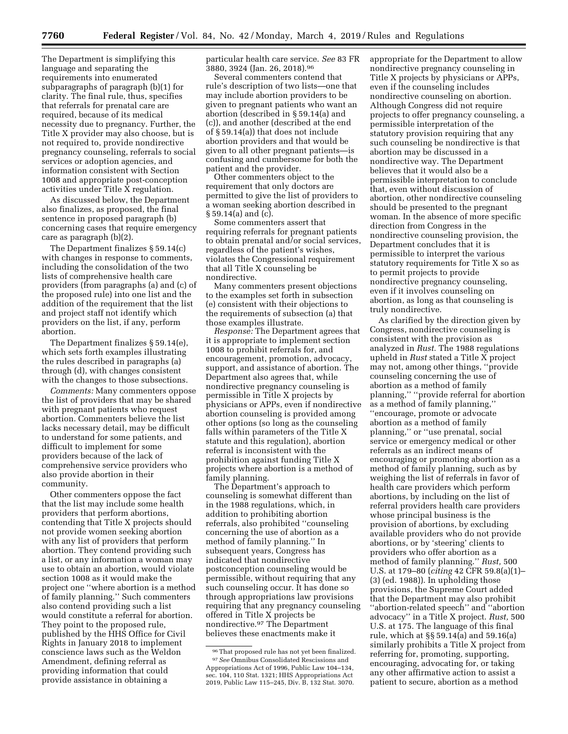The Department is simplifying this language and separating the requirements into enumerated subparagraphs of paragraph (b)(1) for clarity. The final rule, thus, specifies that referrals for prenatal care are required, because of its medical necessity due to pregnancy. Further, the Title X provider may also choose, but is not required to, provide nondirective pregnancy counseling, referrals to social services or adoption agencies, and information consistent with Section 1008 and appropriate post-conception activities under Title X regulation.

As discussed below, the Department also finalizes, as proposed, the final sentence in proposed paragraph (b) concerning cases that require emergency care as paragraph (b)(2).

The Department finalizes § 59.14(c) with changes in response to comments, including the consolidation of the two lists of comprehensive health care providers (from paragraphs (a) and (c) of the proposed rule) into one list and the addition of the requirement that the list and project staff not identify which providers on the list, if any, perform abortion.

The Department finalizes § 59.14(e), which sets forth examples illustrating the rules described in paragraphs (a) through (d), with changes consistent with the changes to those subsections.

*Comments:* Many commenters oppose the list of providers that may be shared with pregnant patients who request abortion. Commenters believe the list lacks necessary detail, may be difficult to understand for some patients, and difficult to implement for some providers because of the lack of comprehensive service providers who also provide abortion in their community.

Other commenters oppose the fact that the list may include some health providers that perform abortions, contending that Title X projects should not provide women seeking abortion with any list of providers that perform abortion. They contend providing such a list, or any information a woman may use to obtain an abortion, would violate section 1008 as it would make the project one ''where abortion is a method of family planning.'' Such commenters also contend providing such a list would constitute a referral for abortion. They point to the proposed rule, published by the HHS Office for Civil Rights in January 2018 to implement conscience laws such as the Weldon Amendment, defining referral as providing information that could provide assistance in obtaining a particular health care service. *See* 83 FR 3880, 3924 (Jan. 26, 2018).[96]

Several commenters contend that rule's description of two lists—one that may include abortion providers to be given to pregnant patients who want an abortion (described in § 59.14(a) and (c)), and another (described at the end of § 59.14(a)) that does not include abortion providers and that would be given to all other pregnant patients—is confusing and cumbersome for both the patient and the provider.

Other commenters object to the requirement that only doctors are permitted to give the list of providers to a woman seeking abortion described in § 59.14(a) and (c).

Some commenters assert that requiring referrals for pregnant patients to obtain prenatal and/or social services, regardless of the patient's wishes, violates the Congressional requirement that all Title X counseling be nondirective.

Many commenters present objections to the examples set forth in subsection (e) consistent with their objections to the requirements of subsection (a) that those examples illustrate.

*Response:* The Department agrees that it is appropriate to implement section 1008 to prohibit referrals for, and encouragement, promotion, advocacy, support, and assistance of abortion. The Department also agrees that, while nondirective pregnancy counseling is permissible in Title X projects by physicians or APPs, even if nondirective abortion counseling is provided among other options (so long as the counseling falls within parameters of the Title X statute and this regulation), abortion referral is inconsistent with the prohibition against funding Title X projects where abortion is a method of family planning.

The Department's approach to counseling is somewhat different than in the 1988 regulations, which, in addition to prohibiting abortion referrals, also prohibited ''counseling concerning the use of abortion as a method of family planning.'' In subsequent years, Congress has indicated that nondirective postconception counseling would be permissible, without requiring that any such counseling occur. It has done so through appropriations law provisions requiring that any pregnancy counseling offered in Title X projects be nondirective.[97] The Department believes these enactments make it appropriate for the Department to allow nondirective pregnancy counseling in Title X projects by physicians or APPs, even if the counseling includes nondirective counseling on abortion. Although Congress did not require projects to offer pregnancy counseling, a permissible interpretation of the statutory provision requiring that any such counseling be nondirective is that abortion may be discussed in a nondirective way. The Department believes that it would also be a permissible interpretation to conclude that, even without discussion of abortion, other nondirective counseling should be presented to the pregnant woman. In the absence of more specific direction from Congress in the nondirective counseling provision, the Department concludes that it is permissible to interpret the various statutory requirements for Title X so as to permit projects to provide nondirective pregnancy counseling, even if it involves counseling on abortion, as long as that counseling is truly nondirective.

As clarified by the direction given by Congress, nondirective counseling is consistent with the provision as analyzed in *Rust.* The 1988 regulations upheld in *Rust* stated a Title X project may not, among other things, ''provide counseling concerning the use of abortion as a method of family planning,'' ''provide referral for abortion as a method of family planning,'' ''encourage, promote or advocate abortion as a method of family planning,'' or ''use prenatal, social service or emergency medical or other referrals as an indirect means of encouraging or promoting abortion as a method of family planning, such as by weighing the list of referrals in favor of health care providers which perform abortions, by including on the list of referral providers health care providers whose principal business is the provision of abortions, by excluding available providers who do not provide abortions, or by 'steering' clients to providers who offer abortion as a method of family planning.'' *Rust,* 500 U.S. at 179–80 (*citing* 42 CFR 59.8(a)(1)–(3) (ed. 1988)). In upholding those provisions, the Supreme Court added that the Department may also prohibit ''abortion-related speech'' and ''abortion advocacy'' in a Title X project. *Rust,* 500 U.S. at 175. The language of this final rule, which at §§ 59.14(a) and 59.16(a) similarly prohibits a Title X project from referring for, promoting, supporting, encouraging, advocating for, or taking any other affirmative action to assist a patient to secure, abortion as a method

[96] That proposed rule has not yet been finalized.

[97] *See* Omnibus Consolidated Rescissions and Appropriations Act of 1996, Public Law 104–134, sec. 104, 110 Stat. 1321; HHS Appropriations Act 2019, Public Law 115–245, Div. B, 132 Stat. 3070.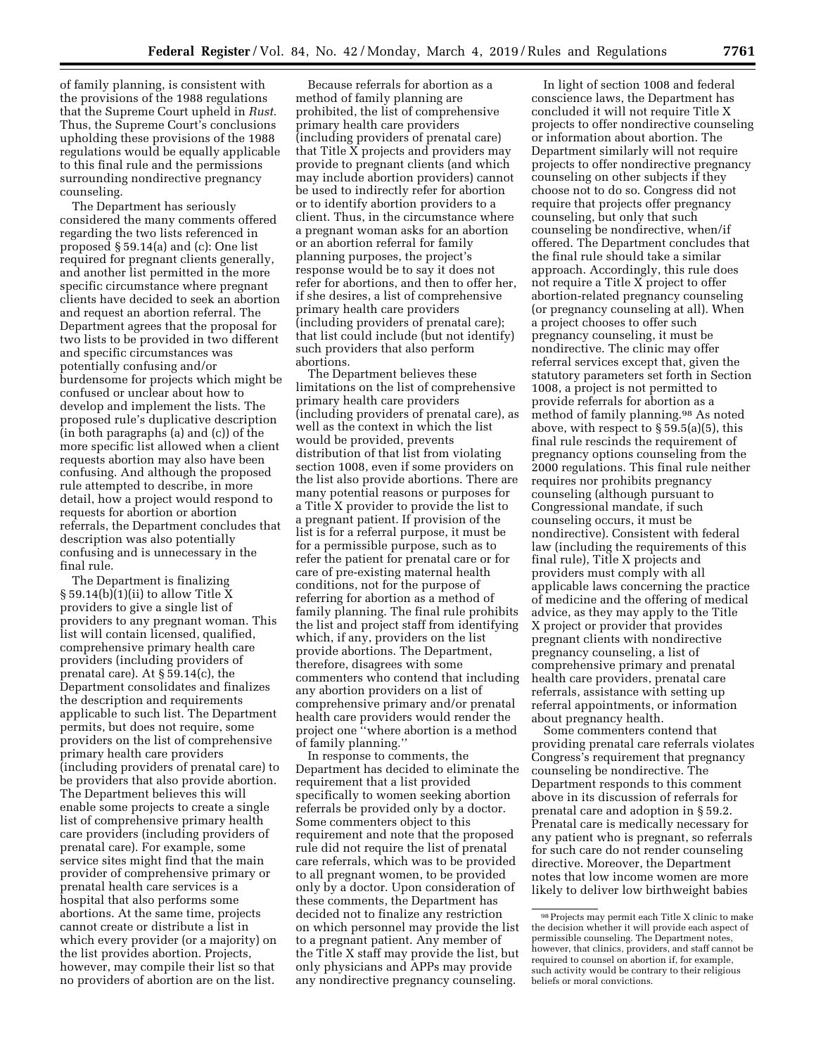of family planning, is consistent with the provisions of the 1988 regulations that the Supreme Court upheld in *Rust.* Thus, the Supreme Court's conclusions upholding these provisions of the 1988 regulations would be equally applicable to this final rule and the permissions surrounding nondirective pregnancy counseling.

The Department has seriously considered the many comments offered regarding the two lists referenced in proposed § 59.14(a) and (c): One list required for pregnant clients generally, and another list permitted in the more specific circumstance where pregnant clients have decided to seek an abortion and request an abortion referral. The Department agrees that the proposal for two lists to be provided in two different and specific circumstances was potentially confusing and/or burdensome for projects which might be confused or unclear about how to develop and implement the lists. The proposed rule's duplicative description (in both paragraphs (a) and (c)) of the more specific list allowed when a client requests abortion may also have been confusing. And although the proposed rule attempted to describe, in more detail, how a project would respond to requests for abortion or abortion referrals, the Department concludes that description was also potentially confusing and is unnecessary in the final rule.

The Department is finalizing § 59.14(b)(1)(ii) to allow Title X providers to give a single list of providers to any pregnant woman. This list will contain licensed, qualified, comprehensive primary health care providers (including providers of prenatal care). At § 59.14(c), the Department consolidates and finalizes the description and requirements applicable to such list. The Department permits, but does not require, some providers on the list of comprehensive primary health care providers (including providers of prenatal care) to be providers that also provide abortion. The Department believes this will enable some projects to create a single list of comprehensive primary health care providers (including providers of prenatal care). For example, some service sites might find that the main provider of comprehensive primary or prenatal health care services is a hospital that also performs some abortions. At the same time, projects cannot create or distribute a list in which every provider (or a majority) on the list provides abortion. Projects, however, may compile their list so that no providers of abortion are on the list.

Because referrals for abortion as a method of family planning are prohibited, the list of comprehensive primary health care providers (including providers of prenatal care) that Title X projects and providers may provide to pregnant clients (and which may include abortion providers) cannot be used to indirectly refer for abortion or to identify abortion providers to a client. Thus, in the circumstance where a pregnant woman asks for an abortion or an abortion referral for family planning purposes, the project's response would be to say it does not refer for abortions, and then to offer her, if she desires, a list of comprehensive primary health care providers (including providers of prenatal care); that list could include (but not identify) such providers that also perform abortions.

The Department believes these limitations on the list of comprehensive primary health care providers (including providers of prenatal care), as well as the context in which the list would be provided, prevents distribution of that list from violating section 1008, even if some providers on the list also provide abortions. There are many potential reasons or purposes for a Title X provider to provide the list to a pregnant patient. If provision of the list is for a referral purpose, it must be for a permissible purpose, such as to refer the patient for prenatal care or for care of pre-existing maternal health conditions, not for the purpose of referring for abortion as a method of family planning. The final rule prohibits the list and project staff from identifying which, if any, providers on the list provide abortions. The Department, therefore, disagrees with some commenters who contend that including any abortion providers on a list of comprehensive primary and/or prenatal health care providers would render the project one "where abortion is a method of family planning."

In response to comments, the Department has decided to eliminate the requirement that a list provided specifically to women seeking abortion referrals be provided only by a doctor. Some commenters object to this requirement and note that the proposed rule did not require the list of prenatal care referrals, which was to be provided to all pregnant women, to be provided only by a doctor. Upon consideration of these comments, the Department has decided not to finalize any restriction on which personnel may provide the list to a pregnant patient. Any member of the Title X staff may provide the list, but only physicians and APPs may provide any nondirective pregnancy counseling.

In light of section 1008 and federal conscience laws, the Department has concluded it will not require Title X projects to offer nondirective counseling or information about abortion. The Department similarly will not require projects to offer nondirective pregnancy counseling on other subjects if they choose not to do so. Congress did not require that projects offer pregnancy counseling, but only that such counseling be nondirective, when/if offered. The Department concludes that the final rule should take a similar approach. Accordingly, this rule does not require a Title X project to offer abortion-related pregnancy counseling (or pregnancy counseling at all). When a project chooses to offer such pregnancy counseling, it must be nondirective. The clinic may offer referral services except that, given the statutory parameters set forth in Section 1008, a project is not permitted to provide referrals for abortion as a method of family planning.[98] As noted above, with respect to § 59.5(a)(5), this final rule rescinds the requirement of pregnancy options counseling from the 2000 regulations. This final rule neither requires nor prohibits pregnancy counseling (although pursuant to Congressional mandate, if such counseling occurs, it must be nondirective). Consistent with federal law (including the requirements of this final rule), Title X projects and providers must comply with all applicable laws concerning the practice of medicine and the offering of medical advice, as they may apply to the Title X project or provider that provides pregnant clients with nondirective pregnancy counseling, a list of comprehensive primary and prenatal health care providers, prenatal care referrals, assistance with setting up referral appointments, or information about pregnancy health.

Some commenters contend that providing prenatal care referrals violates Congress's requirement that pregnancy counseling be nondirective. The Department responds to this comment above in its discussion of referrals for prenatal care and adoption in § 59.2. Prenatal care is medically necessary for any patient who is pregnant, so referrals for such care do not render counseling directive. Moreover, the Department notes that low income women are more likely to deliver low birthweight babies

[98] Projects may permit each Title X clinic to make the decision whether it will provide each aspect of permissible counseling. The Department notes, however, that clinics, providers, and staff cannot be required to counsel on abortion if, for example, such activity would be contrary to their religious beliefs or moral convictions.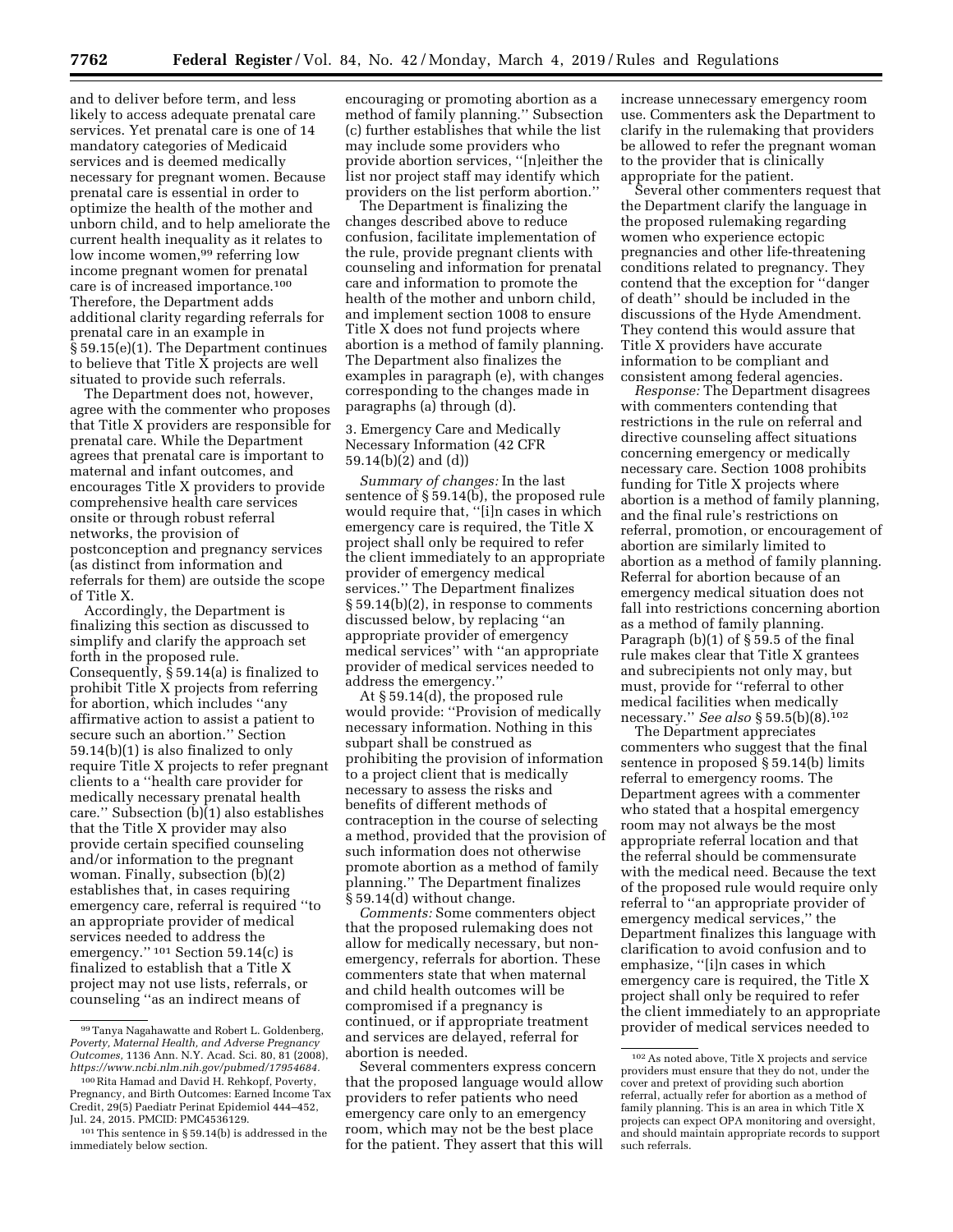and to deliver before term, and less likely to access adequate prenatal care services. Yet prenatal care is one of 14 mandatory categories of Medicaid services and is deemed medically necessary for pregnant women. Because prenatal care is essential in order to optimize the health of the mother and unborn child, and to help ameliorate the current health inequality as it relates to low income women,[99] referring low income pregnant women for prenatal care is of increased importance.[100] Therefore, the Department adds additional clarity regarding referrals for prenatal care in an example in § 59.15(e)(1). The Department continues to believe that Title X projects are well situated to provide such referrals.

The Department does not, however, agree with the commenter who proposes that Title X providers are responsible for prenatal care. While the Department agrees that prenatal care is important to maternal and infant outcomes, and encourages Title X providers to provide comprehensive health care services onsite or through robust referral networks, the provision of postconception and pregnancy services (as distinct from information and referrals for them) are outside the scope of Title X.

Accordingly, the Department is finalizing this section as discussed to simplify and clarify the approach set forth in the proposed rule. Consequently, § 59.14(a) is finalized to prohibit Title X projects from referring for abortion, which includes ''any affirmative action to assist a patient to secure such an abortion.'' Section 59.14(b)(1) is also finalized to only require Title X projects to refer pregnant clients to a ''health care provider for medically necessary prenatal health care.'' Subsection (b)(1) also establishes that the Title X provider may also provide certain specified counseling and/or information to the pregnant woman. Finally, subsection (b)(2) establishes that, in cases requiring emergency care, referral is required ''to an appropriate provider of medical services needed to address the emergency.'' [101] Section 59.14(c) is finalized to establish that a Title X project may not use lists, referrals, or counseling ''as an indirect means of encouraging or promoting abortion as a method of family planning.'' Subsection (c) further establishes that while the list may include some providers who provide abortion services, ''[n]either the list nor project staff may identify which providers on the list perform abortion.''

The Department is finalizing the changes described above to reduce confusion, facilitate implementation of the rule, provide pregnant clients with counseling and information for prenatal care and information to promote the health of the mother and unborn child, and implement section 1008 to ensure Title X does not fund projects where abortion is a method of family planning. The Department also finalizes the examples in paragraph (e), with changes corresponding to the changes made in paragraphs (a) through (d).

3. Emergency Care and Medically Necessary Information (42 CFR 59.14(b)(2) and (d))

*Summary of changes:* In the last sentence of § 59.14(b), the proposed rule would require that, ''[i]n cases in which emergency care is required, the Title X project shall only be required to refer the client immediately to an appropriate provider of emergency medical services.'' The Department finalizes § 59.14(b)(2), in response to comments discussed below, by replacing ''an appropriate provider of emergency medical services'' with ''an appropriate provider of medical services needed to address the emergency.''

At § 59.14(d), the proposed rule would provide: ''Provision of medically necessary information. Nothing in this subpart shall be construed as prohibiting the provision of information to a project client that is medically necessary to assess the risks and benefits of different methods of contraception in the course of selecting a method, provided that the provision of such information does not otherwise promote abortion as a method of family planning.'' The Department finalizes § 59.14(d) without change.

*Comments:* Some commenters object that the proposed rulemaking does not allow for medically necessary, but non-emergency, referrals for abortion. These commenters state that when maternal and child health outcomes will be compromised if a pregnancy is continued, or if appropriate treatment and services are delayed, referral for abortion is needed.

Several commenters express concern that the proposed language would allow providers to refer patients who need emergency care only to an emergency room, which may not be the best place for the patient. They assert that this will increase unnecessary emergency room use. Commenters ask the Department to clarify in the rulemaking that providers be allowed to refer the pregnant woman to the provider that is clinically appropriate for the patient.

Several other commenters request that the Department clarify the language in the proposed rulemaking regarding women who experience ectopic pregnancies and other life-threatening conditions related to pregnancy. They contend that the exception for ''danger of death'' should be included in the discussions of the Hyde Amendment. They contend this would assure that Title X providers have accurate information to be compliant and consistent among federal agencies.

*Response:* The Department disagrees with commenters contending that restrictions in the rule on referral and directive counseling affect situations concerning emergency or medically necessary care. Section 1008 prohibits funding for Title X projects where abortion is a method of family planning, and the final rule's restrictions on referral, promotion, or encouragement of abortion are similarly limited to abortion as a method of family planning. Referral for abortion because of an emergency medical situation does not fall into restrictions concerning abortion as a method of family planning. Paragraph (b)(1) of § 59.5 of the final rule makes clear that Title X grantees and subrecipients not only may, but must, provide for ''referral to other medical facilities when medically necessary.'' *See also* § 59.5(b)(8).[102]

The Department appreciates commenters who suggest that the final sentence in proposed § 59.14(b) limits referral to emergency rooms. The Department agrees with a commenter who stated that a hospital emergency room may not always be the most appropriate referral location and that the referral should be commensurate with the medical need. Because the text of the proposed rule would require only referral to ''an appropriate provider of emergency medical services,'' the Department finalizes this language with clarification to avoid confusion and to emphasize, ''[i]n cases in which emergency care is required, the Title X project shall only be required to refer the client immediately to an appropriate provider of medical services needed to

---

[99] Tanya Nagahawatte and Robert L. Goldenberg, *Poverty, Maternal Health, and Adverse Pregnancy Outcomes*, 1136 Ann. N.Y. Acad. Sci. 80, 81 (2008), *https://www.ncbi.nlm.nih.gov/pubmed/17954684*.

[100] Rita Hamad and David H. Rehkopf, Poverty, Pregnancy, and Birth Outcomes: Earned Income Tax Credit, 29(5) Paediatr Perinat Epidemiol 444–452, Jul. 24, 2015. PMCID: PMC4536129.

[101] This sentence in § 59.14(b) is addressed in the immediately below section.

[102] As noted above, Title X projects and service providers must ensure that they do not, under the cover and pretext of providing such abortion referral, actually refer for abortion as a method of family planning. This is an area in which Title X projects can expect OPA monitoring and oversight, and should maintain appropriate records to support such referrals.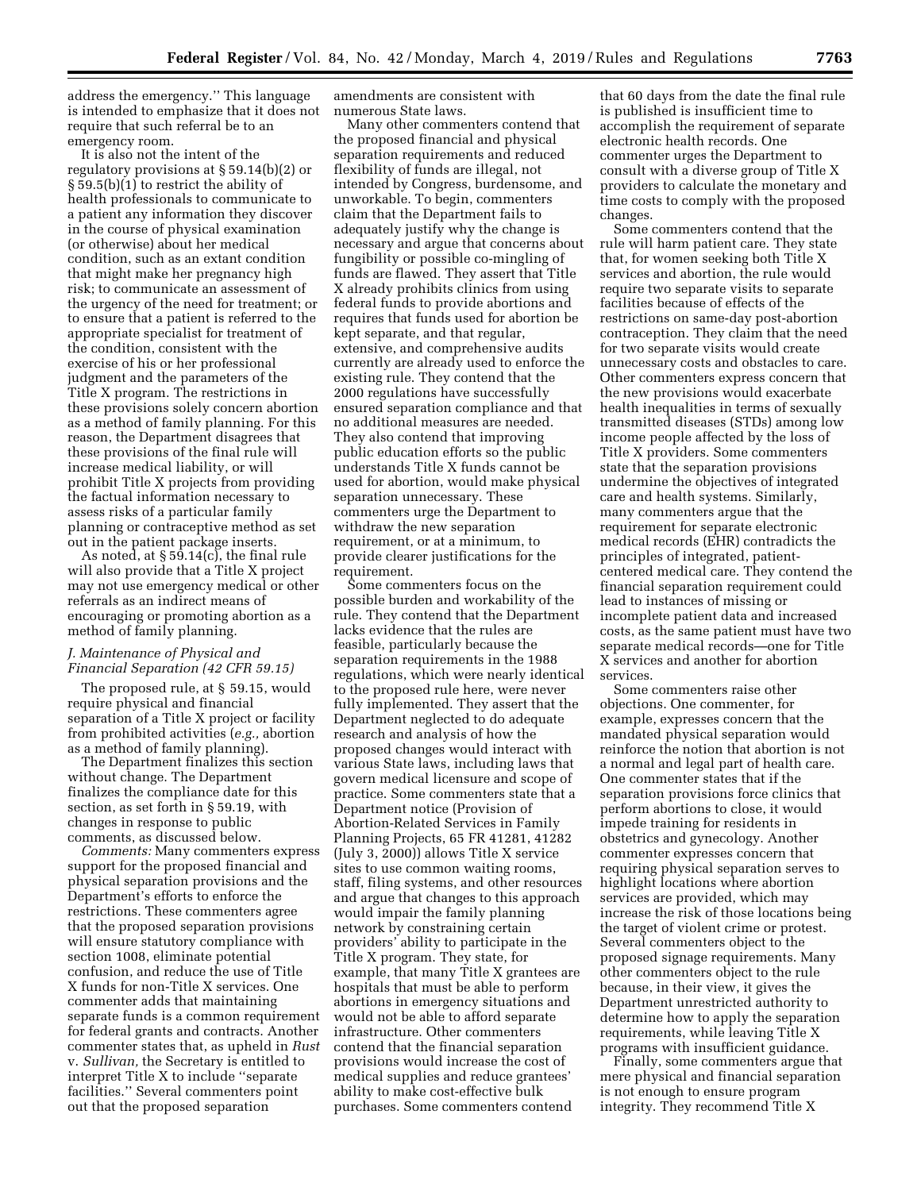address the emergency.'' This language is intended to emphasize that it does not require that such referral be to an emergency room.

It is also not the intent of the regulatory provisions at § 59.14(b)(2) or § 59.5(b)(1) to restrict the ability of health professionals to communicate to a patient any information they discover in the course of physical examination (or otherwise) about her medical condition, such as an extant condition that might make her pregnancy high risk; to communicate an assessment of the urgency of the need for treatment; or to ensure that a patient is referred to the appropriate specialist for treatment of the condition, consistent with the exercise of his or her professional judgment and the parameters of the Title X program. The restrictions in these provisions solely concern abortion as a method of family planning. For this reason, the Department disagrees that these provisions of the final rule will increase medical liability, or will prohibit Title X projects from providing the factual information necessary to assess risks of a particular family planning or contraceptive method as set out in the patient package inserts.

As noted, at § 59.14(c), the final rule will also provide that a Title X project may not use emergency medical or other referrals as an indirect means of encouraging or promoting abortion as a method of family planning.

### *J. Maintenance of Physical and Financial Separation (42 CFR 59.15)*

The proposed rule, at § 59.15, would require physical and financial separation of a Title X project or facility from prohibited activities (*e.g.,* abortion as a method of family planning).

The Department finalizes this section without change. The Department finalizes the compliance date for this section, as set forth in § 59.19, with changes in response to public comments, as discussed below.

*Comments:* Many commenters express support for the proposed financial and physical separation provisions and the Department's efforts to enforce the restrictions. These commenters agree that the proposed separation provisions will ensure statutory compliance with section 1008, eliminate potential confusion, and reduce the use of Title X funds for non-Title X services. One commenter adds that maintaining separate funds is a common requirement for federal grants and contracts. Another commenter states that, as upheld in *Rust* v. *Sullivan,* the Secretary is entitled to interpret Title X to include ''separate facilities.'' Several commenters point out that the proposed separation amendments are consistent with numerous State laws.

Many other commenters contend that the proposed financial and physical separation requirements and reduced flexibility of funds are illegal, not intended by Congress, burdensome, and unworkable. To begin, commenters claim that the Department fails to adequately justify why the change is necessary and argue that concerns about fungibility or possible co-mingling of funds are flawed. They assert that Title X already prohibits clinics from using federal funds to provide abortions and requires that funds used for abortion be kept separate, and that regular, extensive, and comprehensive audits currently are already used to enforce the existing rule. They contend that the 2000 regulations have successfully ensured separation compliance and that no additional measures are needed. They also contend that improving public education efforts so the public understands Title X funds cannot be used for abortion, would make physical separation unnecessary. These commenters urge the Department to withdraw the new separation requirement, or at a minimum, to provide clearer justifications for the requirement.

Some commenters focus on the possible burden and workability of the rule. They contend that the Department lacks evidence that the rules are feasible, particularly because the separation requirements in the 1988 regulations, which were nearly identical to the proposed rule here, were never fully implemented. They assert that the Department neglected to do adequate research and analysis of how the proposed changes would interact with various State laws, including laws that govern medical licensure and scope of practice. Some commenters state that a Department notice (Provision of Abortion-Related Services in Family Planning Projects, 65 FR 41281, 41282 (July 3, 2000)) allows Title X service sites to use common waiting rooms, staff, filing systems, and other resources and argue that changes to this approach would impair the family planning network by constraining certain providers' ability to participate in the Title X program. They state, for example, that many Title X grantees are hospitals that must be able to perform abortions in emergency situations and would not be able to afford separate infrastructure. Other commenters contend that the financial separation provisions would increase the cost of medical supplies and reduce grantees' ability to make cost-effective bulk purchases. Some commenters contend that 60 days from the date the final rule is published is insufficient time to accomplish the requirement of separate electronic health records. One commenter urges the Department to consult with a diverse group of Title X providers to calculate the monetary and time costs to comply with the proposed changes.

Some commenters contend that the rule will harm patient care. They state that, for women seeking both Title X services and abortion, the rule would require two separate visits to separate facilities because of effects of the restrictions on same-day post-abortion contraception. They claim that the need for two separate visits would create unnecessary costs and obstacles to care. Other commenters express concern that the new provisions would exacerbate health inequalities in terms of sexually transmitted diseases (STDs) among low income people affected by the loss of Title X providers. Some commenters state that the separation provisions undermine the objectives of integrated care and health systems. Similarly, many commenters argue that the requirement for separate electronic medical records (EHR) contradicts the principles of integrated, patient-centered medical care. They contend the financial separation requirement could lead to instances of missing or incomplete patient data and increased costs, as the same patient must have two separate medical records—one for Title X services and another for abortion services.

Some commenters raise other objections. One commenter, for example, expresses concern that the mandated physical separation would reinforce the notion that abortion is not a normal and legal part of health care. One commenter states that if the separation provisions force clinics that perform abortions to close, it would impede training for residents in obstetrics and gynecology. Another commenter expresses concern that requiring physical separation serves to highlight locations where abortion services are provided, which may increase the risk of those locations being the target of violent crime or protest. Several commenters object to the proposed signage requirements. Many other commenters object to the rule because, in their view, it gives the Department unrestricted authority to determine how to apply the separation requirements, while leaving Title X programs with insufficient guidance.

Finally, some commenters argue that mere physical and financial separation is not enough to ensure program integrity. They recommend Title X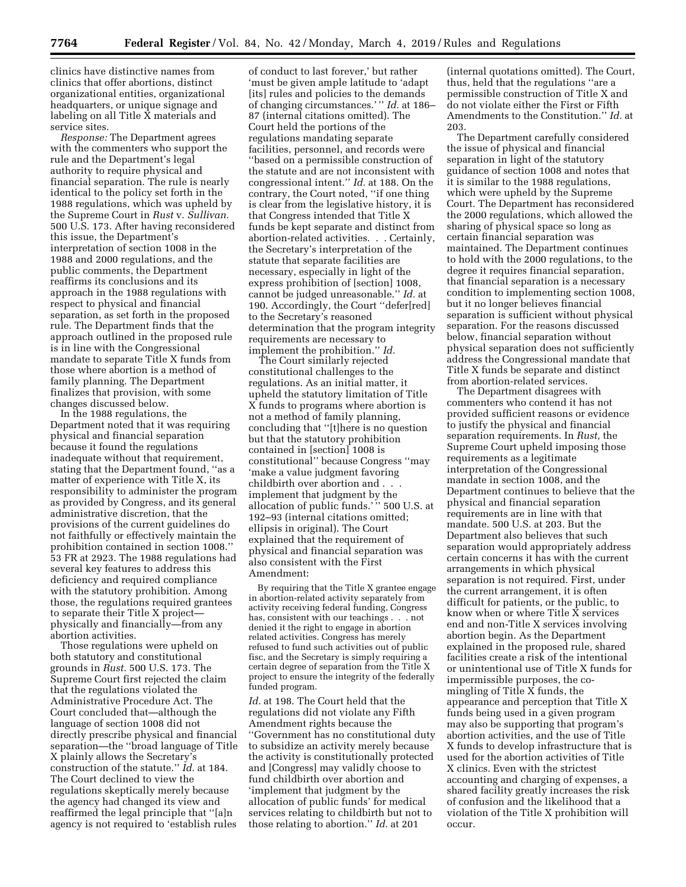clinics have distinctive names from clinics that offer abortions, distinct organizational entities, organizational headquarters, or unique signage and labeling on all Title X materials and service sites.

*Response:* The Department agrees with the commenters who support the rule and the Department's legal authority to require physical and financial separation. The rule is nearly identical to the policy set forth in the 1988 regulations, which was upheld by the Supreme Court in *Rust* v. *Sullivan.* 500 U.S. 173. After having reconsidered this issue, the Department's interpretation of section 1008 in the 1988 and 2000 regulations, and the public comments, the Department reaffirms its conclusions and its approach in the 1988 regulations with respect to physical and financial separation, as set forth in the proposed rule. The Department finds that the approach outlined in the proposed rule is in line with the Congressional mandate to separate Title X funds from those where abortion is a method of family planning. The Department finalizes that provision, with some changes discussed below.

In the 1988 regulations, the Department noted that it was requiring physical and financial separation because it found the regulations inadequate without that requirement, stating that the Department found, ''as a matter of experience with Title X, its responsibility to administer the program as provided by Congress, and its general administrative discretion, that the provisions of the current guidelines do not faithfully or effectively maintain the prohibition contained in section 1008.'' 53 FR at 2923. The 1988 regulations had several key features to address this deficiency and required compliance with the statutory prohibition. Among those, the regulations required grantees to separate their Title X project—physically and financially—from any abortion activities.

Those regulations were upheld on both statutory and constitutional grounds in *Rust.* 500 U.S. 173. The Supreme Court first rejected the claim that the regulations violated the Administrative Procedure Act. The Court concluded that—although the language of section 1008 did not directly prescribe physical and financial separation—the ''broad language of Title X plainly allows the Secretary's construction of the statute.'' *Id.* at 184. The Court declined to view the regulations skeptically merely because the agency had changed its view and reaffirmed the legal principle that ''[a]n agency is not required to 'establish rules of conduct to last forever,' but rather 'must be given ample latitude to 'adapt [its] rules and policies to the demands of changing circumstances.' '' *Id.* at 186–87 (internal citations omitted). The Court held the portions of the regulations mandating separate facilities, personnel, and records were ''based on a permissible construction of the statute and are not inconsistent with congressional intent.'' *Id.* at 188. On the contrary, the Court noted, ''if one thing is clear from the legislative history, it is that Congress intended that Title X funds be kept separate and distinct from abortion-related activities. . . Certainly, the Secretary's interpretation of the statute that separate facilities are necessary, especially in light of the express prohibition of [section] 1008, cannot be judged unreasonable.'' *Id.* at 190. Accordingly, the Court ''defer[red] to the Secretary's reasoned determination that the program integrity requirements are necessary to implement the prohibition.'' *Id.*

The Court similarly rejected constitutional challenges to the regulations. As an initial matter, it upheld the statutory limitation of Title X funds to programs where abortion is not a method of family planning, concluding that ''[t]here is no question but that the statutory prohibition contained in [section] 1008 is constitutional'' because Congress ''may 'make a value judgment favoring childbirth over abortion and . . . implement that judgment by the allocation of public funds.' '' 500 U.S. at 192–93 (internal citations omitted; ellipsis in original). The Court explained that the requirement of physical and financial separation was also consistent with the First Amendment:

> By requiring that the Title X grantee engage in abortion-related activity separately from activity receiving federal funding, Congress has, consistent with our teachings . . . not denied it the right to engage in abortion related activities. Congress has merely refused to fund such activities out of public fisc, and the Secretary is simply requiring a certain degree of separation from the Title X project to ensure the integrity of the federally funded program.

*Id.* at 198. The Court held that the regulations did not violate any Fifth Amendment rights because the ''Government has no constitutional duty to subsidize an activity merely because the activity is constitutionally protected and [Congress] may validly choose to fund childbirth over abortion and 'implement that judgment by the allocation of public funds' for medical services relating to childbirth but not to those relating to abortion.'' *Id.* at 201 (internal quotations omitted). The Court, thus, held that the regulations ''are a permissible construction of Title X and do not violate either the First or Fifth Amendments to the Constitution.'' *Id.* at 203.

The Department carefully considered the issue of physical and financial separation in light of the statutory guidance of section 1008 and notes that it is similar to the 1988 regulations, which were upheld by the Supreme Court. The Department has reconsidered the 2000 regulations, which allowed the sharing of physical space so long as certain financial separation was maintained. The Department continues to hold with the 2000 regulations, to the degree it requires financial separation, that financial separation is a necessary condition to implementing section 1008, but it no longer believes financial separation is sufficient without physical separation. For the reasons discussed below, financial separation without physical separation does not sufficiently address the Congressional mandate that Title X funds be separate and distinct from abortion-related services.

The Department disagrees with commenters who contend it has not provided sufficient reasons or evidence to justify the physical and financial separation requirements. In *Rust,* the Supreme Court upheld imposing those requirements as a legitimate interpretation of the Congressional mandate in section 1008, and the Department continues to believe that the physical and financial separation requirements are in line with that mandate. 500 U.S. at 203. But the Department also believes that such separation would appropriately address certain concerns it has with the current arrangements in which physical separation is not required. First, under the current arrangement, it is often difficult for patients, or the public, to know when or where Title X services end and non-Title X services involving abortion begin. As the Department explained in the proposed rule, shared facilities create a risk of the intentional or unintentional use of Title X funds for impermissible purposes, the co-mingling of Title X funds, the appearance and perception that Title X funds being used in a given program may also be supporting that program's abortion activities, and the use of Title X funds to develop infrastructure that is used for the abortion activities of Title X clinics. Even with the strictest accounting and charging of expenses, a shared facility greatly increases the risk of confusion and the likelihood that a violation of the Title X prohibition will occur.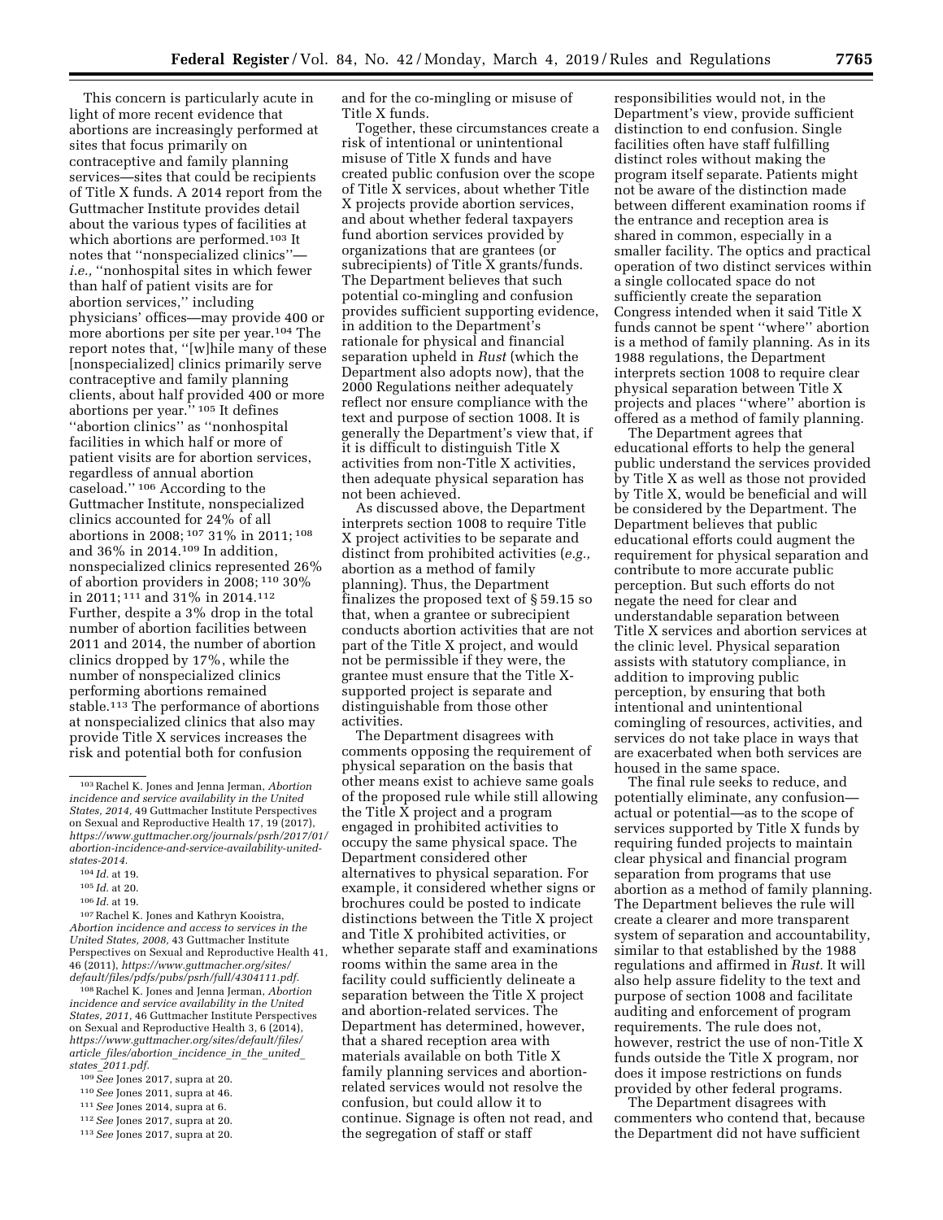This concern is particularly acute in light of more recent evidence that abortions are increasingly performed at sites that focus primarily on contraceptive and family planning services—sites that could be recipients of Title X funds. A 2014 report from the Guttmacher Institute provides detail about the various types of facilities at which abortions are performed.[103] It notes that ''nonspecialized clinics''—*i.e.,* ''nonhospital sites in which fewer than half of patient visits are for abortion services,'' including physicians' offices—may provide 400 or more abortions per site per year.[104] The report notes that, ''[w]hile many of these [nonspecialized] clinics primarily serve contraceptive and family planning clients, about half provided 400 or more abortions per year.'' [105] It defines ''abortion clinics'' as ''nonhospital facilities in which half or more of patient visits are for abortion services, regardless of annual abortion caseload.'' [106] According to the Guttmacher Institute, nonspecialized clinics accounted for 24% of all abortions in 2008; [107] 31% in 2011; [108] and 36% in 2014.[109] In addition, nonspecialized clinics represented 26% of abortion providers in 2008; [110] 30% in 2011; [111] and 31% in 2014.[112] Further, despite a 3% drop in the total number of abortion facilities between 2011 and 2014, the number of abortion clinics dropped by 17%, while the number of nonspecialized clinics performing abortions remained stable.[113] The performance of abortions at nonspecialized clinics that also may provide Title X services increases the risk and potential both for confusion and for the co-mingling or misuse of Title X funds.

Together, these circumstances create a risk of intentional or unintentional misuse of Title X funds and have created public confusion over the scope of Title X services, about whether Title X projects provide abortion services, and about whether federal taxpayers fund abortion services provided by organizations that are grantees (or subrecipients) of Title X grants/funds. The Department believes that such potential co-mingling and confusion provides sufficient supporting evidence, in addition to the Department's rationale for physical and financial separation upheld in *Rust* (which the Department also adopts now), that the 2000 Regulations neither adequately reflect nor ensure compliance with the text and purpose of section 1008. It is generally the Department's view that, if it is difficult to distinguish Title X activities from non-Title X activities, then adequate physical separation has not been achieved.

As discussed above, the Department interprets section 1008 to require Title X project activities to be separate and distinct from prohibited activities (*e.g.,* abortion as a method of family planning). Thus, the Department finalizes the proposed text of § 59.15 so that, when a grantee or subrecipient conducts abortion activities that are not part of the Title X project, and would not be permissible if they were, the grantee must ensure that the Title X-supported project is separate and distinguishable from those other activities.

The Department disagrees with comments opposing the requirement of physical separation on the basis that other means exist to achieve same goals of the proposed rule while still allowing the Title X project and a program engaged in prohibited activities to occupy the same physical space. The Department considered other alternatives to physical separation. For example, it considered whether signs or brochures could be posted to indicate distinctions between the Title X project and Title X prohibited activities, or whether separate staff and examinations rooms within the same area in the facility could sufficiently delineate a separation between the Title X project and abortion-related services. The Department has determined, however, that a shared reception area with materials available on both Title X family planning services and abortion-related services would not resolve the confusion, but could allow it to continue. Signage is often not read, and the segregation of staff or staff responsibilities would not, in the Department's view, provide sufficient distinction to end confusion. Single facilities often have staff fulfilling distinct roles without making the program itself separate. Patients might not be aware of the distinction made between different examination rooms if the entrance and reception area is shared in common, especially in a smaller facility. The optics and practical operation of two distinct services within a single collocated space do not sufficiently create the separation Congress intended when it said Title X funds cannot be spent ''where'' abortion is a method of family planning. As in its 1988 regulations, the Department interprets section 1008 to require clear physical separation between Title X projects and places ''where'' abortion is offered as a method of family planning.

The Department agrees that educational efforts to help the general public understand the services provided by Title X as well as those not provided by Title X, would be beneficial and will be considered by the Department. The Department believes that public educational efforts could augment the requirement for physical separation and contribute to more accurate public perception. But such efforts do not negate the need for clear and understandable separation between Title X services and abortion services at the clinic level. Physical separation assists with statutory compliance, in addition to improving public perception, by ensuring that both intentional and unintentional comingling of resources, activities, and services do not take place in ways that are exacerbated when both services are housed in the same space.

The final rule seeks to reduce, and potentially eliminate, any confusion—actual or potential—as to the scope of services supported by Title X funds by requiring funded projects to maintain clear physical and financial program separation from programs that use abortion as a method of family planning. The Department believes the rule will create a clearer and more transparent system of separation and accountability, similar to that established by the 1988 regulations and affirmed in *Rust.* It will also help assure fidelity to the text and purpose of section 1008 and facilitate auditing and enforcement of program requirements. The rule does not, however, restrict the use of non-Title X funds outside the Title X program, nor does it impose restrictions on funds provided by other federal programs.

The Department disagrees with commenters who contend that, because the Department did not have sufficient

---

[103] Rachel K. Jones and Jenna Jerman, *Abortion incidence and service availability in the United States, 2014,* 49 Guttmacher Institute Perspectives on Sexual and Reproductive Health 17, 19 (2017), *https://www.guttmacher.org/journals/psrh/2017/01/abortion-incidence-and-service-availability-united-states-2014.*

[104] *Id.* at 19.

[105] *Id.* at 20.

[106] *Id.* at 19.

[107] Rachel K. Jones and Kathryn Kooistra, *Abortion incidence and access to services in the United States, 2008,* 43 Guttmacher Institute Perspectives on Sexual and Reproductive Health 41, 46 (2011), *https://www.guttmacher.org/sites/default/files/pdfs/pubs/psrh/full/4304111.pdf.*

[108] Rachel K. Jones and Jenna Jerman, *Abortion incidence and service availability in the United States, 2011,* 46 Guttmacher Institute Perspectives on Sexual and Reproductive Health 3, 6 (2014), *https://www.guttmacher.org/sites/default/files/article_files/abortion_incidence_in_the_united_states_2011.pdf.*

[109] *See* Jones 2017, supra at 20.

[110] *See* Jones 2011, supra at 46.

[111] *See* Jones 2014, supra at 6.

[112] *See* Jones 2017, supra at 20.

[113] *See* Jones 2017, supra at 20.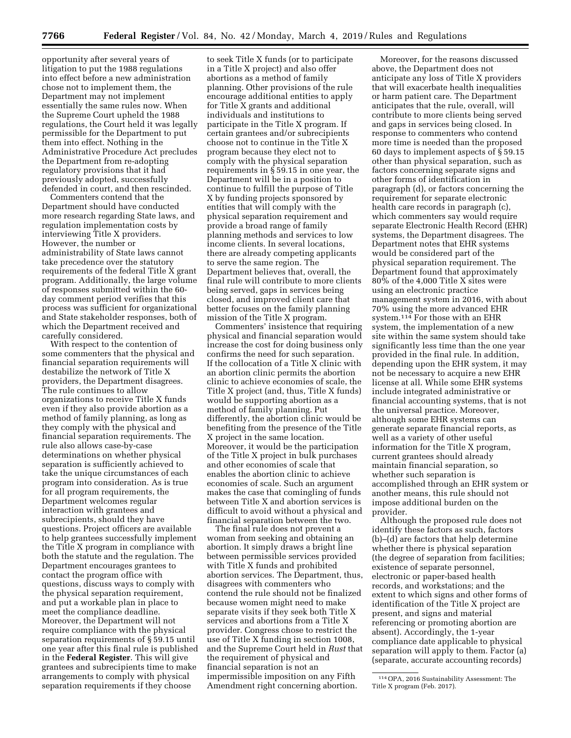opportunity after several years of litigation to put the 1988 regulations into effect before a new administration chose not to implement them, the Department may not implement essentially the same rules now. When the Supreme Court upheld the 1988 regulations, the Court held it was legally permissible for the Department to put them into effect. Nothing in the Administrative Procedure Act precludes the Department from re-adopting regulatory provisions that it had previously adopted, successfully defended in court, and then rescinded.

Commenters contend that the Department should have conducted more research regarding State laws, and regulation implementation costs by interviewing Title X providers. However, the number or administrability of State laws cannot take precedence over the statutory requirements of the federal Title X grant program. Additionally, the large volume of responses submitted within the 60-day comment period verifies that this process was sufficient for organizational and State stakeholder responses, both of which the Department received and carefully considered.

With respect to the contention of some commenters that the physical and financial separation requirements will destabilize the network of Title X providers, the Department disagrees. The rule continues to allow organizations to receive Title X funds even if they also provide abortion as a method of family planning, as long as they comply with the physical and financial separation requirements. The rule also allows case-by-case determinations on whether physical separation is sufficiently achieved to take the unique circumstances of each program into consideration. As is true for all program requirements, the Department welcomes regular interaction with grantees and subrecipients, should they have questions. Project officers are available to help grantees successfully implement the Title X program in compliance with both the statute and the regulation. The Department encourages grantees to contact the program office with questions, discuss ways to comply with the physical separation requirement, and put a workable plan in place to meet the compliance deadline. Moreover, the Department will not require compliance with the physical separation requirements of § 59.15 until one year after this final rule is published in the **Federal Register**. This will give grantees and subrecipients time to make arrangements to comply with physical separation requirements if they choose to seek Title X funds (or to participate in a Title X project) and also offer abortions as a method of family planning. Other provisions of the rule encourage additional entities to apply for Title X grants and additional individuals and institutions to participate in the Title X program. If certain grantees and/or subrecipients choose not to continue in the Title X program because they elect not to comply with the physical separation requirements in § 59.15 in one year, the Department will be in a position to continue to fulfill the purpose of Title X by funding projects sponsored by entities that will comply with the physical separation requirement and provide a broad range of family planning methods and services to low income clients. In several locations, there are already competing applicants to serve the same region. The Department believes that, overall, the final rule will contribute to more clients being served, gaps in services being closed, and improved client care that better focuses on the family planning mission of the Title X program.

Commenters' insistence that requiring physical and financial separation would increase the cost for doing business only confirms the need for such separation. If the collocation of a Title X clinic with an abortion clinic permits the abortion clinic to achieve economies of scale, the Title X project (and, thus, Title X funds) would be supporting abortion as a method of family planning. Put differently, the abortion clinic would be benefiting from the presence of the Title X project in the same location. Moreover, it would be the participation of the Title X project in bulk purchases and other economies of scale that enables the abortion clinic to achieve economies of scale. Such an argument makes the case that comingling of funds between Title X and abortion services is difficult to avoid without a physical and financial separation between the two.

The final rule does not prevent a woman from seeking and obtaining an abortion. It simply draws a bright line between permissible services provided with Title X funds and prohibited abortion services. The Department, thus, disagrees with commenters who contend the rule should not be finalized because women might need to make separate visits if they seek both Title X services and abortions from a Title X provider. Congress chose to restrict the use of Title X funding in section 1008, and the Supreme Court held in *Rust* that the requirement of physical and financial separation is not an impermissible imposition on any Fifth Amendment right concerning abortion.

Moreover, for the reasons discussed above, the Department does not anticipate any loss of Title X providers that will exacerbate health inequalities or harm patient care. The Department anticipates that the rule, overall, will contribute to more clients being served and gaps in services being closed. In response to commenters who contend more time is needed than the proposed 60 days to implement aspects of § 59.15 other than physical separation, such as factors concerning separate signs and other forms of identification in paragraph (d), or factors concerning the requirement for separate electronic health care records in paragraph (c), which commenters say would require separate Electronic Health Record (EHR) systems, the Department disagrees. The Department notes that EHR systems would be considered part of the physical separation requirement. The Department found that approximately 80% of the 4,000 Title X sites were using an electronic practice management system in 2016, with about 70% using the more advanced EHR system.[114] For those with an EHR system, the implementation of a new site within the same system should take significantly less time than the one year provided in the final rule. In addition, depending upon the EHR system, it may not be necessary to acquire a new EHR license at all. While some EHR systems include integrated administrative or financial accounting systems, that is not the universal practice. Moreover, although some EHR systems can generate separate financial reports, as well as a variety of other useful information for the Title X program, current grantees should already maintain financial separation, so whether such separation is accomplished through an EHR system or another means, this rule should not impose additional burden on the provider.

Although the proposed rule does not identify these factors as such, factors (b)–(d) are factors that help determine whether there is physical separation (the degree of separation from facilities; existence of separate personnel, electronic or paper-based health records, and workstations; and the extent to which signs and other forms of identification of the Title X project are present, and signs and material referencing or promoting abortion are absent). Accordingly, the 1-year compliance date applicable to physical separation will apply to them. Factor (a) (separate, accurate accounting records)

[114] OPA, 2016 Sustainability Assessment: The Title X program (Feb. 2017).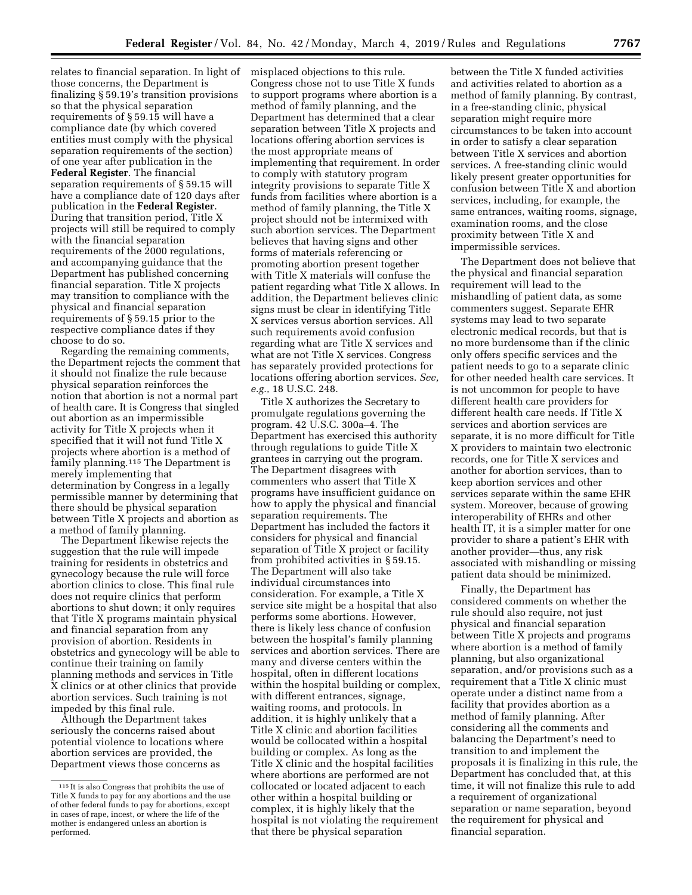relates to financial separation. In light of those concerns, the Department is finalizing § 59.19's transition provisions so that the physical separation requirements of § 59.15 will have a compliance date (by which covered entities must comply with the physical separation requirements of the section) of one year after publication in the **Federal Register**. The financial separation requirements of § 59.15 will have a compliance date of 120 days after publication in the **Federal Register**. During that transition period, Title X projects will still be required to comply with the financial separation requirements of the 2000 regulations, and accompanying guidance that the Department has published concerning financial separation. Title X projects may transition to compliance with the physical and financial separation requirements of § 59.15 prior to the respective compliance dates if they choose to do so.

Regarding the remaining comments, the Department rejects the comment that it should not finalize the rule because physical separation reinforces the notion that abortion is not a normal part of health care. It is Congress that singled out abortion as an impermissible activity for Title X projects when it specified that it will not fund Title X projects where abortion is a method of family planning.[115] The Department is merely implementing that determination by Congress in a legally permissible manner by determining that there should be physical separation between Title X projects and abortion as a method of family planning.

The Department likewise rejects the suggestion that the rule will impede training for residents in obstetrics and gynecology because the rule will force abortion clinics to close. This final rule does not require clinics that perform abortions to shut down; it only requires that Title X programs maintain physical and financial separation from any provision of abortion. Residents in obstetrics and gynecology will be able to continue their training on family planning methods and services in Title X clinics or at other clinics that provide abortion services. Such training is not impeded by this final rule.

Although the Department takes seriously the concerns raised about potential violence to locations where abortion services are provided, the Department views those concerns as misplaced objections to this rule. Congress chose not to use Title X funds to support programs where abortion is a method of family planning, and the Department has determined that a clear separation between Title X projects and locations offering abortion services is the most appropriate means of implementing that requirement. In order to comply with statutory program integrity provisions to separate Title X funds from facilities where abortion is a method of family planning, the Title X project should not be intermixed with such abortion services. The Department believes that having signs and other forms of materials referencing or promoting abortion present together with Title X materials will confuse the patient regarding what Title X allows. In addition, the Department believes clinic signs must be clear in identifying Title X services versus abortion services. All such requirements avoid confusion regarding what are Title X services and what are not Title X services. Congress has separately provided protections for locations offering abortion services. *See, e.g.,* 18 U.S.C. 248.

Title X authorizes the Secretary to promulgate regulations governing the program. 42 U.S.C. 300a–4. The Department has exercised this authority through regulations to guide Title X grantees in carrying out the program. The Department disagrees with commenters who assert that Title X programs have insufficient guidance on how to apply the physical and financial separation requirements. The Department has included the factors it considers for physical and financial separation of Title X project or facility from prohibited activities in § 59.15. The Department will also take individual circumstances into consideration. For example, a Title X service site might be a hospital that also performs some abortions. However, there is likely less chance of confusion between the hospital's family planning services and abortion services. There are many and diverse centers within the hospital, often in different locations within the hospital building or complex, with different entrances, signage, waiting rooms, and protocols. In addition, it is highly unlikely that a Title X clinic and abortion facilities would be collocated within a hospital building or complex. As long as the Title X clinic and the hospital facilities where abortions are performed are not collocated or located adjacent to each other within a hospital building or complex, it is highly likely that the hospital is not violating the requirement that there be physical separation between the Title X funded activities and activities related to abortion as a method of family planning. By contrast, in a free-standing clinic, physical separation might require more circumstances to be taken into account in order to satisfy a clear separation between Title X services and abortion services. A free-standing clinic would likely present greater opportunities for confusion between Title X and abortion services, including, for example, the same entrances, waiting rooms, signage, examination rooms, and the close proximity between Title X and impermissible services.

The Department does not believe that the physical and financial separation requirement will lead to the mishandling of patient data, as some commenters suggest. Separate EHR systems may lead to two separate electronic medical records, but that is no more burdensome than if the clinic only offers specific services and the patient needs to go to a separate clinic for other needed health care services. It is not uncommon for people to have different health care providers for different health care needs. If Title X services and abortion services are separate, it is no more difficult for Title X providers to maintain two electronic records, one for Title X services and another for abortion services, than to keep abortion services and other services separate within the same EHR system. Moreover, because of growing interoperability of EHRs and other health IT, it is a simpler matter for one provider to share a patient's EHR with another provider—thus, any risk associated with mishandling or missing patient data should be minimized.

Finally, the Department has considered comments on whether the rule should also require, not just physical and financial separation between Title X projects and programs where abortion is a method of family planning, but also organizational separation, and/or provisions such as a requirement that a Title X clinic must operate under a distinct name from a facility that provides abortion as a method of family planning. After considering all the comments and balancing the Department's need to transition to and implement the proposals it is finalizing in this rule, the Department has concluded that, at this time, it will not finalize this rule to add a requirement of organizational separation or name separation, beyond the requirement for physical and financial separation.

[115] It is also Congress that prohibits the use of Title X funds to pay for any abortions and the use of other federal funds to pay for abortions, except in cases of rape, incest, or where the life of the mother is endangered unless an abortion is performed.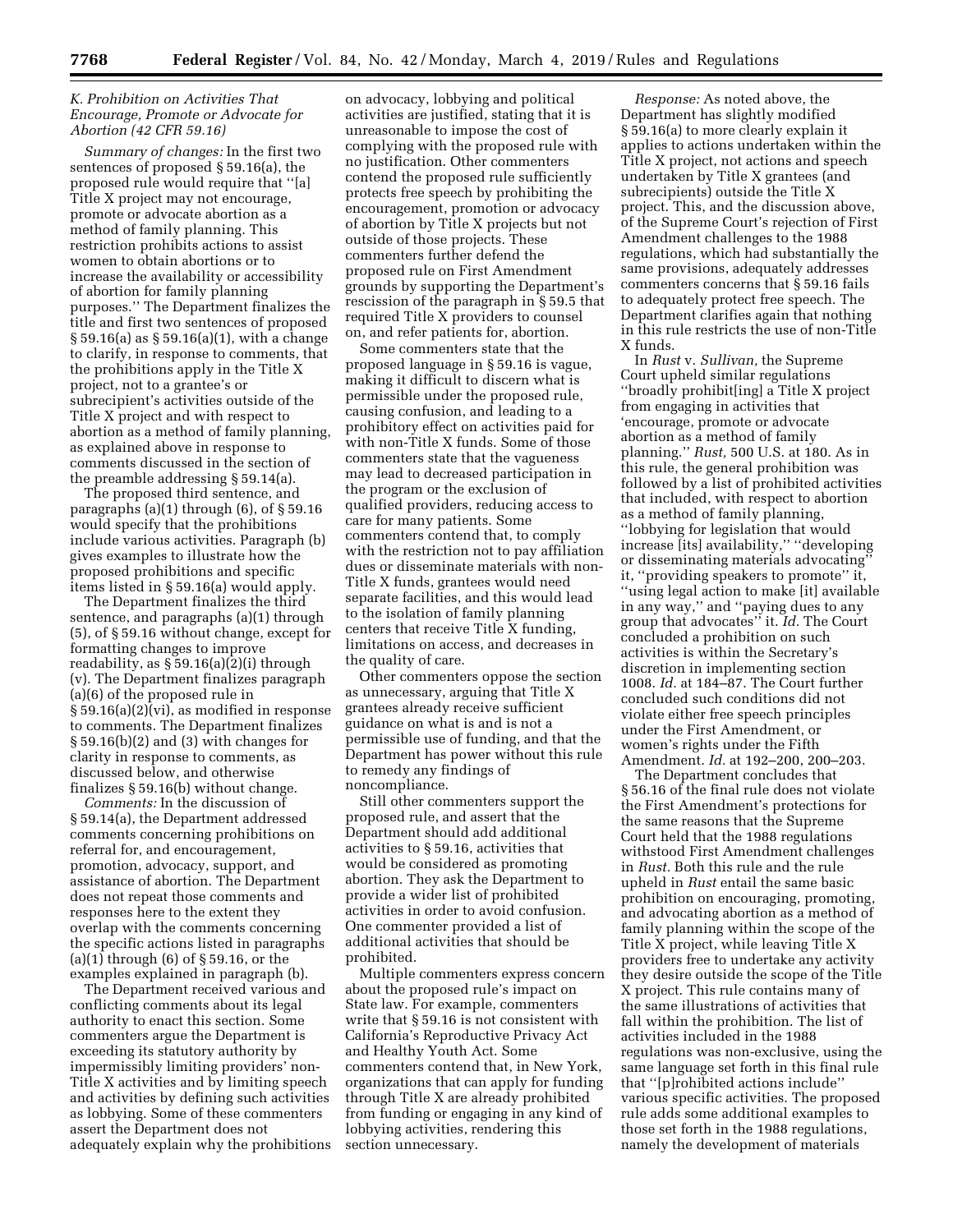### *K. Prohibition on Activities That Encourage, Promote or Advocate for Abortion (42 CFR 59.16)*

*Summary of changes:* In the first two sentences of proposed § 59.16(a), the proposed rule would require that ''[a] Title X project may not encourage, promote or advocate abortion as a method of family planning. This restriction prohibits actions to assist women to obtain abortions or to increase the availability or accessibility of abortion for family planning purposes.'' The Department finalizes the title and first two sentences of proposed § 59.16(a) as § 59.16(a)(1), with a change to clarify, in response to comments, that the prohibitions apply in the Title X project, not to a grantee's or subrecipient's activities outside of the Title X project and with respect to abortion as a method of family planning, as explained above in response to comments discussed in the section of the preamble addressing § 59.14(a).

The proposed third sentence, and paragraphs (a)(1) through (6), of § 59.16 would specify that the prohibitions include various activities. Paragraph (b) gives examples to illustrate how the proposed prohibitions and specific items listed in § 59.16(a) would apply.

The Department finalizes the third sentence, and paragraphs (a)(1) through (5), of § 59.16 without change, except for formatting changes to improve readability, as § 59.16(a)(2)(i) through (v). The Department finalizes paragraph (a)(6) of the proposed rule in § 59.16(a)(2)(vi), as modified in response to comments. The Department finalizes § 59.16(b)(2) and (3) with changes for clarity in response to comments, as discussed below, and otherwise finalizes § 59.16(b) without change.

*Comments:* In the discussion of § 59.14(a), the Department addressed comments concerning prohibitions on referral for, and encouragement, promotion, advocacy, support, and assistance of abortion. The Department does not repeat those comments and responses here to the extent they overlap with the comments concerning the specific actions listed in paragraphs (a)(1) through (6) of § 59.16, or the examples explained in paragraph (b).

The Department received various and conflicting comments about its legal authority to enact this section. Some commenters argue the Department is exceeding its statutory authority by impermissibly limiting providers' non-Title X activities and by limiting speech and activities by defining such activities as lobbying. Some of these commenters assert the Department does not adequately explain why the prohibitions on advocacy, lobbying and political activities are justified, stating that it is unreasonable to impose the cost of complying with the proposed rule with no justification. Other commenters contend the proposed rule sufficiently protects free speech by prohibiting the encouragement, promotion or advocacy of abortion by Title X projects but not outside of those projects. These commenters further defend the proposed rule on First Amendment grounds by supporting the Department's rescission of the paragraph in § 59.5 that required Title X providers to counsel on, and refer patients for, abortion.

Some commenters state that the proposed language in § 59.16 is vague, making it difficult to discern what is permissible under the proposed rule, causing confusion, and leading to a prohibitory effect on activities paid for with non-Title X funds. Some of those commenters state that the vagueness may lead to decreased participation in the program or the exclusion of qualified providers, reducing access to care for many patients. Some commenters contend that, to comply with the restriction not to pay affiliation dues or disseminate materials with non-Title X funds, grantees would need separate facilities, and this would lead to the isolation of family planning centers that receive Title X funding, limitations on access, and decreases in the quality of care.

Other commenters oppose the section as unnecessary, arguing that Title X grantees already receive sufficient guidance on what is and is not a permissible use of funding, and that the Department has power without this rule to remedy any findings of noncompliance.

Still other commenters support the proposed rule, and assert that the Department should add additional activities to § 59.16, activities that would be considered as promoting abortion. They ask the Department to provide a wider list of prohibited activities in order to avoid confusion. One commenter provided a list of additional activities that should be prohibited.

Multiple commenters express concern about the proposed rule's impact on State law. For example, commenters write that § 59.16 is not consistent with California's Reproductive Privacy Act and Healthy Youth Act. Some commenters contend that, in New York, organizations that can apply for funding through Title X are already prohibited from funding or engaging in any kind of lobbying activities, rendering this section unnecessary.

*Response:* As noted above, the Department has slightly modified § 59.16(a) to more clearly explain it applies to actions undertaken within the Title X project, not actions and speech undertaken by Title X grantees (and subrecipients) outside the Title X project. This, and the discussion above, of the Supreme Court's rejection of First Amendment challenges to the 1988 regulations, which had substantially the same provisions, adequately addresses commenters concerns that § 59.16 fails to adequately protect free speech. The Department clarifies again that nothing in this rule restricts the use of non-Title X funds.

In *Rust* v. *Sullivan,* the Supreme Court upheld similar regulations ''broadly prohibit[ing] a Title X project from engaging in activities that 'encourage, promote or advocate abortion as a method of family planning.'' *Rust,* 500 U.S. at 180. As in this rule, the general prohibition was followed by a list of prohibited activities that included, with respect to abortion as a method of family planning, ''lobbying for legislation that would increase [its] availability,'' ''developing or disseminating materials advocating'' it, ''providing speakers to promote'' it, ''using legal action to make [it] available in any way,'' and ''paying dues to any group that advocates'' it. *Id.* The Court concluded a prohibition on such activities is within the Secretary's discretion in implementing section 1008. *Id.* at 184–87. The Court further concluded such conditions did not violate either free speech principles under the First Amendment, or women's rights under the Fifth Amendment. *Id.* at 192–200, 200–203.

The Department concludes that § 56.16 of the final rule does not violate the First Amendment's protections for the same reasons that the Supreme Court held that the 1988 regulations withstood First Amendment challenges in *Rust.* Both this rule and the rule upheld in *Rust* entail the same basic prohibition on encouraging, promoting, and advocating abortion as a method of family planning within the scope of the Title X project, while leaving Title X providers free to undertake any activity they desire outside the scope of the Title X project. This rule contains many of the same illustrations of activities that fall within the prohibition. The list of activities included in the 1988 regulations was non-exclusive, using the same language set forth in this final rule that ''[p]rohibited actions include'' various specific activities. The proposed rule adds some additional examples to those set forth in the 1988 regulations, namely the development of materials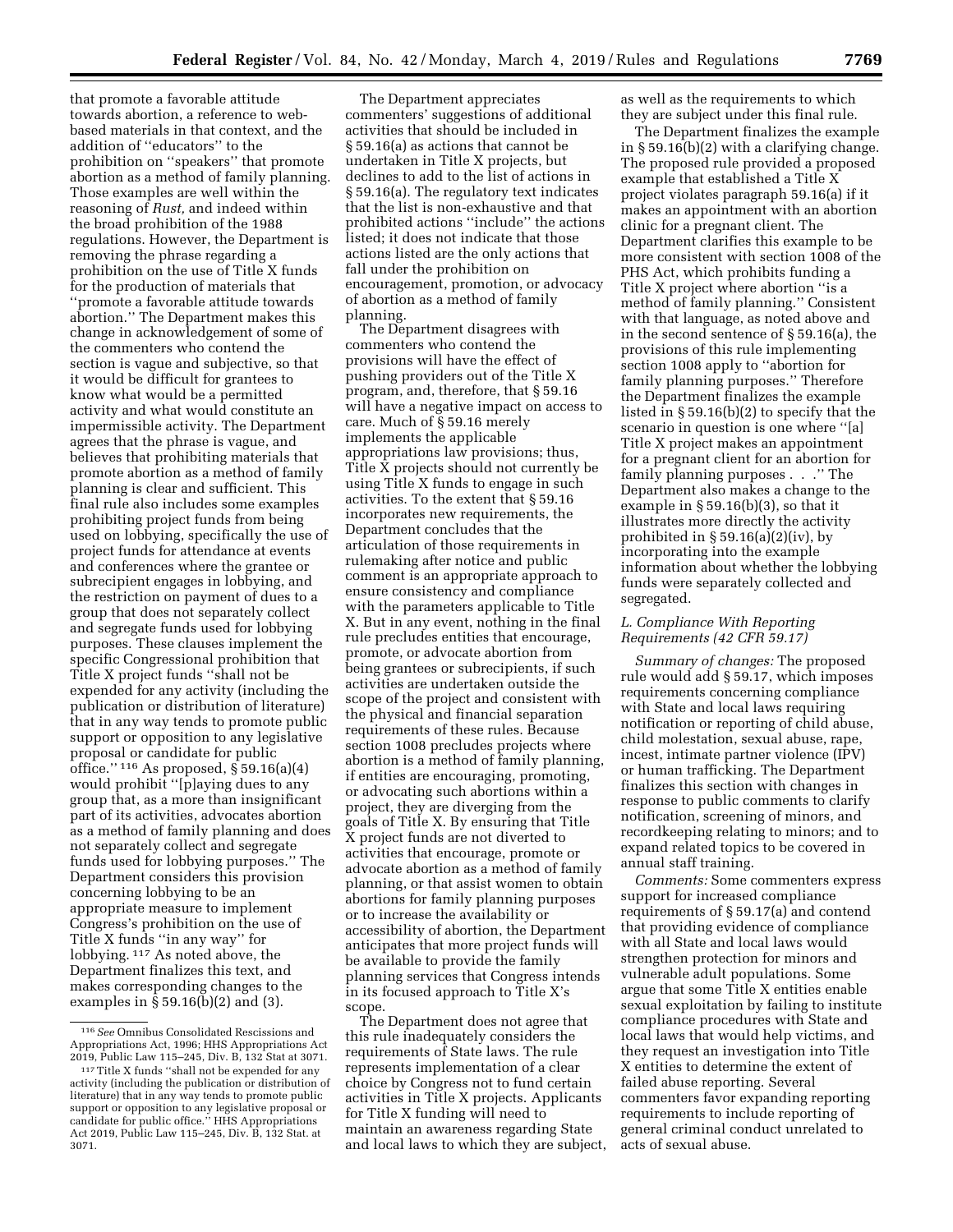that promote a favorable attitude towards abortion, a reference to web-based materials in that context, and the addition of ''educators'' to the prohibition on ''speakers'' that promote abortion as a method of family planning. Those examples are well within the reasoning of *Rust,* and indeed within the broad prohibition of the 1988 regulations. However, the Department is removing the phrase regarding a prohibition on the use of Title X funds for the production of materials that ''promote a favorable attitude towards abortion.'' The Department makes this change in acknowledgement of some of the commenters who contend the section is vague and subjective, so that it would be difficult for grantees to know what would be a permitted activity and what would constitute an impermissible activity. The Department agrees that the phrase is vague, and believes that prohibiting materials that promote abortion as a method of family planning is clear and sufficient. This final rule also includes some examples prohibiting project funds from being used on lobbying, specifically the use of project funds for attendance at events and conferences where the grantee or subrecipient engages in lobbying, and the restriction on payment of dues to a group that does not separately collect and segregate funds used for lobbying purposes. These clauses implement the specific Congressional prohibition that Title X project funds ''shall not be expended for any activity (including the publication or distribution of literature) that in any way tends to promote public support or opposition to any legislative proposal or candidate for public office.'' [116] As proposed, § 59.16(a)(4) would prohibit ''[p]aying dues to any group that, as a more than insignificant part of its activities, advocates abortion as a method of family planning and does not separately collect and segregate funds used for lobbying purposes.'' The Department considers this provision concerning lobbying to be an appropriate measure to implement Congress's prohibition on the use of Title X funds ''in any way'' for lobbying. [117] As noted above, the Department finalizes this text, and makes corresponding changes to the examples in § 59.16(b)(2) and (3).

The Department appreciates commenters' suggestions of additional activities that should be included in § 59.16(a) as actions that cannot be undertaken in Title X projects, but declines to add to the list of actions in § 59.16(a). The regulatory text indicates that the list is non-exhaustive and that prohibited actions ''include'' the actions listed; it does not indicate that those actions listed are the only actions that fall under the prohibition on encouragement, promotion, or advocacy of abortion as a method of family planning.

The Department disagrees with commenters who contend the provisions will have the effect of pushing providers out of the Title X program, and, therefore, that § 59.16 will have a negative impact on access to care. Much of § 59.16 merely implements the applicable appropriations law provisions; thus, Title X projects should not currently be using Title X funds to engage in such activities. To the extent that § 59.16 incorporates new requirements, the Department concludes that the articulation of those requirements in rulemaking after notice and public comment is an appropriate approach to ensure consistency and compliance with the parameters applicable to Title X. But in any event, nothing in the final rule precludes entities that encourage, promote, or advocate abortion from being grantees or subrecipients, if such activities are undertaken outside the scope of the project and consistent with the physical and financial separation requirements of these rules. Because section 1008 precludes projects where abortion is a method of family planning, if entities are encouraging, promoting, or advocating such abortions within a project, they are diverging from the goals of Title X. By ensuring that Title X project funds are not diverted to activities that encourage, promote or advocate abortion as a method of family planning, or that assist women to obtain abortions for family planning purposes or to increase the availability or accessibility of abortion, the Department anticipates that more project funds will be available to provide the family planning services that Congress intends in its focused approach to Title X's scope.

The Department does not agree that this rule inadequately considers the requirements of State laws. The rule represents implementation of a clear choice by Congress not to fund certain activities in Title X projects. Applicants for Title X funding will need to maintain an awareness regarding State and local laws to which they are subject, as well as the requirements to which they are subject under this final rule.

The Department finalizes the example in § 59.16(b)(2) with a clarifying change. The proposed rule provided a proposed example that established a Title X project violates paragraph 59.16(a) if it makes an appointment with an abortion clinic for a pregnant client. The Department clarifies this example to be more consistent with section 1008 of the PHS Act, which prohibits funding a Title X project where abortion ''is a method of family planning.'' Consistent with that language, as noted above and in the second sentence of § 59.16(a), the provisions of this rule implementing section 1008 apply to ''abortion for family planning purposes.'' Therefore the Department finalizes the example listed in § 59.16(b)(2) to specify that the scenario in question is one where ''[a] Title X project makes an appointment for a pregnant client for an abortion for family planning purposes . . .'' The Department also makes a change to the example in § 59.16(b)(3), so that it illustrates more directly the activity prohibited in § 59.16(a)(2)(iv), by incorporating into the example information about whether the lobbying funds were separately collected and segregated.

### L. Compliance With Reporting Requirements (42 CFR 59.17)

*Summary of changes:* The proposed rule would add § 59.17, which imposes requirements concerning compliance with State and local laws requiring notification or reporting of child abuse, child molestation, sexual abuse, rape, incest, intimate partner violence (IPV) or human trafficking. The Department finalizes this section with changes in response to public comments to clarify notification, screening of minors, and recordkeeping relating to minors; and to expand related topics to be covered in annual staff training.

*Comments:* Some commenters express support for increased compliance requirements of § 59.17(a) and contend that providing evidence of compliance with all State and local laws would strengthen protection for minors and vulnerable adult populations. Some argue that some Title X entities enable sexual exploitation by failing to institute compliance procedures with State and local laws that would help victims, and they request an investigation into Title X entities to determine the extent of failed abuse reporting. Several commenters favor expanding reporting requirements to include reporting of general criminal conduct unrelated to acts of sexual abuse.

---

[116] *See* Omnibus Consolidated Rescissions and Appropriations Act, 1996; HHS Appropriations Act 2019, Public Law 115–245, Div. B, 132 Stat at 3071.

[117] Title X funds ''shall not be expended for any activity (including the publication or distribution of literature) that in any way tends to promote public support or opposition to any legislative proposal or candidate for public office.'' HHS Appropriations Act 2019, Public Law 115–245, Div. B, 132 Stat. at 3071.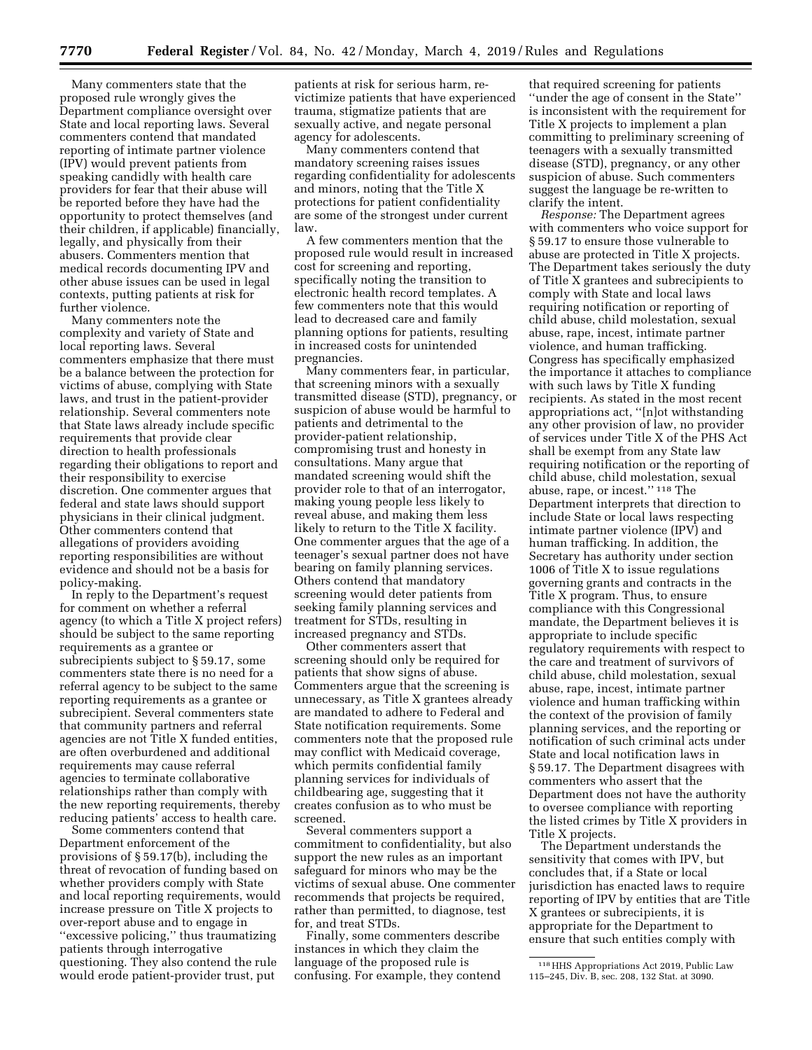Many commenters state that the proposed rule wrongly gives the Department compliance oversight over State and local reporting laws. Several commenters contend that mandated reporting of intimate partner violence (IPV) would prevent patients from speaking candidly with health care providers for fear that their abuse will be reported before they have had the opportunity to protect themselves (and their children, if applicable) financially, legally, and physically from their abusers. Commenters mention that medical records documenting IPV and other abuse issues can be used in legal contexts, putting patients at risk for further violence.

Many commenters note the complexity and variety of State and local reporting laws. Several commenters emphasize that there must be a balance between the protection for victims of abuse, complying with State laws, and trust in the patient-provider relationship. Several commenters note that State laws already include specific requirements that provide clear direction to health professionals regarding their obligations to report and their responsibility to exercise discretion. One commenter argues that federal and state laws should support physicians in their clinical judgment. Other commenters contend that allegations of providers avoiding reporting responsibilities are without evidence and should not be a basis for policy-making.

In reply to the Department's request for comment on whether a referral agency (to which a Title X project refers) should be subject to the same reporting requirements as a grantee or subrecipients subject to § 59.17, some commenters state there is no need for a referral agency to be subject to the same reporting requirements as a grantee or subrecipient. Several commenters state that community partners and referral agencies are not Title X funded entities, are often overburdened and additional requirements may cause referral agencies to terminate collaborative relationships rather than comply with the new reporting requirements, thereby reducing patients' access to health care.

Some commenters contend that Department enforcement of the provisions of § 59.17(b), including the threat of revocation of funding based on whether providers comply with State and local reporting requirements, would increase pressure on Title X projects to over-report abuse and to engage in "excessive policing," thus traumatizing patients through interrogative questioning. They also contend the rule would erode patient-provider trust, put patients at risk for serious harm, re-victimize patients that have experienced trauma, stigmatize patients that are sexually active, and negate personal agency for adolescents.

Many commenters contend that mandatory screening raises issues regarding confidentiality for adolescents and minors, noting that the Title X protections for patient confidentiality are some of the strongest under current law.

A few commenters mention that the proposed rule would result in increased cost for screening and reporting, specifically noting the transition to electronic health record templates. A few commenters note that this would lead to decreased care and family planning options for patients, resulting in increased costs for unintended pregnancies.

Many commenters fear, in particular, that screening minors with a sexually transmitted disease (STD), pregnancy, or suspicion of abuse would be harmful to patients and detrimental to the provider-patient relationship, compromising trust and honesty in consultations. Many argue that mandated screening would shift the provider role to that of an interrogator, making young people less likely to reveal abuse, and making them less likely to return to the Title X facility. One commenter argues that the age of a teenager's sexual partner does not have bearing on family planning services. Others contend that mandatory screening would deter patients from seeking family planning services and treatment for STDs, resulting in increased pregnancy and STDs.

Other commenters assert that screening should only be required for patients that show signs of abuse. Commenters argue that the screening is unnecessary, as Title X grantees already are mandated to adhere to Federal and State notification requirements. Some commenters note that the proposed rule may conflict with Medicaid coverage, which permits confidential family planning services for individuals of childbearing age, suggesting that it creates confusion as to who must be screened.

Several commenters support a commitment to confidentiality, but also support the new rules as an important safeguard for minors who may be the victims of sexual abuse. One commenter recommends that projects be required, rather than permitted, to diagnose, test for, and treat STDs.

Finally, some commenters describe instances in which they claim the language of the proposed rule is confusing. For example, they contend that required screening for patients "under the age of consent in the State" is inconsistent with the requirement for Title X projects to implement a plan committing to preliminary screening of teenagers with a sexually transmitted disease (STD), pregnancy, or any other suspicion of abuse. Such commenters suggest the language be re-written to clarify the intent.

*Response:* The Department agrees with commenters who voice support for § 59.17 to ensure those vulnerable to abuse are protected in Title X projects. The Department takes seriously the duty of Title X grantees and subrecipients to comply with State and local laws requiring notification or reporting of child abuse, child molestation, sexual abuse, rape, incest, intimate partner violence, and human trafficking. Congress has specifically emphasized the importance it attaches to compliance with such laws by Title X funding recipients. As stated in the most recent appropriations act, "[n]ot withstanding any other provision of law, no provider of services under Title X of the PHS Act shall be exempt from any State law requiring notification or the reporting of child abuse, child molestation, sexual abuse, rape, or incest." [118] The Department interprets that direction to include State or local laws respecting intimate partner violence (IPV) and human trafficking. In addition, the Secretary has authority under section 1006 of Title X to issue regulations governing grants and contracts in the Title X program. Thus, to ensure compliance with this Congressional mandate, the Department believes it is appropriate to include specific regulatory requirements with respect to the care and treatment of survivors of child abuse, child molestation, sexual abuse, rape, incest, intimate partner violence and human trafficking within the context of the provision of family planning services, and the reporting or notification of such criminal acts under State and local notification laws in § 59.17. The Department disagrees with commenters who assert that the Department does not have the authority to oversee compliance with reporting the listed crimes by Title X providers in Title X projects.

The Department understands the sensitivity that comes with IPV, but concludes that, if a State or local jurisdiction has enacted laws to require reporting of IPV by entities that are Title X grantees or subrecipients, it is appropriate for the Department to ensure that such entities comply with

[118] HHS Appropriations Act 2019, Public Law 115–245, Div. B, sec. 208, 132 Stat. at 3090.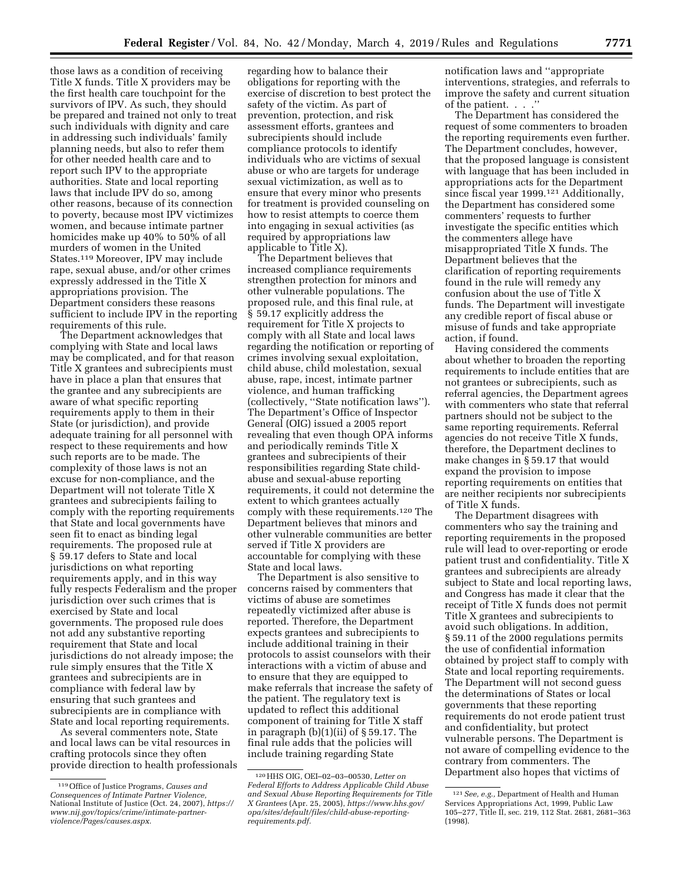those laws as a condition of receiving Title X funds. Title X providers may be the first health care touchpoint for the survivors of IPV. As such, they should be prepared and trained not only to treat such individuals with dignity and care in addressing such individuals' family planning needs, but also to refer them for other needed health care and to report such IPV to the appropriate authorities. State and local reporting laws that include IPV do so, among other reasons, because of its connection to poverty, because most IPV victimizes women, and because intimate partner homicides make up 40% to 50% of all murders of women in the United States.[119] Moreover, IPV may include rape, sexual abuse, and/or other crimes expressly addressed in the Title X appropriations provision. The Department considers these reasons sufficient to include IPV in the reporting requirements of this rule.

The Department acknowledges that complying with State and local laws may be complicated, and for that reason Title X grantees and subrecipients must have in place a plan that ensures that the grantee and any subrecipients are aware of what specific reporting requirements apply to them in their State (or jurisdiction), and provide adequate training for all personnel with respect to these requirements and how such reports are to be made. The complexity of those laws is not an excuse for non-compliance, and the Department will not tolerate Title X grantees and subrecipients failing to comply with the reporting requirements that State and local governments have seen fit to enact as binding legal requirements. The proposed rule at § 59.17 defers to State and local jurisdictions on what reporting requirements apply, and in this way fully respects Federalism and the proper jurisdiction over such crimes that is exercised by State and local governments. The proposed rule does not add any substantive reporting requirement that State and local jurisdictions do not already impose; the rule simply ensures that the Title X grantees and subrecipients are in compliance with federal law by ensuring that such grantees and subrecipients are in compliance with State and local reporting requirements.

As several commenters note, State and local laws can be vital resources in crafting protocols since they often provide direction to health professionals regarding how to balance their obligations for reporting with the exercise of discretion to best protect the safety of the victim. As part of prevention, protection, and risk assessment efforts, grantees and subrecipients should include compliance protocols to identify individuals who are victims of sexual abuse or who are targets for underage sexual victimization, as well as to ensure that every minor who presents for treatment is provided counseling on how to resist attempts to coerce them into engaging in sexual activities (as required by appropriations law applicable to Title X).

The Department believes that increased compliance requirements strengthen protection for minors and other vulnerable populations. The proposed rule, and this final rule, at § 59.17 explicitly address the requirement for Title X projects to comply with all State and local laws regarding the notification or reporting of crimes involving sexual exploitation, child abuse, child molestation, sexual abuse, rape, incest, intimate partner violence, and human trafficking (collectively, ''State notification laws''). The Department's Office of Inspector General (OIG) issued a 2005 report revealing that even though OPA informs and periodically reminds Title X grantees and subrecipients of their responsibilities regarding State child-abuse and sexual-abuse reporting requirements, it could not determine the extent to which grantees actually comply with these requirements.[120] The Department believes that minors and other vulnerable communities are better served if Title X providers are accountable for complying with these State and local laws.

The Department is also sensitive to concerns raised by commenters that victims of abuse are sometimes repeatedly victimized after abuse is reported. Therefore, the Department expects grantees and subrecipients to include additional training in their protocols to assist counselors with their interactions with a victim of abuse and to ensure that they are equipped to make referrals that increase the safety of the patient. The regulatory text is updated to reflect this additional component of training for Title X staff in paragraph (b)(1)(ii) of § 59.17. The final rule adds that the policies will include training regarding State notification laws and ''appropriate interventions, strategies, and referrals to improve the safety and current situation of the patient. . . .''

The Department has considered the request of some commenters to broaden the reporting requirements even further. The Department concludes, however, that the proposed language is consistent with language that has been included in appropriations acts for the Department since fiscal year 1999.[121] Additionally, the Department has considered some commenters' requests to further investigate the specific entities which the commenters allege have misappropriated Title X funds. The Department believes that the clarification of reporting requirements found in the rule will remedy any confusion about the use of Title X funds. The Department will investigate any credible report of fiscal abuse or misuse of funds and take appropriate action, if found.

Having considered the comments about whether to broaden the reporting requirements to include entities that are not grantees or subrecipients, such as referral agencies, the Department agrees with commenters who state that referral partners should not be subject to the same reporting requirements. Referral agencies do not receive Title X funds, therefore, the Department declines to make changes in § 59.17 that would expand the provision to impose reporting requirements on entities that are neither recipients nor subrecipients of Title X funds.

The Department disagrees with commenters who say the training and reporting requirements in the proposed rule will lead to over-reporting or erode patient trust and confidentiality. Title X grantees and subrecipients are already subject to State and local reporting laws, and Congress has made it clear that the receipt of Title X funds does not permit Title X grantees and subrecipients to avoid such obligations. In addition, § 59.11 of the 2000 regulations permits the use of confidential information obtained by project staff to comply with State and local reporting requirements. The Department will not second guess the determinations of States or local governments that these reporting requirements do not erode patient trust and confidentiality, but protect vulnerable persons. The Department is not aware of compelling evidence to the contrary from commenters. The Department also hopes that victims of

---

[119] Office of Justice Programs, *Causes and Consequences of Intimate Partner Violence*, National Institute of Justice (Oct. 24, 2007), *https://www.nij.gov/topics/crime/intimate-partner-violence/Pages/causes.aspx*.

[120] HHS OIG, OEI–02–03–00530, *Letter on Federal Efforts to Address Applicable Child Abuse and Sexual Abuse Reporting Requirements for Title X Grantees* (Apr. 25, 2005), *https://www.hhs.gov/opa/sites/default/files/child-abuse-reporting-requirements.pdf*.

[121] *See, e.g.*, Department of Health and Human Services Appropriations Act, 1999, Public Law 105–277, Title II, sec. 219, 112 Stat. 2681, 2681–363 (1998).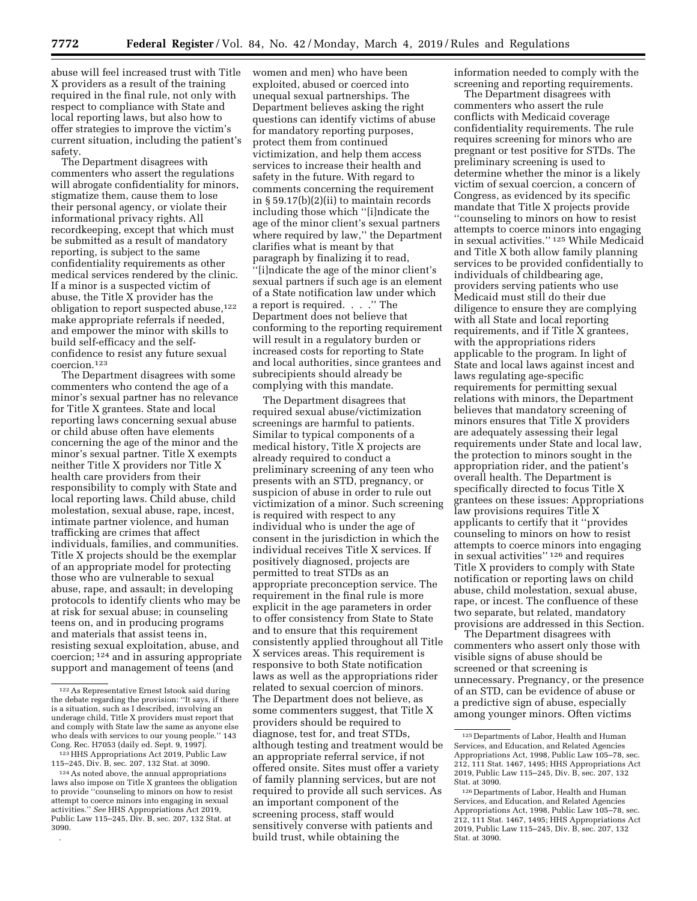abuse will feel increased trust with Title X providers as a result of the training required in the final rule, not only with respect to compliance with State and local reporting laws, but also how to offer strategies to improve the victim's current situation, including the patient's safety.

The Department disagrees with commenters who assert the regulations will abrogate confidentiality for minors, stigmatize them, cause them to lose their personal agency, or violate their informational privacy rights. All recordkeeping, except that which must be submitted as a result of mandatory reporting, is subject to the same confidentiality requirements as other medical services rendered by the clinic. If a minor is a suspected victim of abuse, the Title X provider has the obligation to report suspected abuse,[122] make appropriate referrals if needed, and empower the minor with skills to build self-efficacy and the self-confidence to resist any future sexual coercion.[123]

The Department disagrees with some commenters who contend the age of a minor's sexual partner has no relevance for Title X grantees. State and local reporting laws concerning sexual abuse or child abuse often have elements concerning the age of the minor and the minor's sexual partner. Title X exempts neither Title X providers nor Title X health care providers from their responsibility to comply with State and local reporting laws. Child abuse, child molestation, sexual abuse, rape, incest, intimate partner violence, and human trafficking are crimes that affect individuals, families, and communities. Title X projects should be the exemplar of an appropriate model for protecting those who are vulnerable to sexual abuse, rape, and assault; in developing protocols to identify clients who may be at risk for sexual abuse; in counseling teens on, and in producing programs and materials that assist teens in, resisting sexual exploitation, abuse, and coercion;[124] and in assuring appropriate support and management of teens (and women and men) who have been exploited, abused or coerced into unequal sexual partnerships. The Department believes asking the right questions can identify victims of abuse for mandatory reporting purposes, protect them from continued victimization, and help them access services to increase their health and safety in the future. With regard to comments concerning the requirement in § 59.17(b)(2)(ii) to maintain records including those which "[i]ndicate the age of the minor client's sexual partners where required by law," the Department clarifies what is meant by that paragraph by finalizing it to read, "[i]ndicate the age of the minor client's sexual partners if such age is an element of a State notification law under which a report is required. . . ." The Department does not believe that conforming to the reporting requirement will result in a regulatory burden or increased costs for reporting to State and local authorities, since grantees and subrecipients should already be complying with this mandate.

The Department disagrees that required sexual abuse/victimization screenings are harmful to patients. Similar to typical components of a medical history, Title X projects are already required to conduct a preliminary screening of any teen who presents with an STD, pregnancy, or suspicion of abuse in order to rule out victimization of a minor. Such screening is required with respect to any individual who is under the age of consent in the jurisdiction in which the individual receives Title X services. If positively diagnosed, projects are permitted to treat STDs as an appropriate preconception service. The requirement in the final rule is more explicit in the age parameters in order to offer consistency from State to State and to ensure that this requirement consistently applied throughout all Title X services areas. This requirement is responsive to both State notification laws as well as the appropriations rider related to sexual coercion of minors. The Department does not believe, as some commenters suggest, that Title X providers should be required to diagnose, test for, and treat STDs, although testing and treatment would be an appropriate referral service, if not offered onsite. Sites must offer a variety of family planning services, but are not required to provide all such services. As an important component of the screening process, staff would sensitively converse with patients and build trust, while obtaining the information needed to comply with the screening and reporting requirements.

The Department disagrees with commenters who assert the rule conflicts with Medicaid coverage confidentiality requirements. The rule requires screening for minors who are pregnant or test positive for STDs. The preliminary screening is used to determine whether the minor is a likely victim of sexual coercion, a concern of Congress, as evidenced by its specific mandate that Title X projects provide "counseling to minors on how to resist attempts to coerce minors into engaging in sexual activities."[125] While Medicaid and Title X both allow family planning services to be provided confidentially to individuals of childbearing age, providers serving patients who use Medicaid must still do their due diligence to ensure they are complying with all State and local reporting requirements, and if Title X grantees, with the appropriations riders applicable to the program. In light of State and local laws against incest and laws regulating age-specific requirements for permitting sexual relations with minors, the Department believes that mandatory screening of minors ensures that Title X providers are adequately assessing their legal requirements under State and local law, the protection to minors sought in the appropriation rider, and the patient's overall health. The Department is specifically directed to focus Title X grantees on these issues: Appropriations law provisions requires Title X applicants to certify that it "provides counseling to minors on how to resist attempts to coerce minors into engaging in sexual activities"[126] and requires Title X providers to comply with State notification or reporting laws on child abuse, child molestation, sexual abuse, rape, or incest. The confluence of these two separate, but related, mandatory provisions are addressed in this Section.

The Department disagrees with commenters who assert only those with visible signs of abuse should be screened or that screening is unnecessary. Pregnancy, or the presence of an STD, can be evidence of abuse or a predictive sign of abuse, especially among younger minors. Often victims

---

[122] As Representative Ernest Istook said during the debate regarding the provision: "It says, if there is a situation, such as I described, involving an underage child, Title X providers must report that and comply with State law the same as anyone else who deals with services to our young people." 143 Cong. Rec. H7053 (daily ed. Sept. 9, 1997).

[123] HHS Appropriations Act 2019, Public Law 115–245, Div. B, sec. 207, 132 Stat. at 3090.

[124] As noted above, the annual appropriations laws also impose on Title X grantees the obligation to provide "counseling to minors on how to resist attempt to coerce minors into engaging in sexual activities." *See* HHS Appropriations Act 2019, Public Law 115–245, Div. B, sec. 207, 132 Stat. at 3090.

[125] Departments of Labor, Health and Human Services, and Education, and Related Agencies Appropriations Act, 1998, Public Law 105–78, sec. 212, 111 Stat. 1467, 1495; HHS Appropriations Act 2019, Public Law 115–245, Div. B, sec. 207, 132 Stat. at 3090.

[126] Departments of Labor, Health and Human Services, and Education, and Related Agencies Appropriations Act, 1998, Public Law 105–78, sec. 212, 111 Stat. 1467, 1495; HHS Appropriations Act 2019, Public Law 115–245, Div. B, sec. 207, 132 Stat. at 3090.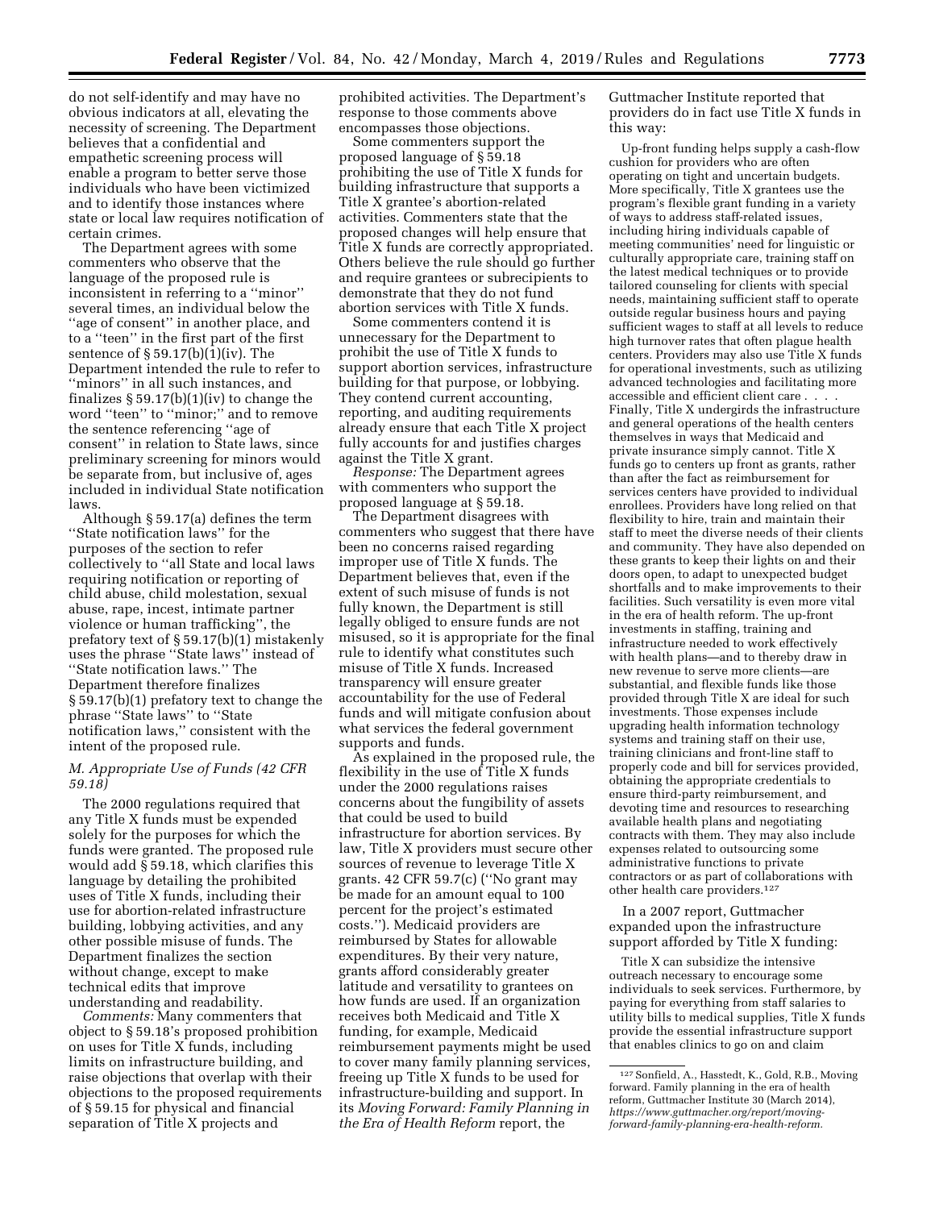do not self-identify and may have no obvious indicators at all, elevating the necessity of screening. The Department believes that a confidential and empathetic screening process will enable a program to better serve those individuals who have been victimized and to identify those instances where state or local law requires notification of certain crimes.

The Department agrees with some commenters who observe that the language of the proposed rule is inconsistent in referring to a ''minor'' several times, an individual below the ''age of consent'' in another place, and to a ''teen'' in the first part of the first sentence of § 59.17(b)(1)(iv). The Department intended the rule to refer to ''minors'' in all such instances, and finalizes § 59.17(b)(1)(iv) to change the word ''teen'' to ''minor;'' and to remove the sentence referencing ''age of consent'' in relation to State laws, since preliminary screening for minors would be separate from, but inclusive of, ages included in individual State notification laws.

Although § 59.17(a) defines the term ''State notification laws'' for the purposes of the section to refer collectively to ''all State and local laws requiring notification or reporting of child abuse, child molestation, sexual abuse, rape, incest, intimate partner violence or human trafficking'', the prefatory text of § 59.17(b)(1) mistakenly uses the phrase ''State laws'' instead of ''State notification laws.'' The Department therefore finalizes § 59.17(b)(1) prefatory text to change the phrase ''State laws'' to ''State notification laws,'' consistent with the intent of the proposed rule.

### M. Appropriate Use of Funds (42 CFR 59.18)

The 2000 regulations required that any Title X funds must be expended solely for the purposes for which the funds were granted. The proposed rule would add § 59.18, which clarifies this language by detailing the prohibited uses of Title X funds, including their use for abortion-related infrastructure building, lobbying activities, and any other possible misuse of funds. The Department finalizes the section without change, except to make technical edits that improve understanding and readability.

*Comments:* Many commenters that object to § 59.18's proposed prohibition on uses for Title X funds, including limits on infrastructure building, and raise objections that overlap with their objections to the proposed requirements of § 59.15 for physical and financial separation of Title X projects and prohibited activities. The Department's response to those comments above encompasses those objections.

Some commenters support the proposed language of § 59.18 prohibiting the use of Title X funds for building infrastructure that supports a Title X grantee's abortion-related activities. Commenters state that the proposed changes will help ensure that Title X funds are correctly appropriated. Others believe the rule should go further and require grantees or subrecipients to demonstrate that they do not fund abortion services with Title X funds.

Some commenters contend it is unnecessary for the Department to prohibit the use of Title X funds to support abortion services, infrastructure building for that purpose, or lobbying. They contend current accounting, reporting, and auditing requirements already ensure that each Title X project fully accounts for and justifies charges against the Title X grant.

*Response:* The Department agrees with commenters who support the proposed language at § 59.18.

The Department disagrees with commenters who suggest that there have been no concerns raised regarding improper use of Title X funds. The Department believes that, even if the extent of such misuse of funds is not fully known, the Department is still legally obliged to ensure funds are not misused, so it is appropriate for the final rule to identify what constitutes such misuse of Title X funds. Increased transparency will ensure greater accountability for the use of Federal funds and will mitigate confusion about what services the federal government supports and funds.

As explained in the proposed rule, the flexibility in the use of Title X funds under the 2000 regulations raises concerns about the fungibility of assets that could be used to build infrastructure for abortion services. By law, Title X providers must secure other sources of revenue to leverage Title X grants. 42 CFR 59.7(c) (''No grant may be made for an amount equal to 100 percent for the project's estimated costs.''). Medicaid providers are reimbursed by States for allowable expenditures. By their very nature, grants afford considerably greater latitude and versatility to grantees on how funds are used. If an organization receives both Medicaid and Title X funding, for example, Medicaid reimbursement payments might be used to cover many family planning services, freeing up Title X funds to be used for infrastructure-building and support. In its *Moving Forward: Family Planning in the Era of Health Reform* report, the Guttmacher Institute reported that providers do in fact use Title X funds in this way:

> Up-front funding helps supply a cash-flow cushion for providers who are often operating on tight and uncertain budgets. More specifically, Title X grantees use the program's flexible grant funding in a variety of ways to address staff-related issues, including hiring individuals capable of meeting communities' need for linguistic or culturally appropriate care, training staff on the latest medical techniques or to provide tailored counseling for clients with special needs, maintaining sufficient staff to operate outside regular business hours and paying sufficient wages to staff at all levels to reduce high turnover rates that often plague health centers. Providers may also use Title X funds for operational investments, such as utilizing advanced technologies and facilitating more accessible and efficient client care . . . . Finally, Title X undergirds the infrastructure and general operations of the health centers themselves in ways that Medicaid and private insurance simply cannot. Title X funds go to centers up front as grants, rather than after the fact as reimbursement for services centers have provided to individual enrollees. Providers have long relied on that flexibility to hire, train and maintain their staff to meet the diverse needs of their clients and community. They have also depended on these grants to keep their lights on and their doors open, to adapt to unexpected budget shortfalls and to make improvements to their facilities. Such versatility is even more vital in the era of health reform. The up-front investments in staffing, training and infrastructure needed to work effectively with health plans—and to thereby draw in new revenue to serve more clients—are substantial, and flexible funds like those provided through Title X are ideal for such investments. Those expenses include upgrading health information technology systems and training staff on their use, training clinicians and front-line staff to properly code and bill for services provided, obtaining the appropriate credentials to ensure third-party reimbursement, and devoting time and resources to researching available health plans and negotiating contracts with them. They may also include expenses related to outsourcing some administrative functions to private contractors or as part of collaborations with other health care providers.[127]

In a 2007 report, Guttmacher expanded upon the infrastructure support afforded by Title X funding:

> Title X can subsidize the intensive outreach necessary to encourage some individuals to seek services. Furthermore, by paying for everything from staff salaries to utility bills to medical supplies, Title X funds provide the essential infrastructure support that enables clinics to go on and claim

---

[127] Sonfield, A., Hasstedt, K., Gold, R.B., Moving forward. Family planning in the era of health reform, Guttmacher Institute 30 (March 2014), *https://www.guttmacher.org/report/moving-forward-family-planning-era-health-reform.*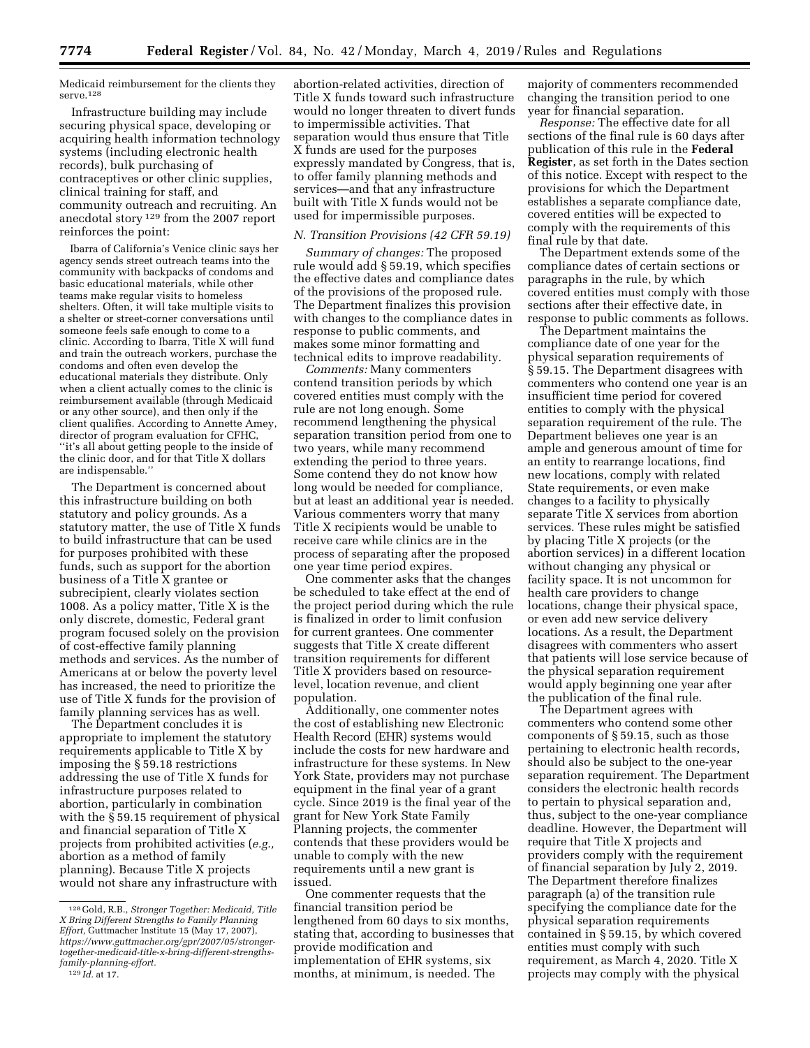Medicaid reimbursement for the clients they serve.[128]

Infrastructure building may include securing physical space, developing or acquiring health information technology systems (including electronic health records), bulk purchasing of contraceptives or other clinic supplies, clinical training for staff, and community outreach and recruiting. An anecdotal story[129] from the 2007 report reinforces the point:

> Ibarra of California's Venice clinic says her agency sends street outreach teams into the community with backpacks of condoms and basic educational materials, while other teams make regular visits to homeless shelters. Often, it will take multiple visits to a shelter or street-corner conversations until someone feels safe enough to come to a clinic. According to Ibarra, Title X will fund and train the outreach workers, purchase the condoms and often even develop the educational materials they distribute. Only when a client actually comes to the clinic is reimbursement available (through Medicaid or any other source), and then only if the client qualifies. According to Annette Amey, director of program evaluation for CFHC, "it's all about getting people to the inside of the clinic door, and for that Title X dollars are indispensable."

The Department is concerned about this infrastructure building on both statutory and policy grounds. As a statutory matter, the use of Title X funds to build infrastructure that can be used for purposes prohibited with these funds, such as support for the abortion business of a Title X grantee or subrecipient, clearly violates section 1008. As a policy matter, Title X is the only discrete, domestic, Federal grant program focused solely on the provision of cost-effective family planning methods and services. As the number of Americans at or below the poverty level has increased, the need to prioritize the use of Title X funds for the provision of family planning services has as well.

The Department concludes it is appropriate to implement the statutory requirements applicable to Title X by imposing the § 59.18 restrictions addressing the use of Title X funds for infrastructure purposes related to abortion, particularly in combination with the § 59.15 requirement of physical and financial separation of Title X projects from prohibited activities (*e.g.,* abortion as a method of family planning). Because Title X projects would not share any infrastructure with abortion-related activities, direction of Title X funds toward such infrastructure would no longer threaten to divert funds to impermissible activities. That separation would thus ensure that Title X funds are used for the purposes expressly mandated by Congress, that is, to offer family planning methods and services—and that any infrastructure built with Title X funds would not be used for impermissible purposes.

### N. Transition Provisions (42 CFR 59.19)

*Summary of changes:* The proposed rule would add § 59.19, which specifies the effective dates and compliance dates of the provisions of the proposed rule. The Department finalizes this provision with changes to the compliance dates in response to public comments, and makes some minor formatting and technical edits to improve readability.

*Comments:* Many commenters contend transition periods by which covered entities must comply with the rule are not long enough. Some recommend lengthening the physical separation transition period from one to two years, while many recommend extending the period to three years. Some contend they do not know how long would be needed for compliance, but at least an additional year is needed. Various commenters worry that many Title X recipients would be unable to receive care while clinics are in the process of separating after the proposed one year time period expires.

One commenter asks that the changes be scheduled to take effect at the end of the project period during which the rule is finalized in order to limit confusion for current grantees. One commenter suggests that Title X create different transition requirements for different Title X providers based on resource-level, location revenue, and client population.

Additionally, one commenter notes the cost of establishing new Electronic Health Record (EHR) systems would include the costs for new hardware and infrastructure for these systems. In New York State, providers may not purchase equipment in the final year of a grant cycle. Since 2019 is the final year of the grant for New York State Family Planning projects, the commenter contends that these providers would be unable to comply with the new requirements until a new grant is issued.

One commenter requests that the financial transition period be lengthened from 60 days to six months, stating that, according to businesses that provide modification and implementation of EHR systems, six months, at minimum, is needed. The majority of commenters recommended changing the transition period to one year for financial separation.

*Response:* The effective date for all sections of the final rule is 60 days after publication of this rule in the **Federal Register**, as set forth in the Dates section of this notice. Except with respect to the provisions for which the Department establishes a separate compliance date, covered entities will be expected to comply with the requirements of this final rule by that date.

The Department extends some of the compliance dates of certain sections or paragraphs in the rule, by which covered entities must comply with those sections after their effective date, in response to public comments as follows.

The Department maintains the compliance date of one year for the physical separation requirements of § 59.15. The Department disagrees with commenters who contend one year is an insufficient time period for covered entities to comply with the physical separation requirement of the rule. The Department believes one year is an ample and generous amount of time for an entity to rearrange locations, find new locations, comply with related State requirements, or even make changes to a facility to physically separate Title X services from abortion services. These rules might be satisfied by placing Title X projects (or the abortion services) in a different location without changing any physical or facility space. It is not uncommon for health care providers to change locations, change their physical space, or even add new service delivery locations. As a result, the Department disagrees with commenters who assert that patients will lose service because of the physical separation requirement would apply beginning one year after the publication of the final rule.

The Department agrees with commenters who contend some other components of § 59.15, such as those pertaining to electronic health records, should also be subject to the one-year separation requirement. The Department considers the electronic health records to pertain to physical separation and, thus, subject to the one-year compliance deadline. However, the Department will require that Title X projects and providers comply with the requirement of financial separation by July 2, 2019. The Department therefore finalizes paragraph (a) of the transition rule specifying the compliance date for the physical separation requirements contained in § 59.15, by which covered entities must comply with such requirement, as March 4, 2020. Title X projects may comply with the physical

[128] Gold, R.B., *Stronger Together: Medicaid, Title X Bring Different Strengths to Family Planning Effort,* Guttmacher Institute 15 (May 17, 2007), *https://www.guttmacher.org/gpr/2007/05/stronger-together-medicaid-title-x-bring-different-strengths-family-planning-effort.*

[129] *Id.* at 17.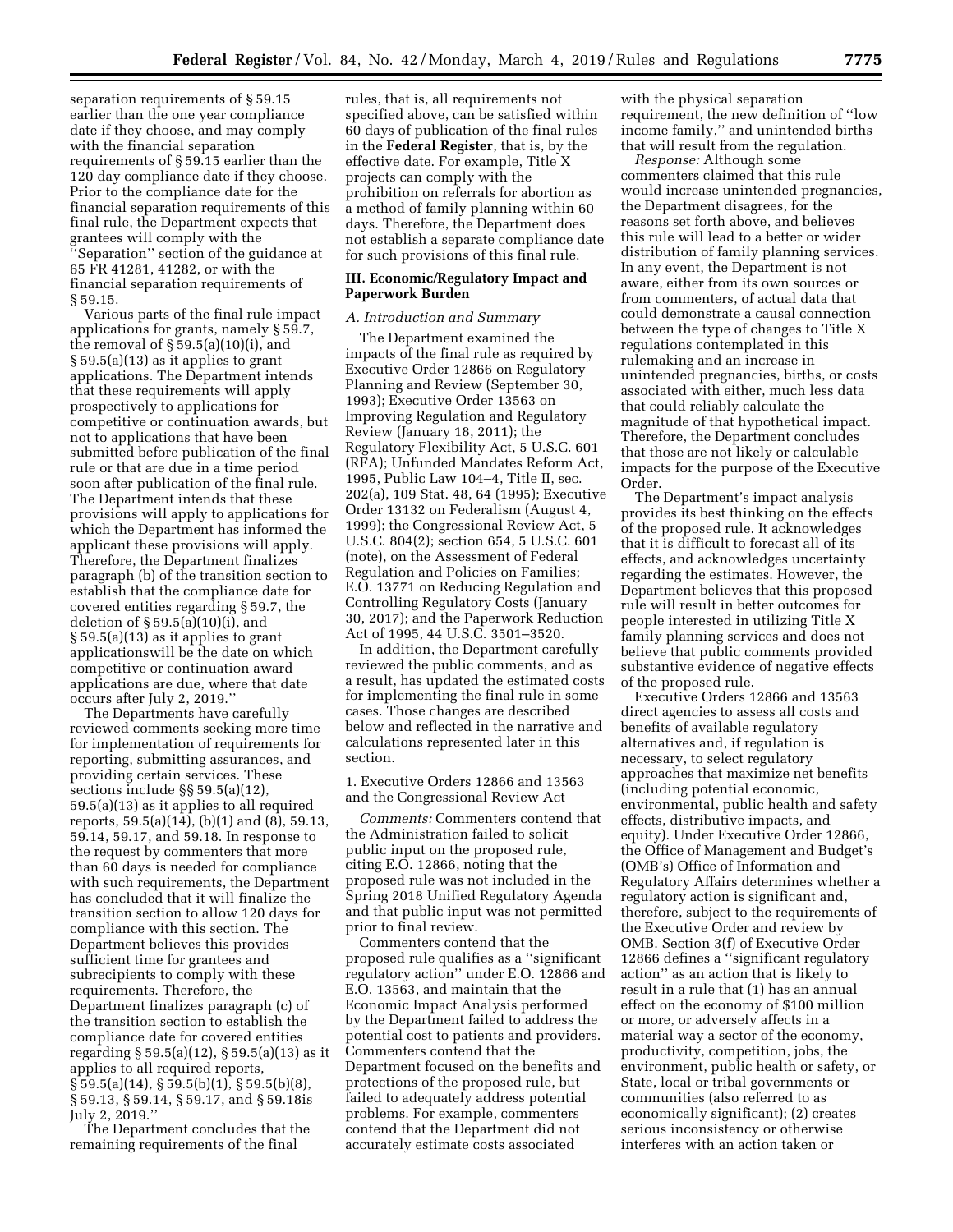separation requirements of § 59.15 earlier than the one year compliance date if they choose, and may comply with the financial separation requirements of § 59.15 earlier than the 120 day compliance date if they choose. Prior to the compliance date for the financial separation requirements of this final rule, the Department expects that grantees will comply with the ''Separation'' section of the guidance at 65 FR 41281, 41282, or with the financial separation requirements of § 59.15.

Various parts of the final rule impact applications for grants, namely § 59.7, the removal of § 59.5(a)(10)(i), and § 59.5(a)(13) as it applies to grant applications. The Department intends that these requirements will apply prospectively to applications for competitive or continuation awards, but not to applications that have been submitted before publication of the final rule or that are due in a time period soon after publication of the final rule. The Department intends that these provisions will apply to applications for which the Department has informed the applicant these provisions will apply. Therefore, the Department finalizes paragraph (b) of the transition section to establish that the compliance date for covered entities regarding § 59.7, the deletion of § 59.5(a)(10)(i), and § 59.5(a)(13) as it applies to grant applicationswill be the date on which competitive or continuation award applications are due, where that date occurs after July 2, 2019.''

The Departments have carefully reviewed comments seeking more time for implementation of requirements for reporting, submitting assurances, and providing certain services. These sections include §§ 59.5(a)(12), 59.5(a)(13) as it applies to all required reports, 59.5(a)(14), (b)(1) and (8), 59.13, 59.14, 59.17, and 59.18. In response to the request by commenters that more than 60 days is needed for compliance with such requirements, the Department has concluded that it will finalize the transition section to allow 120 days for compliance with this section. The Department believes this provides sufficient time for grantees and subrecipients to comply with these requirements. Therefore, the Department finalizes paragraph (c) of the transition section to establish the compliance date for covered entities regarding § 59.5(a)(12), § 59.5(a)(13) as it applies to all required reports, § 59.5(a)(14), § 59.5(b)(1), § 59.5(b)(8), § 59.13, § 59.14, § 59.17, and § 59.18is July 2, 2019.''

The Department concludes that the remaining requirements of the final rules, that is, all requirements not specified above, can be satisfied within 60 days of publication of the final rules in the **Federal Register**, that is, by the effective date. For example, Title X projects can comply with the prohibition on referrals for abortion as a method of family planning within 60 days. Therefore, the Department does not establish a separate compliance date for such provisions of this final rule.

## III. Economic/Regulatory Impact and Paperwork Burden

### A. Introduction and Summary

The Department examined the impacts of the final rule as required by Executive Order 12866 on Regulatory Planning and Review (September 30, 1993); Executive Order 13563 on Improving Regulation and Regulatory Review (January 18, 2011); the Regulatory Flexibility Act, 5 U.S.C. 601 (RFA); Unfunded Mandates Reform Act, 1995, Public Law 104–4, Title II, sec. 202(a), 109 Stat. 48, 64 (1995); Executive Order 13132 on Federalism (August 4, 1999); the Congressional Review Act, 5 U.S.C. 804(2); section 654, 5 U.S.C. 601 (note), on the Assessment of Federal Regulation and Policies on Families; E.O. 13771 on Reducing Regulation and Controlling Regulatory Costs (January 30, 2017); and the Paperwork Reduction Act of 1995, 44 U.S.C. 3501–3520.

In addition, the Department carefully reviewed the public comments, and as a result, has updated the estimated costs for implementing the final rule in some cases. Those changes are described below and reflected in the narrative and calculations represented later in this section.

#### 1. Executive Orders 12866 and 13563 and the Congressional Review Act

*Comments:* Commenters contend that the Administration failed to solicit public input on the proposed rule, citing E.O. 12866, noting that the proposed rule was not included in the Spring 2018 Unified Regulatory Agenda and that public input was not permitted prior to final review.

Commenters contend that the proposed rule qualifies as a ''significant regulatory action'' under E.O. 12866 and E.O. 13563, and maintain that the Economic Impact Analysis performed by the Department failed to address the potential cost to patients and providers. Commenters contend that the Department focused on the benefits and protections of the proposed rule, but failed to adequately address potential problems. For example, commenters contend that the Department did not accurately estimate costs associated with the physical separation requirement, the new definition of ''low income family,'' and unintended births that will result from the regulation.

*Response:* Although some commenters claimed that this rule would increase unintended pregnancies, the Department disagrees, for the reasons set forth above, and believes this rule will lead to a better or wider distribution of family planning services. In any event, the Department is not aware, either from its own sources or from commenters, of actual data that could demonstrate a causal connection between the type of changes to Title X regulations contemplated in this rulemaking and an increase in unintended pregnancies, births, or costs associated with either, much less data that could reliably calculate the magnitude of that hypothetical impact. Therefore, the Department concludes that those are not likely or calculable impacts for the purpose of the Executive Order.

The Department's impact analysis provides its best thinking on the effects of the proposed rule. It acknowledges that it is difficult to forecast all of its effects, and acknowledges uncertainty regarding the estimates. However, the Department believes that this proposed rule will result in better outcomes for people interested in utilizing Title X family planning services and does not believe that public comments provided substantive evidence of negative effects of the proposed rule.

Executive Orders 12866 and 13563 direct agencies to assess all costs and benefits of available regulatory alternatives and, if regulation is necessary, to select regulatory approaches that maximize net benefits (including potential economic, environmental, public health and safety effects, distributive impacts, and equity). Under Executive Order 12866, the Office of Management and Budget's (OMB's) Office of Information and Regulatory Affairs determines whether a regulatory action is significant and, therefore, subject to the requirements of the Executive Order and review by OMB. Section 3(f) of Executive Order 12866 defines a ''significant regulatory action'' as an action that is likely to result in a rule that (1) has an annual effect on the economy of $100 million or more, or adversely affects in a material way a sector of the economy, productivity, competition, jobs, the environment, public health or safety, or State, local or tribal governments or communities (also referred to as economically significant); (2) creates serious inconsistency or otherwise interferes with an action taken or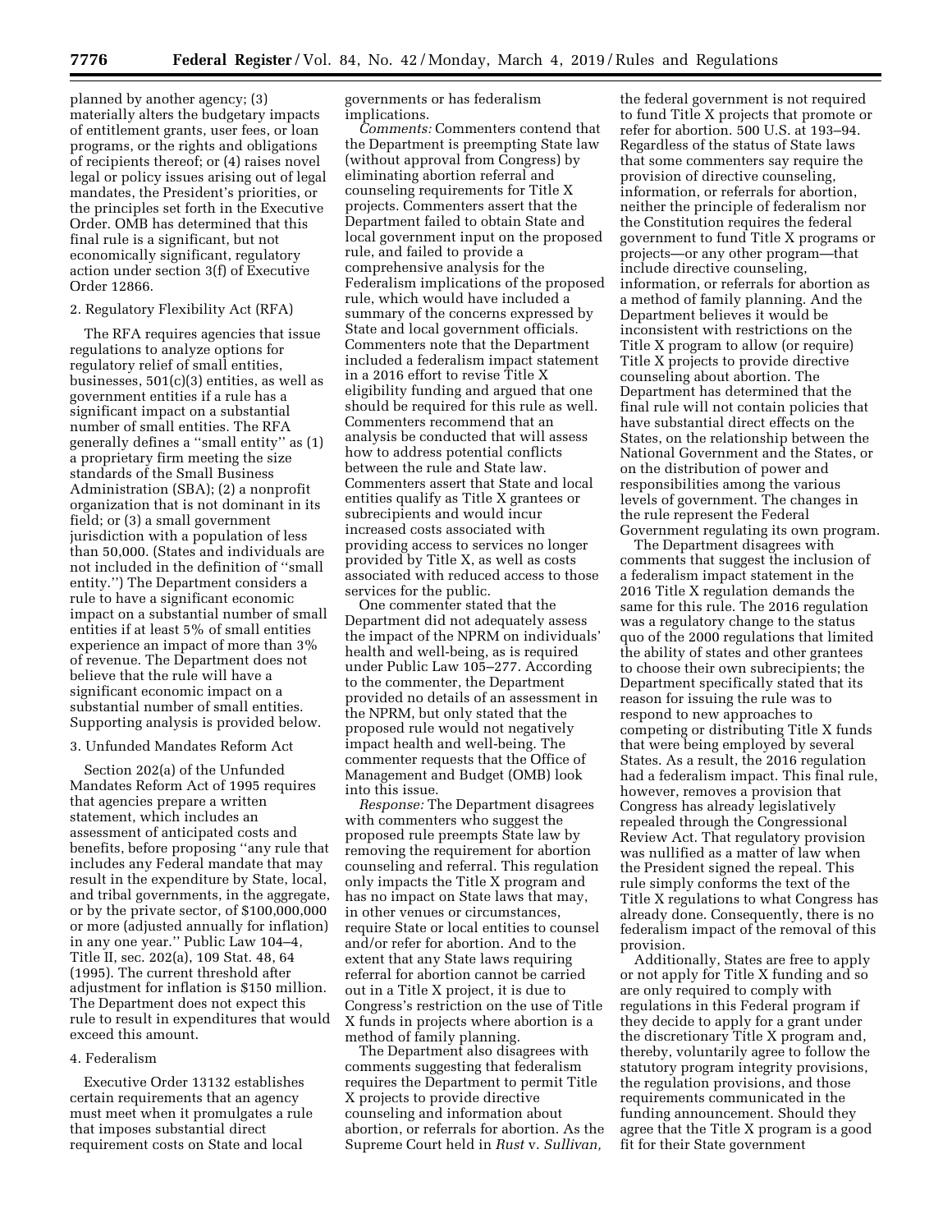planned by another agency; (3) materially alters the budgetary impacts of entitlement grants, user fees, or loan programs, or the rights and obligations of recipients thereof; or (4) raises novel legal or policy issues arising out of legal mandates, the President's priorities, or the principles set forth in the Executive Order. OMB has determined that this final rule is a significant, but not economically significant, regulatory action under section 3(f) of Executive Order 12866.

2. Regulatory Flexibility Act (RFA)

The RFA requires agencies that issue regulations to analyze options for regulatory relief of small entities, businesses, 501(c)(3) entities, as well as government entities if a rule has a significant impact on a substantial number of small entities. The RFA generally defines a ''small entity'' as (1) a proprietary firm meeting the size standards of the Small Business Administration (SBA); (2) a nonprofit organization that is not dominant in its field; or (3) a small government jurisdiction with a population of less than 50,000. (States and individuals are not included in the definition of ''small entity.'') The Department considers a rule to have a significant economic impact on a substantial number of small entities if at least 5% of small entities experience an impact of more than 3% of revenue. The Department does not believe that the rule will have a significant economic impact on a substantial number of small entities. Supporting analysis is provided below.

3. Unfunded Mandates Reform Act

Section 202(a) of the Unfunded Mandates Reform Act of 1995 requires that agencies prepare a written statement, which includes an assessment of anticipated costs and benefits, before proposing ''any rule that includes any Federal mandate that may result in the expenditure by State, local, and tribal governments, in the aggregate, or by the private sector, of $100,000,000 or more (adjusted annually for inflation) in any one year.'' Public Law 104–4, Title II, sec. 202(a), 109 Stat. 48, 64 (1995). The current threshold after adjustment for inflation is $150 million. The Department does not expect this rule to result in expenditures that would exceed this amount.

4. Federalism

Executive Order 13132 establishes certain requirements that an agency must meet when it promulgates a rule that imposes substantial direct requirement costs on State and local governments or has federalism implications.

*Comments:* Commenters contend that the Department is preempting State law (without approval from Congress) by eliminating abortion referral and counseling requirements for Title X projects. Commenters assert that the Department failed to obtain State and local government input on the proposed rule, and failed to provide a comprehensive analysis for the Federalism implications of the proposed rule, which would have included a summary of the concerns expressed by State and local government officials. Commenters note that the Department included a federalism impact statement in a 2016 effort to revise Title X eligibility funding and argued that one should be required for this rule as well. Commenters recommend that an analysis be conducted that will assess how to address potential conflicts between the rule and State law. Commenters assert that State and local entities qualify as Title X grantees or subrecipients and would incur increased costs associated with providing access to services no longer provided by Title X, as well as costs associated with reduced access to those services for the public.

One commenter stated that the Department did not adequately assess the impact of the NPRM on individuals' health and well-being, as is required under Public Law 105–277. According to the commenter, the Department provided no details of an assessment in the NPRM, but only stated that the proposed rule would not negatively impact health and well-being. The commenter requests that the Office of Management and Budget (OMB) look into this issue.

*Response:* The Department disagrees with commenters who suggest the proposed rule preempts State law by removing the requirement for abortion counseling and referral. This regulation only impacts the Title X program and has no impact on State laws that may, in other venues or circumstances, require State or local entities to counsel and/or refer for abortion. And to the extent that any State laws requiring referral for abortion cannot be carried out in a Title X project, it is due to Congress's restriction on the use of Title X funds in projects where abortion is a method of family planning.

The Department also disagrees with comments suggesting that federalism requires the Department to permit Title X projects to provide directive counseling and information about abortion, or referrals for abortion. As the Supreme Court held in *Rust* v. *Sullivan,* the federal government is not required to fund Title X projects that promote or refer for abortion. 500 U.S. at 193–94. Regardless of the status of State laws that some commenters say require the provision of directive counseling, information, or referrals for abortion, neither the principle of federalism nor the Constitution requires the federal government to fund Title X programs or projects—or any other program—that include directive counseling, information, or referrals for abortion as a method of family planning. And the Department believes it would be inconsistent with restrictions on the Title X program to allow (or require) Title X projects to provide directive counseling about abortion. The Department has determined that the final rule will not contain policies that have substantial direct effects on the States, on the relationship between the National Government and the States, or on the distribution of power and responsibilities among the various levels of government. The changes in the rule represent the Federal Government regulating its own program.

The Department disagrees with comments that suggest the inclusion of a federalism impact statement in the 2016 Title X regulation demands the same for this rule. The 2016 regulation was a regulatory change to the status quo of the 2000 regulations that limited the ability of states and other grantees to choose their own subrecipients; the Department specifically stated that its reason for issuing the rule was to respond to new approaches to competing or distributing Title X funds that were being employed by several States. As a result, the 2016 regulation had a federalism impact. This final rule, however, removes a provision that Congress has already legislatively repealed through the Congressional Review Act. That regulatory provision was nullified as a matter of law when the President signed the repeal. This rule simply conforms the text of the Title X regulations to what Congress has already done. Consequently, there is no federalism impact of the removal of this provision.

Additionally, States are free to apply or not apply for Title X funding and so are only required to comply with regulations in this Federal program if they decide to apply for a grant under the discretionary Title X program and, thereby, voluntarily agree to follow the statutory program integrity provisions, the regulation provisions, and those requirements communicated in the funding announcement. Should they agree that the Title X program is a good fit for their State government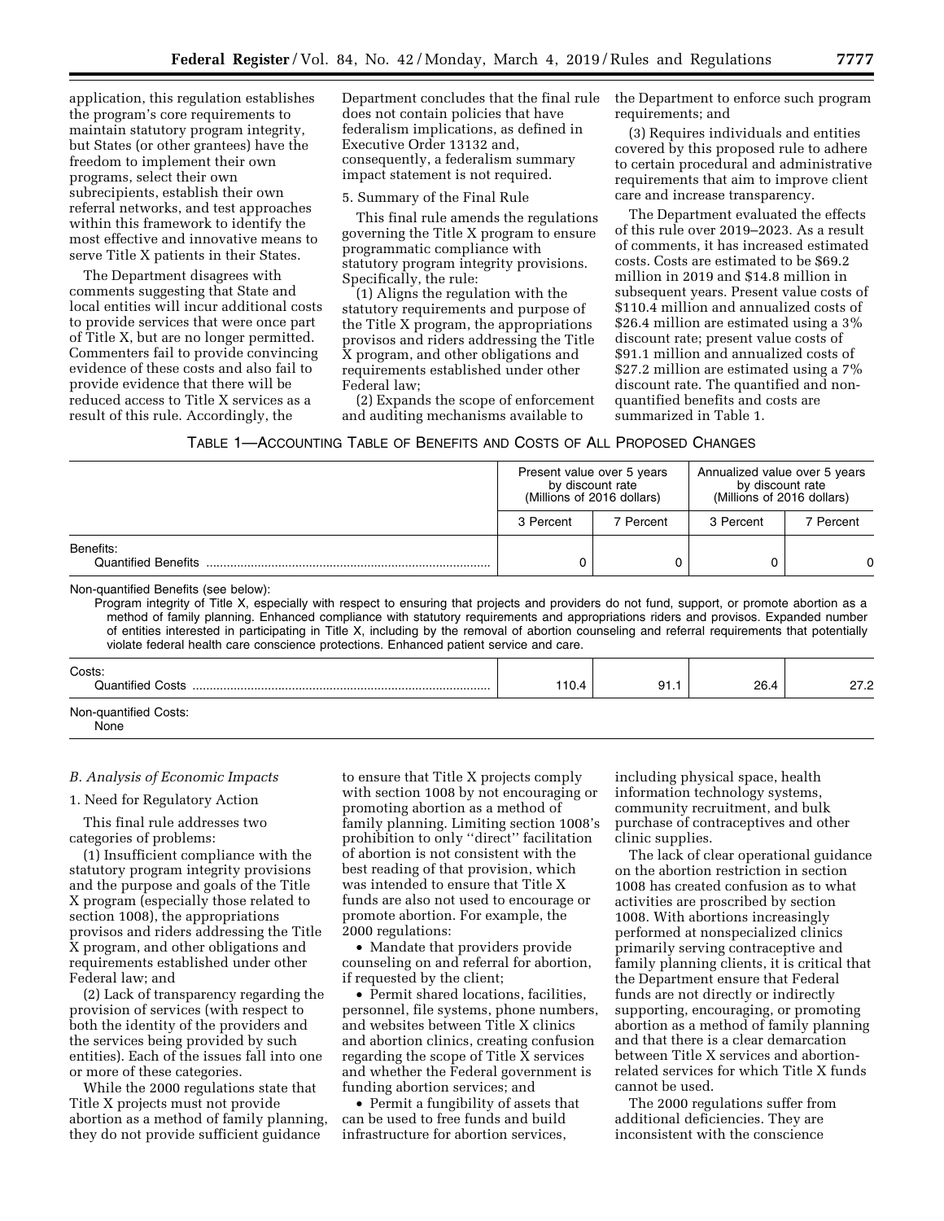application, this regulation establishes the program's core requirements to maintain statutory program integrity, but States (or other grantees) have the freedom to implement their own programs, select their own subrecipients, establish their own referral networks, and test approaches within this framework to identify the most effective and innovative means to serve Title X patients in their States.

The Department disagrees with comments suggesting that State and local entities will incur additional costs to provide services that were once part of Title X, but are no longer permitted. Commenters fail to provide convincing evidence of these costs and also fail to provide evidence that there will be reduced access to Title X services as a result of this rule. Accordingly, the Department concludes that the final rule does not contain policies that have federalism implications, as defined in Executive Order 13132 and, consequently, a federalism summary impact statement is not required.

5. Summary of the Final Rule

This final rule amends the regulations governing the Title X program to ensure programmatic compliance with statutory program integrity provisions. Specifically, the rule:

(1) Aligns the regulation with the statutory requirements and purpose of the Title X program, the appropriations provisos and riders addressing the Title X program, and other obligations and requirements established under other Federal law;

(2) Expands the scope of enforcement and auditing mechanisms available to the Department to enforce such program requirements; and

(3) Requires individuals and entities covered by this proposed rule to adhere to certain procedural and administrative requirements that aim to improve client care and increase transparency.

The Department evaluated the effects of this rule over 2019–2023. As a result of comments, it has increased estimated costs. Costs are estimated to be $69.2 million in 2019 and $14.8 million in subsequent years. Present value costs of $110.4 million and annualized costs of $26.4 million are estimated using a 3% discount rate; present value costs of $91.1 million and annualized costs of $27.2 million are estimated using a 7% discount rate. The quantified and non-quantified benefits and costs are summarized in Table 1.

TABLE 1—ACCOUNTING TABLE OF BENEFITS AND COSTS OF ALL PROPOSED CHANGES

| | Present value over 5 years by discount rate (Millions of 2016 dollars) | | Annualized value over 5 years by discount rate (Millions of 2016 dollars) | |
|---|---|---|---|---|
| | 3 Percent | 7 Percent | 3 Percent | 7 Percent |
| Benefits: Quantified Benefits | 0 | 0 | 0 | 0 |
| Non-quantified Benefits (see below): Program integrity of Title X, especially with respect to ensuring that projects and providers do not fund, support, or promote abortion as a method of family planning. Enhanced compliance with statutory requirements and appropriations riders and provisos. Expanded number of entities interested in participating in Title X, including by the removal of abortion counseling and referral requirements that potentially violate federal health care conscience protections. Enhanced patient service and care. | | | | |
| Costs: Quantified Costs | 110.4 | 91.1 | 26.4 | 27.2 |
| Non-quantified Costs: None | | | | |

*B. Analysis of Economic Impacts*

1. Need for Regulatory Action

This final rule addresses two categories of problems:

(1) Insufficient compliance with the statutory program integrity provisions and the purpose and goals of the Title X program (especially those related to section 1008), the appropriations provisos and riders addressing the Title X program, and other obligations and requirements established under other Federal law; and

(2) Lack of transparency regarding the provision of services (with respect to both the identity of the providers and the services being provided by such entities). Each of the issues fall into one or more of these categories.

While the 2000 regulations state that Title X projects must not provide abortion as a method of family planning, they do not provide sufficient guidance to ensure that Title X projects comply with section 1008 by not encouraging or promoting abortion as a method of family planning. Limiting section 1008's prohibition to only ''direct'' facilitation of abortion is not consistent with the best reading of that provision, which was intended to ensure that Title X funds are also not used to encourage or promote abortion. For example, the 2000 regulations:

- Mandate that providers provide counseling on and referral for abortion, if requested by the client;
- Permit shared locations, facilities, personnel, file systems, phone numbers, and websites between Title X clinics and abortion clinics, creating confusion regarding the scope of Title X services and whether the Federal government is funding abortion services; and
- Permit a fungibility of assets that can be used to free funds and build infrastructure for abortion services, including physical space, health information technology systems, community recruitment, and bulk purchase of contraceptives and other clinic supplies.

The lack of clear operational guidance on the abortion restriction in section 1008 has created confusion as to what activities are proscribed by section 1008. With abortions increasingly performed at nonspecialized clinics primarily serving contraceptive and family planning clients, it is critical that the Department ensure that Federal funds are not directly or indirectly supporting, encouraging, or promoting abortion as a method of family planning and that there is a clear demarcation between Title X services and abortion-related services for which Title X funds cannot be used.

The 2000 regulations suffer from additional deficiencies. They are inconsistent with the conscience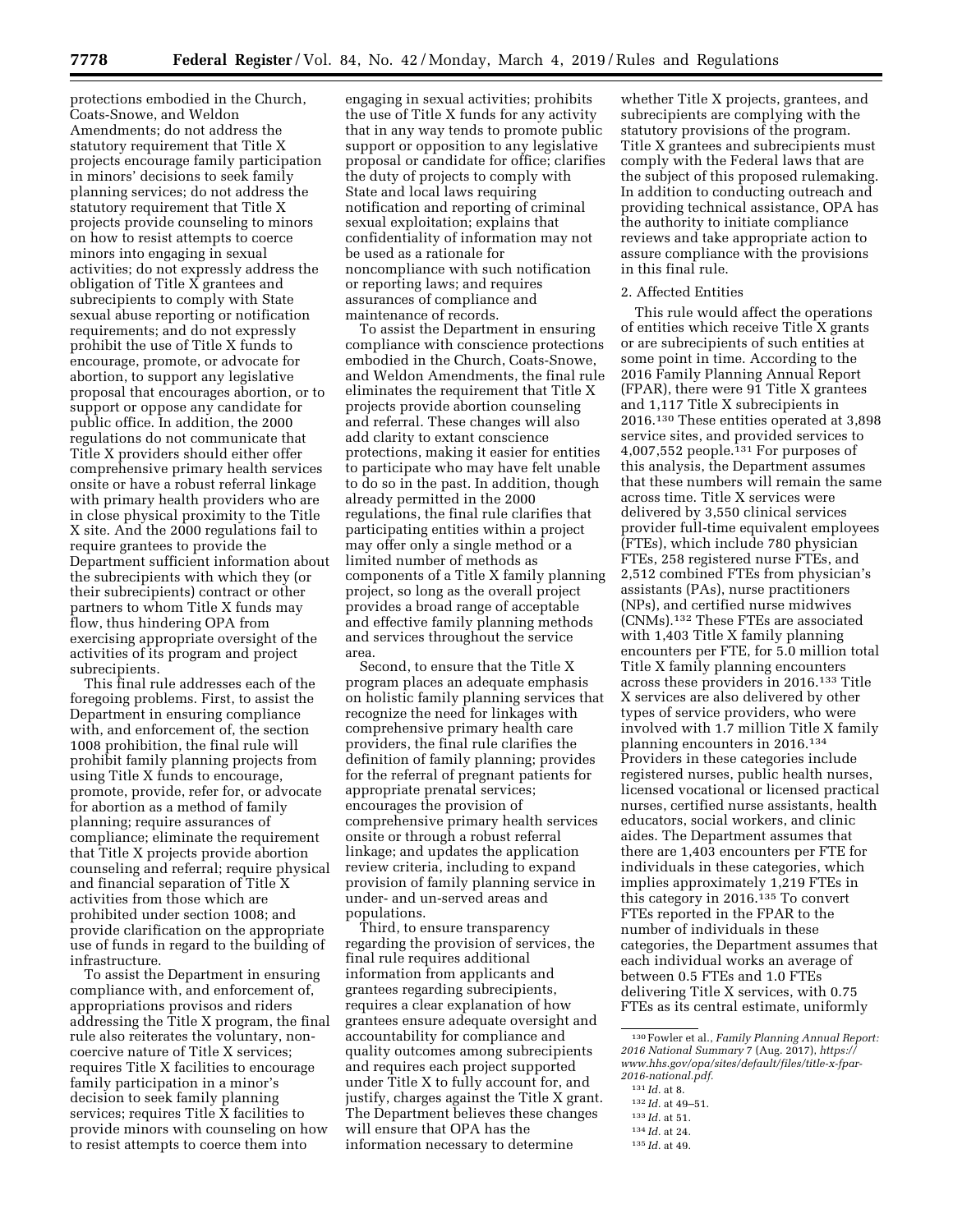protections embodied in the Church, Coats-Snowe, and Weldon Amendments; do not address the statutory requirement that Title X projects encourage family participation in minors' decisions to seek family planning services; do not address the statutory requirement that Title X projects provide counseling to minors on how to resist attempts to coerce minors into engaging in sexual activities; do not expressly address the obligation of Title X grantees and subrecipients to comply with State sexual abuse reporting or notification requirements; and do not expressly prohibit the use of Title X funds to encourage, promote, or advocate for abortion, to support any legislative proposal that encourages abortion, or to support or oppose any candidate for public office. In addition, the 2000 regulations do not communicate that Title X providers should either offer comprehensive primary health services onsite or have a robust referral linkage with primary health providers who are in close physical proximity to the Title X site. And the 2000 regulations fail to require grantees to provide the Department sufficient information about the subrecipients with which they (or their subrecipients) contract or other partners to whom Title X funds may flow, thus hindering OPA from exercising appropriate oversight of the activities of its program and project subrecipients.

This final rule addresses each of the foregoing problems. First, to assist the Department in ensuring compliance with, and enforcement of, the section 1008 prohibition, the final rule will prohibit family planning projects from using Title X funds to encourage, promote, provide, refer for, or advocate for abortion as a method of family planning; require assurances of compliance; eliminate the requirement that Title X projects provide abortion counseling and referral; require physical and financial separation of Title X activities from those which are prohibited under section 1008; and provide clarification on the appropriate use of funds in regard to the building of infrastructure.

To assist the Department in ensuring compliance with, and enforcement of, appropriations provisos and riders addressing the Title X program, the final rule also reiterates the voluntary, non-coercive nature of Title X services; requires Title X facilities to encourage family participation in a minor's decision to seek family planning services; requires Title X facilities to provide minors with counseling on how to resist attempts to coerce them into engaging in sexual activities; prohibits the use of Title X funds for any activity that in any way tends to promote public support or opposition to any legislative proposal or candidate for office; clarifies the duty of projects to comply with State and local laws requiring notification and reporting of criminal sexual exploitation; explains that confidentiality of information may not be used as a rationale for noncompliance with such notification or reporting laws; and requires assurances of compliance and maintenance of records.

To assist the Department in ensuring compliance with conscience protections embodied in the Church, Coats-Snowe, and Weldon Amendments, the final rule eliminates the requirement that Title X projects provide abortion counseling and referral. These changes will also add clarity to extant conscience protections, making it easier for entities to participate who may have felt unable to do so in the past. In addition, though already permitted in the 2000 regulations, the final rule clarifies that participating entities within a project may offer only a single method or a limited number of methods as components of a Title X family planning project, so long as the overall project provides a broad range of acceptable and effective family planning methods and services throughout the service area.

Second, to ensure that the Title X program places an adequate emphasis on holistic family planning services that recognize the need for linkages with comprehensive primary health care providers, the final rule clarifies the definition of family planning; provides for the referral of pregnant patients for appropriate prenatal services; encourages the provision of comprehensive primary health services onsite or through a robust referral linkage; and updates the application review criteria, including to expand provision of family planning service in under- and un-served areas and populations.

Third, to ensure transparency regarding the provision of services, the final rule requires additional information from applicants and grantees regarding subrecipients, requires a clear explanation of how grantees ensure adequate oversight and accountability for compliance and quality outcomes among subrecipients and requires each project supported under Title X to fully account for, and justify, charges against the Title X grant. The Department believes these changes will ensure that OPA has the information necessary to determine whether Title X projects, grantees, and subrecipients are complying with the statutory provisions of the program. Title X grantees and subrecipients must comply with the Federal laws that are the subject of this proposed rulemaking. In addition to conducting outreach and providing technical assistance, OPA has the authority to initiate compliance reviews and take appropriate action to assure compliance with the provisions in this final rule.

### 2. Affected Entities

This rule would affect the operations of entities which receive Title X grants or are subrecipients of such entities at some point in time. According to the 2016 Family Planning Annual Report (FPAR), there were 91 Title X grantees and 1,117 Title X subrecipients in 2016.[130] These entities operated at 3,898 service sites, and provided services to 4,007,552 people.[131] For purposes of this analysis, the Department assumes that these numbers will remain the same across time. Title X services were delivered by 3,550 clinical services provider full-time equivalent employees (FTEs), which include 780 physician FTEs, 258 registered nurse FTEs, and 2,512 combined FTEs from physician's assistants (PAs), nurse practitioners (NPs), and certified nurse midwives (CNMs).[132] These FTEs are associated with 1,403 Title X family planning encounters per FTE, for 5.0 million total Title X family planning encounters across these providers in 2016.[133] Title X services are also delivered by other types of service providers, who were involved with 1.7 million Title X family planning encounters in 2016.[134] Providers in these categories include registered nurses, public health nurses, licensed vocational or licensed practical nurses, certified nurse assistants, health educators, social workers, and clinic aides. The Department assumes that there are 1,403 encounters per FTE for individuals in these categories, which implies approximately 1,219 FTEs in this category in 2016.[135] To convert FTEs reported in the FPAR to the number of individuals in these categories, the Department assumes that each individual works an average of between 0.5 FTEs and 1.0 FTEs delivering Title X services, with 0.75 FTEs as its central estimate, uniformly

---

[130] Fowler et al., *Family Planning Annual Report: 2016 National Summary* 7 (Aug. 2017), *https://www.hhs.gov/opa/sites/default/files/title-x-fpar-2016-national.pdf*.

[131] *Id.* at 8.

[132] *Id.* at 49–51.

[133] *Id.* at 51.

[134] *Id.* at 24.

[135] *Id.* at 49.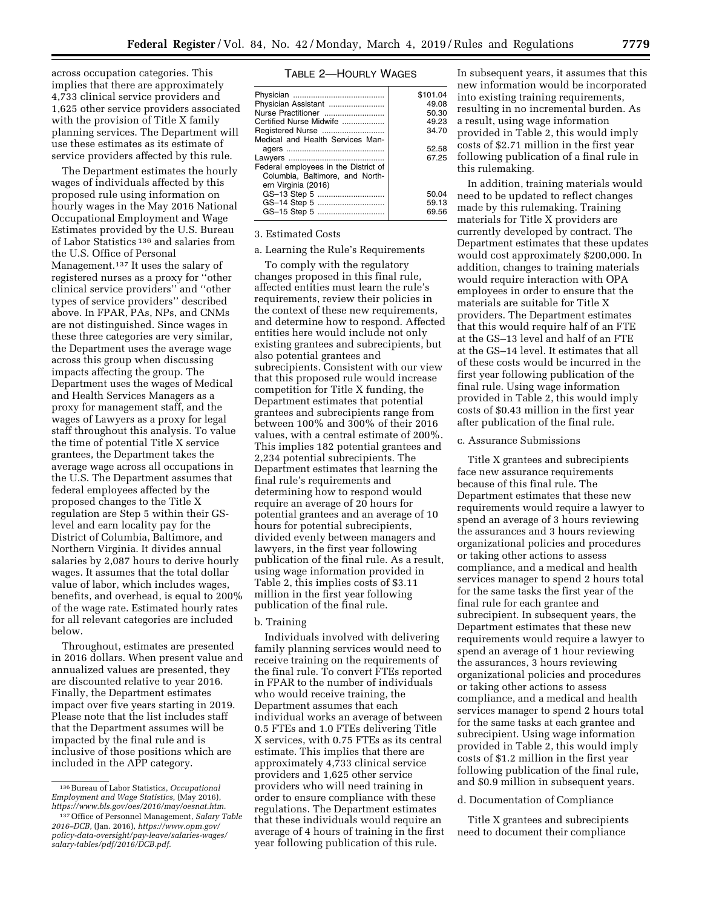across occupation categories. This implies that there are approximately 4,733 clinical service providers and 1,625 other service providers associated with the provision of Title X family planning services. The Department will use these estimates as its estimate of service providers affected by this rule.

The Department estimates the hourly wages of individuals affected by this proposed rule using information on hourly wages in the May 2016 National Occupational Employment and Wage Estimates provided by the U.S. Bureau of Labor Statistics [136] and salaries from the U.S. Office of Personal Management.[137] It uses the salary of registered nurses as a proxy for ''other clinical service providers'' and ''other types of service providers'' described above. In FPAR, PAs, NPs, and CNMs are not distinguished. Since wages in these three categories are very similar, the Department uses the average wage across this group when discussing impacts affecting the group. The Department uses the wages of Medical and Health Services Managers as a proxy for management staff, and the wages of Lawyers as a proxy for legal staff throughout this analysis. To value the time of potential Title X service grantees, the Department takes the average wage across all occupations in the U.S. The Department assumes that federal employees affected by the proposed changes to the Title X regulation are Step 5 within their GS-level and earn locality pay for the District of Columbia, Baltimore, and Northern Virginia. It divides annual salaries by 2,087 hours to derive hourly wages. It assumes that the total dollar value of labor, which includes wages, benefits, and overhead, is equal to 200% of the wage rate. Estimated hourly rates for all relevant categories are included below.

Throughout, estimates are presented in 2016 dollars. When present value and annualized values are presented, they are discounted relative to year 2016. Finally, the Department estimates impact over five years starting in 2019. Please note that the list includes staff that the Department assumes will be impacted by the final rule and is inclusive of those positions which are included in the APP category.

TABLE 2—HOURLY WAGES

| | |
|---|---|
| Physician | $101.04 |
| Physician Assistant | 49.08 |
| Nurse Practitioner | 50.30 |
| Certified Nurse Midwife | 49.23 |
| Registered Nurse | 34.70 |
| Medical and Health Services Managers | 52.58 |
| Lawyers | 67.25 |
| Federal employees in the District of Columbia, Baltimore, and Northern Virginia (2016) | |
| GS–13 Step 5 | 50.04 |
| GS–14 Step 5 | 59.13 |
| GS–15 Step 5 | 69.56 |

3. Estimated Costs

a. Learning the Rule's Requirements

To comply with the regulatory changes proposed in this final rule, affected entities must learn the rule's requirements, review their policies in the context of these new requirements, and determine how to respond. Affected entities here would include not only existing grantees and subrecipients, but also potential grantees and subrecipients. Consistent with our view that this proposed rule would increase competition for Title X funding, the Department estimates that potential grantees and subrecipients range from between 100% and 300% of their 2016 values, with a central estimate of 200%. This implies 182 potential grantees and 2,234 potential subrecipients. The Department estimates that learning the final rule's requirements and determining how to respond would require an average of 20 hours for potential grantees and an average of 10 hours for potential subrecipients, divided evenly between managers and lawyers, in the first year following publication of the final rule. As a result, using wage information provided in Table 2, this implies costs of $3.11 million in the first year following publication of the final rule.

b. Training

Individuals involved with delivering family planning services would need to receive training on the requirements of the final rule. To convert FTEs reported in FPAR to the number of individuals who would receive training, the Department assumes that each individual works an average of between 0.5 FTEs and 1.0 FTEs delivering Title X services, with 0.75 FTEs as its central estimate. This implies that there are approximately 4,733 clinical service providers and 1,625 other service providers who will need training in order to ensure compliance with these regulations. The Department estimates that these individuals would require an average of 4 hours of training in the first year following publication of this rule. In subsequent years, it assumes that this new information would be incorporated into existing training requirements, resulting in no incremental burden. As a result, using wage information provided in Table 2, this would imply costs of $2.71 million in the first year following publication of a final rule in this rulemaking.

In addition, training materials would need to be updated to reflect changes made by this rulemaking. Training materials for Title X providers are currently developed by contract. The Department estimates that these updates would cost approximately $200,000. In addition, changes to training materials would require interaction with OPA employees in order to ensure that the materials are suitable for Title X providers. The Department estimates that this would require half of an FTE at the GS–13 level and half of an FTE at the GS–14 level. It estimates that all of these costs would be incurred in the first year following publication of the final rule. Using wage information provided in Table 2, this would imply costs of $0.43 million in the first year after publication of the final rule.

c. Assurance Submissions

Title X grantees and subrecipients face new assurance requirements because of this final rule. The Department estimates that these new requirements would require a lawyer to spend an average of 3 hours reviewing the assurances and 3 hours reviewing organizational policies and procedures or taking other actions to assess compliance, and a medical and health services manager to spend 2 hours total for the same tasks the first year of the final rule for each grantee and subrecipient. In subsequent years, the Department estimates that these new requirements would require a lawyer to spend an average of 1 hour reviewing the assurances, 3 hours reviewing organizational policies and procedures or taking other actions to assess compliance, and a medical and health services manager to spend 2 hours total for the same tasks at each grantee and subrecipient. Using wage information provided in Table 2, this would imply costs of $1.2 million in the first year following publication of the final rule, and $0.9 million in subsequent years.

d. Documentation of Compliance

Title X grantees and subrecipients need to document their compliance

[136] Bureau of Labor Statistics, *Occupational Employment and Wage Statistics,* (May 2016), *https://www.bls.gov/oes/2016/may/oesnat.htm.*

[137] Office of Personnel Management, *Salary Table 2016–DCB,* (Jan. 2016), *https://www.opm.gov/policy-data-oversight/pay-leave/salaries-wages/salary-tables/pdf/2016/DCB.pdf.*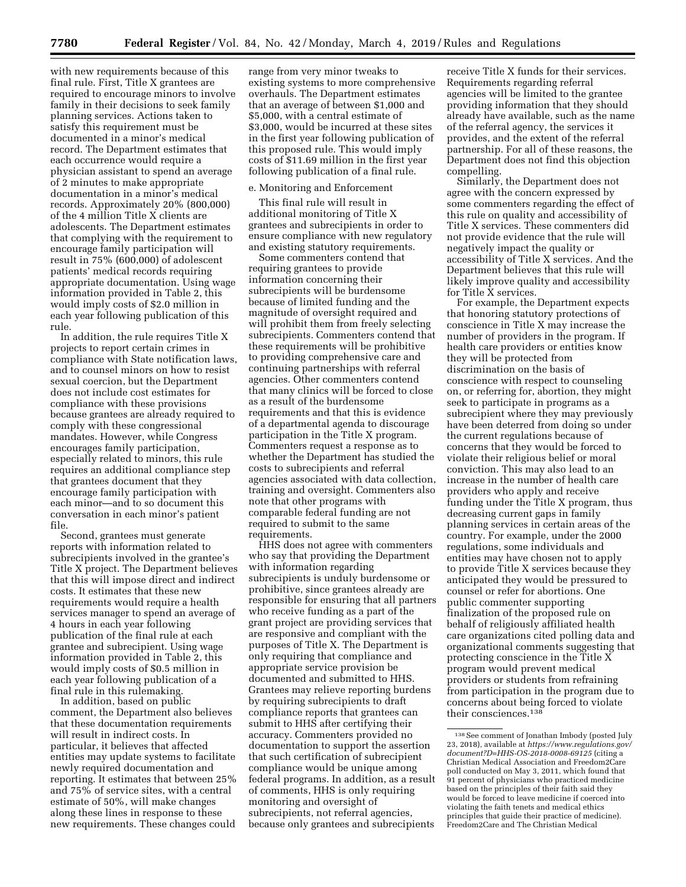with new requirements because of this final rule. First, Title X grantees are required to encourage minors to involve family in their decisions to seek family planning services. Actions taken to satisfy this requirement must be documented in a minor's medical record. The Department estimates that each occurrence would require a physician assistant to spend an average of 2 minutes to make appropriate documentation in a minor's medical records. Approximately 20% (800,000) of the 4 million Title X clients are adolescents. The Department estimates that complying with the requirement to encourage family participation will result in 75% (600,000) of adolescent patients' medical records requiring appropriate documentation. Using wage information provided in Table 2, this would imply costs of $2.0 million in each year following publication of this rule.

In addition, the rule requires Title X projects to report certain crimes in compliance with State notification laws, and to counsel minors on how to resist sexual coercion, but the Department does not include cost estimates for compliance with these provisions because grantees are already required to comply with these congressional mandates. However, while Congress encourages family participation, especially related to minors, this rule requires an additional compliance step that grantees document that they encourage family participation with each minor—and to so document this conversation in each minor's patient file.

Second, grantees must generate reports with information related to subrecipients involved in the grantee's Title X project. The Department believes that this will impose direct and indirect costs. It estimates that these new requirements would require a health services manager to spend an average of 4 hours in each year following publication of the final rule at each grantee and subrecipient. Using wage information provided in Table 2, this would imply costs of $0.5 million in each year following publication of a final rule in this rulemaking.

In addition, based on public comment, the Department also believes that these documentation requirements will result in indirect costs. In particular, it believes that affected entities may update systems to facilitate newly required documentation and reporting. It estimates that between 25% and 75% of service sites, with a central estimate of 50%, will make changes along these lines in response to these new requirements. These changes could range from very minor tweaks to existing systems to more comprehensive overhauls. The Department estimates that an average of between $1,000 and $5,000, with a central estimate of $3,000, would be incurred at these sites in the first year following publication of this proposed rule. This would imply costs of $11.69 million in the first year following publication of a final rule.

e. Monitoring and Enforcement

This final rule will result in additional monitoring of Title X grantees and subrecipients in order to ensure compliance with new regulatory and existing statutory requirements.

Some commenters contend that requiring grantees to provide information concerning their subrecipients will be burdensome because of limited funding and the magnitude of oversight required and will prohibit them from freely selecting subrecipients. Commenters contend that these requirements will be prohibitive to providing comprehensive care and continuing partnerships with referral agencies. Other commenters contend that many clinics will be forced to close as a result of the burdensome requirements and that this is evidence of a departmental agenda to discourage participation in the Title X program. Commenters request a response as to whether the Department has studied the costs to subrecipients and referral agencies associated with data collection, training and oversight. Commenters also note that other programs with comparable federal funding are not required to submit to the same requirements.

HHS does not agree with commenters who say that providing the Department with information regarding subrecipients is unduly burdensome or prohibitive, since grantees already are responsible for ensuring that all partners who receive funding as a part of the grant project are providing services that are responsive and compliant with the purposes of Title X. The Department is only requiring that compliance and appropriate service provision be documented and submitted to HHS. Grantees may relieve reporting burdens by requiring subrecipients to draft compliance reports that grantees can submit to HHS after certifying their accuracy. Commenters provided no documentation to support the assertion that such certification of subrecipient compliance would be unique among federal programs. In addition, as a result of comments, HHS is only requiring monitoring and oversight of subrecipients, not referral agencies, because only grantees and subrecipients receive Title X funds for their services. Requirements regarding referral agencies will be limited to the grantee providing information that they should already have available, such as the name of the referral agency, the services it provides, and the extent of the referral partnership. For all of these reasons, the Department does not find this objection compelling.

Similarly, the Department does not agree with the concern expressed by some commenters regarding the effect of this rule on quality and accessibility of Title X services. These commenters did not provide evidence that the rule will negatively impact the quality or accessibility of Title X services. And the Department believes that this rule will likely improve quality and accessibility for Title X services.

For example, the Department expects that honoring statutory protections of conscience in Title X may increase the number of providers in the program. If health care providers or entities know they will be protected from discrimination on the basis of conscience with respect to counseling on, or referring for, abortion, they might seek to participate in programs as a subrecipient where they may previously have been deterred from doing so under the current regulations because of concerns that they would be forced to violate their religious belief or moral conviction. This may also lead to an increase in the number of health care providers who apply and receive funding under the Title X program, thus decreasing current gaps in family planning services in certain areas of the country. For example, under the 2000 regulations, some individuals and entities may have chosen not to apply to provide Title X services because they anticipated they would be pressured to counsel or refer for abortions. One public commenter supporting finalization of the proposed rule on behalf of religiously affiliated health care organizations cited polling data and organizational comments suggesting that protecting conscience in the Title X program would prevent medical providers or students from refraining from participation in the program due to concerns about being forced to violate their consciences.[138]

[138] See comment of Jonathan Imbody (posted July 23, 2018), available at *https://www.regulations.gov/document?D=HHS-OS-2018-0008-69125* (citing a Christian Medical Association and Freedom2Care poll conducted on May 3, 2011, which found that 91 percent of physicians who practiced medicine based on the principles of their faith said they would be forced to leave medicine if coerced into violating the faith tenets and medical ethics principles that guide their practice of medicine). Freedom2Care and The Christian Medical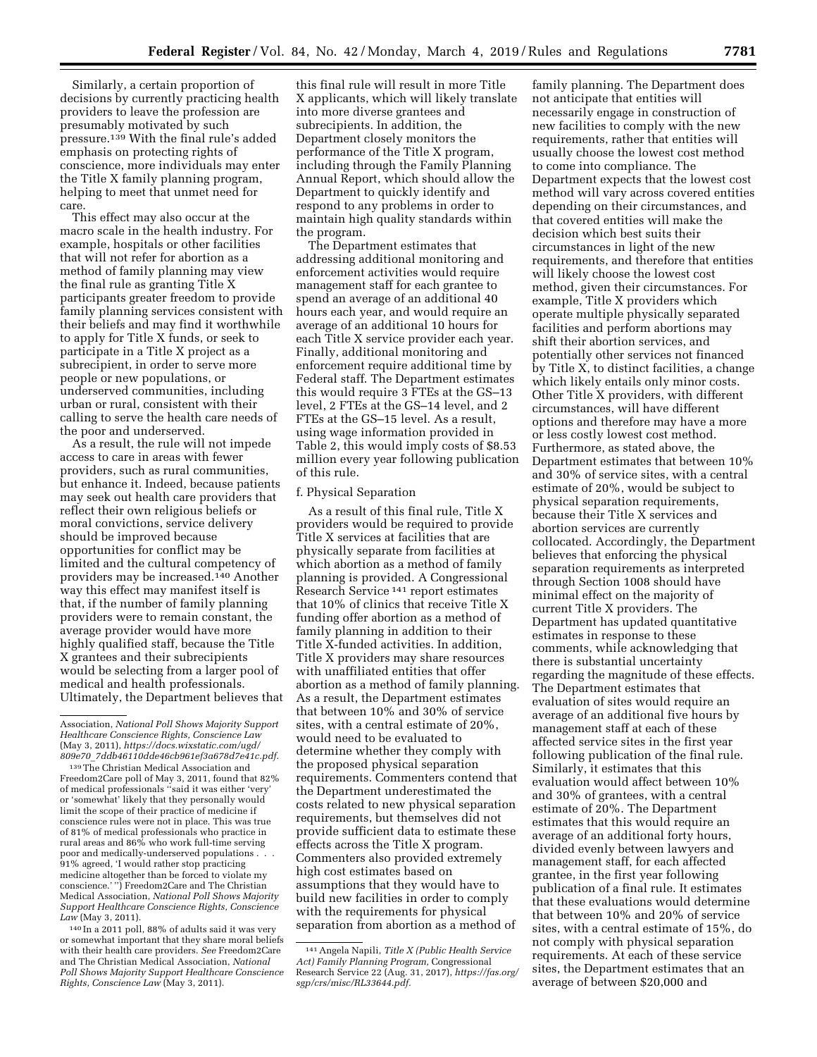Similarly, a certain proportion of decisions by currently practicing health providers to leave the profession are presumably motivated by such pressure.[139] With the final rule's added emphasis on protecting rights of conscience, more individuals may enter the Title X family planning program, helping to meet that unmet need for care.

This effect may also occur at the macro scale in the health industry. For example, hospitals or other facilities that will not refer for abortion as a method of family planning may view the final rule as granting Title X participants greater freedom to provide family planning services consistent with their beliefs and may find it worthwhile to apply for Title X funds, or seek to participate in a Title X project as a subrecipient, in order to serve more people or new populations, or underserved communities, including urban or rural, consistent with their calling to serve the health care needs of the poor and underserved.

As a result, the rule will not impede access to care in areas with fewer providers, such as rural communities, but enhance it. Indeed, because patients may seek out health care providers that reflect their own religious beliefs or moral convictions, service delivery should be improved because opportunities for conflict may be limited and the cultural competency of providers may be increased.[140] Another way this effect may manifest itself is that, if the number of family planning providers were to remain constant, the average provider would have more highly qualified staff, because the Title X grantees and their subrecipients would be selecting from a larger pool of medical and health professionals. Ultimately, the Department believes that this final rule will result in more Title X applicants, which will likely translate into more diverse grantees and subrecipients. In addition, the Department closely monitors the performance of the Title X program, including through the Family Planning Annual Report, which should allow the Department to quickly identify and respond to any problems in order to maintain high quality standards within the program.

The Department estimates that addressing additional monitoring and enforcement activities would require management staff for each grantee to spend an average of an additional 40 hours each year, and would require an average of an additional 10 hours for each Title X service provider each year. Finally, additional monitoring and enforcement require additional time by Federal staff. The Department estimates this would require 3 FTEs at the GS–13 level, 2 FTEs at the GS–14 level, and 2 FTEs at the GS–15 level. As a result, using wage information provided in Table 2, this would imply costs of $8.53 million every year following publication of this rule.

f. Physical Separation

As a result of this final rule, Title X providers would be required to provide Title X services at facilities that are physically separate from facilities at which abortion as a method of family planning is provided. A Congressional Research Service [141] report estimates that 10% of clinics that receive Title X funding offer abortion as a method of family planning in addition to their Title X-funded activities. In addition, Title X providers may share resources with unaffiliated entities that offer abortion as a method of family planning. As a result, the Department estimates that between 10% and 30% of service sites, with a central estimate of 20%, would need to be evaluated to determine whether they comply with the proposed physical separation requirements. Commenters contend that the Department underestimated the costs related to new physical separation requirements, but themselves did not provide sufficient data to estimate these effects across the Title X program. Commenters also provided extremely high cost estimates based on assumptions that they would have to build new facilities in order to comply with the requirements for physical separation from abortion as a method of family planning. The Department does not anticipate that entities will necessarily engage in construction of new facilities to comply with the new requirements, rather that entities will usually choose the lowest cost method to come into compliance. The Department expects that the lowest cost method will vary across covered entities depending on their circumstances, and that covered entities will make the decision which best suits their circumstances in light of the new requirements, and therefore that entities will likely choose the lowest cost method, given their circumstances. For example, Title X providers which operate multiple physically separated facilities and perform abortions may shift their abortion services, and potentially other services not financed by Title X, to distinct facilities, a change which likely entails only minor costs. Other Title X providers, with different circumstances, will have different options and therefore may have a more or less costly lowest cost method. Furthermore, as stated above, the Department estimates that between 10% and 30% of service sites, with a central estimate of 20%, would be subject to physical separation requirements, because their Title X services and abortion services are currently collocated. Accordingly, the Department believes that enforcing the physical separation requirements as interpreted through Section 1008 should have minimal effect on the majority of current Title X providers. The Department has updated quantitative estimates in response to these comments, while acknowledging that there is substantial uncertainty regarding the magnitude of these effects. The Department estimates that evaluation of sites would require an average of an additional five hours by management staff at each of these affected service sites in the first year following publication of the final rule. Similarly, it estimates that this evaluation would affect between 10% and 30% of grantees, with a central estimate of 20%. The Department estimates that this would require an average of an additional forty hours, divided evenly between lawyers and management staff, for each affected grantee, in the first year following publication of a final rule. It estimates that these evaluations would determine that between 10% and 20% of service sites, with a central estimate of 15%, do not comply with physical separation requirements. At each of these service sites, the Department estimates that an average of between $20,000 and

---

Association, *National Poll Shows Majority Support Healthcare Conscience Rights, Conscience Law* (May 3, 2011), *https://docs.wixstatic.com/ugd/809e70_7ddb46110dde46cb961ef3a678d7e41c.pdf.*

[139] The Christian Medical Association and Freedom2Care poll of May 3, 2011, found that 82% of medical professionals ''said it was either 'very' or 'somewhat' likely that they personally would limit the scope of their practice of medicine if conscience rules were not in place. This was true of 81% of medical professionals who practice in rural areas and 86% who work full-time serving poor and medically-underserved populations . . . 91% agreed, 'I would rather stop practicing medicine altogether than be forced to violate my conscience.' '') Freedom2Care and The Christian Medical Association, *National Poll Shows Majority Support Healthcare Conscience Rights, Conscience Law* (May 3, 2011).

[140] In a 2011 poll, 88% of adults said it was very or somewhat important that they share moral beliefs with their health care providers. *See* Freedom2Care and The Christian Medical Association, *National Poll Shows Majority Support Healthcare Conscience Rights, Conscience Law* (May 3, 2011).

[141] Angela Napili, *Title X (Public Health Service Act) Family Planning Program,* Congressional Research Service 22 (Aug. 31, 2017), *https://fas.org/sgp/crs/misc/RL33644.pdf.*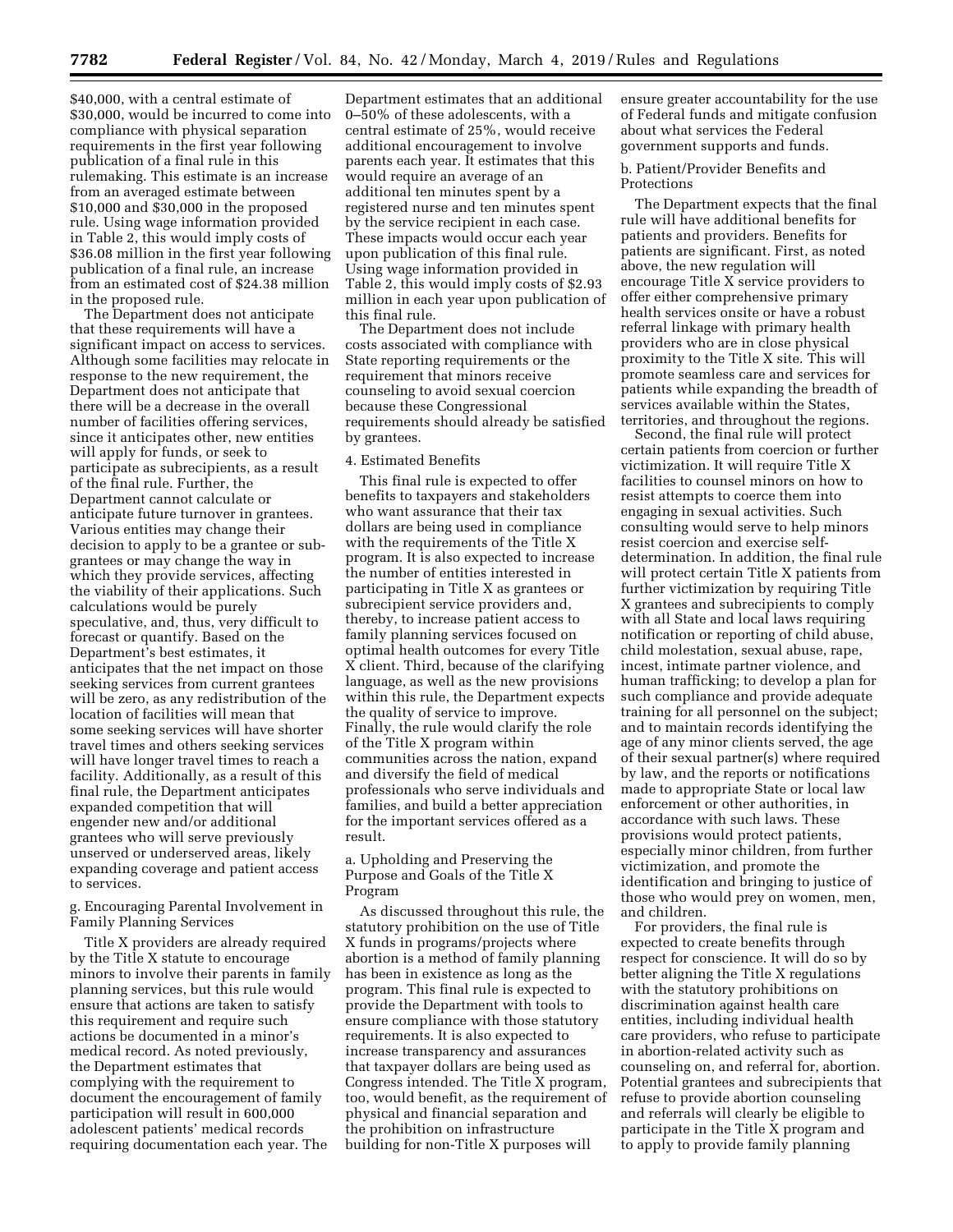$40,000, with a central estimate of $30,000, would be incurred to come into compliance with physical separation requirements in the first year following publication of a final rule in this rulemaking. This estimate is an increase from an averaged estimate between $10,000 and $30,000 in the proposed rule. Using wage information provided in Table 2, this would imply costs of $36.08 million in the first year following publication of a final rule, an increase from an estimated cost of $24.38 million in the proposed rule.

The Department does not anticipate that these requirements will have a significant impact on access to services. Although some facilities may relocate in response to the new requirement, the Department does not anticipate that there will be a decrease in the overall number of facilities offering services, since it anticipates other, new entities will apply for funds, or seek to participate as subrecipients, as a result of the final rule. Further, the Department cannot calculate or anticipate future turnover in grantees. Various entities may change their decision to apply to be a grantee or sub-grantees or may change the way in which they provide services, affecting the viability of their applications. Such calculations would be purely speculative, and, thus, very difficult to forecast or quantify. Based on the Department's best estimates, it anticipates that the net impact on those seeking services from current grantees will be zero, as any redistribution of the location of facilities will mean that some seeking services will have shorter travel times and others seeking services will have longer travel times to reach a facility. Additionally, as a result of this final rule, the Department anticipates expanded competition that will engender new and/or additional grantees who will serve previously unserved or underserved areas, likely expanding coverage and patient access to services.

g. Encouraging Parental Involvement in Family Planning Services

Title X providers are already required by the Title X statute to encourage minors to involve their parents in family planning services, but this rule would ensure that actions are taken to satisfy this requirement and require such actions be documented in a minor's medical record. As noted previously, the Department estimates that complying with the requirement to document the encouragement of family participation will result in 600,000 adolescent patients' medical records requiring documentation each year. The Department estimates that an additional 0–50% of these adolescents, with a central estimate of 25%, would receive additional encouragement to involve parents each year. It estimates that this would require an average of an additional ten minutes spent by a registered nurse and ten minutes spent by the service recipient in each case. These impacts would occur each year upon publication of this final rule. Using wage information provided in Table 2, this would imply costs of $2.93 million in each year upon publication of this final rule.

The Department does not include costs associated with compliance with State reporting requirements or the requirement that minors receive counseling to avoid sexual coercion because these Congressional requirements should already be satisfied by grantees.

4. Estimated Benefits

This final rule is expected to offer benefits to taxpayers and stakeholders who want assurance that their tax dollars are being used in compliance with the requirements of the Title X program. It is also expected to increase the number of entities interested in participating in Title X as grantees or subrecipient service providers and, thereby, to increase patient access to family planning services focused on optimal health outcomes for every Title X client. Third, because of the clarifying language, as well as the new provisions within this rule, the Department expects the quality of service to improve. Finally, the rule would clarify the role of the Title X program within communities across the nation, expand and diversify the field of medical professionals who serve individuals and families, and build a better appreciation for the important services offered as a result.

a. Upholding and Preserving the Purpose and Goals of the Title X Program

As discussed throughout this rule, the statutory prohibition on the use of Title X funds in programs/projects where abortion is a method of family planning has been in existence as long as the program. This final rule is expected to provide the Department with tools to ensure compliance with those statutory requirements. It is also expected to increase transparency and assurances that taxpayer dollars are being used as Congress intended. The Title X program, too, would benefit, as the requirement of physical and financial separation and the prohibition on infrastructure building for non-Title X purposes will ensure greater accountability for the use of Federal funds and mitigate confusion about what services the Federal government supports and funds.

b. Patient/Provider Benefits and Protections

The Department expects that the final rule will have additional benefits for patients and providers. Benefits for patients are significant. First, as noted above, the new regulation will encourage Title X service providers to offer either comprehensive primary health services onsite or have a robust referral linkage with primary health providers who are in close physical proximity to the Title X site. This will promote seamless care and services for patients while expanding the breadth of services available within the States, territories, and throughout the regions.

Second, the final rule will protect certain patients from coercion or further victimization. It will require Title X facilities to counsel minors on how to resist attempts to coerce them into engaging in sexual activities. Such consulting would serve to help minors resist coercion and exercise self-determination. In addition, the final rule will protect certain Title X patients from further victimization by requiring Title X grantees and subrecipients to comply with all State and local laws requiring notification or reporting of child abuse, child molestation, sexual abuse, rape, incest, intimate partner violence, and human trafficking; to develop a plan for such compliance and provide adequate training for all personnel on the subject; and to maintain records identifying the age of any minor clients served, the age of their sexual partner(s) where required by law, and the reports or notifications made to appropriate State or local law enforcement or other authorities, in accordance with such laws. These provisions would protect patients, especially minor children, from further victimization, and promote the identification and bringing to justice of those who would prey on women, men, and children.

For providers, the final rule is expected to create benefits through respect for conscience. It will do so by better aligning the Title X regulations with the statutory prohibitions on discrimination against health care entities, including individual health care providers, who refuse to participate in abortion-related activity such as counseling on, and referral for, abortion. Potential grantees and subrecipients that refuse to provide abortion counseling and referrals will clearly be eligible to participate in the Title X program and to apply to provide family planning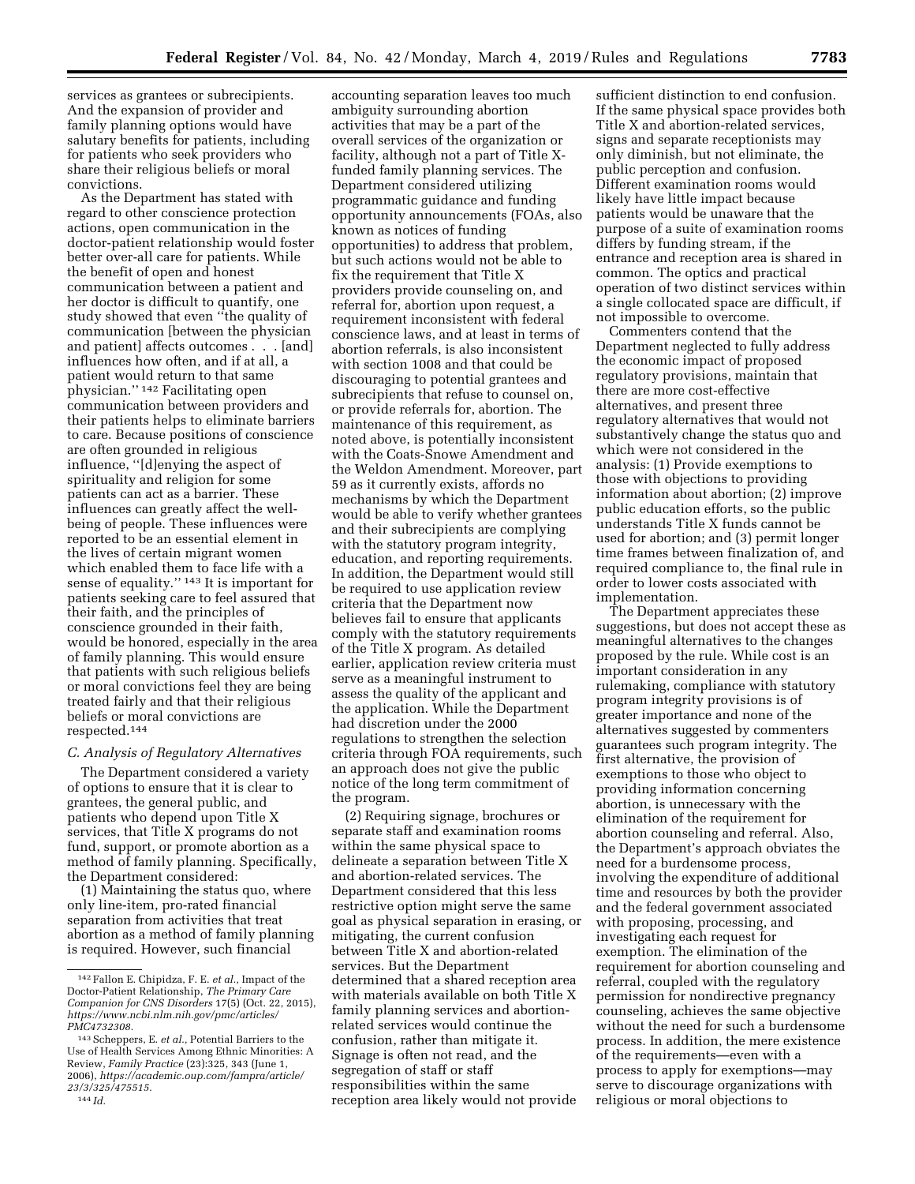services as grantees or subrecipients. And the expansion of provider and family planning options would have salutary benefits for patients, including for patients who seek providers who share their religious beliefs or moral convictions.

As the Department has stated with regard to other conscience protection actions, open communication in the doctor-patient relationship would foster better over-all care for patients. While the benefit of open and honest communication between a patient and her doctor is difficult to quantify, one study showed that even ''the quality of communication [between the physician and patient] affects outcomes . . . [and] influences how often, and if at all, a patient would return to that same physician.'' [142] Facilitating open communication between providers and their patients helps to eliminate barriers to care. Because positions of conscience are often grounded in religious influence, ''[d]enying the aspect of spirituality and religion for some patients can act as a barrier. These influences can greatly affect the well-being of people. These influences were reported to be an essential element in the lives of certain migrant women which enabled them to face life with a sense of equality.'' [143] It is important for patients seeking care to feel assured that their faith, and the principles of conscience grounded in their faith, would be honored, especially in the area of family planning. This would ensure that patients with such religious beliefs or moral convictions feel they are being treated fairly and that their religious beliefs or moral convictions are respected.[144]

*C. Analysis of Regulatory Alternatives*

The Department considered a variety of options to ensure that it is clear to grantees, the general public, and patients who depend upon Title X services, that Title X programs do not fund, support, or promote abortion as a method of family planning. Specifically, the Department considered:

(1) Maintaining the status quo, where only line-item, pro-rated financial separation from activities that treat abortion as a method of family planning is required. However, such financial accounting separation leaves too much ambiguity surrounding abortion activities that may be a part of the overall services of the organization or facility, although not a part of Title X-funded family planning services. The Department considered utilizing programmatic guidance and funding opportunity announcements (FOAs, also known as notices of funding opportunities) to address that problem, but such actions would not be able to fix the requirement that Title X providers provide counseling on, and referral for, abortion upon request, a requirement inconsistent with federal conscience laws, and at least in terms of abortion referrals, is also inconsistent with section 1008 and that could be discouraging to potential grantees and subrecipients that refuse to counsel on, or provide referrals for, abortion. The maintenance of this requirement, as noted above, is potentially inconsistent with the Coats-Snowe Amendment and the Weldon Amendment. Moreover, part 59 as it currently exists, affords no mechanisms by which the Department would be able to verify whether grantees and their subrecipients are complying with the statutory program integrity, education, and reporting requirements. In addition, the Department would still be required to use application review criteria that the Department now believes fail to ensure that applicants comply with the statutory requirements of the Title X program. As detailed earlier, application review criteria must serve as a meaningful instrument to assess the quality of the applicant and the application. While the Department had discretion under the 2000 regulations to strengthen the selection criteria through FOA requirements, such an approach does not give the public notice of the long term commitment of the program.

(2) Requiring signage, brochures or separate staff and examination rooms within the same physical space to delineate a separation between Title X and abortion-related services. The Department considered that this less restrictive option might serve the same goal as physical separation in erasing, or mitigating, the current confusion between Title X and abortion-related services. But the Department determined that a shared reception area with materials available on both Title X family planning services and abortion-related services would continue the confusion, rather than mitigate it. Signage is often not read, and the segregation of staff or staff responsibilities within the same reception area likely would not provide sufficient distinction to end confusion. If the same physical space provides both Title X and abortion-related services, signs and separate receptionists may only diminish, but not eliminate, the public perception and confusion. Different examination rooms would likely have little impact because patients would be unaware that the purpose of a suite of examination rooms differs by funding stream, if the entrance and reception area is shared in common. The optics and practical operation of two distinct services within a single collocated space are difficult, if not impossible to overcome.

Commenters contend that the Department neglected to fully address the economic impact of proposed regulatory provisions, maintain that there are more cost-effective alternatives, and present three regulatory alternatives that would not substantively change the status quo and which were not considered in the analysis: (1) Provide exemptions to those with objections to providing information about abortion; (2) improve public education efforts, so the public understands Title X funds cannot be used for abortion; and (3) permit longer time frames between finalization of, and required compliance to, the final rule in order to lower costs associated with implementation.

The Department appreciates these suggestions, but does not accept these as meaningful alternatives to the changes proposed by the rule. While cost is an important consideration in any rulemaking, compliance with statutory program integrity provisions is of greater importance and none of the alternatives suggested by commenters guarantees such program integrity. The first alternative, the provision of exemptions to those who object to providing information concerning abortion, is unnecessary with the elimination of the requirement for abortion counseling and referral. Also, the Department's approach obviates the need for a burdensome process, involving the expenditure of additional time and resources by both the provider and the federal government associated with proposing, processing, and investigating each request for exemption. The elimination of the requirement for abortion counseling and referral, coupled with the regulatory permission for nondirective pregnancy counseling, achieves the same objective without the need for such a burdensome process. In addition, the mere existence of the requirements—even with a process to apply for exemptions—may serve to discourage organizations with religious or moral objections to

---

[142] Fallon E. Chipidza, F. E. *et al.,* Impact of the Doctor-Patient Relationship, *The Primary Care Companion for CNS Disorders* 17(5) (Oct. 22, 2015), *https://www.ncbi.nlm.nih.gov/pmc/articles/PMC4732308.*

[143] Scheppers, E. *et al.,* Potential Barriers to the Use of Health Services Among Ethnic Minorities: A Review, *Family Practice* (23):325, 343 (June 1, 2006), *https://academic.oup.com/fampra/article/23/3/325/475515.*

[144] *Id.*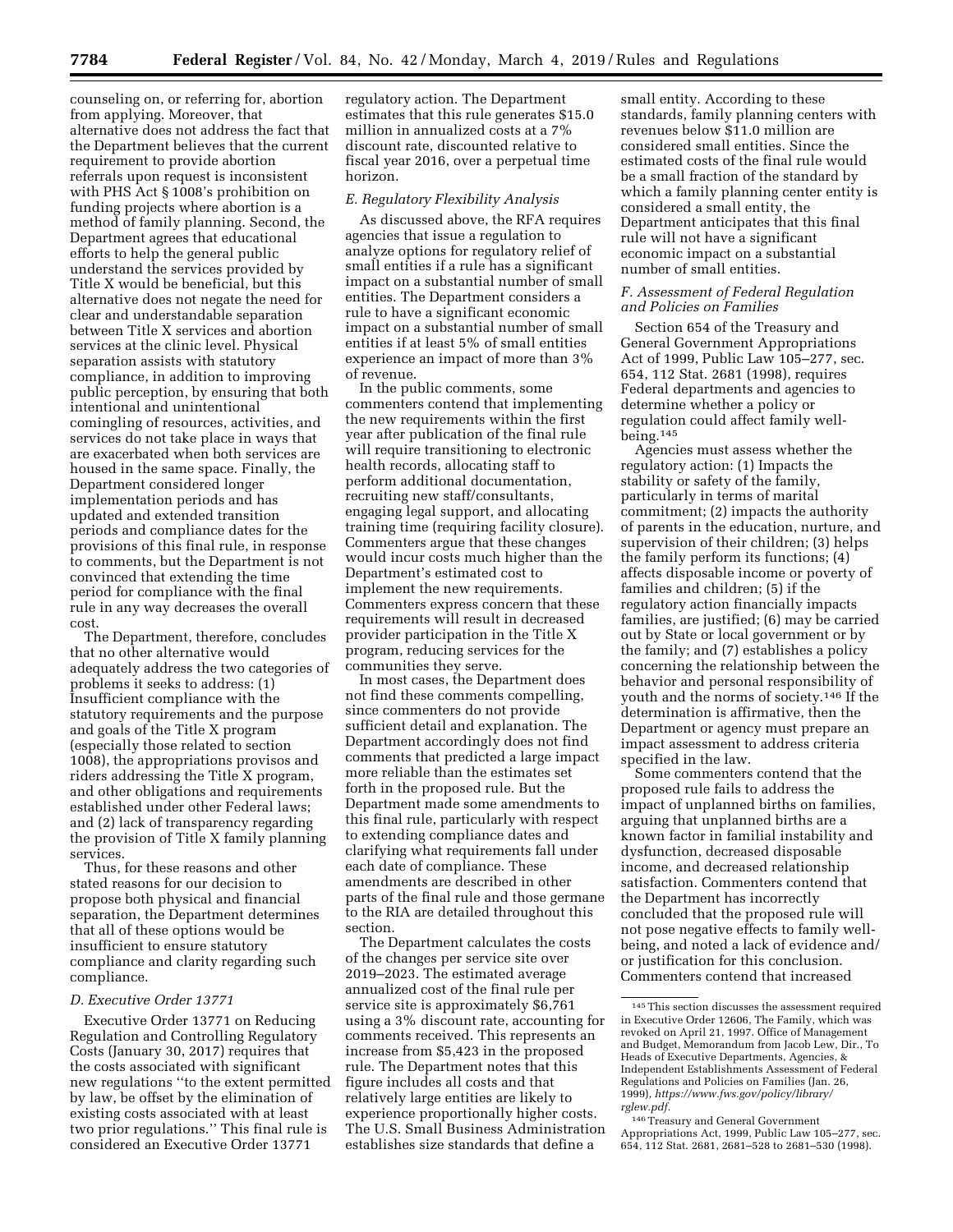counseling on, or referring for, abortion from applying. Moreover, that alternative does not address the fact that the Department believes that the current requirement to provide abortion referrals upon request is inconsistent with PHS Act § 1008's prohibition on funding projects where abortion is a method of family planning. Second, the Department agrees that educational efforts to help the general public understand the services provided by Title X would be beneficial, but this alternative does not negate the need for clear and understandable separation between Title X services and abortion services at the clinic level. Physical separation assists with statutory compliance, in addition to improving public perception, by ensuring that both intentional and unintentional comingling of resources, activities, and services do not take place in ways that are exacerbated when both services are housed in the same space. Finally, the Department considered longer implementation periods and has updated and extended transition periods and compliance dates for the provisions of this final rule, in response to comments, but the Department is not convinced that extending the time period for compliance with the final rule in any way decreases the overall cost.

The Department, therefore, concludes that no other alternative would adequately address the two categories of problems it seeks to address: (1) Insufficient compliance with the statutory requirements and the purpose and goals of the Title X program (especially those related to section 1008), the appropriations provisos and riders addressing the Title X program, and other obligations and requirements established under other Federal laws; and (2) lack of transparency regarding the provision of Title X family planning services.

Thus, for these reasons and other stated reasons for our decision to propose both physical and financial separation, the Department determines that all of these options would be insufficient to ensure statutory compliance and clarity regarding such compliance.

### D. Executive Order 13771

Executive Order 13771 on Reducing Regulation and Controlling Regulatory Costs (January 30, 2017) requires that the costs associated with significant new regulations "to the extent permitted by law, be offset by the elimination of existing costs associated with at least two prior regulations." This final rule is considered an Executive Order 13771 regulatory action. The Department estimates that this rule generates $15.0 million in annualized costs at a 7% discount rate, discounted relative to fiscal year 2016, over a perpetual time horizon.

### E. Regulatory Flexibility Analysis

As discussed above, the RFA requires agencies that issue a regulation to analyze options for regulatory relief of small entities if a rule has a significant impact on a substantial number of small entities. The Department considers a rule to have a significant economic impact on a substantial number of small entities if at least 5% of small entities experience an impact of more than 3% of revenue.

In the public comments, some commenters contend that implementing the new requirements within the first year after publication of the final rule will require transitioning to electronic health records, allocating staff to perform additional documentation, recruiting new staff/consultants, engaging legal support, and allocating training time (requiring facility closure). Commenters argue that these changes would incur costs much higher than the Department's estimated cost to implement the new requirements. Commenters express concern that these requirements will result in decreased provider participation in the Title X program, reducing services for the communities they serve.

In most cases, the Department does not find these comments compelling, since commenters do not provide sufficient detail and explanation. The Department accordingly does not find comments that predicted a large impact more reliable than the estimates set forth in the proposed rule. But the Department made some amendments to this final rule, particularly with respect to extending compliance dates and clarifying what requirements fall under each date of compliance. These amendments are described in other parts of the final rule and those germane to the RIA are detailed throughout this section.

The Department calculates the costs of the changes per service site over 2019–2023. The estimated average annualized cost of the final rule per service site is approximately $6,761 using a 3% discount rate, accounting for comments received. This represents an increase from $5,423 in the proposed rule. The Department notes that this figure includes all costs and that relatively large entities are likely to experience proportionally higher costs. The U.S. Small Business Administration establishes size standards that define a small entity. According to these standards, family planning centers with revenues below $11.0 million are considered small entities. Since the estimated costs of the final rule would be a small fraction of the standard by which a family planning center entity is considered a small entity, the Department anticipates that this final rule will not have a significant economic impact on a substantial number of small entities.

### F. Assessment of Federal Regulation and Policies on Families

Section 654 of the Treasury and General Government Appropriations Act of 1999, Public Law 105–277, sec. 654, 112 Stat. 2681 (1998), requires Federal departments and agencies to determine whether a policy or regulation could affect family well-being.[145]

Agencies must assess whether the regulatory action: (1) Impacts the stability or safety of the family, particularly in terms of marital commitment; (2) impacts the authority of parents in the education, nurture, and supervision of their children; (3) helps the family perform its functions; (4) affects disposable income or poverty of families and children; (5) if the regulatory action financially impacts families, are justified; (6) may be carried out by State or local government or by the family; and (7) establishes a policy concerning the relationship between the behavior and personal responsibility of youth and the norms of society.[146] If the determination is affirmative, then the Department or agency must prepare an impact assessment to address criteria specified in the law.

Some commenters contend that the proposed rule fails to address the impact of unplanned births on families, arguing that unplanned births are a known factor in familial instability and dysfunction, decreased disposable income, and decreased relationship satisfaction. Commenters contend that the Department has incorrectly concluded that the proposed rule will not pose negative effects to family well-being, and noted a lack of evidence and/or justification for this conclusion. Commenters contend that increased

---

[145] This section discusses the assessment required in Executive Order 12606, The Family, which was revoked on April 21, 1997. Office of Management and Budget, Memorandum from Jacob Lew, Dir., To Heads of Executive Departments, Agencies, & Independent Establishments Assessment of Federal Regulations and Policies on Families (Jan. 26, 1999), *https://www.fws.gov/policy/library/rglew.pdf*.

[146] Treasury and General Government Appropriations Act, 1999, Public Law 105–277, sec. 654, 112 Stat. 2681, 2681–528 to 2681–530 (1998).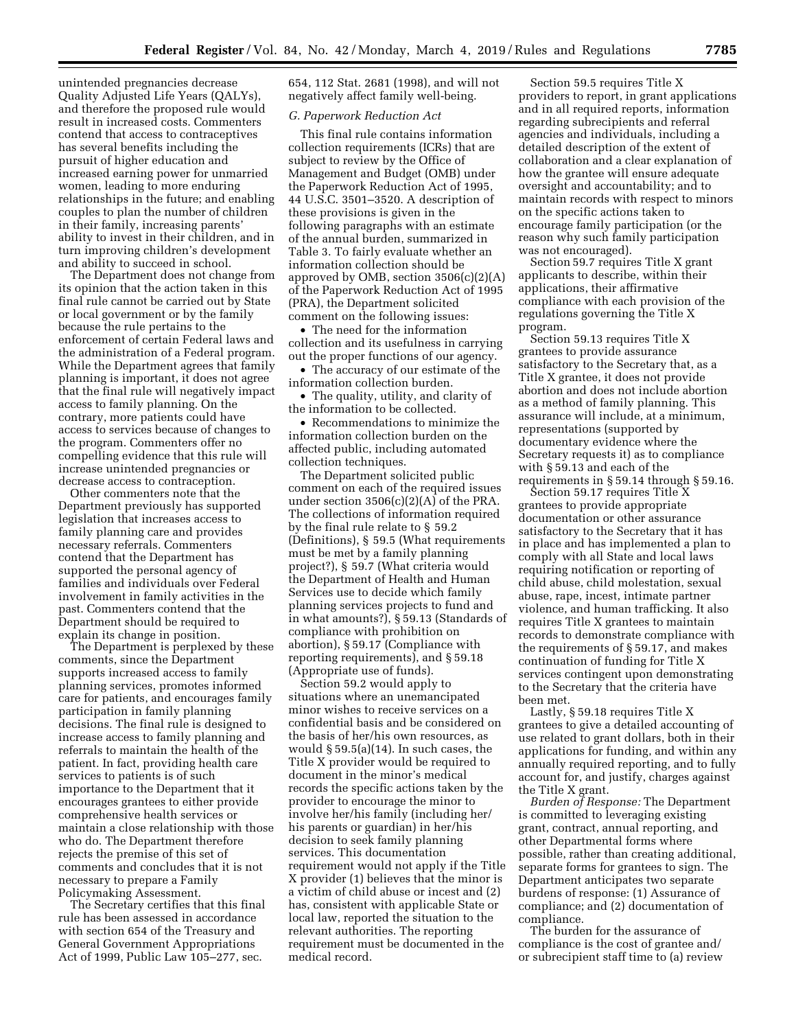unintended pregnancies decrease Quality Adjusted Life Years (QALYs), and therefore the proposed rule would result in increased costs. Commenters contend that access to contraceptives has several benefits including the pursuit of higher education and increased earning power for unmarried women, leading to more enduring relationships in the future; and enabling couples to plan the number of children in their family, increasing parents' ability to invest in their children, and in turn improving children's development and ability to succeed in school.

The Department does not change from its opinion that the action taken in this final rule cannot be carried out by State or local government or by the family because the rule pertains to the enforcement of certain Federal laws and the administration of a Federal program. While the Department agrees that family planning is important, it does not agree that the final rule will negatively impact access to family planning. On the contrary, more patients could have access to services because of changes to the program. Commenters offer no compelling evidence that this rule will increase unintended pregnancies or decrease access to contraception.

Other commenters note that the Department previously has supported legislation that increases access to family planning care and provides necessary referrals. Commenters contend that the Department has supported the personal agency of families and individuals over Federal involvement in family activities in the past. Commenters contend that the Department should be required to explain its change in position.

The Department is perplexed by these comments, since the Department supports increased access to family planning services, promotes informed care for patients, and encourages family participation in family planning decisions. The final rule is designed to increase access to family planning and referrals to maintain the health of the patient. In fact, providing health care services to patients is of such importance to the Department that it encourages grantees to either provide comprehensive health services or maintain a close relationship with those who do. The Department therefore rejects the premise of this set of comments and concludes that it is not necessary to prepare a Family Policymaking Assessment.

The Secretary certifies that this final rule has been assessed in accordance with section 654 of the Treasury and General Government Appropriations Act of 1999, Public Law 105–277, sec. 654, 112 Stat. 2681 (1998), and will not negatively affect family well-being.

### *G. Paperwork Reduction Act*

This final rule contains information collection requirements (ICRs) that are subject to review by the Office of Management and Budget (OMB) under the Paperwork Reduction Act of 1995, 44 U.S.C. 3501–3520. A description of these provisions is given in the following paragraphs with an estimate of the annual burden, summarized in Table 3. To fairly evaluate whether an information collection should be approved by OMB, section 3506(c)(2)(A) of the Paperwork Reduction Act of 1995 (PRA), the Department solicited comment on the following issues:

- The need for the information collection and its usefulness in carrying out the proper functions of our agency.
- The accuracy of our estimate of the information collection burden.
- The quality, utility, and clarity of the information to be collected.
- Recommendations to minimize the information collection burden on the affected public, including automated collection techniques.

The Department solicited public comment on each of the required issues under section 3506(c)(2)(A) of the PRA. The collections of information required by the final rule relate to § 59.2 (Definitions), § 59.5 (What requirements must be met by a family planning project?), § 59.7 (What criteria would the Department of Health and Human Services use to decide which family planning services projects to fund and in what amounts?), § 59.13 (Standards of compliance with prohibition on abortion), § 59.17 (Compliance with reporting requirements), and § 59.18 (Appropriate use of funds).

Section 59.2 would apply to situations where an unemancipated minor wishes to receive services on a confidential basis and be considered on the basis of her/his own resources, as would § 59.5(a)(14). In such cases, the Title X provider would be required to document in the minor's medical records the specific actions taken by the provider to encourage the minor to involve her/his family (including her/his parents or guardian) in her/his decision to seek family planning services. This documentation requirement would not apply if the Title X provider (1) believes that the minor is a victim of child abuse or incest and (2) has, consistent with applicable State or local law, reported the situation to the relevant authorities. The reporting requirement must be documented in the medical record.

Section 59.5 requires Title X providers to report, in grant applications and in all required reports, information regarding subrecipients and referral agencies and individuals, including a detailed description of the extent of collaboration and a clear explanation of how the grantee will ensure adequate oversight and accountability; and to maintain records with respect to minors on the specific actions taken to encourage family participation (or the reason why such family participation was not encouraged).

Section 59.7 requires Title X grant applicants to describe, within their applications, their affirmative compliance with each provision of the regulations governing the Title X program.

Section 59.13 requires Title X grantees to provide assurance satisfactory to the Secretary that, as a Title X grantee, it does not provide abortion and does not include abortion as a method of family planning. This assurance will include, at a minimum, representations (supported by documentary evidence where the Secretary requests it) as to compliance with § 59.13 and each of the requirements in § 59.14 through § 59.16.

Section 59.17 requires Title X grantees to provide appropriate documentation or other assurance satisfactory to the Secretary that it has in place and has implemented a plan to comply with all State and local laws requiring notification or reporting of child abuse, child molestation, sexual abuse, rape, incest, intimate partner violence, and human trafficking. It also requires Title X grantees to maintain records to demonstrate compliance with the requirements of § 59.17, and makes continuation of funding for Title X services contingent upon demonstrating to the Secretary that the criteria have been met.

Lastly, § 59.18 requires Title X grantees to give a detailed accounting of use related to grant dollars, both in their applications for funding, and within any annually required reporting, and to fully account for, and justify, charges against the Title X grant.

*Burden of Response:* The Department is committed to leveraging existing grant, contract, annual reporting, and other Departmental forms where possible, rather than creating additional, separate forms for grantees to sign. The Department anticipates two separate burdens of response: (1) Assurance of compliance; and (2) documentation of compliance.

The burden for the assurance of compliance is the cost of grantee and/or subrecipient staff time to (a) review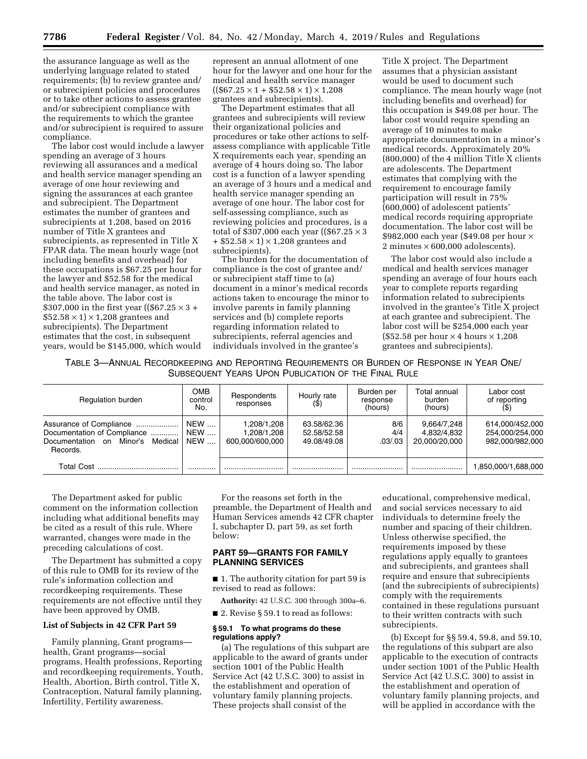the assurance language as well as the underlying language related to stated requirements; (b) to review grantee and/or subrecipient policies and procedures or to take other actions to assess grantee and/or subrecipient compliance with the requirements to which the grantee and/or subrecipient is required to assure compliance.

The labor cost would include a lawyer spending an average of 3 hours reviewing all assurances and a medical and health service manager spending an average of one hour reviewing and signing the assurances at each grantee and subrecipient. The Department estimates the number of grantees and subrecipients at 1,208, based on 2016 number of Title X grantees and subrecipients, as represented in Title X FPAR data. The mean hourly wage (not including benefits and overhead) for these occupations is $67.25 per hour for the lawyer and $52.58 for the medical and health service manager, as noted in the table above. The labor cost is $307,000 in the first year (($67.25 × 3 + $52.58 × 1) × 1,208 grantees and subrecipients). The Department estimates that the cost, in subsequent years, would be $145,000, which would represent an annual allotment of one hour for the lawyer and one hour for the medical and health service manager (($67.25 × 1 + $52.58 × 1) × 1,208 grantees and subrecipients).

The Department estimates that all grantees and subrecipients will review their organizational policies and procedures or take other actions to self-assess compliance with applicable Title X requirements each year, spending an average of 4 hours doing so. The labor cost is a function of a lawyer spending an average of 3 hours and a medical and health service manager spending an average of one hour. The labor cost for self-assessing compliance, such as reviewing policies and procedures, is a total of $307,000 each year (($67.25 × 3 + $52.58 × 1) × 1,208 grantees and subrecipients).

The burden for the documentation of compliance is the cost of grantee and/or subrecipient staff time to (a) document in a minor's medical records actions taken to encourage the minor to involve parents in family planning services and (b) complete reports regarding information related to subrecipients, referral agencies and individuals involved in the grantee's Title X project. The Department assumes that a physician assistant would be used to document such compliance. The mean hourly wage (not including benefits and overhead) for this occupation is $49.08 per hour. The labor cost would require spending an average of 10 minutes to make appropriate documentation in a minor's medical records. Approximately 20% (800,000) of the 4 million Title X clients are adolescents. The Department estimates that complying with the requirement to encourage family participation will result in 75% (600,000) of adolescent patients' medical records requiring appropriate documentation. The labor cost will be $982,000 each year ($49.08 per hour × 2 minutes × 600,000 adolescents).

The labor cost would also include a medical and health services manager spending an average of four hours each year to complete reports regarding information related to subrecipients involved in the grantee's Title X project at each grantee and subrecipient. The labor cost will be $254,000 each year ($52.58 per hour × 4 hours × 1,208 grantees and subrecipients).

TABLE 3—ANNUAL RECORDKEEPING AND REPORTING REQUIREMENTS OR BURDEN OF RESPONSE IN YEAR ONE/ SUBSEQUENT YEARS UPON PUBLICATION OF THE FINAL RULE

| Regulation burden | OMB control No. | Respondents responses | Hourly rate ($) | Burden per response (hours) | Total annual burden (hours) | Labor cost of reporting ($) |
|---|---|---|---|---|---|---|
| Assurance of Compliance | NEW | 1,208/1,208 | 63.58/62.36 | 8/6 | 9,664/7,248 | 614,000/452,000 |
| Documentation of Compliance | NEW | 1,208/1,208 | 52.58/52.58 | 4/4 | 4,832/4,832 | 254,000/254,000 |
| Documentation on Minor's Medical Records. | NEW | 600,000/600,000 | 49.08/49.08 | .03/.03 | 20,000/20,000 | 982,000/982,000 |
| Total Cost | | | | | | 1,850,000/1,688,000 |

The Department asked for public comment on the information collection including what additional benefits may be cited as a result of this rule. Where warranted, changes were made in the preceding calculations of cost.

The Department has submitted a copy of this rule to OMB for its review of the rule's information collection and recordkeeping requirements. These requirements are not effective until they have been approved by OMB.

**List of Subjects in 42 CFR Part 59**

Family planning, Grant programs—health, Grant programs—social programs, Health professions, Reporting and recordkeeping requirements, Youth, Health, Abortion, Birth control, Title X, Contraception, Natural family planning, Infertility, Fertility awareness.

For the reasons set forth in the preamble, the Department of Health and Human Services amends 42 CFR chapter I, subchapter D, part 59, as set forth below:

## PART 59—GRANTS FOR FAMILY PLANNING SERVICES

■ 1. The authority citation for part 59 is revised to read as follows:

**Authority:** 42 U.S.C. 300 through 300a–6.

■ 2. Revise § 59.1 to read as follows:

### § 59.1 To what programs do these regulations apply?

(a) The regulations of this subpart are applicable to the award of grants under section 1001 of the Public Health Service Act (42 U.S.C. 300) to assist in the establishment and operation of voluntary family planning projects. These projects shall consist of the educational, comprehensive medical, and social services necessary to aid individuals to determine freely the number and spacing of their children. Unless otherwise specified, the requirements imposed by these regulations apply equally to grantees and subrecipients, and grantees shall require and ensure that subrecipients (and the subrecipients of subrecipients) comply with the requirements contained in these regulations pursuant to their written contracts with such subrecipients.

(b) Except for §§ 59.4, 59.8, and 59.10, the regulations of this subpart are also applicable to the execution of contracts under section 1001 of the Public Health Service Act (42 U.S.C. 300) to assist in the establishment and operation of voluntary family planning projects, and will be applied in accordance with the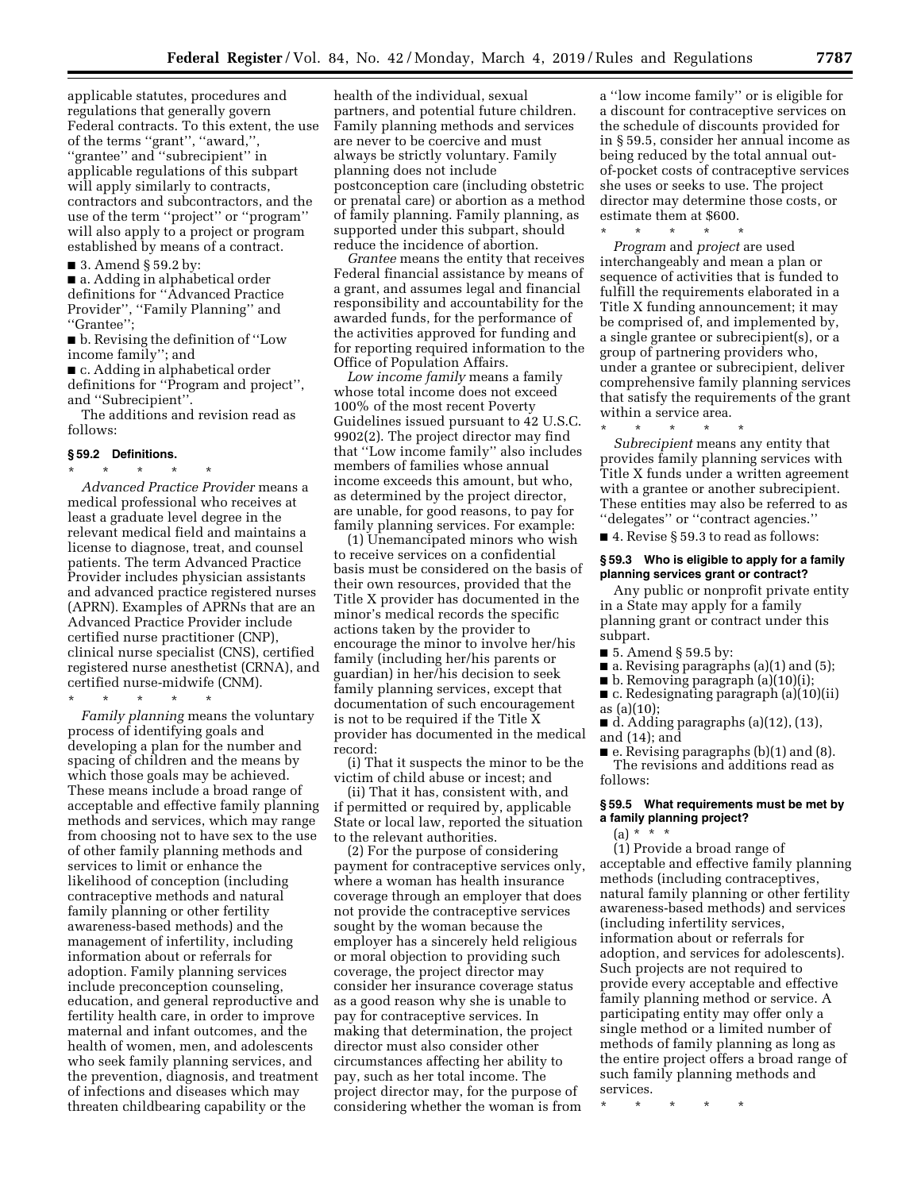applicable statutes, procedures and regulations that generally govern Federal contracts. To this extent, the use of the terms ''grant'', ''award,'', ''grantee'' and ''subrecipient'' in applicable regulations of this subpart will apply similarly to contracts, contractors and subcontractors, and the use of the term ''project'' or ''program'' will also apply to a project or program established by means of a contract.

■ 3. Amend § 59.2 by:

■ a. Adding in alphabetical order definitions for ''Advanced Practice Provider'', ''Family Planning'' and ''Grantee'';

■ b. Revising the definition of ''Low income family''; and

■ c. Adding in alphabetical order definitions for ''Program and project'', and ''Subrecipient''.

The additions and revision read as follows:

### § 59.2 Definitions.

\* \* \* \* \*

*Advanced Practice Provider* means a medical professional who receives at least a graduate level degree in the relevant medical field and maintains a license to diagnose, treat, and counsel patients. The term Advanced Practice Provider includes physician assistants and advanced practice registered nurses (APRN). Examples of APRNs that are an Advanced Practice Provider include certified nurse practitioner (CNP), clinical nurse specialist (CNS), certified registered nurse anesthetist (CRNA), and certified nurse-midwife (CNM).

\* \* \* \* \*

*Family planning* means the voluntary process of identifying goals and developing a plan for the number and spacing of children and the means by which those goals may be achieved. These means include a broad range of acceptable and effective family planning methods and services, which may range from choosing not to have sex to the use of other family planning methods and services to limit or enhance the likelihood of conception (including contraceptive methods and natural family planning or other fertility awareness-based methods) and the management of infertility, including information about or referrals for adoption. Family planning services include preconception counseling, education, and general reproductive and fertility health care, in order to improve maternal and infant outcomes, and the health of women, men, and adolescents who seek family planning services, and the prevention, diagnosis, and treatment of infections and diseases which may threaten childbearing capability or the health of the individual, sexual partners, and potential future children. Family planning methods and services are never to be coercive and must always be strictly voluntary. Family planning does not include postconception care (including obstetric or prenatal care) or abortion as a method of family planning. Family planning, as supported under this subpart, should reduce the incidence of abortion.

*Grantee* means the entity that receives Federal financial assistance by means of a grant, and assumes legal and financial responsibility and accountability for the awarded funds, for the performance of the activities approved for funding and for reporting required information to the Office of Population Affairs.

*Low income family* means a family whose total income does not exceed 100% of the most recent Poverty Guidelines issued pursuant to 42 U.S.C. 9902(2). The project director may find that ''Low income family'' also includes members of families whose annual income exceeds this amount, but who, as determined by the project director, are unable, for good reasons, to pay for family planning services. For example:

(1) Unemancipated minors who wish to receive services on a confidential basis must be considered on the basis of their own resources, provided that the Title X provider has documented in the minor's medical records the specific actions taken by the provider to encourage the minor to involve her/his family (including her/his parents or guardian) in her/his decision to seek family planning services, except that documentation of such encouragement is not to be required if the Title X provider has documented in the medical record:

(i) That it suspects the minor to be the victim of child abuse or incest; and

(ii) That it has, consistent with, and if permitted or required by, applicable State or local law, reported the situation to the relevant authorities.

(2) For the purpose of considering payment for contraceptive services only, where a woman has health insurance coverage through an employer that does not provide the contraceptive services sought by the woman because the employer has a sincerely held religious or moral objection to providing such coverage, the project director may consider her insurance coverage status as a good reason why she is unable to pay for contraceptive services. In making that determination, the project director must also consider other circumstances affecting her ability to pay, such as her total income. The project director may, for the purpose of considering whether the woman is from a ''low income family'' or is eligible for a discount for contraceptive services on the schedule of discounts provided for in § 59.5, consider her annual income as being reduced by the total annual out-of-pocket costs of contraceptive services she uses or seeks to use. The project director may determine those costs, or estimate them at $600.

\* \* \* \* \*

*Program* and *project* are used interchangeably and mean a plan or sequence of activities that is funded to fulfill the requirements elaborated in a Title X funding announcement; it may be comprised of, and implemented by, a single grantee or subrecipient(s), or a group of partnering providers who, under a grantee or subrecipient, deliver comprehensive family planning services that satisfy the requirements of the grant within a service area.

\* \* \* \* \*

*Subrecipient* means any entity that provides family planning services with Title X funds under a written agreement with a grantee or another subrecipient. These entities may also be referred to as ''delegates'' or ''contract agencies.''

■ 4. Revise § 59.3 to read as follows:

### § 59.3 Who is eligible to apply for a family planning services grant or contract?

Any public or nonprofit private entity in a State may apply for a family planning grant or contract under this subpart.

■ 5. Amend § 59.5 by:

■ a. Revising paragraphs (a)(1) and (5);

■ b. Removing paragraph (a)(10)(i);

■ c. Redesignating paragraph (a)(10)(ii) as (a)(10);

■ d. Adding paragraphs (a)(12), (13), and (14); and

■ e. Revising paragraphs (b)(1) and (8).

The revisions and additions read as follows:

### § 59.5 What requirements must be met by a family planning project?

(a) \* \* \*

(1) Provide a broad range of acceptable and effective family planning methods (including contraceptives, natural family planning or other fertility awareness-based methods) and services (including infertility services, information about or referrals for adoption, and services for adolescents). Such projects are not required to provide every acceptable and effective family planning method or service. A participating entity may offer only a single method or a limited number of methods of family planning as long as the entire project offers a broad range of such family planning methods and services.

\* \* \* \* \*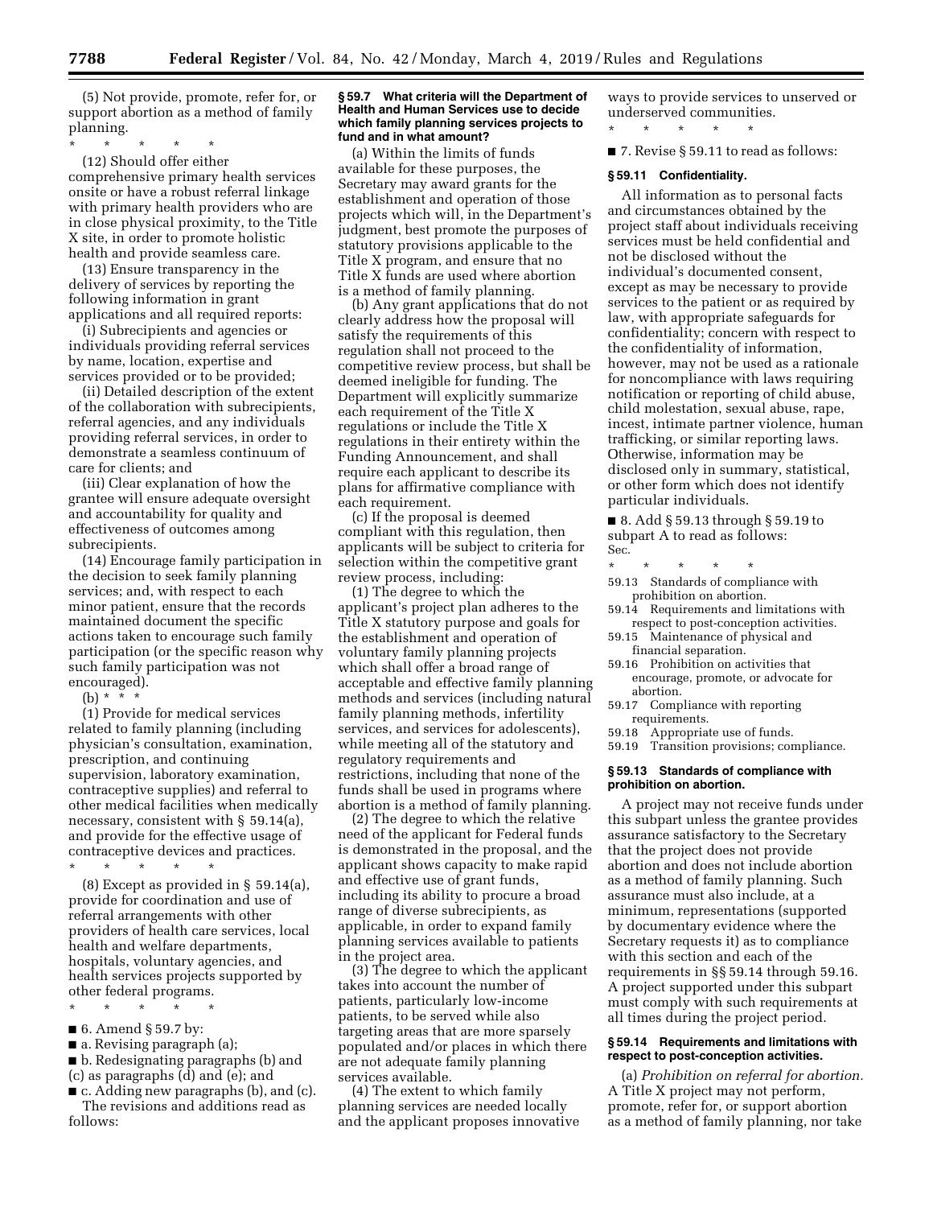(5) Not provide, promote, refer for, or support abortion as a method of family planning.

\* \* \* \* \*

(12) Should offer either comprehensive primary health services onsite or have a robust referral linkage with primary health providers who are in close physical proximity, to the Title X site, in order to promote holistic health and provide seamless care.

(13) Ensure transparency in the delivery of services by reporting the following information in grant applications and all required reports:

(i) Subrecipients and agencies or individuals providing referral services by name, location, expertise and services provided or to be provided;

(ii) Detailed description of the extent of the collaboration with subrecipients, referral agencies, and any individuals providing referral services, in order to demonstrate a seamless continuum of care for clients; and

(iii) Clear explanation of how the grantee will ensure adequate oversight and accountability for quality and effectiveness of outcomes among subrecipients.

(14) Encourage family participation in the decision to seek family planning services; and, with respect to each minor patient, ensure that the records maintained document the specific actions taken to encourage such family participation (or the specific reason why such family participation was not encouraged).

(b) \* \* \*

(1) Provide for medical services related to family planning (including physician's consultation, examination, prescription, and continuing supervision, laboratory examination, contraceptive supplies) and referral to other medical facilities when medically necessary, consistent with § 59.14(a), and provide for the effective usage of contraceptive devices and practices.

\* \* \* \* \*

(8) Except as provided in § 59.14(a), provide for coordination and use of referral arrangements with other providers of health care services, local health and welfare departments, hospitals, voluntary agencies, and health services projects supported by other federal programs.

\* \* \* \* \*

■ 6. Amend § 59.7 by:

■ a. Revising paragraph (a);

■ b. Redesignating paragraphs (b) and (c) as paragraphs (d) and (e); and

■ c. Adding new paragraphs (b), and (c).

The revisions and additions read as follows:

**§ 59.7 What criteria will the Department of Health and Human Services use to decide which family planning services projects to fund and in what amount?**

(a) Within the limits of funds available for these purposes, the Secretary may award grants for the establishment and operation of those projects which will, in the Department's judgment, best promote the purposes of statutory provisions applicable to the Title X program, and ensure that no Title X funds are used where abortion is a method of family planning.

(b) Any grant applications that do not clearly address how the proposal will satisfy the requirements of this regulation shall not proceed to the competitive review process, but shall be deemed ineligible for funding. The Department will explicitly summarize each requirement of the Title X regulations or include the Title X regulations in their entirety within the Funding Announcement, and shall require each applicant to describe its plans for affirmative compliance with each requirement.

(c) If the proposal is deemed compliant with this regulation, then applicants will be subject to criteria for selection within the competitive grant review process, including:

(1) The degree to which the applicant's project plan adheres to the Title X statutory purpose and goals for the establishment and operation of voluntary family planning projects which shall offer a broad range of acceptable and effective family planning methods and services (including natural family planning methods, infertility services, and services for adolescents), while meeting all of the statutory and regulatory requirements and restrictions, including that none of the funds shall be used in programs where abortion is a method of family planning.

(2) The degree to which the relative need of the applicant for Federal funds is demonstrated in the proposal, and the applicant shows capacity to make rapid and effective use of grant funds, including its ability to procure a broad range of diverse subrecipients, as applicable, in order to expand family planning services available to patients in the project area.

(3) The degree to which the applicant takes into account the number of patients, particularly low-income patients, to be served while also targeting areas that are more sparsely populated and/or places in which there are not adequate family planning services available.

(4) The extent to which family planning services are needed locally and the applicant proposes innovative ways to provide services to unserved or underserved communities.

\* \* \* \* \*

■ 7. Revise § 59.11 to read as follows:

**§ 59.11 Confidentiality.**

All information as to personal facts and circumstances obtained by the project staff about individuals receiving services must be held confidential and not be disclosed without the individual's documented consent, except as may be necessary to provide services to the patient or as required by law, with appropriate safeguards for confidentiality; concern with respect to the confidentiality of information, however, may not be used as a rationale for noncompliance with laws requiring notification or reporting of child abuse, child molestation, sexual abuse, rape, incest, intimate partner violence, human trafficking, or similar reporting laws. Otherwise, information may be disclosed only in summary, statistical, or other form which does not identify particular individuals.

■ 8. Add § 59.13 through § 59.19 to subpart A to read as follows:

Sec.

\* \* \* \* \*

59.13 Standards of compliance with prohibition on abortion.
59.14 Requirements and limitations with respect to post-conception activities.
59.15 Maintenance of physical and financial separation.
59.16 Prohibition on activities that encourage, promote, or advocate for abortion.
59.17 Compliance with reporting requirements.
59.18 Appropriate use of funds.
59.19 Transition provisions; compliance.

**§ 59.13 Standards of compliance with prohibition on abortion.**

A project may not receive funds under this subpart unless the grantee provides assurance satisfactory to the Secretary that the project does not provide abortion and does not include abortion as a method of family planning. Such assurance must also include, at a minimum, representations (supported by documentary evidence where the Secretary requests it) as to compliance with this section and each of the requirements in §§ 59.14 through 59.16. A project supported under this subpart must comply with such requirements at all times during the project period.

**§ 59.14 Requirements and limitations with respect to post-conception activities.**

(a) *Prohibition on referral for abortion.* A Title X project may not perform, promote, refer for, or support abortion as a method of family planning, nor take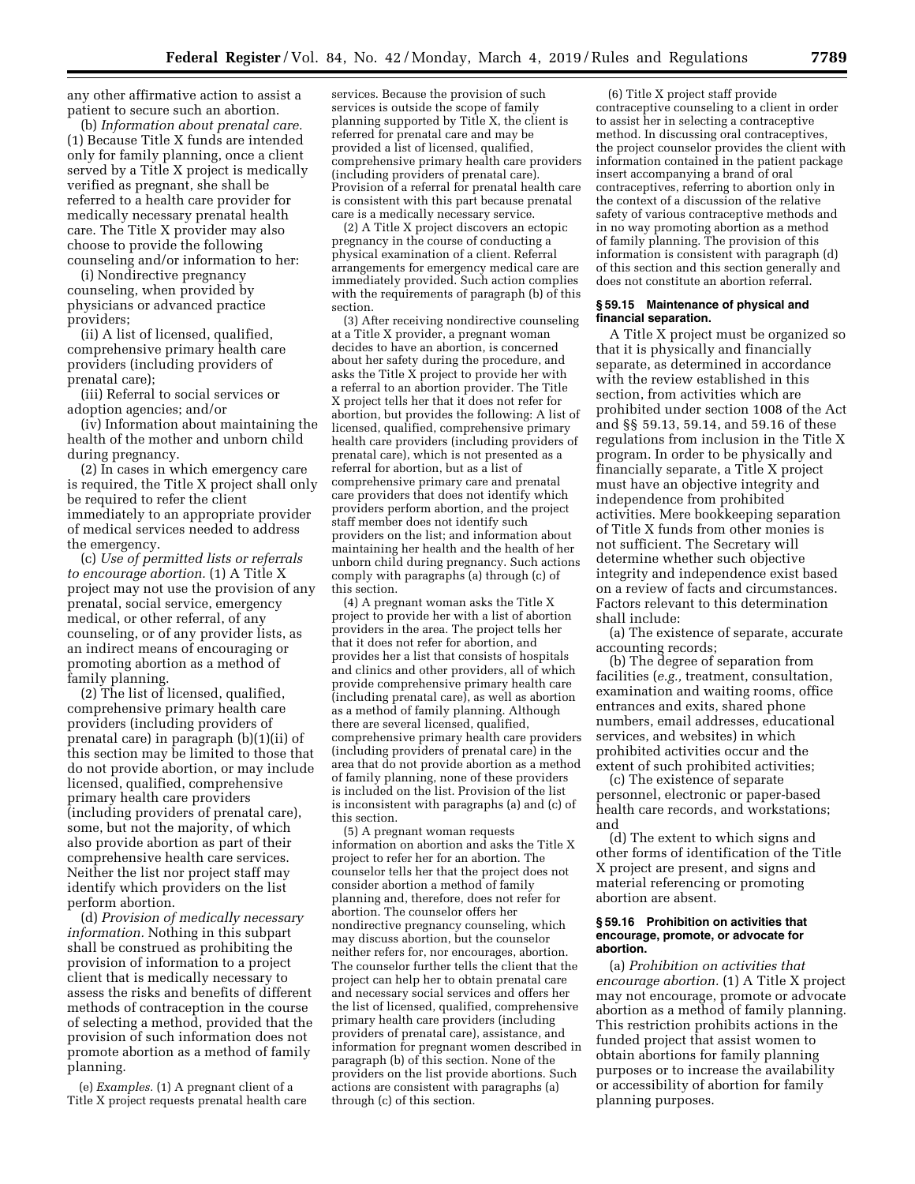any other affirmative action to assist a patient to secure such an abortion.

(b) *Information about prenatal care.* (1) Because Title X funds are intended only for family planning, once a client served by a Title X project is medically verified as pregnant, she shall be referred to a health care provider for medically necessary prenatal health care. The Title X provider may also choose to provide the following counseling and/or information to her:

(i) Nondirective pregnancy counseling, when provided by physicians or advanced practice providers;

(ii) A list of licensed, qualified, comprehensive primary health care providers (including providers of prenatal care);

(iii) Referral to social services or adoption agencies; and/or

(iv) Information about maintaining the health of the mother and unborn child during pregnancy.

(2) In cases in which emergency care is required, the Title X project shall only be required to refer the client immediately to an appropriate provider of medical services needed to address the emergency.

(c) *Use of permitted lists or referrals to encourage abortion.* (1) A Title X project may not use the provision of any prenatal, social service, emergency medical, or other referral, of any counseling, or of any provider lists, as an indirect means of encouraging or promoting abortion as a method of family planning.

(2) The list of licensed, qualified, comprehensive primary health care providers (including providers of prenatal care) in paragraph (b)(1)(ii) of this section may be limited to those that do not provide abortion, or may include licensed, qualified, comprehensive primary health care providers (including providers of prenatal care), some, but not the majority, of which also provide abortion as part of their comprehensive health care services. Neither the list nor project staff may identify which providers on the list perform abortion.

(d) *Provision of medically necessary information.* Nothing in this subpart shall be construed as prohibiting the provision of information to a project client that is medically necessary to assess the risks and benefits of different methods of contraception in the course of selecting a method, provided that the provision of such information does not promote abortion as a method of family planning.

(e) *Examples.* (1) A pregnant client of a Title X project requests prenatal health care services. Because the provision of such services is outside the scope of family planning supported by Title X, the client is referred for prenatal care and may be provided a list of licensed, qualified, comprehensive primary health care providers (including providers of prenatal care). Provision of a referral for prenatal health care is consistent with this part because prenatal care is a medically necessary service.

(2) A Title X project discovers an ectopic pregnancy in the course of conducting a physical examination of a client. Referral arrangements for emergency medical care are immediately provided. Such action complies with the requirements of paragraph (b) of this section.

(3) After receiving nondirective counseling at a Title X provider, a pregnant woman decides to have an abortion, is concerned about her safety during the procedure, and asks the Title X project to provide her with a referral to an abortion provider. The Title X project tells her that it does not refer for abortion, but provides the following: A list of licensed, qualified, comprehensive primary health care providers (including providers of prenatal care), which is not presented as a referral for abortion, but as a list of comprehensive primary care and prenatal care providers that does not identify which providers perform abortion, and the project staff member does not identify such providers on the list; and information about maintaining her health and the health of her unborn child during pregnancy. Such actions comply with paragraphs (a) through (c) of this section.

(4) A pregnant woman asks the Title X project to provide her with a list of abortion providers in the area. The project tells her that it does not refer for abortion, and provides her a list that consists of hospitals and clinics and other providers, all of which provide comprehensive primary health care (including prenatal care), as well as abortion as a method of family planning. Although there are several licensed, qualified, comprehensive primary health care providers (including providers of prenatal care) in the area that do not provide abortion as a method of family planning, none of these providers is included on the list. Provision of the list is inconsistent with paragraphs (a) and (c) of this section.

(5) A pregnant woman requests information on abortion and asks the Title X project to refer her for an abortion. The counselor tells her that the project does not consider abortion a method of family planning and, therefore, does not refer for abortion. The counselor offers her nondirective pregnancy counseling, which may discuss abortion, but the counselor neither refers for, nor encourages, abortion. The counselor further tells the client that the project can help her to obtain prenatal care and necessary social services and offers her the list of licensed, qualified, comprehensive primary health care providers (including providers of prenatal care), assistance, and information for pregnant women described in paragraph (b) of this section. None of the providers on the list provide abortions. Such actions are consistent with paragraphs (a) through (c) of this section.

(6) Title X project staff provide contraceptive counseling to a client in order to assist her in selecting a contraceptive method. In discussing oral contraceptives, the project counselor provides the client with information contained in the patient package insert accompanying a brand of oral contraceptives, referring to abortion only in the context of a discussion of the relative safety of various contraceptive methods and in no way promoting abortion as a method of family planning. The provision of this information is consistent with paragraph (d) of this section and this section generally and does not constitute an abortion referral.

### § 59.15 Maintenance of physical and financial separation.

A Title X project must be organized so that it is physically and financially separate, as determined in accordance with the review established in this section, from activities which are prohibited under section 1008 of the Act and §§ 59.13, 59.14, and 59.16 of these regulations from inclusion in the Title X program. In order to be physically and financially separate, a Title X project must have an objective integrity and independence from prohibited activities. Mere bookkeeping separation of Title X funds from other monies is not sufficient. The Secretary will determine whether such objective integrity and independence exist based on a review of facts and circumstances. Factors relevant to this determination shall include:

(a) The existence of separate, accurate accounting records;

(b) The degree of separation from facilities (*e.g.,* treatment, consultation, examination and waiting rooms, office entrances and exits, shared phone numbers, email addresses, educational services, and websites) in which prohibited activities occur and the extent of such prohibited activities;

(c) The existence of separate personnel, electronic or paper-based health care records, and workstations; and

(d) The extent to which signs and other forms of identification of the Title X project are present, and signs and material referencing or promoting abortion are absent.

### § 59.16 Prohibition on activities that encourage, promote, or advocate for abortion.

(a) *Prohibition on activities that encourage abortion.* (1) A Title X project may not encourage, promote or advocate abortion as a method of family planning. This restriction prohibits actions in the funded project that assist women to obtain abortions for family planning purposes or to increase the availability or accessibility of abortion for family planning purposes.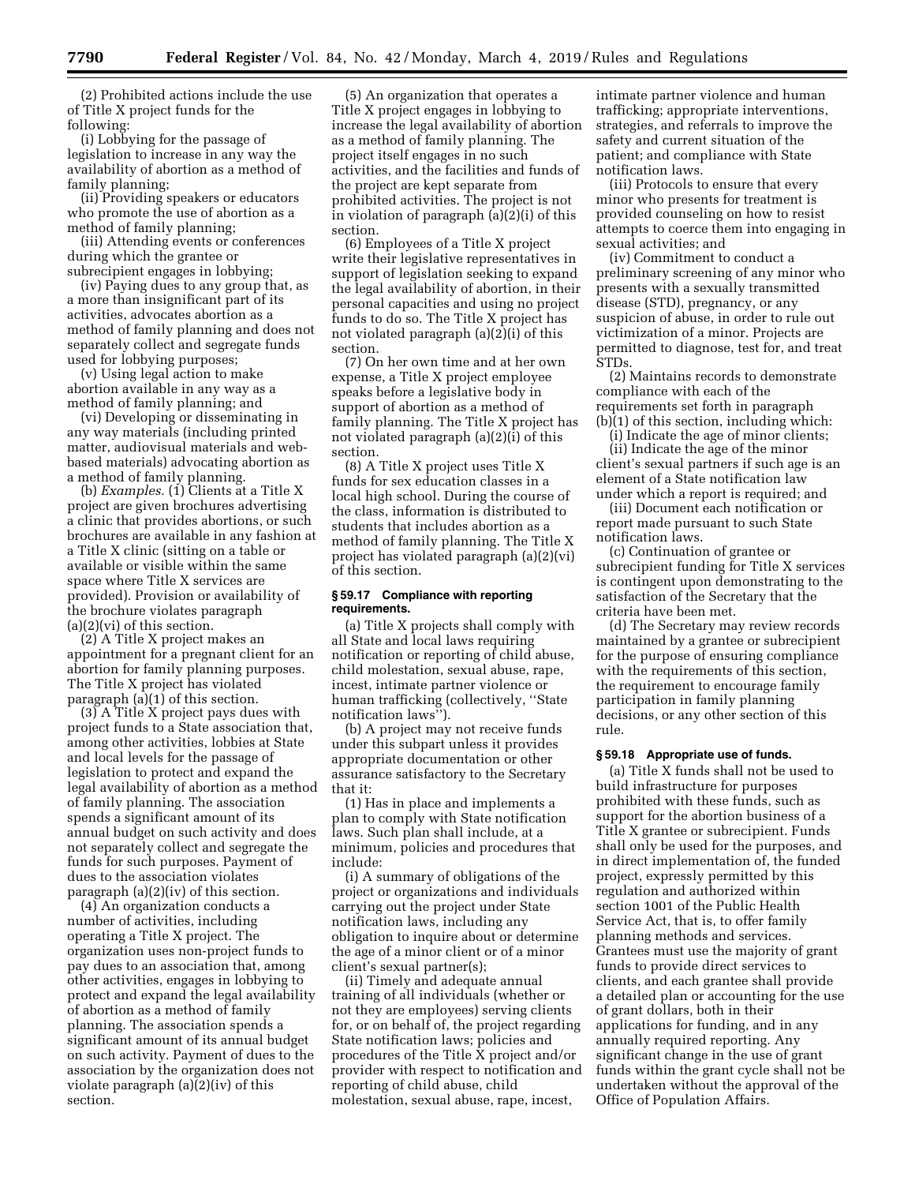(2) Prohibited actions include the use of Title X project funds for the following:

(i) Lobbying for the passage of legislation to increase in any way the availability of abortion as a method of family planning;

(ii) Providing speakers or educators who promote the use of abortion as a method of family planning;

(iii) Attending events or conferences during which the grantee or subrecipient engages in lobbying;

(iv) Paying dues to any group that, as a more than insignificant part of its activities, advocates abortion as a method of family planning and does not separately collect and segregate funds used for lobbying purposes;

(v) Using legal action to make abortion available in any way as a method of family planning; and

(vi) Developing or disseminating in any way materials (including printed matter, audiovisual materials and web-based materials) advocating abortion as a method of family planning.

(b) *Examples.* (1) Clients at a Title X project are given brochures advertising a clinic that provides abortions, or such brochures are available in any fashion at a Title X clinic (sitting on a table or available or visible within the same space where Title X services are provided). Provision or availability of the brochure violates paragraph (a)(2)(vi) of this section.

(2) A Title X project makes an appointment for a pregnant client for an abortion for family planning purposes. The Title X project has violated paragraph (a)(1) of this section.

(3) A Title X project pays dues with project funds to a State association that, among other activities, lobbies at State and local levels for the passage of legislation to protect and expand the legal availability of abortion as a method of family planning. The association spends a significant amount of its annual budget on such activity and does not separately collect and segregate the funds for such purposes. Payment of dues to the association violates paragraph (a)(2)(iv) of this section.

(4) An organization conducts a number of activities, including operating a Title X project. The organization uses non-project funds to pay dues to an association that, among other activities, engages in lobbying to protect and expand the legal availability of abortion as a method of family planning. The association spends a significant amount of its annual budget on such activity. Payment of dues to the association by the organization does not violate paragraph (a)(2)(iv) of this section.

(5) An organization that operates a Title X project engages in lobbying to increase the legal availability of abortion as a method of family planning. The project itself engages in no such activities, and the facilities and funds of the project are kept separate from prohibited activities. The project is not in violation of paragraph (a)(2)(i) of this section.

(6) Employees of a Title X project write their legislative representatives in support of legislation seeking to expand the legal availability of abortion, in their personal capacities and using no project funds to do so. The Title X project has not violated paragraph (a)(2)(i) of this section.

(7) On her own time and at her own expense, a Title X project employee speaks before a legislative body in support of abortion as a method of family planning. The Title X project has not violated paragraph (a)(2)(i) of this section.

(8) A Title X project uses Title X funds for sex education classes in a local high school. During the course of the class, information is distributed to students that includes abortion as a method of family planning. The Title X project has violated paragraph (a)(2)(vi) of this section.

### § 59.17 Compliance with reporting requirements.

(a) Title X projects shall comply with all State and local laws requiring notification or reporting of child abuse, child molestation, sexual abuse, rape, incest, intimate partner violence or human trafficking (collectively, "State notification laws").

(b) A project may not receive funds under this subpart unless it provides appropriate documentation or other assurance satisfactory to the Secretary that it:

(1) Has in place and implements a plan to comply with State notification laws. Such plan shall include, at a minimum, policies and procedures that include:

(i) A summary of obligations of the project or organizations and individuals carrying out the project under State notification laws, including any obligation to inquire about or determine the age of a minor client or of a minor client's sexual partner(s);

(ii) Timely and adequate annual training of all individuals (whether or not they are employees) serving clients for, or on behalf of, the project regarding State notification laws; policies and procedures of the Title X project and/or provider with respect to notification and reporting of child abuse, child molestation, sexual abuse, rape, incest, intimate partner violence and human trafficking; appropriate interventions, strategies, and referrals to improve the safety and current situation of the patient; and compliance with State notification laws.

(iii) Protocols to ensure that every minor who presents for treatment is provided counseling on how to resist attempts to coerce them into engaging in sexual activities; and

(iv) Commitment to conduct a preliminary screening of any minor who presents with a sexually transmitted disease (STD), pregnancy, or any suspicion of abuse, in order to rule out victimization of a minor. Projects are permitted to diagnose, test for, and treat STDs.

(2) Maintains records to demonstrate compliance with each of the requirements set forth in paragraph (b)(1) of this section, including which:

(i) Indicate the age of minor clients;

(ii) Indicate the age of the minor client's sexual partners if such age is an element of a State notification law under which a report is required; and

(iii) Document each notification or report made pursuant to such State notification laws.

(c) Continuation of grantee or subrecipient funding for Title X services is contingent upon demonstrating to the satisfaction of the Secretary that the criteria have been met.

(d) The Secretary may review records maintained by a grantee or subrecipient for the purpose of ensuring compliance with the requirements of this section, the requirement to encourage family participation in family planning decisions, or any other section of this rule.

### § 59.18 Appropriate use of funds.

(a) Title X funds shall not be used to build infrastructure for purposes prohibited with these funds, such as support for the abortion business of a Title X grantee or subrecipient. Funds shall only be used for the purposes, and in direct implementation of, the funded project, expressly permitted by this regulation and authorized within section 1001 of the Public Health Service Act, that is, to offer family planning methods and services. Grantees must use the majority of grant funds to provide direct services to clients, and each grantee shall provide a detailed plan or accounting for the use of grant dollars, both in their applications for funding, and in any annually required reporting. Any significant change in the use of grant funds within the grant cycle shall not be undertaken without the approval of the Office of Population Affairs.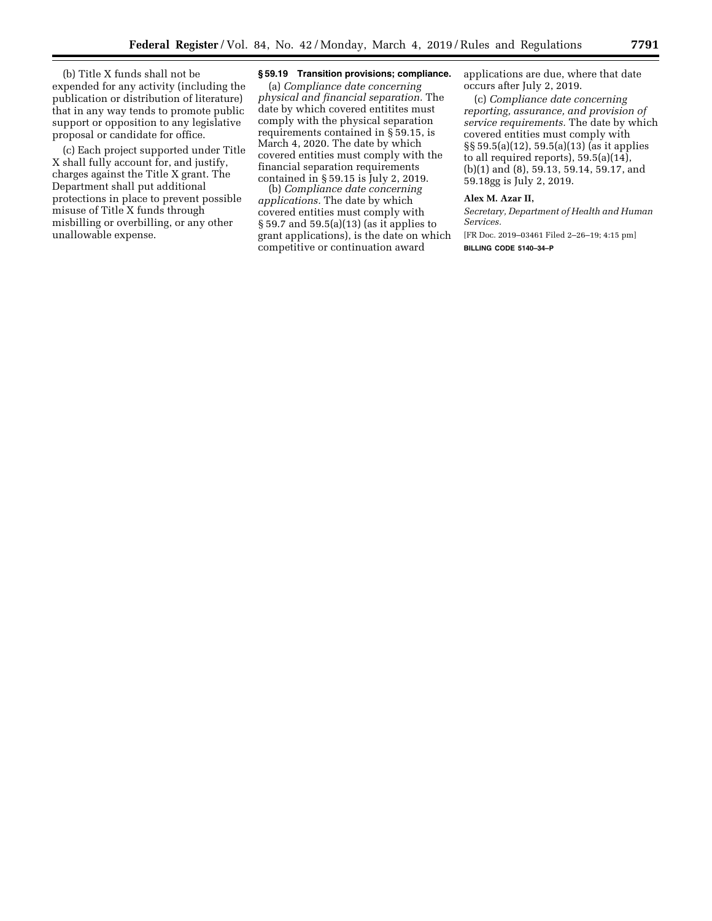(b) Title X funds shall not be expended for any activity (including the publication or distribution of literature) that in any way tends to promote public support or opposition to any legislative proposal or candidate for office.

(c) Each project supported under Title X shall fully account for, and justify, charges against the Title X grant. The Department shall put additional protections in place to prevent possible misuse of Title X funds through misbilling or overbilling, or any other unallowable expense.

**§ 59.19 Transition provisions; compliance.**

(a) *Compliance date concerning physical and financial separation.* The date by which covered entitites must comply with the physical separation requirements contained in § 59.15, is March 4, 2020. The date by which covered entities must comply with the financial separation requirements contained in § 59.15 is July 2, 2019.

(b) *Compliance date concerning applications.* The date by which covered entities must comply with § 59.7 and 59.5(a)(13) (as it applies to grant applications), is the date on which competitive or continuation award applications are due, where that date occurs after July 2, 2019.

(c) *Compliance date concerning reporting, assurance, and provision of service requirements.* The date by which covered entities must comply with §§ 59.5(a)(12), 59.5(a)(13) (as it applies to all required reports), 59.5(a)(14), (b)(1) and (8), 59.13, 59.14, 59.17, and 59.18gg is July 2, 2019.

**Alex M. Azar II,**

*Secretary, Department of Health and Human Services.*

[FR Doc. 2019–03461 Filed 2–26–19; 4:15 pm]

BILLING CODE 5140–34–P